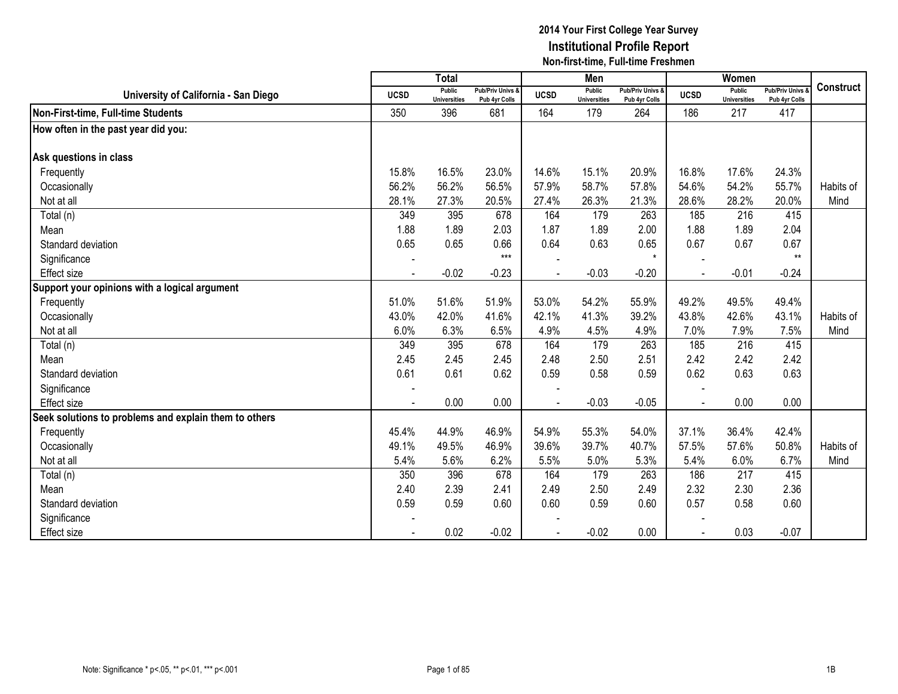# 2014 Your First College Year Survey
## Institutional Profile Report
### Non-first-time, Full-time Freshmen

| University of California - San Diego | Total | | | Men | | | Women | | | Construct |
|---|---|---|---|---|---|---|---|---|---|---|
| | UCSD | Public Universities | Pub/Priv Univs & Pub 4yr Colls | UCSD | Public Universities | Pub/Priv Univs & Pub 4yr Colls | UCSD | Public Universities | Pub/Priv Univs & Pub 4yr Colls | |
| **Non-First-time, Full-time Students** | 350 | 396 | 681 | 164 | 179 | 264 | 186 | 217 | 417 | |
| **How often in the past year did you:** | | | | | | | | | | |
| **Ask questions in class** | | | | | | | | | | |
| Frequently | 15.8% | 16.5% | 23.0% | 14.6% | 15.1% | 20.9% | 16.8% | 17.6% | 24.3% | |
| Occasionally | 56.2% | 56.2% | 56.5% | 57.9% | 58.7% | 57.8% | 54.6% | 54.2% | 55.7% | Habits of |
| Not at all | 28.1% | 27.3% | 20.5% | 27.4% | 26.3% | 21.3% | 28.6% | 28.2% | 20.0% | Mind |
| Total (n) | 349 | 395 | 678 | 164 | 179 | 263 | 185 | 216 | 415 | |
| Mean | 1.88 | 1.89 | 2.03 | 1.87 | 1.89 | 2.00 | 1.88 | 1.89 | 2.04 | |
| Standard deviation | 0.65 | 0.65 | 0.66 | 0.64 | 0.63 | 0.65 | 0.67 | 0.67 | 0.67 | |
| Significance | - | | *** | - | | * | - | | ** | |
| Effect size | - | -0.02 | -0.23 | - | -0.03 | -0.20 | - | -0.01 | -0.24 | |
| **Support your opinions with a logical argument** | | | | | | | | | | |
| Frequently | 51.0% | 51.6% | 51.9% | 53.0% | 54.2% | 55.9% | 49.2% | 49.5% | 49.4% | |
| Occasionally | 43.0% | 42.0% | 41.6% | 42.1% | 41.3% | 39.2% | 43.8% | 42.6% | 43.1% | Habits of |
| Not at all | 6.0% | 6.3% | 6.5% | 4.9% | 4.5% | 4.9% | 7.0% | 7.9% | 7.5% | Mind |
| Total (n) | 349 | 395 | 678 | 164 | 179 | 263 | 185 | 216 | 415 | |
| Mean | 2.45 | 2.45 | 2.45 | 2.48 | 2.50 | 2.51 | 2.42 | 2.42 | 2.42 | |
| Standard deviation | 0.61 | 0.61 | 0.62 | 0.59 | 0.58 | 0.59 | 0.62 | 0.63 | 0.63 | |
| Significance | - | | | - | | | - | | | |
| Effect size | - | 0.00 | 0.00 | - | -0.03 | -0.05 | - | 0.00 | 0.00 | |
| **Seek solutions to problems and explain them to others** | | | | | | | | | | |
| Frequently | 45.4% | 44.9% | 46.9% | 54.9% | 55.3% | 54.0% | 37.1% | 36.4% | 42.4% | |
| Occasionally | 49.1% | 49.5% | 46.9% | 39.6% | 39.7% | 40.7% | 57.5% | 57.6% | 50.8% | Habits of |
| Not at all | 5.4% | 5.6% | 6.2% | 5.5% | 5.0% | 5.3% | 5.4% | 6.0% | 6.7% | Mind |
| Total (n) | 350 | 396 | 678 | 164 | 179 | 263 | 186 | 217 | 415 | |
| Mean | 2.40 | 2.39 | 2.41 | 2.49 | 2.50 | 2.49 | 2.32 | 2.30 | 2.36 | |
| Standard deviation | 0.59 | 0.59 | 0.60 | 0.60 | 0.59 | 0.60 | 0.57 | 0.58 | 0.60 | |
| Significance | - | | | - | | | - | | | |
| Effect size | - | 0.02 | -0.02 | - | -0.02 | 0.00 | - | 0.03 | -0.07 | |

Note: Significance * $p<.05$, ** $p<.01$, *** $p<.001$

1B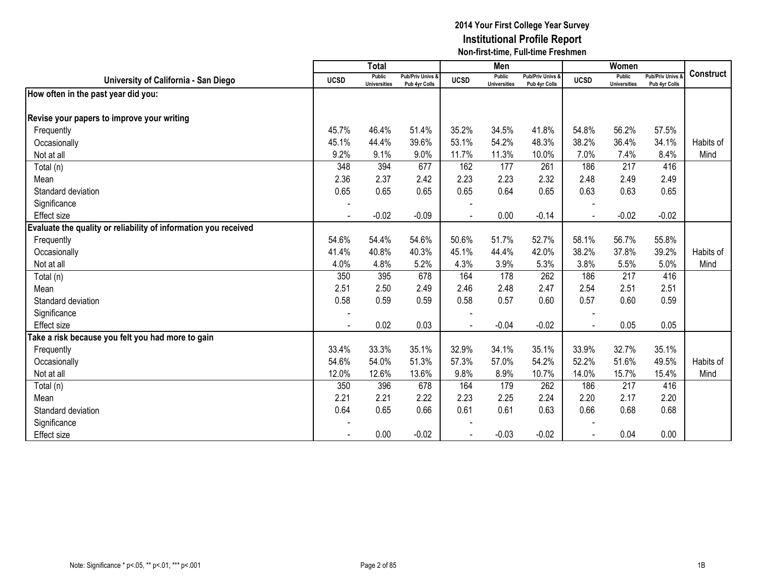## 2014 Your First College Year Survey
## Institutional Profile Report
### Non-first-time, Full-time Freshmen

| University of California - San Diego | Total | | | Men | | | Women | | | Construct |
|---|---|---|---|---|---|---|---|---|---|---|
| | UCSD | Public Universities | Pub/Priv Univs & Pub 4yr Colls | UCSD | Public Universities | Pub/Priv Univs & Pub 4yr Colls | UCSD | Public Universities | Pub/Priv Univs & Pub 4yr Colls | |
| **How often in the past year did you:** | | | | | | | | | | |
| **Revise your papers to improve your writing** | | | | | | | | | | |
| Frequently | 45.7% | 46.4% | 51.4% | 35.2% | 34.5% | 41.8% | 54.8% | 56.2% | 57.5% | |
| Occasionally | 45.1% | 44.4% | 39.6% | 53.1% | 54.2% | 48.3% | 38.2% | 36.4% | 34.1% | Habits of |
| Not at all | 9.2% | 9.1% | 9.0% | 11.7% | 11.3% | 10.0% | 7.0% | 7.4% | 8.4% | Mind |
| Total (n) | 348 | 394 | 677 | 162 | 177 | 261 | 186 | 217 | 416 | |
| Mean | 2.36 | 2.37 | 2.42 | 2.23 | 2.23 | 2.32 | 2.48 | 2.49 | 2.49 | |
| Standard deviation | 0.65 | 0.65 | 0.65 | 0.65 | 0.64 | 0.65 | 0.63 | 0.63 | 0.65 | |
| Significance | - | | | - | | | - | | | |
| Effect size | - | -0.02 | -0.09 | - | 0.00 | -0.14 | - | -0.02 | -0.02 | |
| **Evaluate the quality or reliability of information you received** | | | | | | | | | | |
| Frequently | 54.6% | 54.4% | 54.6% | 50.6% | 51.7% | 52.7% | 58.1% | 56.7% | 55.8% | |
| Occasionally | 41.4% | 40.8% | 40.3% | 45.1% | 44.4% | 42.0% | 38.2% | 37.8% | 39.2% | Habits of |
| Not at all | 4.0% | 4.8% | 5.2% | 4.3% | 3.9% | 5.3% | 3.8% | 5.5% | 5.0% | Mind |
| Total (n) | 350 | 395 | 678 | 164 | 178 | 262 | 186 | 217 | 416 | |
| Mean | 2.51 | 2.50 | 2.49 | 2.46 | 2.48 | 2.47 | 2.54 | 2.51 | 2.51 | |
| Standard deviation | 0.58 | 0.59 | 0.59 | 0.58 | 0.57 | 0.60 | 0.57 | 0.60 | 0.59 | |
| Significance | - | | | - | | | - | | | |
| Effect size | - | 0.02 | 0.03 | - | -0.04 | -0.02 | - | 0.05 | 0.05 | |
| **Take a risk because you felt you had more to gain** | | | | | | | | | | |
| Frequently | 33.4% | 33.3% | 35.1% | 32.9% | 34.1% | 35.1% | 33.9% | 32.7% | 35.1% | |
| Occasionally | 54.6% | 54.0% | 51.3% | 57.3% | 57.0% | 54.2% | 52.2% | 51.6% | 49.5% | Habits of |
| Not at all | 12.0% | 12.6% | 13.6% | 9.8% | 8.9% | 10.7% | 14.0% | 15.7% | 15.4% | Mind |
| Total (n) | 350 | 396 | 678 | 164 | 179 | 262 | 186 | 217 | 416 | |
| Mean | 2.21 | 2.21 | 2.22 | 2.23 | 2.25 | 2.24 | 2.20 | 2.17 | 2.20 | |
| Standard deviation | 0.64 | 0.65 | 0.66 | 0.61 | 0.61 | 0.63 | 0.66 | 0.68 | 0.68 | |
| Significance | - | | | - | | | - | | | |
| Effect size | - | 0.00 | -0.02 | - | -0.03 | -0.02 | - | 0.04 | 0.00 | |

Note: Significance * p<.05, ** p<.01, *** p<.001

1B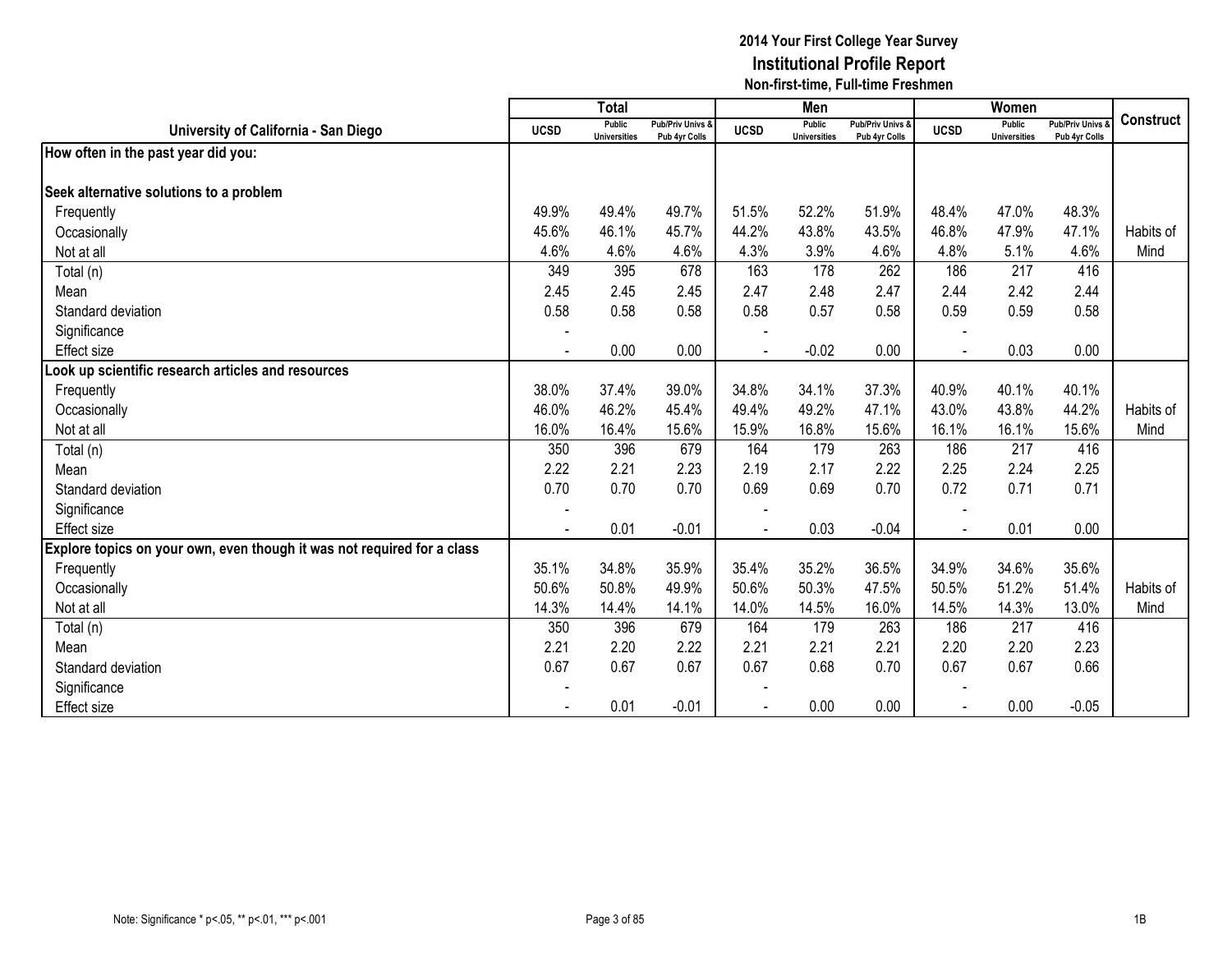# 2014 Your First College Year Survey
## Institutional Profile Report
### Non-first-time, Full-time Freshmen

| University of California - San Diego | Total | | | Men | | | Women | | | Construct |
|---|---|---|---|---|---|---|---|---|---|---|
| | UCSD | Public Universities | Pub/Priv Univs & Pub 4yr Colls | UCSD | Public Universities | Pub/Priv Univs & Pub 4yr Colls | UCSD | Public Universities | Pub/Priv Univs & Pub 4yr Colls | |
| **How often in the past year did you:** | | | | | | | | | | |
| **Seek alternative solutions to a problem** | | | | | | | | | | |
| Frequently | 49.9% | 49.4% | 49.7% | 51.5% | 52.2% | 51.9% | 48.4% | 47.0% | 48.3% | |
| Occasionally | 45.6% | 46.1% | 45.7% | 44.2% | 43.8% | 43.5% | 46.8% | 47.9% | 47.1% | Habits of |
| Not at all | 4.6% | 4.6% | 4.6% | 4.3% | 3.9% | 4.6% | 4.8% | 5.1% | 4.6% | Mind |
| Total (n) | 349 | 395 | 678 | 163 | 178 | 262 | 186 | 217 | 416 | |
| Mean | 2.45 | 2.45 | 2.45 | 2.47 | 2.48 | 2.47 | 2.44 | 2.42 | 2.44 | |
| Standard deviation | 0.58 | 0.58 | 0.58 | 0.58 | 0.57 | 0.58 | 0.59 | 0.59 | 0.58 | |
| Significance | - | | | - | | | - | | | |
| Effect size | - | 0.00 | 0.00 | - | -0.02 | 0.00 | - | 0.03 | 0.00 | |
| **Look up scientific research articles and resources** | | | | | | | | | | |
| Frequently | 38.0% | 37.4% | 39.0% | 34.8% | 34.1% | 37.3% | 40.9% | 40.1% | 40.1% | |
| Occasionally | 46.0% | 46.2% | 45.4% | 49.4% | 49.2% | 47.1% | 43.0% | 43.8% | 44.2% | Habits of |
| Not at all | 16.0% | 16.4% | 15.6% | 15.9% | 16.8% | 15.6% | 16.1% | 16.1% | 15.6% | Mind |
| Total (n) | 350 | 396 | 679 | 164 | 179 | 263 | 186 | 217 | 416 | |
| Mean | 2.22 | 2.21 | 2.23 | 2.19 | 2.17 | 2.22 | 2.25 | 2.24 | 2.25 | |
| Standard deviation | 0.70 | 0.70 | 0.70 | 0.69 | 0.69 | 0.70 | 0.72 | 0.71 | 0.71 | |
| Significance | - | | | - | | | - | | | |
| Effect size | - | 0.01 | -0.01 | - | 0.03 | -0.04 | - | 0.01 | 0.00 | |
| **Explore topics on your own, even though it was not required for a class** | | | | | | | | | | |
| Frequently | 35.1% | 34.8% | 35.9% | 35.4% | 35.2% | 36.5% | 34.9% | 34.6% | 35.6% | |
| Occasionally | 50.6% | 50.8% | 49.9% | 50.6% | 50.3% | 47.5% | 50.5% | 51.2% | 51.4% | Habits of |
| Not at all | 14.3% | 14.4% | 14.1% | 14.0% | 14.5% | 16.0% | 14.5% | 14.3% | 13.0% | Mind |
| Total (n) | 350 | 396 | 679 | 164 | 179 | 263 | 186 | 217 | 416 | |
| Mean | 2.21 | 2.20 | 2.22 | 2.21 | 2.21 | 2.21 | 2.20 | 2.20 | 2.23 | |
| Standard deviation | 0.67 | 0.67 | 0.67 | 0.67 | 0.68 | 0.70 | 0.67 | 0.67 | 0.66 | |
| Significance | - | | | - | | | - | | | |
| Effect size | - | 0.01 | -0.01 | - | 0.00 | 0.00 | - | 0.00 | -0.05 | |

Note: Significance * p<.05, ** p<.01, *** p<.001

1B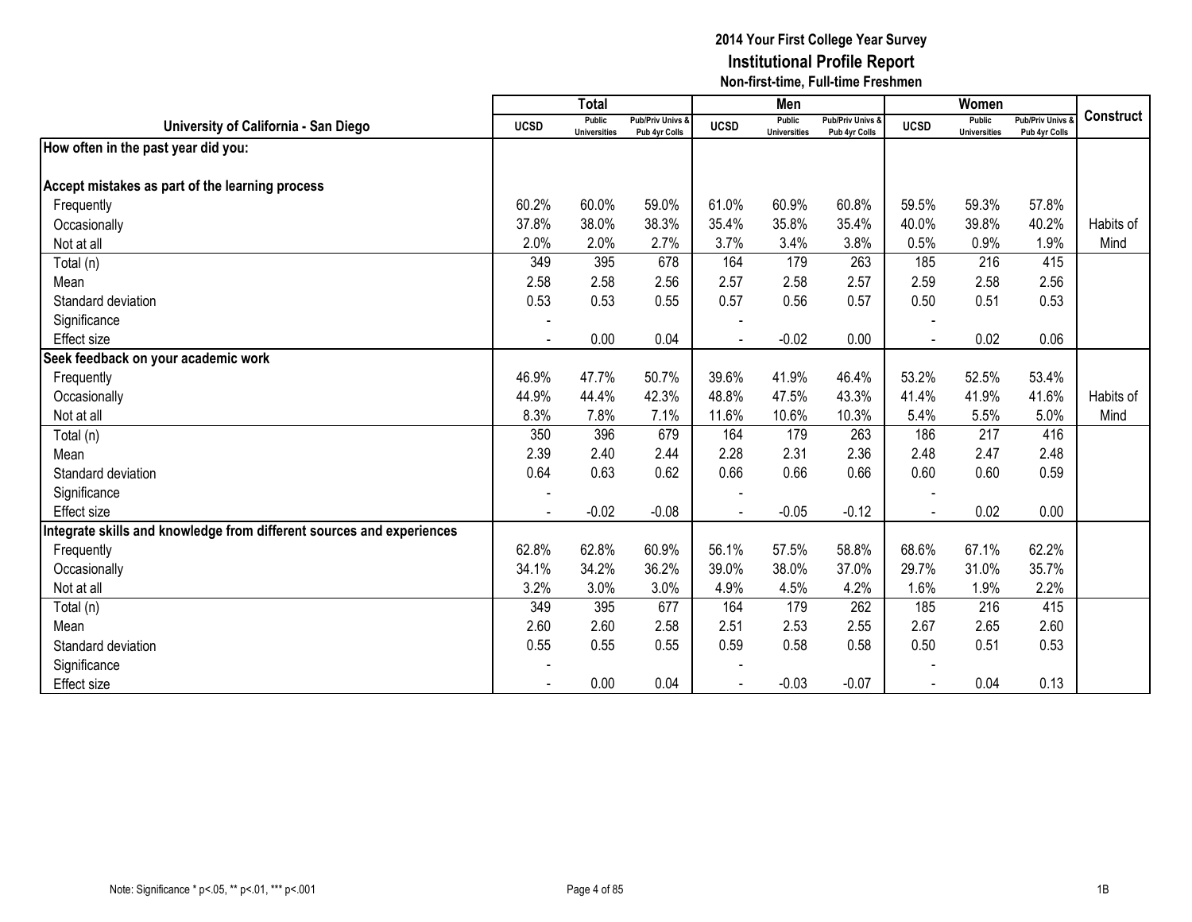# 2014 Your First College Year Survey
## Institutional Profile Report
### Non-first-time, Full-time Freshmen

| University of California - San Diego | Total | | | Men | | | Women | | | Construct |
|---|---|---|---|---|---|---|---|---|---|---|
| | UCSD | Public Universities | Pub/Priv Univs & Pub 4yr Colls | UCSD | Public Universities | Pub/Priv Univs & Pub 4yr Colls | UCSD | Public Universities | Pub/Priv Univs & Pub 4yr Colls | |
| **How often in the past year did you:** | | | | | | | | | | |
| **Accept mistakes as part of the learning process** | | | | | | | | | | |
| Frequently | 60.2% | 60.0% | 59.0% | 61.0% | 60.9% | 60.8% | 59.5% | 59.3% | 57.8% | |
| Occasionally | 37.8% | 38.0% | 38.3% | 35.4% | 35.8% | 35.4% | 40.0% | 39.8% | 40.2% | Habits of |
| Not at all | 2.0% | 2.0% | 2.7% | 3.7% | 3.4% | 3.8% | 0.5% | 0.9% | 1.9% | Mind |
| Total (n) | 349 | 395 | 678 | 164 | 179 | 263 | 185 | 216 | 415 | |
| Mean | 2.58 | 2.58 | 2.56 | 2.57 | 2.58 | 2.57 | 2.59 | 2.58 | 2.56 | |
| Standard deviation | 0.53 | 0.53 | 0.55 | 0.57 | 0.56 | 0.57 | 0.50 | 0.51 | 0.53 | |
| Significance | - | | | - | | | - | | | |
| Effect size | - | 0.00 | 0.04 | - | -0.02 | 0.00 | - | 0.02 | 0.06 | |
| **Seek feedback on your academic work** | | | | | | | | | | |
| Frequently | 46.9% | 47.7% | 50.7% | 39.6% | 41.9% | 46.4% | 53.2% | 52.5% | 53.4% | |
| Occasionally | 44.9% | 44.4% | 42.3% | 48.8% | 47.5% | 43.3% | 41.4% | 41.9% | 41.6% | Habits of |
| Not at all | 8.3% | 7.8% | 7.1% | 11.6% | 10.6% | 10.3% | 5.4% | 5.5% | 5.0% | Mind |
| Total (n) | 350 | 396 | 679 | 164 | 179 | 263 | 186 | 217 | 416 | |
| Mean | 2.39 | 2.40 | 2.44 | 2.28 | 2.31 | 2.36 | 2.48 | 2.47 | 2.48 | |
| Standard deviation | 0.64 | 0.63 | 0.62 | 0.66 | 0.66 | 0.66 | 0.60 | 0.60 | 0.59 | |
| Significance | - | | | - | | | - | | | |
| Effect size | - | -0.02 | -0.08 | - | -0.05 | -0.12 | - | 0.02 | 0.00 | |
| **Integrate skills and knowledge from different sources and experiences** | | | | | | | | | | |
| Frequently | 62.8% | 62.8% | 60.9% | 56.1% | 57.5% | 58.8% | 68.6% | 67.1% | 62.2% | |
| Occasionally | 34.1% | 34.2% | 36.2% | 39.0% | 38.0% | 37.0% | 29.7% | 31.0% | 35.7% | |
| Not at all | 3.2% | 3.0% | 3.0% | 4.9% | 4.5% | 4.2% | 1.6% | 1.9% | 2.2% | |
| Total (n) | 349 | 395 | 677 | 164 | 179 | 262 | 185 | 216 | 415 | |
| Mean | 2.60 | 2.60 | 2.58 | 2.51 | 2.53 | 2.55 | 2.67 | 2.65 | 2.60 | |
| Standard deviation | 0.55 | 0.55 | 0.55 | 0.59 | 0.58 | 0.58 | 0.50 | 0.51 | 0.53 | |
| Significance | - | | | - | | | - | | | |
| Effect size | - | 0.00 | 0.04 | - | -0.03 | -0.07 | - | 0.04 | 0.13 | |

Note: Significance * $p<.05$, ** $p<.01$, *** $p<.001$

1B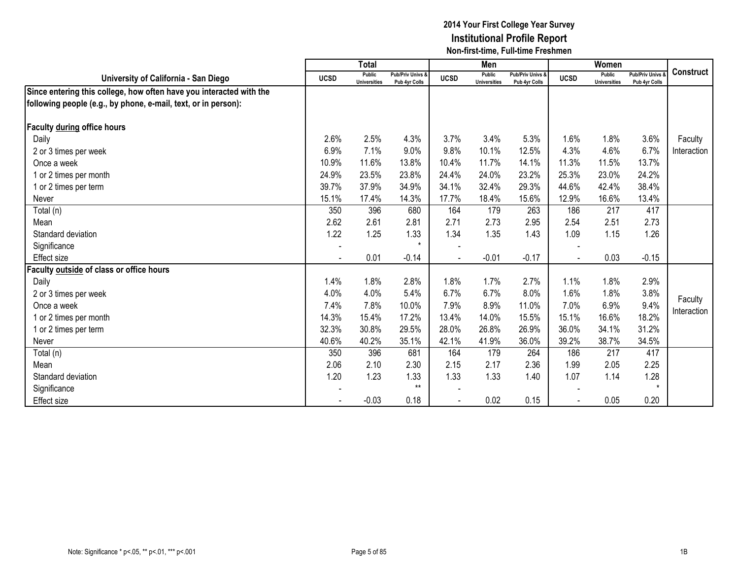# 2014 Your First College Year Survey
## Institutional Profile Report
### Non-first-time, Full-time Freshmen

| University of California - San Diego | Total | | | Men | | | Women | | | Construct |
|---|---|---|---|---|---|---|---|---|---|---|
| | UCSD | Public Universities | Pub/Priv Univs & Pub 4yr Colls | UCSD | Public Universities | Pub/Priv Univs & Pub 4yr Colls | UCSD | Public Universities | Pub/Priv Univs & Pub 4yr Colls | |
| **Since entering this college, how often have you interacted with the following people (e.g., by phone, e-mail, text, or in person):** | | | | | | | | | | |
| **Faculty during office hours** | | | | | | | | | | |
| Daily | 2.6% | 2.5% | 4.3% | 3.7% | 3.4% | 5.3% | 1.6% | 1.8% | 3.6% | Faculty Interaction |
| 2 or 3 times per week | 6.9% | 7.1% | 9.0% | 9.8% | 10.1% | 12.5% | 4.3% | 4.6% | 6.7% | |
| Once a week | 10.9% | 11.6% | 13.8% | 10.4% | 11.7% | 14.1% | 11.3% | 11.5% | 13.7% | |
| 1 or 2 times per month | 24.9% | 23.5% | 23.8% | 24.4% | 24.0% | 23.2% | 25.3% | 23.0% | 24.2% | |
| 1 or 2 times per term | 39.7% | 37.9% | 34.9% | 34.1% | 32.4% | 29.3% | 44.6% | 42.4% | 38.4% | |
| Never | 15.1% | 17.4% | 14.3% | 17.7% | 18.4% | 15.6% | 12.9% | 16.6% | 13.4% | |
| Total (n) | 350 | 396 | 680 | 164 | 179 | 263 | 186 | 217 | 417 | |
| Mean | 2.62 | 2.61 | 2.81 | 2.71 | 2.73 | 2.95 | 2.54 | 2.51 | 2.73 | |
| Standard deviation | 1.22 | 1.25 | 1.33 | 1.34 | 1.35 | 1.43 | 1.09 | 1.15 | 1.26 | |
| Significance | - | | * | - | | | - | | | |
| Effect size | - | 0.01 | -0.14 | - | -0.01 | -0.17 | - | 0.03 | -0.15 | |
| **Faculty outside of class or office hours** | | | | | | | | | | |
| Daily | 1.4% | 1.8% | 2.8% | 1.8% | 1.7% | 2.7% | 1.1% | 1.8% | 2.9% | Faculty Interaction |
| 2 or 3 times per week | 4.0% | 4.0% | 5.4% | 6.7% | 6.7% | 8.0% | 1.6% | 1.8% | 3.8% | |
| Once a week | 7.4% | 7.8% | 10.0% | 7.9% | 8.9% | 11.0% | 7.0% | 6.9% | 9.4% | |
| 1 or 2 times per month | 14.3% | 15.4% | 17.2% | 13.4% | 14.0% | 15.5% | 15.1% | 16.6% | 18.2% | |
| 1 or 2 times per term | 32.3% | 30.8% | 29.5% | 28.0% | 26.8% | 26.9% | 36.0% | 34.1% | 31.2% | |
| Never | 40.6% | 40.2% | 35.1% | 42.1% | 41.9% | 36.0% | 39.2% | 38.7% | 34.5% | |
| Total (n) | 350 | 396 | 681 | 164 | 179 | 264 | 186 | 217 | 417 | |
| Mean | 2.06 | 2.10 | 2.30 | 2.15 | 2.17 | 2.36 | 1.99 | 2.05 | 2.25 | |
| Standard deviation | 1.20 | 1.23 | 1.33 | 1.33 | 1.33 | 1.40 | 1.07 | 1.14 | 1.28 | |
| Significance | - | | ** | - | | | - | | * | |
| Effect size | - | -0.03 | 0.18 | - | 0.02 | 0.15 | - | 0.05 | 0.20 | |

Note: Significance * p<.05, ** p<.01, *** p<.001

1B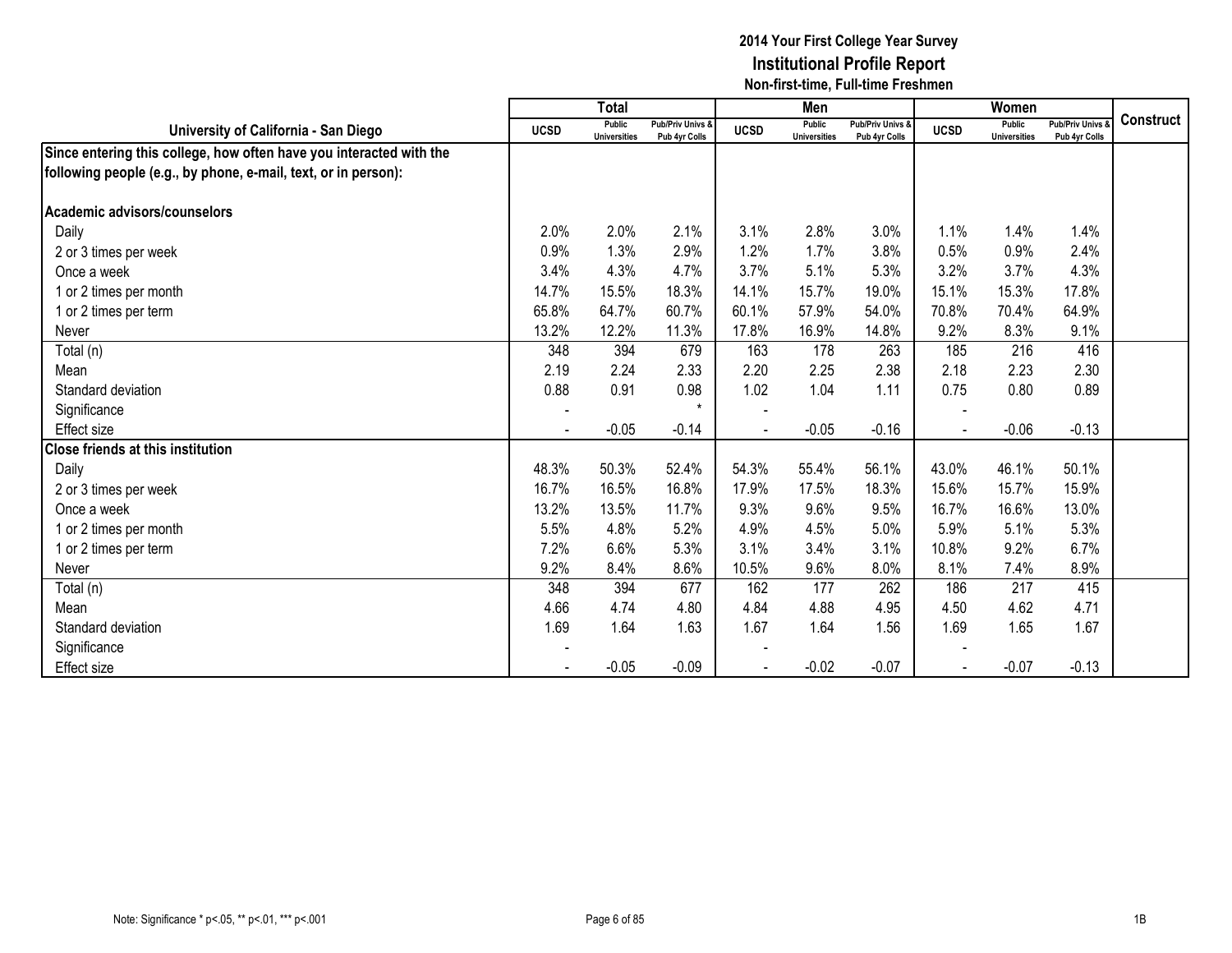# 2014 Your First College Year Survey
## Institutional Profile Report
### Non-first-time, Full-time Freshmen

| University of California - San Diego | Total | | | Men | | | Women | | | Construct |
|---|---|---|---|---|---|---|---|---|---|---|
| | UCSD | Public Universities | Pub/Priv Univs & Pub 4yr Colls | UCSD | Public Universities | Pub/Priv Univs & Pub 4yr Colls | UCSD | Public Universities | Pub/Priv Univs & Pub 4yr Colls | |
| **Since entering this college, how often have you interacted with the following people (e.g., by phone, e-mail, text, or in person):** | | | | | | | | | | |
| **Academic advisors/counselors** | | | | | | | | | | |
| Daily | 2.0% | 2.0% | 2.1% | 3.1% | 2.8% | 3.0% | 1.1% | 1.4% | 1.4% | |
| 2 or 3 times per week | 0.9% | 1.3% | 2.9% | 1.2% | 1.7% | 3.8% | 0.5% | 0.9% | 2.4% | |
| Once a week | 3.4% | 4.3% | 4.7% | 3.7% | 5.1% | 5.3% | 3.2% | 3.7% | 4.3% | |
| 1 or 2 times per month | 14.7% | 15.5% | 18.3% | 14.1% | 15.7% | 19.0% | 15.1% | 15.3% | 17.8% | |
| 1 or 2 times per term | 65.8% | 64.7% | 60.7% | 60.1% | 57.9% | 54.0% | 70.8% | 70.4% | 64.9% | |
| Never | 13.2% | 12.2% | 11.3% | 17.8% | 16.9% | 14.8% | 9.2% | 8.3% | 9.1% | |
| Total (n) | 348 | 394 | 679 | 163 | 178 | 263 | 185 | 216 | 416 | |
| Mean | 2.19 | 2.24 | 2.33 | 2.20 | 2.25 | 2.38 | 2.18 | 2.23 | 2.30 | |
| Standard deviation | 0.88 | 0.91 | 0.98 | 1.02 | 1.04 | 1.11 | 0.75 | 0.80 | 0.89 | |
| Significance | - | | * | - | | | - | | | |
| Effect size | - | -0.05 | -0.14 | - | -0.05 | -0.16 | - | -0.06 | -0.13 | |
| **Close friends at this institution** | | | | | | | | | | |
| Daily | 48.3% | 50.3% | 52.4% | 54.3% | 55.4% | 56.1% | 43.0% | 46.1% | 50.1% | |
| 2 or 3 times per week | 16.7% | 16.5% | 16.8% | 17.9% | 17.5% | 18.3% | 15.6% | 15.7% | 15.9% | |
| Once a week | 13.2% | 13.5% | 11.7% | 9.3% | 9.6% | 9.5% | 16.7% | 16.6% | 13.0% | |
| 1 or 2 times per month | 5.5% | 4.8% | 5.2% | 4.9% | 4.5% | 5.0% | 5.9% | 5.1% | 5.3% | |
| 1 or 2 times per term | 7.2% | 6.6% | 5.3% | 3.1% | 3.4% | 3.1% | 10.8% | 9.2% | 6.7% | |
| Never | 9.2% | 8.4% | 8.6% | 10.5% | 9.6% | 8.0% | 8.1% | 7.4% | 8.9% | |
| Total (n) | 348 | 394 | 677 | 162 | 177 | 262 | 186 | 217 | 415 | |
| Mean | 4.66 | 4.74 | 4.80 | 4.84 | 4.88 | 4.95 | 4.50 | 4.62 | 4.71 | |
| Standard deviation | 1.69 | 1.64 | 1.63 | 1.67 | 1.64 | 1.56 | 1.69 | 1.65 | 1.67 | |
| Significance | - | | | - | | | - | | | |
| Effect size | - | -0.05 | -0.09 | - | -0.02 | -0.07 | - | -0.07 | -0.13 | |

Note: Significance * p<.05, ** p<.01, *** p<.001

1B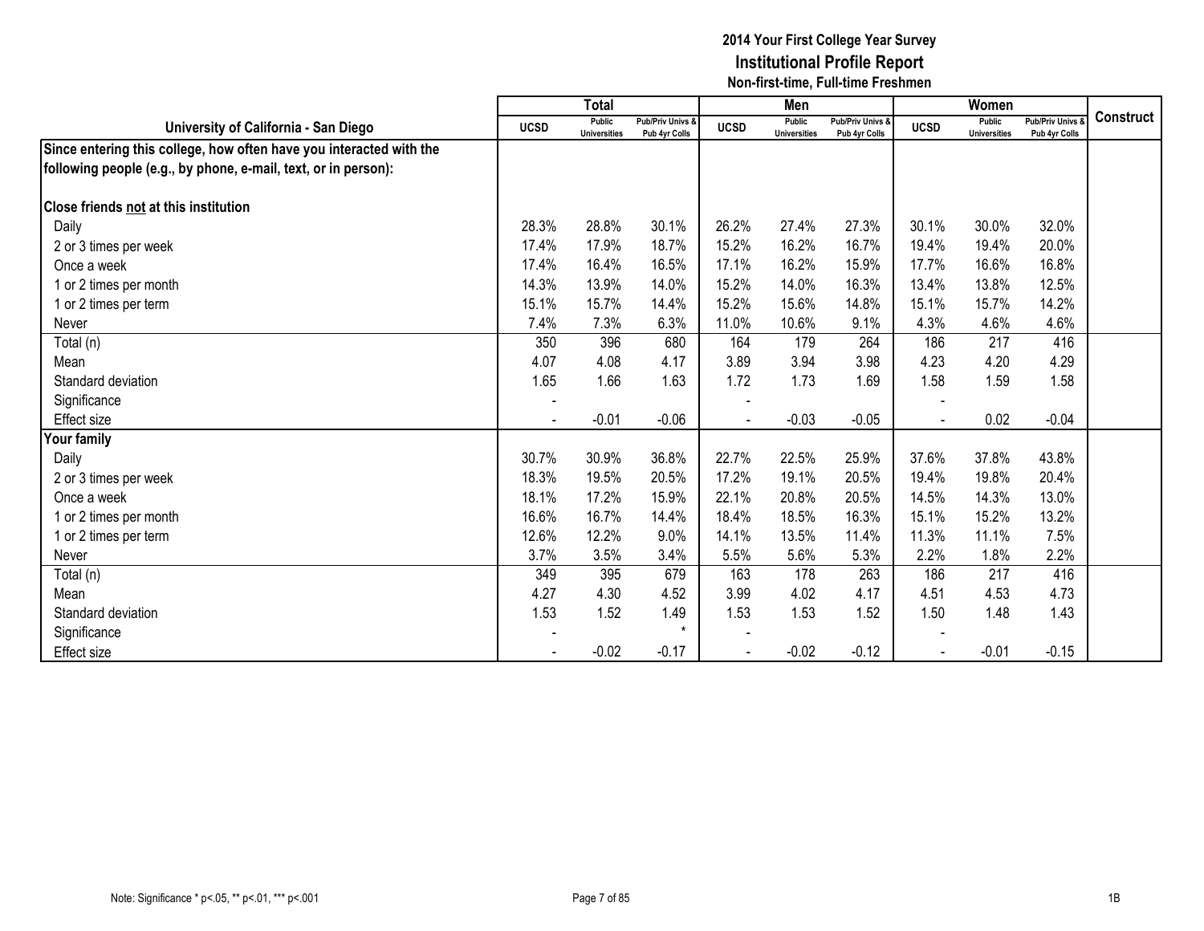# 2014 Your First College Year Survey
## Institutional Profile Report
### Non-first-time, Full-time Freshmen

| University of California - San Diego | Total | | | Men | | | Women | | | Construct |
|---|---|---|---|---|---|---|---|---|---|---|
| | UCSD | Public Universities | Pub/Priv Univs & Pub 4yr Colls | UCSD | Public Universities | Pub/Priv Univs & Pub 4yr Colls | UCSD | Public Universities | Pub/Priv Univs & Pub 4yr Colls | |
| **Since entering this college, how often have you interacted with the following people (e.g., by phone, e-mail, text, or in person):** | | | | | | | | | | |
| **Close friends not at this institution** | | | | | | | | | | |
| Daily | 28.3% | 28.8% | 30.1% | 26.2% | 27.4% | 27.3% | 30.1% | 30.0% | 32.0% | |
| 2 or 3 times per week | 17.4% | 17.9% | 18.7% | 15.2% | 16.2% | 16.7% | 19.4% | 19.4% | 20.0% | |
| Once a week | 17.4% | 16.4% | 16.5% | 17.1% | 16.2% | 15.9% | 17.7% | 16.6% | 16.8% | |
| 1 or 2 times per month | 14.3% | 13.9% | 14.0% | 15.2% | 14.0% | 16.3% | 13.4% | 13.8% | 12.5% | |
| 1 or 2 times per term | 15.1% | 15.7% | 14.4% | 15.2% | 15.6% | 14.8% | 15.1% | 15.7% | 14.2% | |
| Never | 7.4% | 7.3% | 6.3% | 11.0% | 10.6% | 9.1% | 4.3% | 4.6% | 4.6% | |
| Total (n) | 350 | 396 | 680 | 164 | 179 | 264 | 186 | 217 | 416 | |
| Mean | 4.07 | 4.08 | 4.17 | 3.89 | 3.94 | 3.98 | 4.23 | 4.20 | 4.29 | |
| Standard deviation | 1.65 | 1.66 | 1.63 | 1.72 | 1.73 | 1.69 | 1.58 | 1.59 | 1.58 | |
| Significance | - | | | - | | | - | | | |
| Effect size | - | -0.01 | -0.06 | - | -0.03 | -0.05 | - | 0.02 | -0.04 | |
| **Your family** | | | | | | | | | | |
| Daily | 30.7% | 30.9% | 36.8% | 22.7% | 22.5% | 25.9% | 37.6% | 37.8% | 43.8% | |
| 2 or 3 times per week | 18.3% | 19.5% | 20.5% | 17.2% | 19.1% | 20.5% | 19.4% | 19.8% | 20.4% | |
| Once a week | 18.1% | 17.2% | 15.9% | 22.1% | 20.8% | 20.5% | 14.5% | 14.3% | 13.0% | |
| 1 or 2 times per month | 16.6% | 16.7% | 14.4% | 18.4% | 18.5% | 16.3% | 15.1% | 15.2% | 13.2% | |
| 1 or 2 times per term | 12.6% | 12.2% | 9.0% | 14.1% | 13.5% | 11.4% | 11.3% | 11.1% | 7.5% | |
| Never | 3.7% | 3.5% | 3.4% | 5.5% | 5.6% | 5.3% | 2.2% | 1.8% | 2.2% | |
| Total (n) | 349 | 395 | 679 | 163 | 178 | 263 | 186 | 217 | 416 | |
| Mean | 4.27 | 4.30 | 4.52 | 3.99 | 4.02 | 4.17 | 4.51 | 4.53 | 4.73 | |
| Standard deviation | 1.53 | 1.52 | 1.49 | 1.53 | 1.53 | 1.52 | 1.50 | 1.48 | 1.43 | |
| Significance | - | | * | - | | | - | | | |
| Effect size | - | -0.02 | -0.17 | - | -0.02 | -0.12 | - | -0.01 | -0.15 | |

Note: Significance * p<.05, ** p<.01, *** p<.001

1B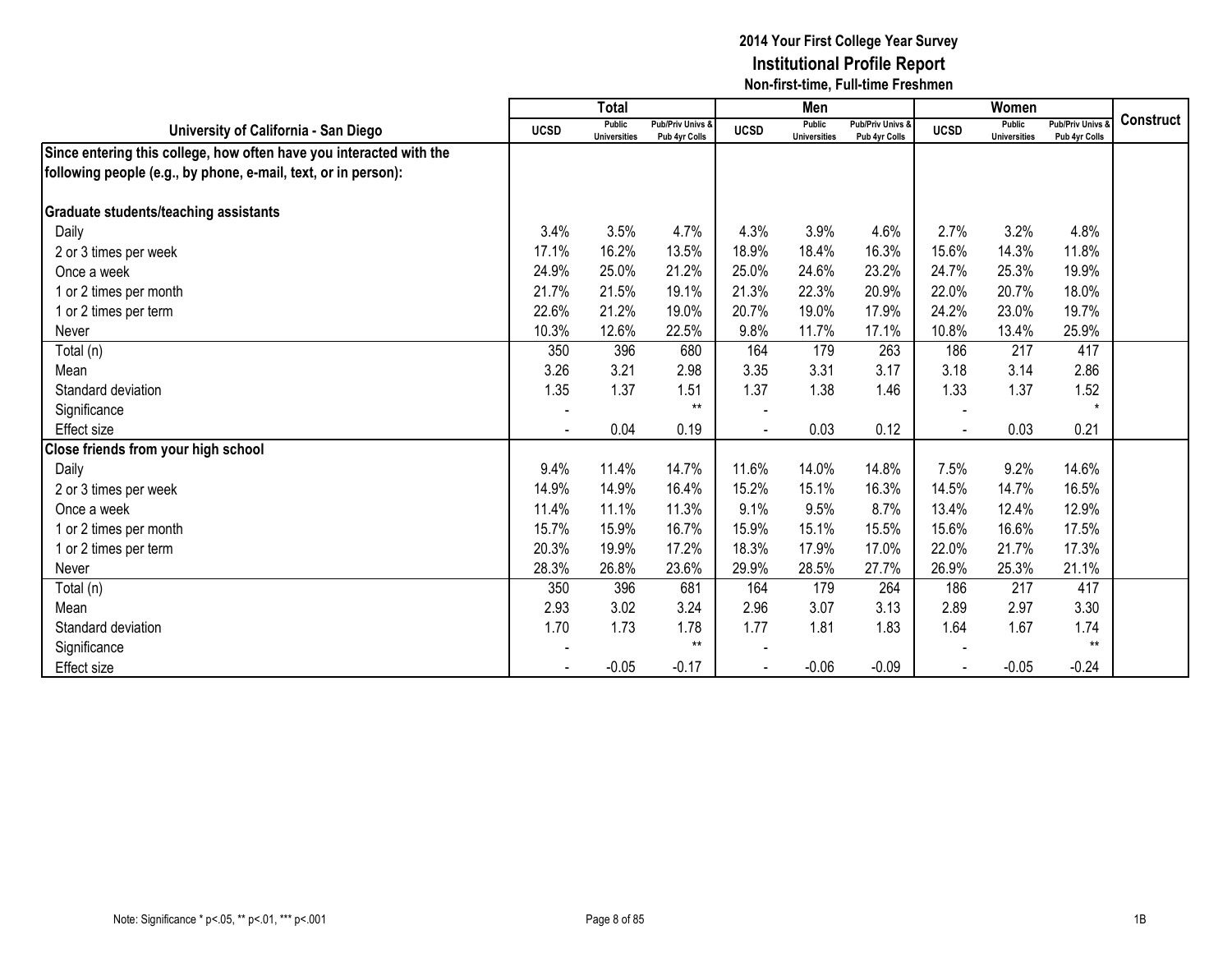# 2014 Your First College Year Survey
## Institutional Profile Report
### Non-first-time, Full-time Freshmen

| University of California - San Diego | Total | | | Men | | | Women | | | Construct |
|---|---|---|---|---|---|---|---|---|---|---|
| | UCSD | Public Universities | Pub/Priv Univs & Pub 4yr Colls | UCSD | Public Universities | Pub/Priv Univs & Pub 4yr Colls | UCSD | Public Universities | Pub/Priv Univs & Pub 4yr Colls | |
| **Since entering this college, how often have you interacted with the following people (e.g., by phone, e-mail, text, or in person):** | | | | | | | | | | |
| **Graduate students/teaching assistants** | | | | | | | | | | |
| Daily | 3.4% | 3.5% | 4.7% | 4.3% | 3.9% | 4.6% | 2.7% | 3.2% | 4.8% | |
| 2 or 3 times per week | 17.1% | 16.2% | 13.5% | 18.9% | 18.4% | 16.3% | 15.6% | 14.3% | 11.8% | |
| Once a week | 24.9% | 25.0% | 21.2% | 25.0% | 24.6% | 23.2% | 24.7% | 25.3% | 19.9% | |
| 1 or 2 times per month | 21.7% | 21.5% | 19.1% | 21.3% | 22.3% | 20.9% | 22.0% | 20.7% | 18.0% | |
| 1 or 2 times per term | 22.6% | 21.2% | 19.0% | 20.7% | 19.0% | 17.9% | 24.2% | 23.0% | 19.7% | |
| Never | 10.3% | 12.6% | 22.5% | 9.8% | 11.7% | 17.1% | 10.8% | 13.4% | 25.9% | |
| Total (n) | 350 | 396 | 680 | 164 | 179 | 263 | 186 | 217 | 417 | |
| Mean | 3.26 | 3.21 | 2.98 | 3.35 | 3.31 | 3.17 | 3.18 | 3.14 | 2.86 | |
| Standard deviation | 1.35 | 1.37 | 1.51 | 1.37 | 1.38 | 1.46 | 1.33 | 1.37 | 1.52 | |
| Significance | - | | ** | - | | | - | | * | |
| Effect size | - | 0.04 | 0.19 | - | 0.03 | 0.12 | - | 0.03 | 0.21 | |
| **Close friends from your high school** | | | | | | | | | | |
| Daily | 9.4% | 11.4% | 14.7% | 11.6% | 14.0% | 14.8% | 7.5% | 9.2% | 14.6% | |
| 2 or 3 times per week | 14.9% | 14.9% | 16.4% | 15.2% | 15.1% | 16.3% | 14.5% | 14.7% | 16.5% | |
| Once a week | 11.4% | 11.1% | 11.3% | 9.1% | 9.5% | 8.7% | 13.4% | 12.4% | 12.9% | |
| 1 or 2 times per month | 15.7% | 15.9% | 16.7% | 15.9% | 15.1% | 15.5% | 15.6% | 16.6% | 17.5% | |
| 1 or 2 times per term | 20.3% | 19.9% | 17.2% | 18.3% | 17.9% | 17.0% | 22.0% | 21.7% | 17.3% | |
| Never | 28.3% | 26.8% | 23.6% | 29.9% | 28.5% | 27.7% | 26.9% | 25.3% | 21.1% | |
| Total (n) | 350 | 396 | 681 | 164 | 179 | 264 | 186 | 217 | 417 | |
| Mean | 2.93 | 3.02 | 3.24 | 2.96 | 3.07 | 3.13 | 2.89 | 2.97 | 3.30 | |
| Standard deviation | 1.70 | 1.73 | 1.78 | 1.77 | 1.81 | 1.83 | 1.64 | 1.67 | 1.74 | |
| Significance | - | | ** | - | | | - | | ** | |
| Effect size | - | -0.05 | -0.17 | - | -0.06 | -0.09 | - | -0.05 | -0.24 | |

Note: Significance * p<.05, ** p<.01, *** p<.001

1B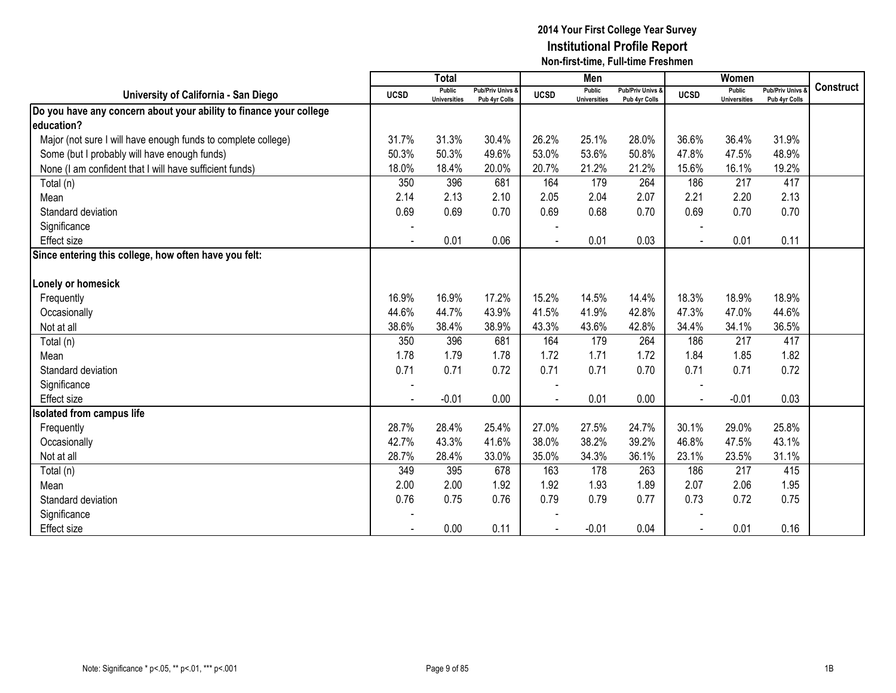# 2014 Your First College Year Survey
## Institutional Profile Report
### Non-first-time, Full-time Freshmen

| University of California - San Diego | Total | | | Men | | | Women | | | Construct |
|---|---|---|---|---|---|---|---|---|---|---|
| | UCSD | Public Universities | Pub/Priv Univs & Pub 4yr Colls | UCSD | Public Universities | Pub/Priv Univs & Pub 4yr Colls | UCSD | Public Universities | Pub/Priv Univs & Pub 4yr Colls | |
| **Do you have any concern about your ability to finance your college education?** | | | | | | | | | | |
| Major (not sure I will have enough funds to complete college) | 31.7% | 31.3% | 30.4% | 26.2% | 25.1% | 28.0% | 36.6% | 36.4% | 31.9% | |
| Some (but I probably will have enough funds) | 50.3% | 50.3% | 49.6% | 53.0% | 53.6% | 50.8% | 47.8% | 47.5% | 48.9% | |
| None (I am confident that I will have sufficient funds) | 18.0% | 18.4% | 20.0% | 20.7% | 21.2% | 21.2% | 15.6% | 16.1% | 19.2% | |
| Total (n) | 350 | 396 | 681 | 164 | 179 | 264 | 186 | 217 | 417 | |
| Mean | 2.14 | 2.13 | 2.10 | 2.05 | 2.04 | 2.07 | 2.21 | 2.20 | 2.13 | |
| Standard deviation | 0.69 | 0.69 | 0.70 | 0.69 | 0.68 | 0.70 | 0.69 | 0.70 | 0.70 | |
| Significance | - | | | - | | | - | | | |
| Effect size | - | 0.01 | 0.06 | - | 0.01 | 0.03 | - | 0.01 | 0.11 | |
| **Since entering this college, how often have you felt:** | | | | | | | | | | |
| **Lonely or homesick** | | | | | | | | | | |
| Frequently | 16.9% | 16.9% | 17.2% | 15.2% | 14.5% | 14.4% | 18.3% | 18.9% | 18.9% | |
| Occasionally | 44.6% | 44.7% | 43.9% | 41.5% | 41.9% | 42.8% | 47.3% | 47.0% | 44.6% | |
| Not at all | 38.6% | 38.4% | 38.9% | 43.3% | 43.6% | 42.8% | 34.4% | 34.1% | 36.5% | |
| Total (n) | 350 | 396 | 681 | 164 | 179 | 264 | 186 | 217 | 417 | |
| Mean | 1.78 | 1.79 | 1.78 | 1.72 | 1.71 | 1.72 | 1.84 | 1.85 | 1.82 | |
| Standard deviation | 0.71 | 0.71 | 0.72 | 0.71 | 0.71 | 0.70 | 0.71 | 0.71 | 0.72 | |
| Significance | - | | | - | | | - | | | |
| Effect size | - | -0.01 | 0.00 | - | 0.01 | 0.00 | - | -0.01 | 0.03 | |
| **Isolated from campus life** | | | | | | | | | | |
| Frequently | 28.7% | 28.4% | 25.4% | 27.0% | 27.5% | 24.7% | 30.1% | 29.0% | 25.8% | |
| Occasionally | 42.7% | 43.3% | 41.6% | 38.0% | 38.2% | 39.2% | 46.8% | 47.5% | 43.1% | |
| Not at all | 28.7% | 28.4% | 33.0% | 35.0% | 34.3% | 36.1% | 23.1% | 23.5% | 31.1% | |
| Total (n) | 349 | 395 | 678 | 163 | 178 | 263 | 186 | 217 | 415 | |
| Mean | 2.00 | 2.00 | 1.92 | 1.92 | 1.93 | 1.89 | 2.07 | 2.06 | 1.95 | |
| Standard deviation | 0.76 | 0.75 | 0.76 | 0.79 | 0.79 | 0.77 | 0.73 | 0.72 | 0.75 | |
| Significance | - | | | - | | | - | | | |
| Effect size | - | 0.00 | 0.11 | - | -0.01 | 0.04 | - | 0.01 | 0.16 | |

Note: Significance * p<.05, ** p<.01, *** p<.001

1B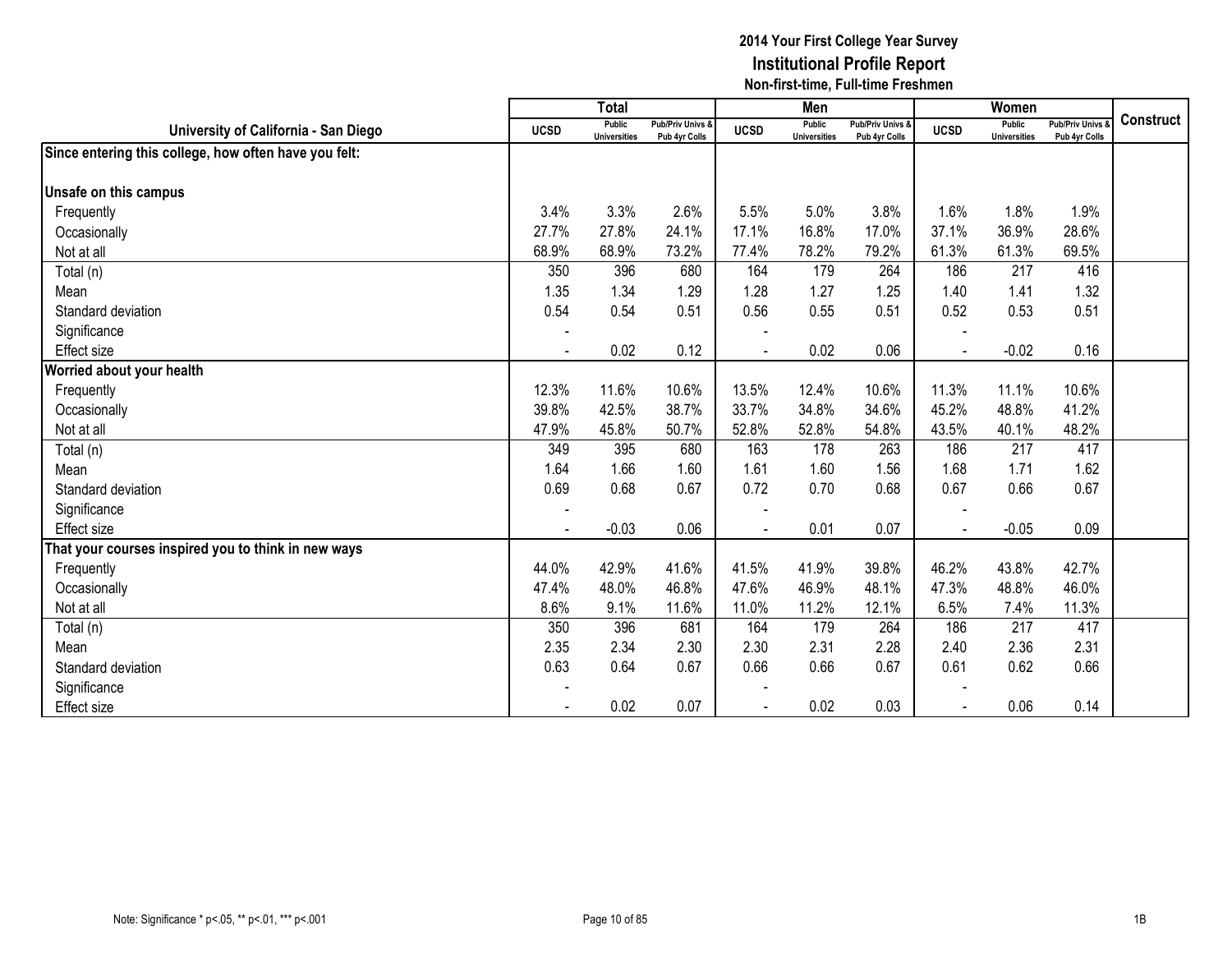# 2014 Your First College Year Survey
## Institutional Profile Report
### Non-first-time, Full-time Freshmen

| University of California - San Diego | Total | | | Men | | | Women | | | Construct |
|---|---|---|---|---|---|---|---|---|---|---|
| | UCSD | Public Universities | Pub/Priv Univs & Pub 4yr Colls | UCSD | Public Universities | Pub/Priv Univs & Pub 4yr Colls | UCSD | Public Universities | Pub/Priv Univs & Pub 4yr Colls | |
| **Since entering this college, how often have you felt:** | | | | | | | | | | |
| **Unsafe on this campus** | | | | | | | | | | |
| Frequently | 3.4% | 3.3% | 2.6% | 5.5% | 5.0% | 3.8% | 1.6% | 1.8% | 1.9% | |
| Occasionally | 27.7% | 27.8% | 24.1% | 17.1% | 16.8% | 17.0% | 37.1% | 36.9% | 28.6% | |
| Not at all | 68.9% | 68.9% | 73.2% | 77.4% | 78.2% | 79.2% | 61.3% | 61.3% | 69.5% | |
| Total (n) | 350 | 396 | 680 | 164 | 179 | 264 | 186 | 217 | 416 | |
| Mean | 1.35 | 1.34 | 1.29 | 1.28 | 1.27 | 1.25 | 1.40 | 1.41 | 1.32 | |
| Standard deviation | 0.54 | 0.54 | 0.51 | 0.56 | 0.55 | 0.51 | 0.52 | 0.53 | 0.51 | |
| Significance | - | | | - | | | - | | | |
| Effect size | - | 0.02 | 0.12 | - | 0.02 | 0.06 | - | -0.02 | 0.16 | |
| **Worried about your health** | | | | | | | | | | |
| Frequently | 12.3% | 11.6% | 10.6% | 13.5% | 12.4% | 10.6% | 11.3% | 11.1% | 10.6% | |
| Occasionally | 39.8% | 42.5% | 38.7% | 33.7% | 34.8% | 34.6% | 45.2% | 48.8% | 41.2% | |
| Not at all | 47.9% | 45.8% | 50.7% | 52.8% | 52.8% | 54.8% | 43.5% | 40.1% | 48.2% | |
| Total (n) | 349 | 395 | 680 | 163 | 178 | 263 | 186 | 217 | 417 | |
| Mean | 1.64 | 1.66 | 1.60 | 1.61 | 1.60 | 1.56 | 1.68 | 1.71 | 1.62 | |
| Standard deviation | 0.69 | 0.68 | 0.67 | 0.72 | 0.70 | 0.68 | 0.67 | 0.66 | 0.67 | |
| Significance | - | | | - | | | - | | | |
| Effect size | - | -0.03 | 0.06 | - | 0.01 | 0.07 | - | -0.05 | 0.09 | |
| **That your courses inspired you to think in new ways** | | | | | | | | | | |
| Frequently | 44.0% | 42.9% | 41.6% | 41.5% | 41.9% | 39.8% | 46.2% | 43.8% | 42.7% | |
| Occasionally | 47.4% | 48.0% | 46.8% | 47.6% | 46.9% | 48.1% | 47.3% | 48.8% | 46.0% | |
| Not at all | 8.6% | 9.1% | 11.6% | 11.0% | 11.2% | 12.1% | 6.5% | 7.4% | 11.3% | |
| Total (n) | 350 | 396 | 681 | 164 | 179 | 264 | 186 | 217 | 417 | |
| Mean | 2.35 | 2.34 | 2.30 | 2.30 | 2.31 | 2.28 | 2.40 | 2.36 | 2.31 | |
| Standard deviation | 0.63 | 0.64 | 0.67 | 0.66 | 0.66 | 0.67 | 0.61 | 0.62 | 0.66 | |
| Significance | - | | | - | | | - | | | |
| Effect size | - | 0.02 | 0.07 | - | 0.02 | 0.03 | - | 0.06 | 0.14 | |

Note: Significance * p<.05, ** p<.01, *** p<.001

1B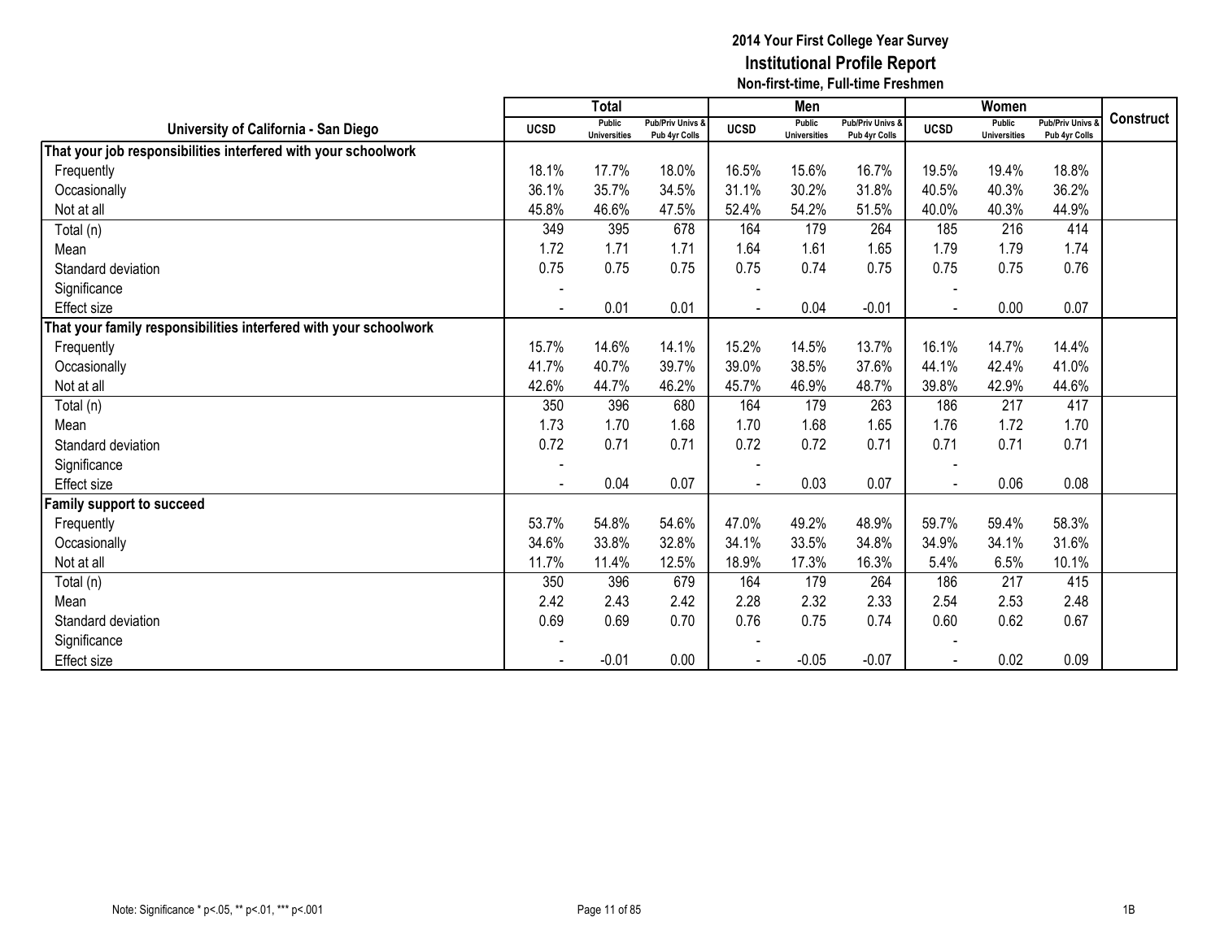# 2014 Your First College Year Survey
## Institutional Profile Report
### Non-first-time, Full-time Freshmen

| University of California - San Diego | Total | | | Men | | | Women | | | Construct |
|---|---|---|---|---|---|---|---|---|---|---|
| | UCSD | Public Universities | Pub/Priv Univs & Pub 4yr Colls | UCSD | Public Universities | Pub/Priv Univs & Pub 4yr Colls | UCSD | Public Universities | Pub/Priv Univs & Pub 4yr Colls | |
| **That your job responsibilities interfered with your schoolwork** | | | | | | | | | | |
| Frequently | 18.1% | 17.7% | 18.0% | 16.5% | 15.6% | 16.7% | 19.5% | 19.4% | 18.8% | |
| Occasionally | 36.1% | 35.7% | 34.5% | 31.1% | 30.2% | 31.8% | 40.5% | 40.3% | 36.2% | |
| Not at all | 45.8% | 46.6% | 47.5% | 52.4% | 54.2% | 51.5% | 40.0% | 40.3% | 44.9% | |
| Total (n) | 349 | 395 | 678 | 164 | 179 | 264 | 185 | 216 | 414 | |
| Mean | 1.72 | 1.71 | 1.71 | 1.64 | 1.61 | 1.65 | 1.79 | 1.79 | 1.74 | |
| Standard deviation | 0.75 | 0.75 | 0.75 | 0.75 | 0.74 | 0.75 | 0.75 | 0.75 | 0.76 | |
| Significance | - | | | - | | | - | | | |
| Effect size | - | 0.01 | 0.01 | - | 0.04 | -0.01 | - | 0.00 | 0.07 | |
| **That your family responsibilities interfered with your schoolwork** | | | | | | | | | | |
| Frequently | 15.7% | 14.6% | 14.1% | 15.2% | 14.5% | 13.7% | 16.1% | 14.7% | 14.4% | |
| Occasionally | 41.7% | 40.7% | 39.7% | 39.0% | 38.5% | 37.6% | 44.1% | 42.4% | 41.0% | |
| Not at all | 42.6% | 44.7% | 46.2% | 45.7% | 46.9% | 48.7% | 39.8% | 42.9% | 44.6% | |
| Total (n) | 350 | 396 | 680 | 164 | 179 | 263 | 186 | 217 | 417 | |
| Mean | 1.73 | 1.70 | 1.68 | 1.70 | 1.68 | 1.65 | 1.76 | 1.72 | 1.70 | |
| Standard deviation | 0.72 | 0.71 | 0.71 | 0.72 | 0.72 | 0.71 | 0.71 | 0.71 | 0.71 | |
| Significance | - | | | - | | | - | | | |
| Effect size | - | 0.04 | 0.07 | - | 0.03 | 0.07 | - | 0.06 | 0.08 | |
| **Family support to succeed** | | | | | | | | | | |
| Frequently | 53.7% | 54.8% | 54.6% | 47.0% | 49.2% | 48.9% | 59.7% | 59.4% | 58.3% | |
| Occasionally | 34.6% | 33.8% | 32.8% | 34.1% | 33.5% | 34.8% | 34.9% | 34.1% | 31.6% | |
| Not at all | 11.7% | 11.4% | 12.5% | 18.9% | 17.3% | 16.3% | 5.4% | 6.5% | 10.1% | |
| Total (n) | 350 | 396 | 679 | 164 | 179 | 264 | 186 | 217 | 415 | |
| Mean | 2.42 | 2.43 | 2.42 | 2.28 | 2.32 | 2.33 | 2.54 | 2.53 | 2.48 | |
| Standard deviation | 0.69 | 0.69 | 0.70 | 0.76 | 0.75 | 0.74 | 0.60 | 0.62 | 0.67 | |
| Significance | - | | | - | | | - | | | |
| Effect size | - | -0.01 | 0.00 | - | -0.05 | -0.07 | - | 0.02 | 0.09 | |

Note: Significance * p<.05, ** p<.01, *** p<.001

1B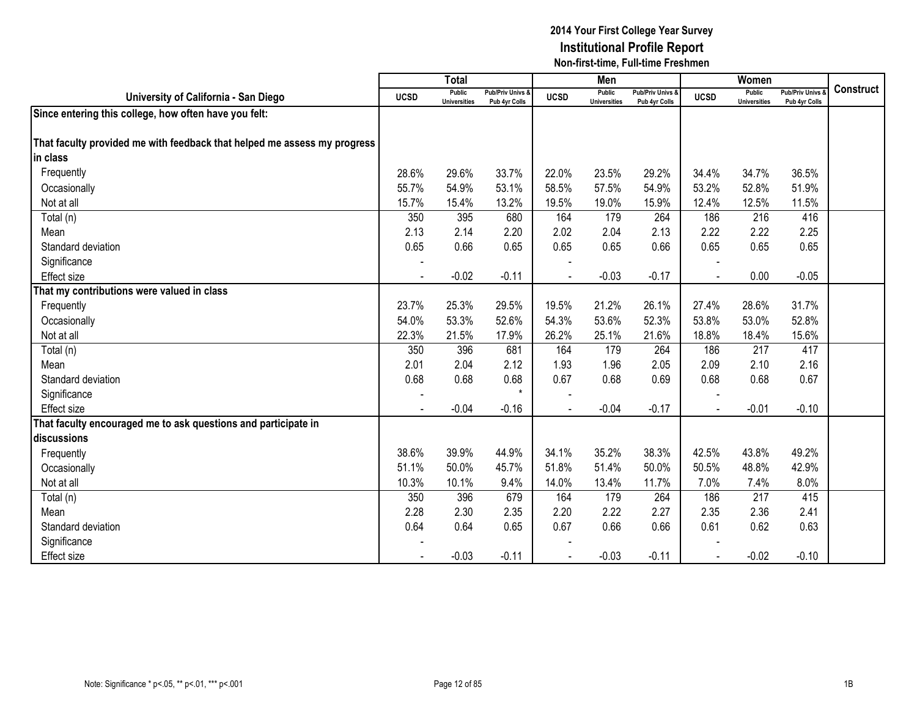# 2014 Your First College Year Survey
## Institutional Profile Report
### Non-first-time, Full-time Freshmen

| University of California - San Diego | Total | | | Men | | | Women | | | Construct |
|---|---|---|---|---|---|---|---|---|---|---|
| | UCSD | Public Universities | Pub/Priv Univs & Pub 4yr Colls | UCSD | Public Universities | Pub/Priv Univs & Pub 4yr Colls | UCSD | Public Universities | Pub/Priv Univs & Pub 4yr Colls | |
| **Since entering this college, how often have you felt:** | | | | | | | | | | |
| **That faculty provided me with feedback that helped me assess my progress in class** | | | | | | | | | | |
| Frequently | 28.6% | 29.6% | 33.7% | 22.0% | 23.5% | 29.2% | 34.4% | 34.7% | 36.5% | |
| Occasionally | 55.7% | 54.9% | 53.1% | 58.5% | 57.5% | 54.9% | 53.2% | 52.8% | 51.9% | |
| Not at all | 15.7% | 15.4% | 13.2% | 19.5% | 19.0% | 15.9% | 12.4% | 12.5% | 11.5% | |
| Total (n) | 350 | 395 | 680 | 164 | 179 | 264 | 186 | 216 | 416 | |
| Mean | 2.13 | 2.14 | 2.20 | 2.02 | 2.04 | 2.13 | 2.22 | 2.22 | 2.25 | |
| Standard deviation | 0.65 | 0.66 | 0.65 | 0.65 | 0.65 | 0.66 | 0.65 | 0.65 | 0.65 | |
| Significance | - | | | - | | | - | | | |
| Effect size | - | -0.02 | -0.11 | - | -0.03 | -0.17 | - | 0.00 | -0.05 | |
| **That my contributions were valued in class** | | | | | | | | | | |
| Frequently | 23.7% | 25.3% | 29.5% | 19.5% | 21.2% | 26.1% | 27.4% | 28.6% | 31.7% | |
| Occasionally | 54.0% | 53.3% | 52.6% | 54.3% | 53.6% | 52.3% | 53.8% | 53.0% | 52.8% | |
| Not at all | 22.3% | 21.5% | 17.9% | 26.2% | 25.1% | 21.6% | 18.8% | 18.4% | 15.6% | |
| Total (n) | 350 | 396 | 681 | 164 | 179 | 264 | 186 | 217 | 417 | |
| Mean | 2.01 | 2.04 | 2.12 | 1.93 | 1.96 | 2.05 | 2.09 | 2.10 | 2.16 | |
| Standard deviation | 0.68 | 0.68 | 0.68 | 0.67 | 0.68 | 0.69 | 0.68 | 0.68 | 0.67 | |
| Significance | - | | * | - | | | - | | | |
| Effect size | - | -0.04 | -0.16 | - | -0.04 | -0.17 | - | -0.01 | -0.10 | |
| **That faculty encouraged me to ask questions and participate in discussions** | | | | | | | | | | |
| Frequently | 38.6% | 39.9% | 44.9% | 34.1% | 35.2% | 38.3% | 42.5% | 43.8% | 49.2% | |
| Occasionally | 51.1% | 50.0% | 45.7% | 51.8% | 51.4% | 50.0% | 50.5% | 48.8% | 42.9% | |
| Not at all | 10.3% | 10.1% | 9.4% | 14.0% | 13.4% | 11.7% | 7.0% | 7.4% | 8.0% | |
| Total (n) | 350 | 396 | 679 | 164 | 179 | 264 | 186 | 217 | 415 | |
| Mean | 2.28 | 2.30 | 2.35 | 2.20 | 2.22 | 2.27 | 2.35 | 2.36 | 2.41 | |
| Standard deviation | 0.64 | 0.64 | 0.65 | 0.67 | 0.66 | 0.66 | 0.61 | 0.62 | 0.63 | |
| Significance | - | | | - | | | - | | | |
| Effect size | - | -0.03 | -0.11 | - | -0.03 | -0.11 | - | -0.02 | -0.10 | |

Note: Significance * p<.05, ** p<.01, *** p<.001

1B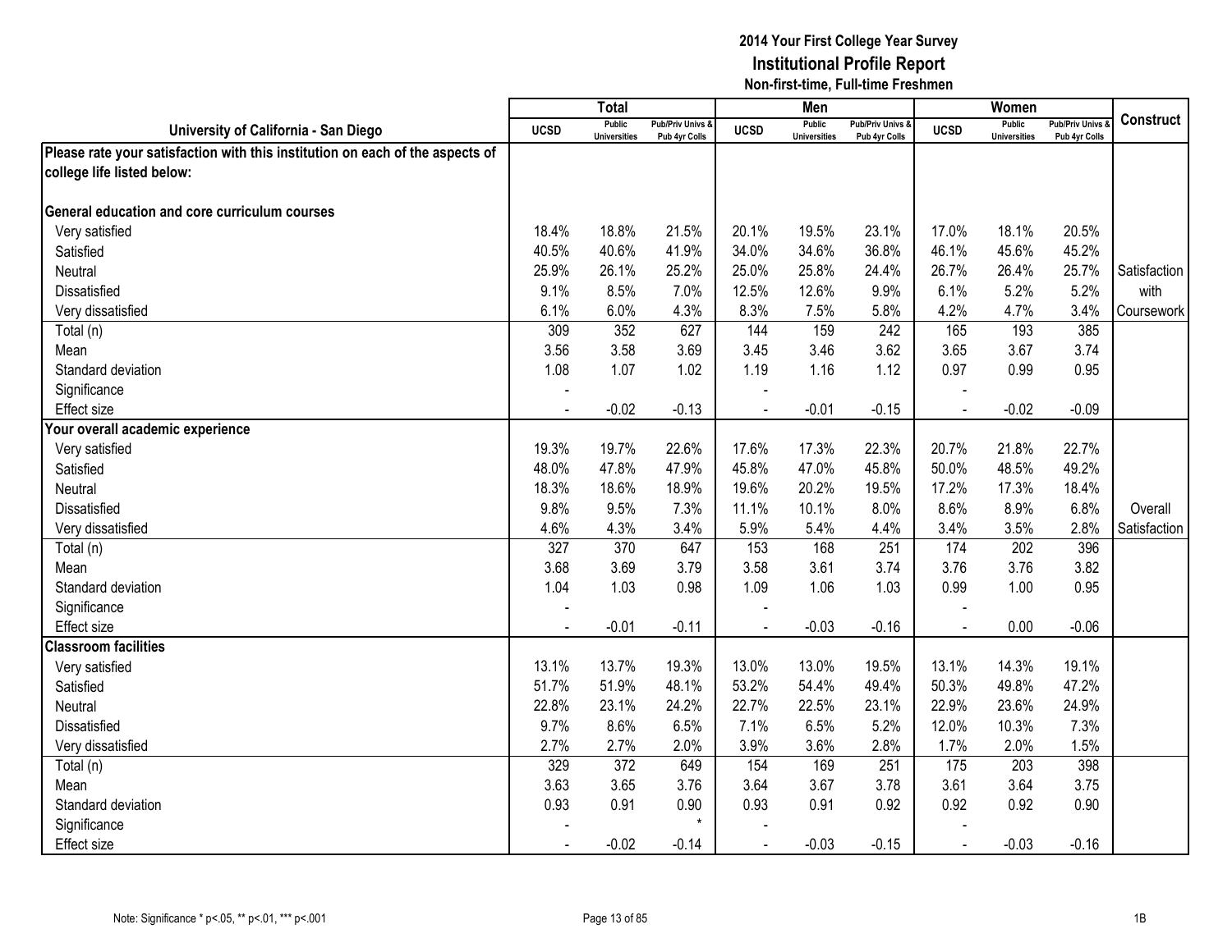# 2014 Your First College Year Survey
## Institutional Profile Report
### Non-first-time, Full-time Freshmen

| University of California - San Diego | Total | | | Men | | | Women | | | Construct |
|---|---|---|---|---|---|---|---|---|---|---|
| | UCSD | Public Universities | Pub/Priv Univs & Pub 4yr Colls | UCSD | Public Universities | Pub/Priv Univs & Pub 4yr Colls | UCSD | Public Universities | Pub/Priv Univs & Pub 4yr Colls | |
| **Please rate your satisfaction with this institution on each of the aspects of college life listed below:** | | | | | | | | | | |
| **General education and core curriculum courses** | | | | | | | | | | |
| Very satisfied | 18.4% | 18.8% | 21.5% | 20.1% | 19.5% | 23.1% | 17.0% | 18.1% | 20.5% | |
| Satisfied | 40.5% | 40.6% | 41.9% | 34.0% | 34.6% | 36.8% | 46.1% | 45.6% | 45.2% | |
| Neutral | 25.9% | 26.1% | 25.2% | 25.0% | 25.8% | 24.4% | 26.7% | 26.4% | 25.7% | Satisfaction |
| Dissatisfied | 9.1% | 8.5% | 7.0% | 12.5% | 12.6% | 9.9% | 6.1% | 5.2% | 5.2% | with |
| Very dissatisfied | 6.1% | 6.0% | 4.3% | 8.3% | 7.5% | 5.8% | 4.2% | 4.7% | 3.4% | Coursework |
| Total (n) | 309 | 352 | 627 | 144 | 159 | 242 | 165 | 193 | 385 | |
| Mean | 3.56 | 3.58 | 3.69 | 3.45 | 3.46 | 3.62 | 3.65 | 3.67 | 3.74 | |
| Standard deviation | 1.08 | 1.07 | 1.02 | 1.19 | 1.16 | 1.12 | 0.97 | 0.99 | 0.95 | |
| Significance | - | | | - | | | - | | | |
| Effect size | - | -0.02 | -0.13 | - | -0.01 | -0.15 | - | -0.02 | -0.09 | |
| **Your overall academic experience** | | | | | | | | | | |
| Very satisfied | 19.3% | 19.7% | 22.6% | 17.6% | 17.3% | 22.3% | 20.7% | 21.8% | 22.7% | |
| Satisfied | 48.0% | 47.8% | 47.9% | 45.8% | 47.0% | 45.8% | 50.0% | 48.5% | 49.2% | |
| Neutral | 18.3% | 18.6% | 18.9% | 19.6% | 20.2% | 19.5% | 17.2% | 17.3% | 18.4% | |
| Dissatisfied | 9.8% | 9.5% | 7.3% | 11.1% | 10.1% | 8.0% | 8.6% | 8.9% | 6.8% | Overall |
| Very dissatisfied | 4.6% | 4.3% | 3.4% | 5.9% | 5.4% | 4.4% | 3.4% | 3.5% | 2.8% | Satisfaction |
| Total (n) | 327 | 370 | 647 | 153 | 168 | 251 | 174 | 202 | 396 | |
| Mean | 3.68 | 3.69 | 3.79 | 3.58 | 3.61 | 3.74 | 3.76 | 3.76 | 3.82 | |
| Standard deviation | 1.04 | 1.03 | 0.98 | 1.09 | 1.06 | 1.03 | 0.99 | 1.00 | 0.95 | |
| Significance | - | | | - | | | - | | | |
| Effect size | - | -0.01 | -0.11 | - | -0.03 | -0.16 | - | 0.00 | -0.06 | |
| **Classroom facilities** | | | | | | | | | | |
| Very satisfied | 13.1% | 13.7% | 19.3% | 13.0% | 13.0% | 19.5% | 13.1% | 14.3% | 19.1% | |
| Satisfied | 51.7% | 51.9% | 48.1% | 53.2% | 54.4% | 49.4% | 50.3% | 49.8% | 47.2% | |
| Neutral | 22.8% | 23.1% | 24.2% | 22.7% | 22.5% | 23.1% | 22.9% | 23.6% | 24.9% | |
| Dissatisfied | 9.7% | 8.6% | 6.5% | 7.1% | 6.5% | 5.2% | 12.0% | 10.3% | 7.3% | |
| Very dissatisfied | 2.7% | 2.7% | 2.0% | 3.9% | 3.6% | 2.8% | 1.7% | 2.0% | 1.5% | |
| Total (n) | 329 | 372 | 649 | 154 | 169 | 251 | 175 | 203 | 398 | |
| Mean | 3.63 | 3.65 | 3.76 | 3.64 | 3.67 | 3.78 | 3.61 | 3.64 | 3.75 | |
| Standard deviation | 0.93 | 0.91 | 0.90 | 0.93 | 0.91 | 0.92 | 0.92 | 0.92 | 0.90 | |
| Significance | - | | * | - | | | - | | | |
| Effect size | - | -0.02 | -0.14 | - | -0.03 | -0.15 | - | -0.03 | -0.16 | |

Note: Significance * p<.05, ** p<.01, *** p<.001

1B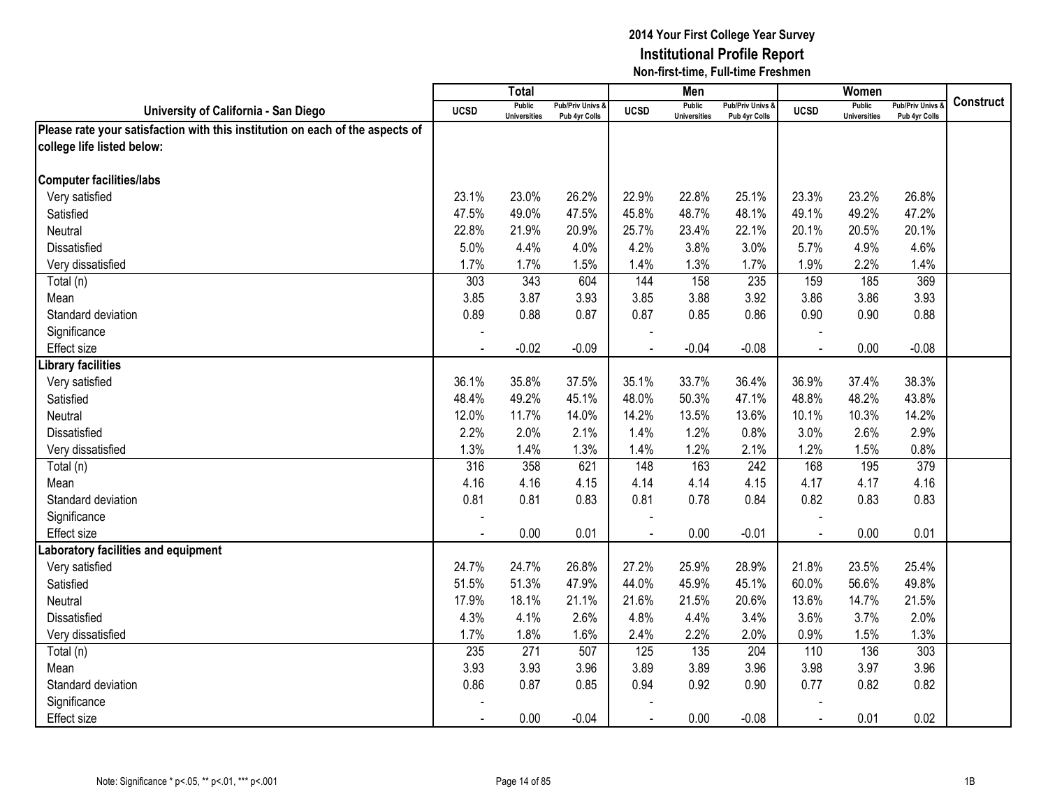# 2014 Your First College Year Survey
## Institutional Profile Report
### Non-first-time, Full-time Freshmen

| University of California - San Diego | Total | | | Men | | | Women | | | Construct |
|---|---|---|---|---|---|---|---|---|---|---|
| | UCSD | Public Universities | Pub/Priv Univs & Pub 4yr Colls | UCSD | Public Universities | Pub/Priv Univs & Pub 4yr Colls | UCSD | Public Universities | Pub/Priv Univs & Pub 4yr Colls | |
| **Please rate your satisfaction with this institution on each of the aspects of college life listed below:** | | | | | | | | | | |
| **Computer facilities/labs** | | | | | | | | | | |
| Very satisfied | 23.1% | 23.0% | 26.2% | 22.9% | 22.8% | 25.1% | 23.3% | 23.2% | 26.8% | |
| Satisfied | 47.5% | 49.0% | 47.5% | 45.8% | 48.7% | 48.1% | 49.1% | 49.2% | 47.2% | |
| Neutral | 22.8% | 21.9% | 20.9% | 25.7% | 23.4% | 22.1% | 20.1% | 20.5% | 20.1% | |
| Dissatisfied | 5.0% | 4.4% | 4.0% | 4.2% | 3.8% | 3.0% | 5.7% | 4.9% | 4.6% | |
| Very dissatisfied | 1.7% | 1.7% | 1.5% | 1.4% | 1.3% | 1.7% | 1.9% | 2.2% | 1.4% | |
| Total (n) | 303 | 343 | 604 | 144 | 158 | 235 | 159 | 185 | 369 | |
| Mean | 3.85 | 3.87 | 3.93 | 3.85 | 3.88 | 3.92 | 3.86 | 3.86 | 3.93 | |
| Standard deviation | 0.89 | 0.88 | 0.87 | 0.87 | 0.85 | 0.86 | 0.90 | 0.90 | 0.88 | |
| Significance | - | | | - | | | - | | | |
| Effect size | - | -0.02 | -0.09 | - | -0.04 | -0.08 | - | 0.00 | -0.08 | |
| **Library facilities** | | | | | | | | | | |
| Very satisfied | 36.1% | 35.8% | 37.5% | 35.1% | 33.7% | 36.4% | 36.9% | 37.4% | 38.3% | |
| Satisfied | 48.4% | 49.2% | 45.1% | 48.0% | 50.3% | 47.1% | 48.8% | 48.2% | 43.8% | |
| Neutral | 12.0% | 11.7% | 14.0% | 14.2% | 13.5% | 13.6% | 10.1% | 10.3% | 14.2% | |
| Dissatisfied | 2.2% | 2.0% | 2.1% | 1.4% | 1.2% | 0.8% | 3.0% | 2.6% | 2.9% | |
| Very dissatisfied | 1.3% | 1.4% | 1.3% | 1.4% | 1.2% | 2.1% | 1.2% | 1.5% | 0.8% | |
| Total (n) | 316 | 358 | 621 | 148 | 163 | 242 | 168 | 195 | 379 | |
| Mean | 4.16 | 4.16 | 4.15 | 4.14 | 4.14 | 4.15 | 4.17 | 4.17 | 4.16 | |
| Standard deviation | 0.81 | 0.81 | 0.83 | 0.81 | 0.78 | 0.84 | 0.82 | 0.83 | 0.83 | |
| Significance | - | | | - | | | - | | | |
| Effect size | - | 0.00 | 0.01 | - | 0.00 | -0.01 | - | 0.00 | 0.01 | |
| **Laboratory facilities and equipment** | | | | | | | | | | |
| Very satisfied | 24.7% | 24.7% | 26.8% | 27.2% | 25.9% | 28.9% | 21.8% | 23.5% | 25.4% | |
| Satisfied | 51.5% | 51.3% | 47.9% | 44.0% | 45.9% | 45.1% | 60.0% | 56.6% | 49.8% | |
| Neutral | 17.9% | 18.1% | 21.1% | 21.6% | 21.5% | 20.6% | 13.6% | 14.7% | 21.5% | |
| Dissatisfied | 4.3% | 4.1% | 2.6% | 4.8% | 4.4% | 3.4% | 3.6% | 3.7% | 2.0% | |
| Very dissatisfied | 1.7% | 1.8% | 1.6% | 2.4% | 2.2% | 2.0% | 0.9% | 1.5% | 1.3% | |
| Total (n) | 235 | 271 | 507 | 125 | 135 | 204 | 110 | 136 | 303 | |
| Mean | 3.93 | 3.93 | 3.96 | 3.89 | 3.89 | 3.96 | 3.98 | 3.97 | 3.96 | |
| Standard deviation | 0.86 | 0.87 | 0.85 | 0.94 | 0.92 | 0.90 | 0.77 | 0.82 | 0.82 | |
| Significance | - | | | - | | | - | | | |
| Effect size | - | 0.00 | -0.04 | - | 0.00 | -0.08 | - | 0.01 | 0.02 | |

Note: Significance * p<.05, ** p<.01, *** p<.001

1B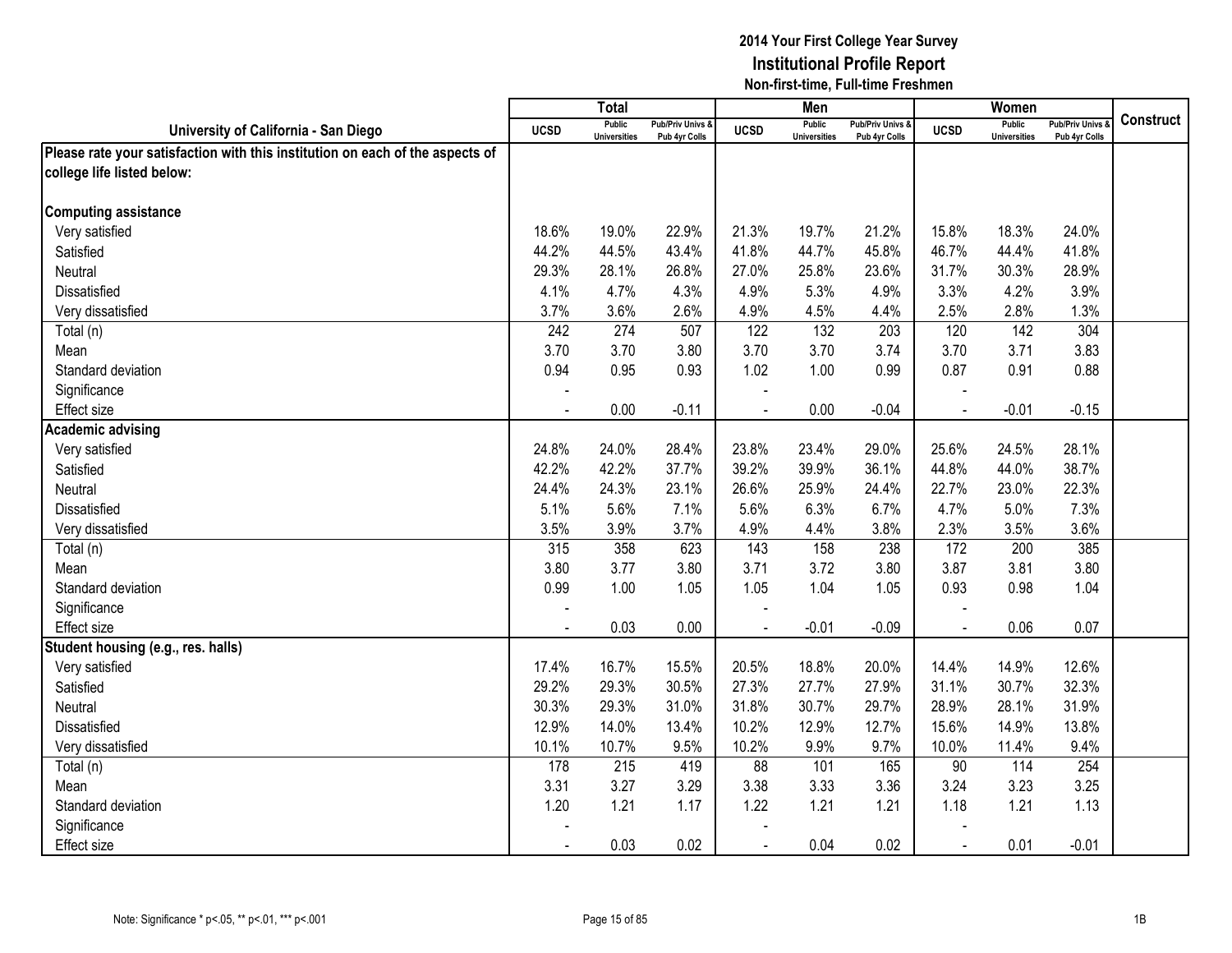# 2014 Your First College Year Survey
## Institutional Profile Report
### Non-first-time, Full-time Freshmen

| University of California - San Diego | Total | | | Men | | | Women | | | Construct |
|---|---|---|---|---|---|---|---|---|---|---|
| | UCSD | Public Universities | Pub/Priv Univs & Pub 4yr Colls | UCSD | Public Universities | Pub/Priv Univs & Pub 4yr Colls | UCSD | Public Universities | Pub/Priv Univs & Pub 4yr Colls | |
| **Please rate your satisfaction with this institution on each of the aspects of college life listed below:** | | | | | | | | | | |
| **Computing assistance** | | | | | | | | | | |
| Very satisfied | 18.6% | 19.0% | 22.9% | 21.3% | 19.7% | 21.2% | 15.8% | 18.3% | 24.0% | |
| Satisfied | 44.2% | 44.5% | 43.4% | 41.8% | 44.7% | 45.8% | 46.7% | 44.4% | 41.8% | |
| Neutral | 29.3% | 28.1% | 26.8% | 27.0% | 25.8% | 23.6% | 31.7% | 30.3% | 28.9% | |
| Dissatisfied | 4.1% | 4.7% | 4.3% | 4.9% | 5.3% | 4.9% | 3.3% | 4.2% | 3.9% | |
| Very dissatisfied | 3.7% | 3.6% | 2.6% | 4.9% | 4.5% | 4.4% | 2.5% | 2.8% | 1.3% | |
| Total (n) | 242 | 274 | 507 | 122 | 132 | 203 | 120 | 142 | 304 | |
| Mean | 3.70 | 3.70 | 3.80 | 3.70 | 3.70 | 3.74 | 3.70 | 3.71 | 3.83 | |
| Standard deviation | 0.94 | 0.95 | 0.93 | 1.02 | 1.00 | 0.99 | 0.87 | 0.91 | 0.88 | |
| Significance | - | | | - | | | - | | | |
| Effect size | - | 0.00 | -0.11 | - | 0.00 | -0.04 | - | -0.01 | -0.15 | |
| **Academic advising** | | | | | | | | | | |
| Very satisfied | 24.8% | 24.0% | 28.4% | 23.8% | 23.4% | 29.0% | 25.6% | 24.5% | 28.1% | |
| Satisfied | 42.2% | 42.2% | 37.7% | 39.2% | 39.9% | 36.1% | 44.8% | 44.0% | 38.7% | |
| Neutral | 24.4% | 24.3% | 23.1% | 26.6% | 25.9% | 24.4% | 22.7% | 23.0% | 22.3% | |
| Dissatisfied | 5.1% | 5.6% | 7.1% | 5.6% | 6.3% | 6.7% | 4.7% | 5.0% | 7.3% | |
| Very dissatisfied | 3.5% | 3.9% | 3.7% | 4.9% | 4.4% | 3.8% | 2.3% | 3.5% | 3.6% | |
| Total (n) | 315 | 358 | 623 | 143 | 158 | 238 | 172 | 200 | 385 | |
| Mean | 3.80 | 3.77 | 3.80 | 3.71 | 3.72 | 3.80 | 3.87 | 3.81 | 3.80 | |
| Standard deviation | 0.99 | 1.00 | 1.05 | 1.05 | 1.04 | 1.05 | 0.93 | 0.98 | 1.04 | |
| Significance | - | | | - | | | - | | | |
| Effect size | - | 0.03 | 0.00 | - | -0.01 | -0.09 | - | 0.06 | 0.07 | |
| **Student housing (e.g., res. halls)** | | | | | | | | | | |
| Very satisfied | 17.4% | 16.7% | 15.5% | 20.5% | 18.8% | 20.0% | 14.4% | 14.9% | 12.6% | |
| Satisfied | 29.2% | 29.3% | 30.5% | 27.3% | 27.7% | 27.9% | 31.1% | 30.7% | 32.3% | |
| Neutral | 30.3% | 29.3% | 31.0% | 31.8% | 30.7% | 29.7% | 28.9% | 28.1% | 31.9% | |
| Dissatisfied | 12.9% | 14.0% | 13.4% | 10.2% | 12.9% | 12.7% | 15.6% | 14.9% | 13.8% | |
| Very dissatisfied | 10.1% | 10.7% | 9.5% | 10.2% | 9.9% | 9.7% | 10.0% | 11.4% | 9.4% | |
| Total (n) | 178 | 215 | 419 | 88 | 101 | 165 | 90 | 114 | 254 | |
| Mean | 3.31 | 3.27 | 3.29 | 3.38 | 3.33 | 3.36 | 3.24 | 3.23 | 3.25 | |
| Standard deviation | 1.20 | 1.21 | 1.17 | 1.22 | 1.21 | 1.21 | 1.18 | 1.21 | 1.13 | |
| Significance | - | | | - | | | - | | | |
| Effect size | - | 0.03 | 0.02 | - | 0.04 | 0.02 | - | 0.01 | -0.01 | |

Note: Significance * p<.05, ** p<.01, *** p<.001

1B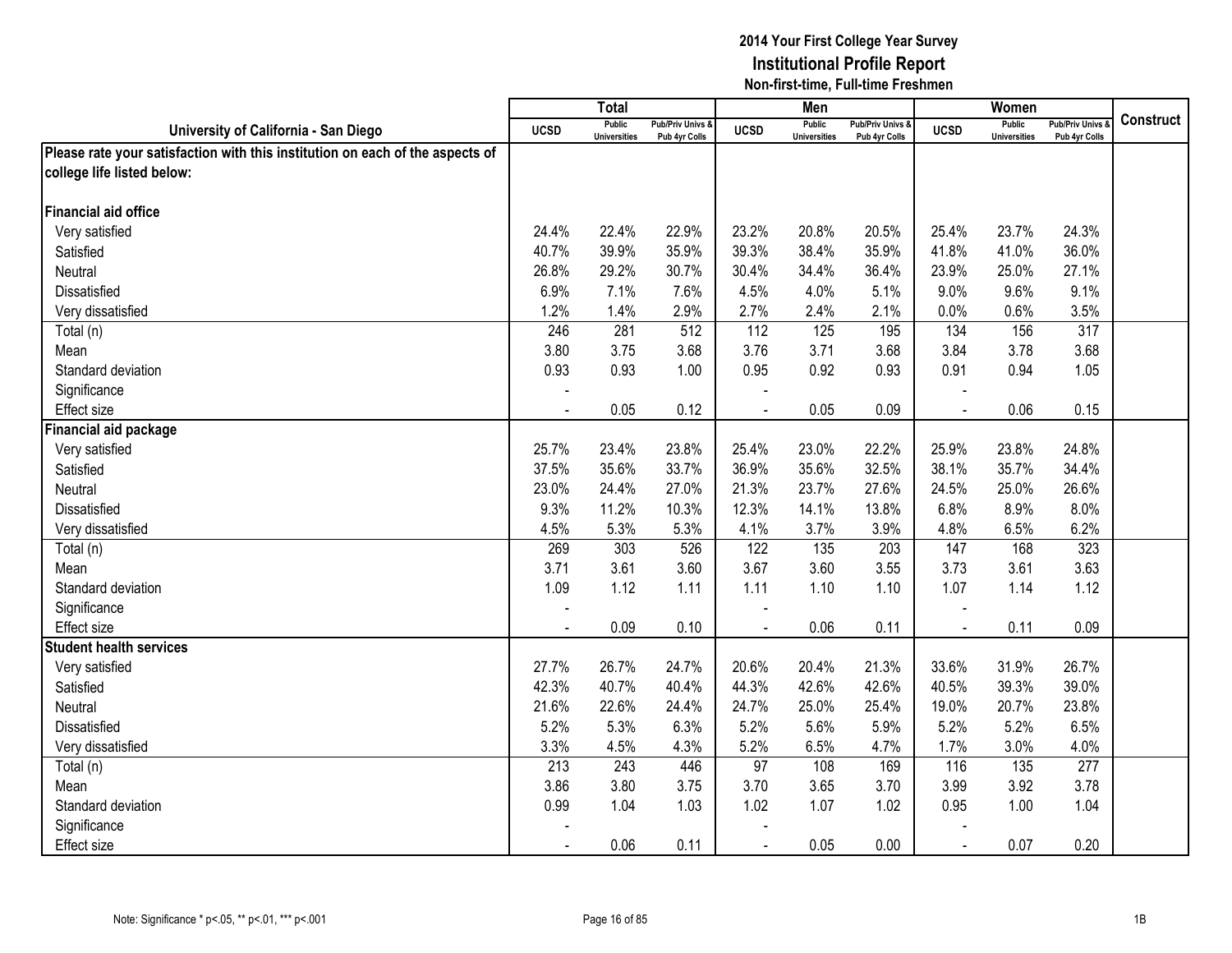# 2014 Your First College Year Survey
## Institutional Profile Report
### Non-first-time, Full-time Freshmen

| University of California - San Diego | Total | | | Men | | | Women | | | Construct |
|---|---|---|---|---|---|---|---|---|---|---|
| | UCSD | Public Universities | Pub/Priv Univs & Pub 4yr Colls | UCSD | Public Universities | Pub/Priv Univs & Pub 4yr Colls | UCSD | Public Universities | Pub/Priv Univs & Pub 4yr Colls | |
| **Please rate your satisfaction with this institution on each of the aspects of college life listed below:** | | | | | | | | | | |
| **Financial aid office** | | | | | | | | | | |
| Very satisfied | 24.4% | 22.4% | 22.9% | 23.2% | 20.8% | 20.5% | 25.4% | 23.7% | 24.3% | |
| Satisfied | 40.7% | 39.9% | 35.9% | 39.3% | 38.4% | 35.9% | 41.8% | 41.0% | 36.0% | |
| Neutral | 26.8% | 29.2% | 30.7% | 30.4% | 34.4% | 36.4% | 23.9% | 25.0% | 27.1% | |
| Dissatisfied | 6.9% | 7.1% | 7.6% | 4.5% | 4.0% | 5.1% | 9.0% | 9.6% | 9.1% | |
| Very dissatisfied | 1.2% | 1.4% | 2.9% | 2.7% | 2.4% | 2.1% | 0.0% | 0.6% | 3.5% | |
| Total (n) | 246 | 281 | 512 | 112 | 125 | 195 | 134 | 156 | 317 | |
| Mean | 3.80 | 3.75 | 3.68 | 3.76 | 3.71 | 3.68 | 3.84 | 3.78 | 3.68 | |
| Standard deviation | 0.93 | 0.93 | 1.00 | 0.95 | 0.92 | 0.93 | 0.91 | 0.94 | 1.05 | |
| Significance | - | | | - | | | - | | | |
| Effect size | - | 0.05 | 0.12 | - | 0.05 | 0.09 | - | 0.06 | 0.15 | |
| **Financial aid package** | | | | | | | | | | |
| Very satisfied | 25.7% | 23.4% | 23.8% | 25.4% | 23.0% | 22.2% | 25.9% | 23.8% | 24.8% | |
| Satisfied | 37.5% | 35.6% | 33.7% | 36.9% | 35.6% | 32.5% | 38.1% | 35.7% | 34.4% | |
| Neutral | 23.0% | 24.4% | 27.0% | 21.3% | 23.7% | 27.6% | 24.5% | 25.0% | 26.6% | |
| Dissatisfied | 9.3% | 11.2% | 10.3% | 12.3% | 14.1% | 13.8% | 6.8% | 8.9% | 8.0% | |
| Very dissatisfied | 4.5% | 5.3% | 5.3% | 4.1% | 3.7% | 3.9% | 4.8% | 6.5% | 6.2% | |
| Total (n) | 269 | 303 | 526 | 122 | 135 | 203 | 147 | 168 | 323 | |
| Mean | 3.71 | 3.61 | 3.60 | 3.67 | 3.60 | 3.55 | 3.73 | 3.61 | 3.63 | |
| Standard deviation | 1.09 | 1.12 | 1.11 | 1.11 | 1.10 | 1.10 | 1.07 | 1.14 | 1.12 | |
| Significance | - | | | - | | | - | | | |
| Effect size | - | 0.09 | 0.10 | - | 0.06 | 0.11 | - | 0.11 | 0.09 | |
| **Student health services** | | | | | | | | | | |
| Very satisfied | 27.7% | 26.7% | 24.7% | 20.6% | 20.4% | 21.3% | 33.6% | 31.9% | 26.7% | |
| Satisfied | 42.3% | 40.7% | 40.4% | 44.3% | 42.6% | 42.6% | 40.5% | 39.3% | 39.0% | |
| Neutral | 21.6% | 22.6% | 24.4% | 24.7% | 25.0% | 25.4% | 19.0% | 20.7% | 23.8% | |
| Dissatisfied | 5.2% | 5.3% | 6.3% | 5.2% | 5.6% | 5.9% | 5.2% | 5.2% | 6.5% | |
| Very dissatisfied | 3.3% | 4.5% | 4.3% | 5.2% | 6.5% | 4.7% | 1.7% | 3.0% | 4.0% | |
| Total (n) | 213 | 243 | 446 | 97 | 108 | 169 | 116 | 135 | 277 | |
| Mean | 3.86 | 3.80 | 3.75 | 3.70 | 3.65 | 3.70 | 3.99 | 3.92 | 3.78 | |
| Standard deviation | 0.99 | 1.04 | 1.03 | 1.02 | 1.07 | 1.02 | 0.95 | 1.00 | 1.04 | |
| Significance | - | | | - | | | - | | | |
| Effect size | - | 0.06 | 0.11 | - | 0.05 | 0.00 | - | 0.07 | 0.20 | |

Note: Significance * p<.05, ** p<.01, *** p<.001

1B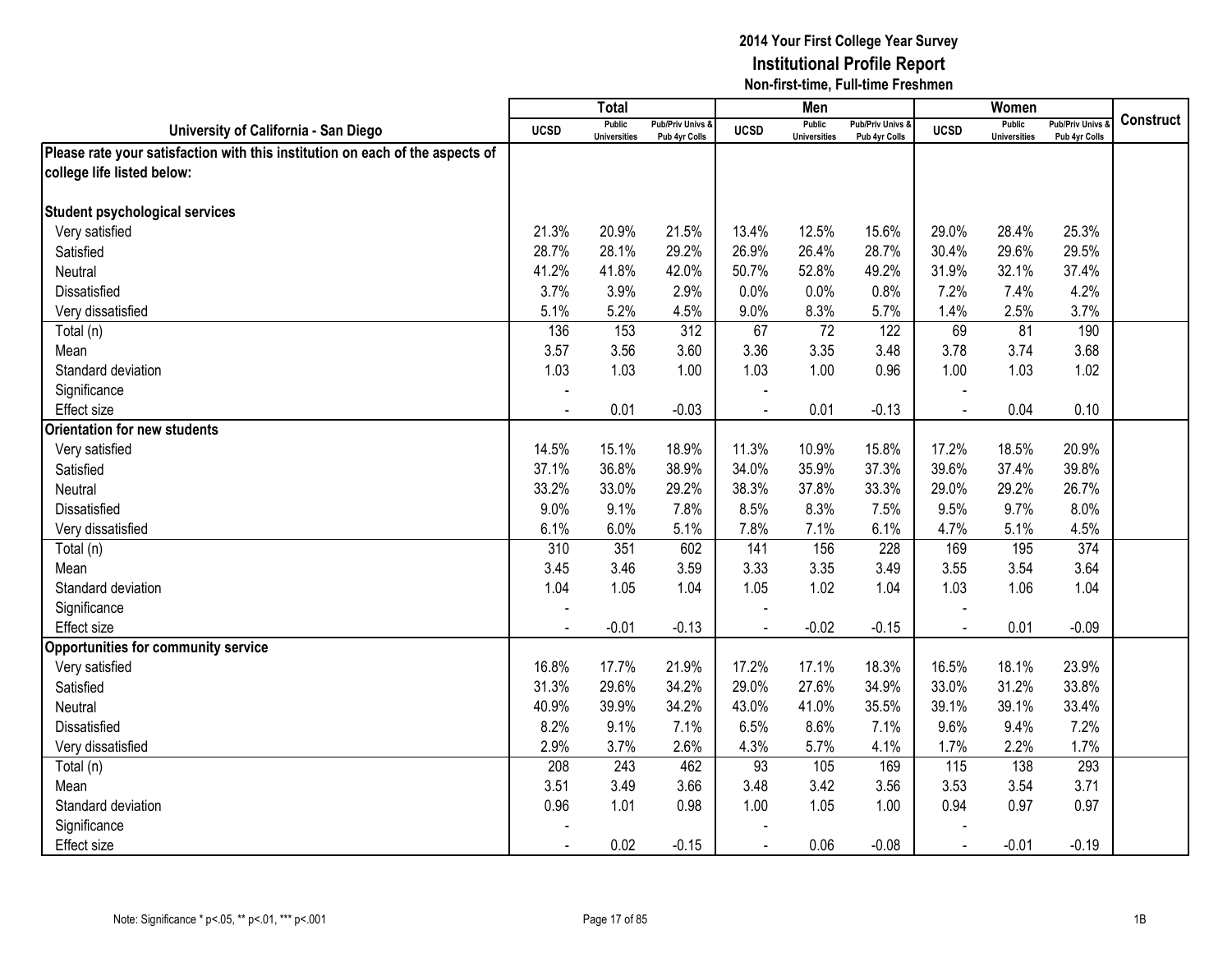# 2014 Your First College Year Survey
## Institutional Profile Report
### Non-first-time, Full-time Freshmen

| University of California - San Diego | Total | | | Men | | | Women | | | Construct |
|---|---|---|---|---|---|---|---|---|---|---|
| | UCSD | Public Universities | Pub/Priv Univs & Pub 4yr Colls | UCSD | Public Universities | Pub/Priv Univs & Pub 4yr Colls | UCSD | Public Universities | Pub/Priv Univs & Pub 4yr Colls | |
| **Please rate your satisfaction with this institution on each of the aspects of college life listed below:** | | | | | | | | | | |
| **Student psychological services** | | | | | | | | | | |
| Very satisfied | 21.3% | 20.9% | 21.5% | 13.4% | 12.5% | 15.6% | 29.0% | 28.4% | 25.3% | |
| Satisfied | 28.7% | 28.1% | 29.2% | 26.9% | 26.4% | 28.7% | 30.4% | 29.6% | 29.5% | |
| Neutral | 41.2% | 41.8% | 42.0% | 50.7% | 52.8% | 49.2% | 31.9% | 32.1% | 37.4% | |
| Dissatisfied | 3.7% | 3.9% | 2.9% | 0.0% | 0.0% | 0.8% | 7.2% | 7.4% | 4.2% | |
| Very dissatisfied | 5.1% | 5.2% | 4.5% | 9.0% | 8.3% | 5.7% | 1.4% | 2.5% | 3.7% | |
| Total (n) | 136 | 153 | 312 | 67 | 72 | 122 | 69 | 81 | 190 | |
| Mean | 3.57 | 3.56 | 3.60 | 3.36 | 3.35 | 3.48 | 3.78 | 3.74 | 3.68 | |
| Standard deviation | 1.03 | 1.03 | 1.00 | 1.03 | 1.00 | 0.96 | 1.00 | 1.03 | 1.02 | |
| Significance | - | | | - | | | - | | | |
| Effect size | - | 0.01 | -0.03 | - | 0.01 | -0.13 | - | 0.04 | 0.10 | |
| **Orientation for new students** | | | | | | | | | | |
| Very satisfied | 14.5% | 15.1% | 18.9% | 11.3% | 10.9% | 15.8% | 17.2% | 18.5% | 20.9% | |
| Satisfied | 37.1% | 36.8% | 38.9% | 34.0% | 35.9% | 37.3% | 39.6% | 37.4% | 39.8% | |
| Neutral | 33.2% | 33.0% | 29.2% | 38.3% | 37.8% | 33.3% | 29.0% | 29.2% | 26.7% | |
| Dissatisfied | 9.0% | 9.1% | 7.8% | 8.5% | 8.3% | 7.5% | 9.5% | 9.7% | 8.0% | |
| Very dissatisfied | 6.1% | 6.0% | 5.1% | 7.8% | 7.1% | 6.1% | 4.7% | 5.1% | 4.5% | |
| Total (n) | 310 | 351 | 602 | 141 | 156 | 228 | 169 | 195 | 374 | |
| Mean | 3.45 | 3.46 | 3.59 | 3.33 | 3.35 | 3.49 | 3.55 | 3.54 | 3.64 | |
| Standard deviation | 1.04 | 1.05 | 1.04 | 1.05 | 1.02 | 1.04 | 1.03 | 1.06 | 1.04 | |
| Significance | - | | | - | | | - | | | |
| Effect size | - | -0.01 | -0.13 | - | -0.02 | -0.15 | - | 0.01 | -0.09 | |
| **Opportunities for community service** | | | | | | | | | | |
| Very satisfied | 16.8% | 17.7% | 21.9% | 17.2% | 17.1% | 18.3% | 16.5% | 18.1% | 23.9% | |
| Satisfied | 31.3% | 29.6% | 34.2% | 29.0% | 27.6% | 34.9% | 33.0% | 31.2% | 33.8% | |
| Neutral | 40.9% | 39.9% | 34.2% | 43.0% | 41.0% | 35.5% | 39.1% | 39.1% | 33.4% | |
| Dissatisfied | 8.2% | 9.1% | 7.1% | 6.5% | 8.6% | 7.1% | 9.6% | 9.4% | 7.2% | |
| Very dissatisfied | 2.9% | 3.7% | 2.6% | 4.3% | 5.7% | 4.1% | 1.7% | 2.2% | 1.7% | |
| Total (n) | 208 | 243 | 462 | 93 | 105 | 169 | 115 | 138 | 293 | |
| Mean | 3.51 | 3.49 | 3.66 | 3.48 | 3.42 | 3.56 | 3.53 | 3.54 | 3.71 | |
| Standard deviation | 0.96 | 1.01 | 0.98 | 1.00 | 1.05 | 1.00 | 0.94 | 0.97 | 0.97 | |
| Significance | - | | | - | | | - | | | |
| Effect size | - | 0.02 | -0.15 | - | 0.06 | -0.08 | - | -0.01 | -0.19 | |

Note: Significance * p<.05, ** p<.01, *** p<.001

1B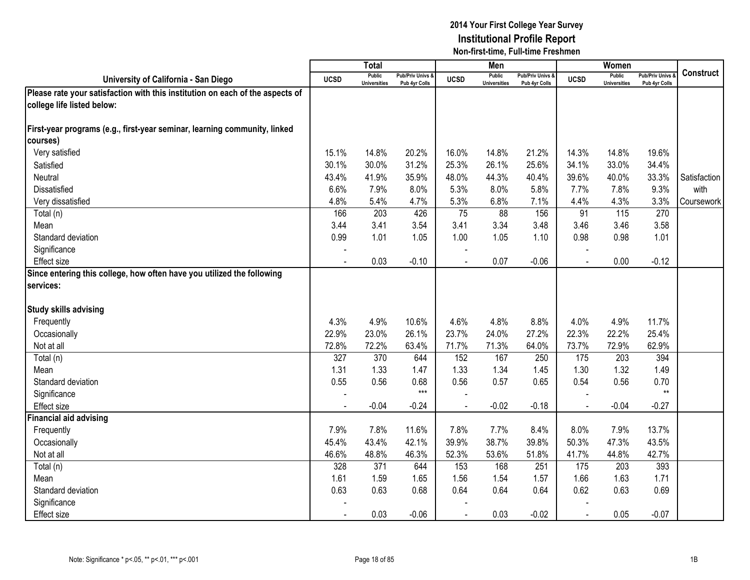# 2014 Your First College Year Survey
## Institutional Profile Report
### Non-first-time, Full-time Freshmen

| University of California - San Diego | Total | | | Men | | | Women | | | Construct |
|---|---|---|---|---|---|---|---|---|---|---|
| | UCSD | Public Universities | Pub/Priv Univs & Pub 4yr Colls | UCSD | Public Universities | Pub/Priv Univs & Pub 4yr Colls | UCSD | Public Universities | Pub/Priv Univs & Pub 4yr Colls | |
| **Please rate your satisfaction with this institution on each of the aspects of college life listed below:** | | | | | | | | | | |
| **First-year programs (e.g., first-year seminar, learning community, linked courses)** | | | | | | | | | | |
| Very satisfied | 15.1% | 14.8% | 20.2% | 16.0% | 14.8% | 21.2% | 14.3% | 14.8% | 19.6% | |
| Satisfied | 30.1% | 30.0% | 31.2% | 25.3% | 26.1% | 25.6% | 34.1% | 33.0% | 34.4% | |
| Neutral | 43.4% | 41.9% | 35.9% | 48.0% | 44.3% | 40.4% | 39.6% | 40.0% | 33.3% | Satisfaction with Coursework |
| Dissatisfied | 6.6% | 7.9% | 8.0% | 5.3% | 8.0% | 5.8% | 7.7% | 7.8% | 9.3% | |
| Very dissatisfied | 4.8% | 5.4% | 4.7% | 5.3% | 6.8% | 7.1% | 4.4% | 4.3% | 3.3% | |
| Total (n) | 166 | 203 | 426 | 75 | 88 | 156 | 91 | 115 | 270 | |
| Mean | 3.44 | 3.41 | 3.54 | 3.41 | 3.34 | 3.48 | 3.46 | 3.46 | 3.58 | |
| Standard deviation | 0.99 | 1.01 | 1.05 | 1.00 | 1.05 | 1.10 | 0.98 | 0.98 | 1.01 | |
| Significance | - | | | - | | | - | | | |
| Effect size | - | 0.03 | -0.10 | - | 0.07 | -0.06 | - | 0.00 | -0.12 | |
| **Since entering this college, how often have you utilized the following services:** | | | | | | | | | | |
| **Study skills advising** | | | | | | | | | | |
| Frequently | 4.3% | 4.9% | 10.6% | 4.6% | 4.8% | 8.8% | 4.0% | 4.9% | 11.7% | |
| Occasionally | 22.9% | 23.0% | 26.1% | 23.7% | 24.0% | 27.2% | 22.3% | 22.2% | 25.4% | |
| Not at all | 72.8% | 72.2% | 63.4% | 71.7% | 71.3% | 64.0% | 73.7% | 72.9% | 62.9% | |
| Total (n) | 327 | 370 | 644 | 152 | 167 | 250 | 175 | 203 | 394 | |
| Mean | 1.31 | 1.33 | 1.47 | 1.33 | 1.34 | 1.45 | 1.30 | 1.32 | 1.49 | |
| Standard deviation | 0.55 | 0.56 | 0.68 | 0.56 | 0.57 | 0.65 | 0.54 | 0.56 | 0.70 | |
| Significance | - | | *** | - | | | - | | ** | |
| Effect size | - | -0.04 | -0.24 | - | -0.02 | -0.18 | - | -0.04 | -0.27 | |
| **Financial aid advising** | | | | | | | | | | |
| Frequently | 7.9% | 7.8% | 11.6% | 7.8% | 7.7% | 8.4% | 8.0% | 7.9% | 13.7% | |
| Occasionally | 45.4% | 43.4% | 42.1% | 39.9% | 38.7% | 39.8% | 50.3% | 47.3% | 43.5% | |
| Not at all | 46.6% | 48.8% | 46.3% | 52.3% | 53.6% | 51.8% | 41.7% | 44.8% | 42.7% | |
| Total (n) | 328 | 371 | 644 | 153 | 168 | 251 | 175 | 203 | 393 | |
| Mean | 1.61 | 1.59 | 1.65 | 1.56 | 1.54 | 1.57 | 1.66 | 1.63 | 1.71 | |
| Standard deviation | 0.63 | 0.63 | 0.68 | 0.64 | 0.64 | 0.64 | 0.62 | 0.63 | 0.69 | |
| Significance | - | | | - | | | - | | | |
| Effect size | - | 0.03 | -0.06 | - | 0.03 | -0.02 | - | 0.05 | -0.07 | |

Note: Significance * p<.05, ** p<.01, *** p<.001

1B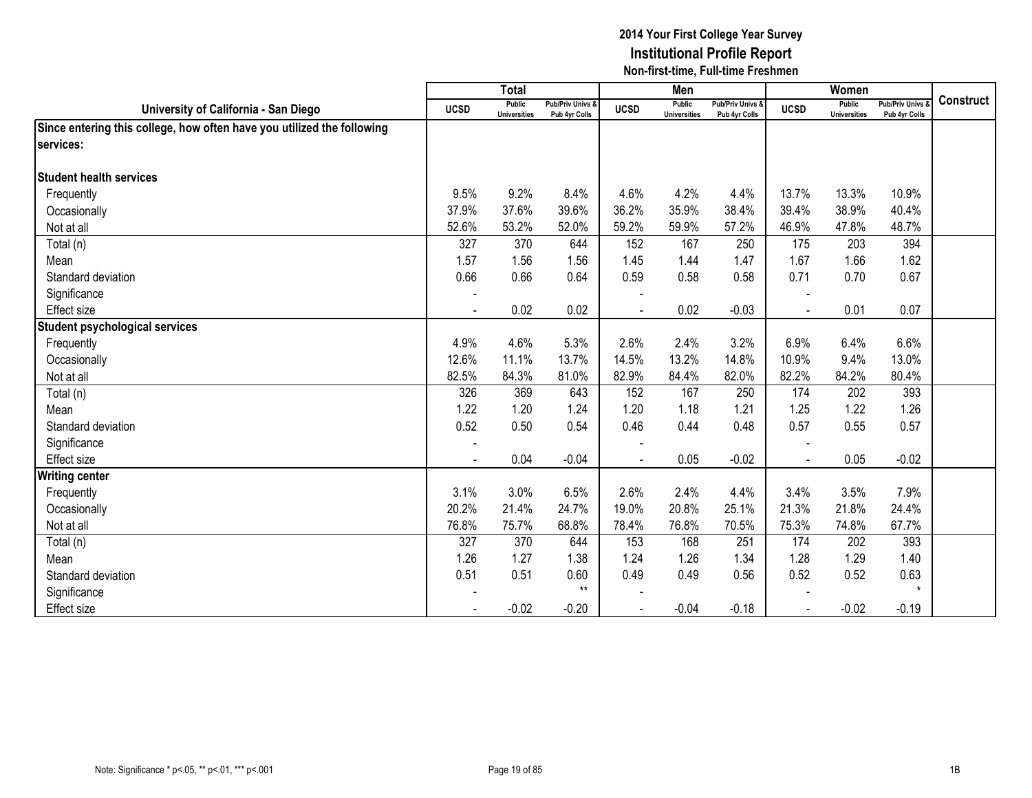# 2014 Your First College Year Survey
## Institutional Profile Report
### Non-first-time, Full-time Freshmen

| University of California - San Diego | Total | | | Men | | | Women | | | Construct |
|---|---|---|---|---|---|---|---|---|---|---|
| | UCSD | Public Universities | Pub/Priv Univs & Pub 4yr Colls | UCSD | Public Universities | Pub/Priv Univs & Pub 4yr Colls | UCSD | Public Universities | Pub/Priv Univs & Pub 4yr Colls | |
| **Since entering this college, how often have you utilized the following services:** | | | | | | | | | | |
| **Student health services** | | | | | | | | | | |
| Frequently | 9.5% | 9.2% | 8.4% | 4.6% | 4.2% | 4.4% | 13.7% | 13.3% | 10.9% | |
| Occasionally | 37.9% | 37.6% | 39.6% | 36.2% | 35.9% | 38.4% | 39.4% | 38.9% | 40.4% | |
| Not at all | 52.6% | 53.2% | 52.0% | 59.2% | 59.9% | 57.2% | 46.9% | 47.8% | 48.7% | |
| Total (n) | 327 | 370 | 644 | 152 | 167 | 250 | 175 | 203 | 394 | |
| Mean | 1.57 | 1.56 | 1.56 | 1.45 | 1.44 | 1.47 | 1.67 | 1.66 | 1.62 | |
| Standard deviation | 0.66 | 0.66 | 0.64 | 0.59 | 0.58 | 0.58 | 0.71 | 0.70 | 0.67 | |
| Significance | - | | | - | | | - | | | |
| Effect size | - | 0.02 | 0.02 | - | 0.02 | -0.03 | - | 0.01 | 0.07 | |
| **Student psychological services** | | | | | | | | | | |
| Frequently | 4.9% | 4.6% | 5.3% | 2.6% | 2.4% | 3.2% | 6.9% | 6.4% | 6.6% | |
| Occasionally | 12.6% | 11.1% | 13.7% | 14.5% | 13.2% | 14.8% | 10.9% | 9.4% | 13.0% | |
| Not at all | 82.5% | 84.3% | 81.0% | 82.9% | 84.4% | 82.0% | 82.2% | 84.2% | 80.4% | |
| Total (n) | 326 | 369 | 643 | 152 | 167 | 250 | 174 | 202 | 393 | |
| Mean | 1.22 | 1.20 | 1.24 | 1.20 | 1.18 | 1.21 | 1.25 | 1.22 | 1.26 | |
| Standard deviation | 0.52 | 0.50 | 0.54 | 0.46 | 0.44 | 0.48 | 0.57 | 0.55 | 0.57 | |
| Significance | - | | | - | | | - | | | |
| Effect size | - | 0.04 | -0.04 | - | 0.05 | -0.02 | - | 0.05 | -0.02 | |
| **Writing center** | | | | | | | | | | |
| Frequently | 3.1% | 3.0% | 6.5% | 2.6% | 2.4% | 4.4% | 3.4% | 3.5% | 7.9% | |
| Occasionally | 20.2% | 21.4% | 24.7% | 19.0% | 20.8% | 25.1% | 21.3% | 21.8% | 24.4% | |
| Not at all | 76.8% | 75.7% | 68.8% | 78.4% | 76.8% | 70.5% | 75.3% | 74.8% | 67.7% | |
| Total (n) | 327 | 370 | 644 | 153 | 168 | 251 | 174 | 202 | 393 | |
| Mean | 1.26 | 1.27 | 1.38 | 1.24 | 1.26 | 1.34 | 1.28 | 1.29 | 1.40 | |
| Standard deviation | 0.51 | 0.51 | 0.60 | 0.49 | 0.49 | 0.56 | 0.52 | 0.52 | 0.63 | |
| Significance | - | | ** | - | | | - | | * | |
| Effect size | - | -0.02 | -0.20 | - | -0.04 | -0.18 | - | -0.02 | -0.19 | |

Note: Significance * p<.05, ** p<.01, *** p<.001

1B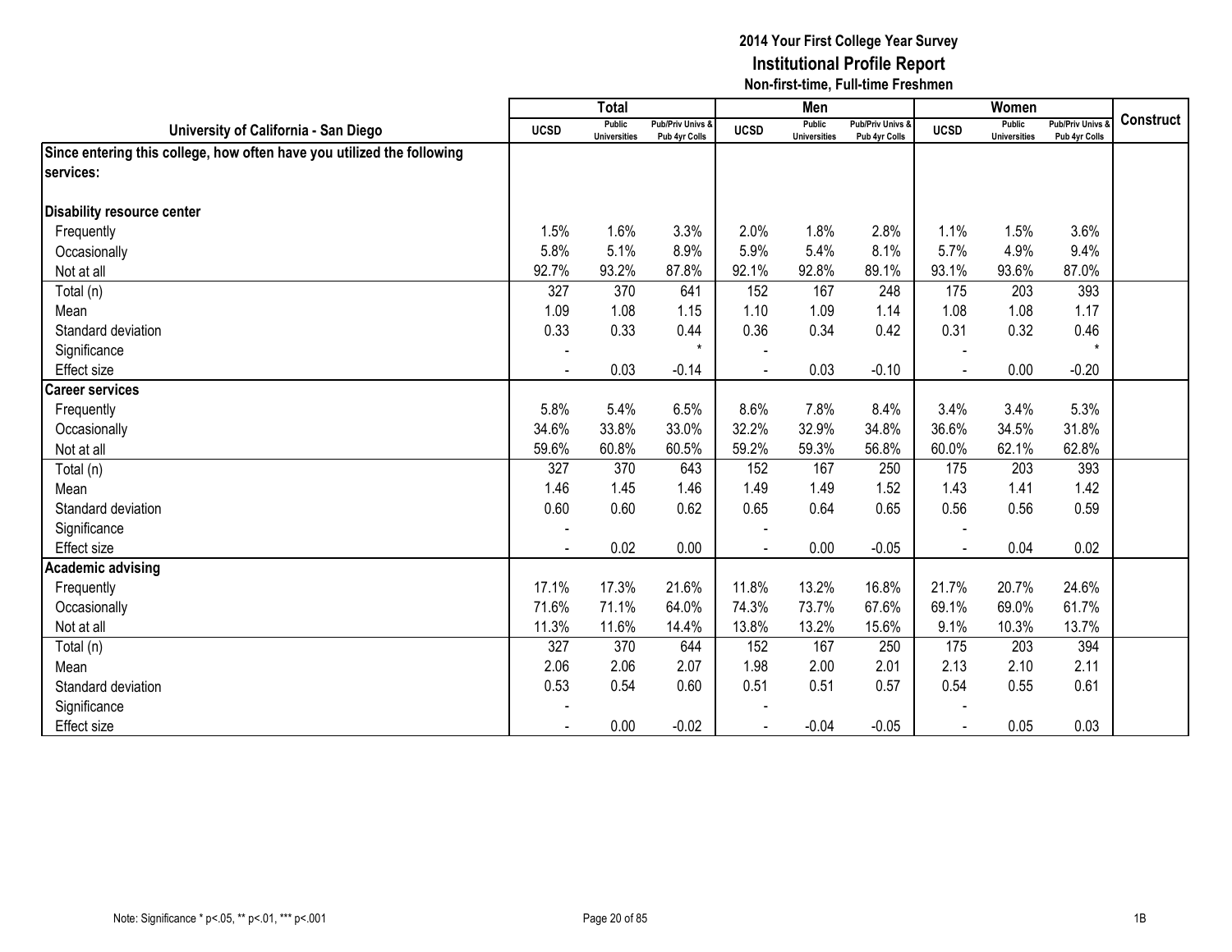# 2014 Your First College Year Survey
## Institutional Profile Report
### Non-first-time, Full-time Freshmen

| University of California - San Diego | Total | | | Men | | | Women | | | Construct |
|---|---|---|---|---|---|---|---|---|---|---|
| | UCSD | Public Universities | Pub/Priv Univs & Pub 4yr Colls | UCSD | Public Universities | Pub/Priv Univs & Pub 4yr Colls | UCSD | Public Universities | Pub/Priv Univs & Pub 4yr Colls | |
| **Since entering this college, how often have you utilized the following services:** | | | | | | | | | | |
| **Disability resource center** | | | | | | | | | | |
| Frequently | 1.5% | 1.6% | 3.3% | 2.0% | 1.8% | 2.8% | 1.1% | 1.5% | 3.6% | |
| Occasionally | 5.8% | 5.1% | 8.9% | 5.9% | 5.4% | 8.1% | 5.7% | 4.9% | 9.4% | |
| Not at all | 92.7% | 93.2% | 87.8% | 92.1% | 92.8% | 89.1% | 93.1% | 93.6% | 87.0% | |
| Total (n) | 327 | 370 | 641 | 152 | 167 | 248 | 175 | 203 | 393 | |
| Mean | 1.09 | 1.08 | 1.15 | 1.10 | 1.09 | 1.14 | 1.08 | 1.08 | 1.17 | |
| Standard deviation | 0.33 | 0.33 | 0.44 | 0.36 | 0.34 | 0.42 | 0.31 | 0.32 | 0.46 | |
| Significance | - | | * | - | | | - | | * | |
| Effect size | - | 0.03 | -0.14 | - | 0.03 | -0.10 | - | 0.00 | -0.20 | |
| **Career services** | | | | | | | | | | |
| Frequently | 5.8% | 5.4% | 6.5% | 8.6% | 7.8% | 8.4% | 3.4% | 3.4% | 5.3% | |
| Occasionally | 34.6% | 33.8% | 33.0% | 32.2% | 32.9% | 34.8% | 36.6% | 34.5% | 31.8% | |
| Not at all | 59.6% | 60.8% | 60.5% | 59.2% | 59.3% | 56.8% | 60.0% | 62.1% | 62.8% | |
| Total (n) | 327 | 370 | 643 | 152 | 167 | 250 | 175 | 203 | 393 | |
| Mean | 1.46 | 1.45 | 1.46 | 1.49 | 1.49 | 1.52 | 1.43 | 1.41 | 1.42 | |
| Standard deviation | 0.60 | 0.60 | 0.62 | 0.65 | 0.64 | 0.65 | 0.56 | 0.56 | 0.59 | |
| Significance | - | | | - | | | - | | | |
| Effect size | - | 0.02 | 0.00 | - | 0.00 | -0.05 | - | 0.04 | 0.02 | |
| **Academic advising** | | | | | | | | | | |
| Frequently | 17.1% | 17.3% | 21.6% | 11.8% | 13.2% | 16.8% | 21.7% | 20.7% | 24.6% | |
| Occasionally | 71.6% | 71.1% | 64.0% | 74.3% | 73.7% | 67.6% | 69.1% | 69.0% | 61.7% | |
| Not at all | 11.3% | 11.6% | 14.4% | 13.8% | 13.2% | 15.6% | 9.1% | 10.3% | 13.7% | |
| Total (n) | 327 | 370 | 644 | 152 | 167 | 250 | 175 | 203 | 394 | |
| Mean | 2.06 | 2.06 | 2.07 | 1.98 | 2.00 | 2.01 | 2.13 | 2.10 | 2.11 | |
| Standard deviation | 0.53 | 0.54 | 0.60 | 0.51 | 0.51 | 0.57 | 0.54 | 0.55 | 0.61 | |
| Significance | - | | | - | | | - | | | |
| Effect size | - | 0.00 | -0.02 | - | -0.04 | -0.05 | - | 0.05 | 0.03 | |

Note: Significance * p<.05, ** p<.01, *** p<.001

1B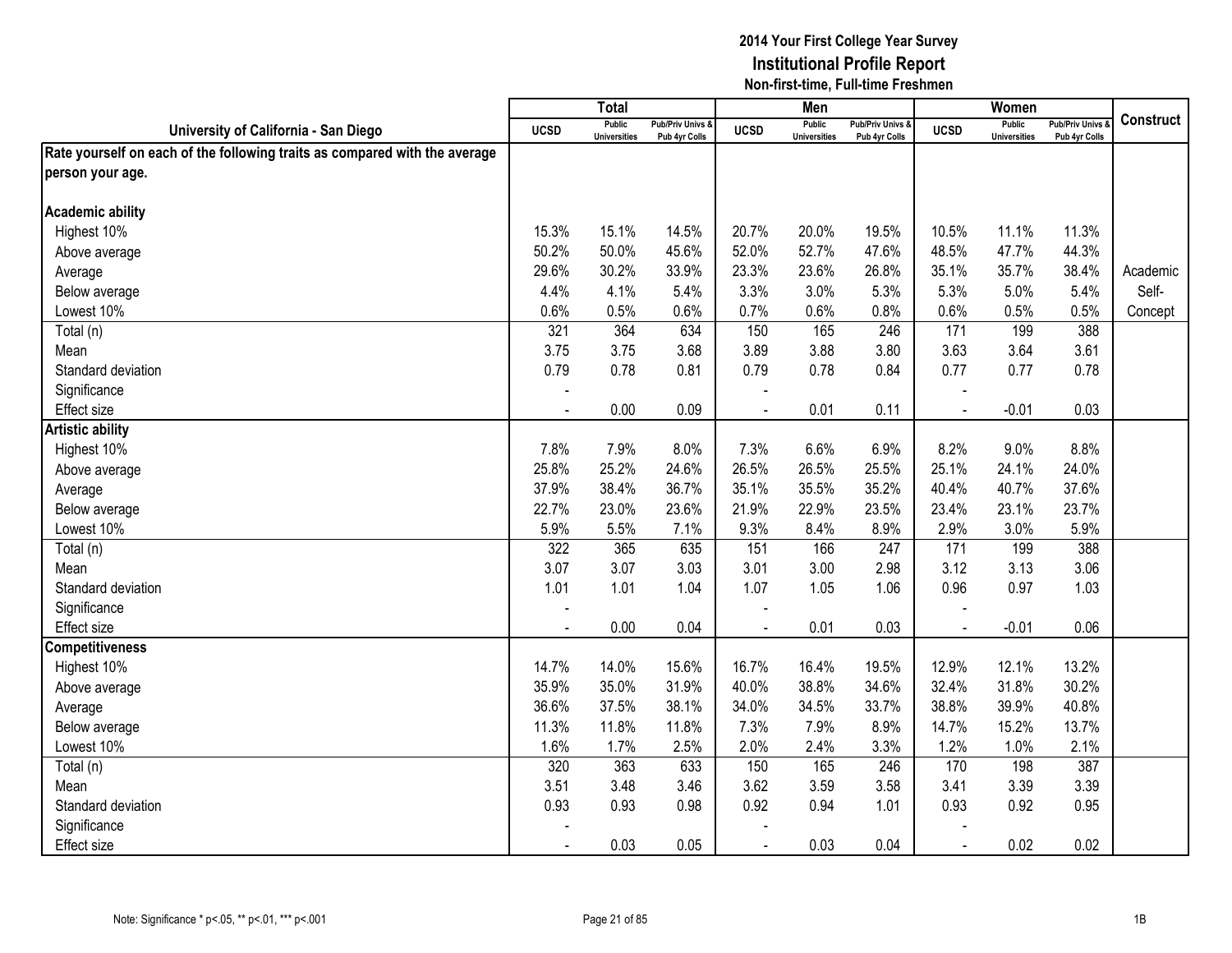# 2014 Your First College Year Survey
## Institutional Profile Report
### Non-first-time, Full-time Freshmen

| University of California - San Diego | Total | | | Men | | | Women | | | Construct |
|---|---|---|---|---|---|---|---|---|---|---|
| | UCSD | Public Universities | Pub/Priv Univs & Pub 4yr Colls | UCSD | Public Universities | Pub/Priv Univs & Pub 4yr Colls | UCSD | Public Universities | Pub/Priv Univs & Pub 4yr Colls | |
| **Rate yourself on each of the following traits as compared with the average person your age.** | | | | | | | | | | |
| **Academic ability** | | | | | | | | | | |
| Highest 10% | 15.3% | 15.1% | 14.5% | 20.7% | 20.0% | 19.5% | 10.5% | 11.1% | 11.3% | |
| Above average | 50.2% | 50.0% | 45.6% | 52.0% | 52.7% | 47.6% | 48.5% | 47.7% | 44.3% | |
| Average | 29.6% | 30.2% | 33.9% | 23.3% | 23.6% | 26.8% | 35.1% | 35.7% | 38.4% | Academic |
| Below average | 4.4% | 4.1% | 5.4% | 3.3% | 3.0% | 5.3% | 5.3% | 5.0% | 5.4% | Self- |
| Lowest 10% | 0.6% | 0.5% | 0.6% | 0.7% | 0.6% | 0.8% | 0.6% | 0.5% | 0.5% | Concept |
| Total (n) | 321 | 364 | 634 | 150 | 165 | 246 | 171 | 199 | 388 | |
| Mean | 3.75 | 3.75 | 3.68 | 3.89 | 3.88 | 3.80 | 3.63 | 3.64 | 3.61 | |
| Standard deviation | 0.79 | 0.78 | 0.81 | 0.79 | 0.78 | 0.84 | 0.77 | 0.77 | 0.78 | |
| Significance | - | | | - | | | - | | | |
| Effect size | - | 0.00 | 0.09 | - | 0.01 | 0.11 | - | -0.01 | 0.03 | |
| **Artistic ability** | | | | | | | | | | |
| Highest 10% | 7.8% | 7.9% | 8.0% | 7.3% | 6.6% | 6.9% | 8.2% | 9.0% | 8.8% | |
| Above average | 25.8% | 25.2% | 24.6% | 26.5% | 26.5% | 25.5% | 25.1% | 24.1% | 24.0% | |
| Average | 37.9% | 38.4% | 36.7% | 35.1% | 35.5% | 35.2% | 40.4% | 40.7% | 37.6% | |
| Below average | 22.7% | 23.0% | 23.6% | 21.9% | 22.9% | 23.5% | 23.4% | 23.1% | 23.7% | |
| Lowest 10% | 5.9% | 5.5% | 7.1% | 9.3% | 8.4% | 8.9% | 2.9% | 3.0% | 5.9% | |
| Total (n) | 322 | 365 | 635 | 151 | 166 | 247 | 171 | 199 | 388 | |
| Mean | 3.07 | 3.07 | 3.03 | 3.01 | 3.00 | 2.98 | 3.12 | 3.13 | 3.06 | |
| Standard deviation | 1.01 | 1.01 | 1.04 | 1.07 | 1.05 | 1.06 | 0.96 | 0.97 | 1.03 | |
| Significance | - | | | - | | | - | | | |
| Effect size | - | 0.00 | 0.04 | - | 0.01 | 0.03 | - | -0.01 | 0.06 | |
| **Competitiveness** | | | | | | | | | | |
| Highest 10% | 14.7% | 14.0% | 15.6% | 16.7% | 16.4% | 19.5% | 12.9% | 12.1% | 13.2% | |
| Above average | 35.9% | 35.0% | 31.9% | 40.0% | 38.8% | 34.6% | 32.4% | 31.8% | 30.2% | |
| Average | 36.6% | 37.5% | 38.1% | 34.0% | 34.5% | 33.7% | 38.8% | 39.9% | 40.8% | |
| Below average | 11.3% | 11.8% | 11.8% | 7.3% | 7.9% | 8.9% | 14.7% | 15.2% | 13.7% | |
| Lowest 10% | 1.6% | 1.7% | 2.5% | 2.0% | 2.4% | 3.3% | 1.2% | 1.0% | 2.1% | |
| Total (n) | 320 | 363 | 633 | 150 | 165 | 246 | 170 | 198 | 387 | |
| Mean | 3.51 | 3.48 | 3.46 | 3.62 | 3.59 | 3.58 | 3.41 | 3.39 | 3.39 | |
| Standard deviation | 0.93 | 0.93 | 0.98 | 0.92 | 0.94 | 1.01 | 0.93 | 0.92 | 0.95 | |
| Significance | - | | | - | | | - | | | |
| Effect size | - | 0.03 | 0.05 | - | 0.03 | 0.04 | - | 0.02 | 0.02 | |

Note: Significance * p<.05, ** p<.01, *** p<.001

1B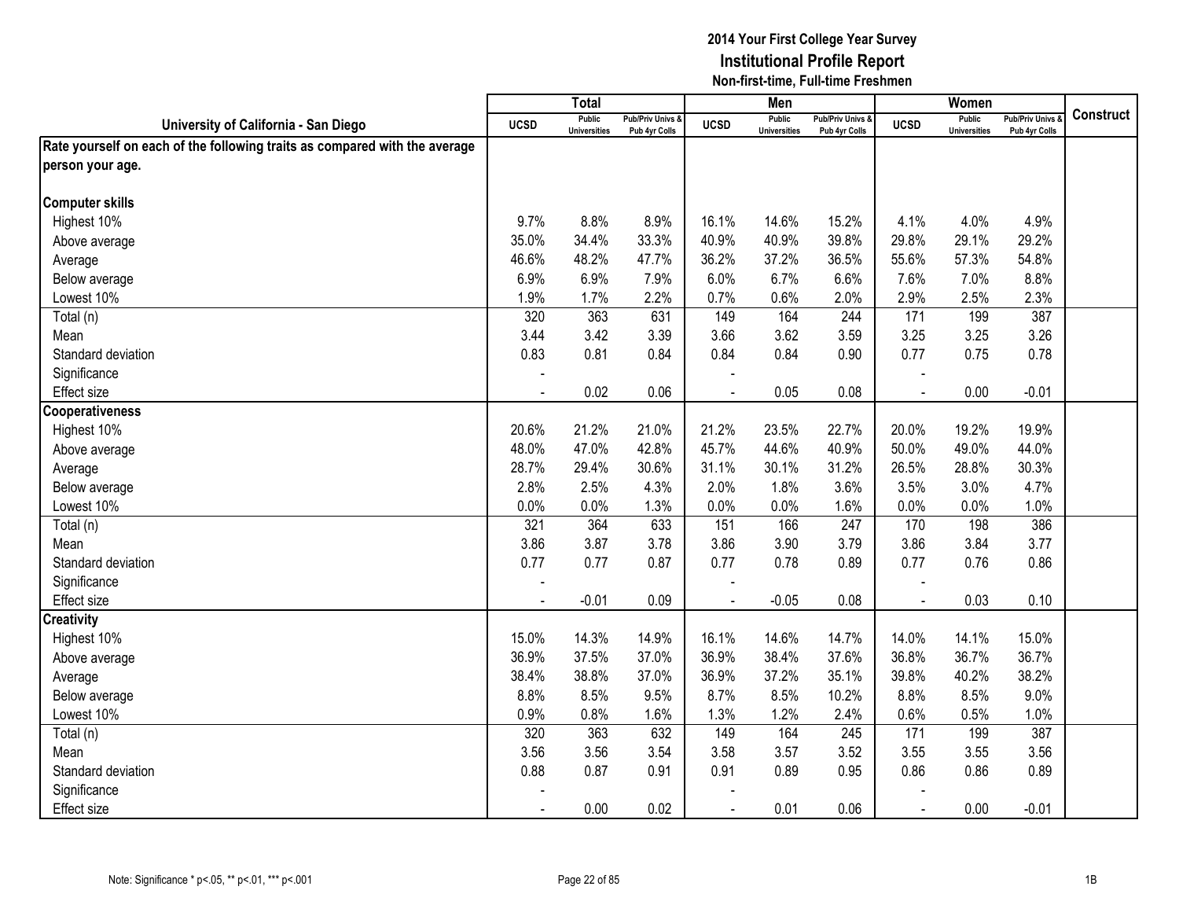**2014 Your First College Year Survey**
**Institutional Profile Report**
**Non-first-time, Full-time Freshmen**

| University of California - San Diego | Total | | | Men | | | Women | | | Construct |
|---|---|---|---|---|---|---|---|---|---|---|
| | UCSD | Public Universities | Pub/Priv Univs & Pub 4yr Colls | UCSD | Public Universities | Pub/Priv Univs & Pub 4yr Colls | UCSD | Public Universities | Pub/Priv Univs & Pub 4yr Colls | |
| **Rate yourself on each of the following traits as compared with the average person your age.** | | | | | | | | | | |
| **Computer skills** | | | | | | | | | | |
| Highest 10% | 9.7% | 8.8% | 8.9% | 16.1% | 14.6% | 15.2% | 4.1% | 4.0% | 4.9% | |
| Above average | 35.0% | 34.4% | 33.3% | 40.9% | 40.9% | 39.8% | 29.8% | 29.1% | 29.2% | |
| Average | 46.6% | 48.2% | 47.7% | 36.2% | 37.2% | 36.5% | 55.6% | 57.3% | 54.8% | |
| Below average | 6.9% | 6.9% | 7.9% | 6.0% | 6.7% | 6.6% | 7.6% | 7.0% | 8.8% | |
| Lowest 10% | 1.9% | 1.7% | 2.2% | 0.7% | 0.6% | 2.0% | 2.9% | 2.5% | 2.3% | |
| Total (n) | 320 | 363 | 631 | 149 | 164 | 244 | 171 | 199 | 387 | |
| Mean | 3.44 | 3.42 | 3.39 | 3.66 | 3.62 | 3.59 | 3.25 | 3.25 | 3.26 | |
| Standard deviation | 0.83 | 0.81 | 0.84 | 0.84 | 0.84 | 0.90 | 0.77 | 0.75 | 0.78 | |
| Significance | - | | | - | | | - | | | |
| Effect size | - | 0.02 | 0.06 | - | 0.05 | 0.08 | - | 0.00 | -0.01 | |
| **Cooperativeness** | | | | | | | | | | |
| Highest 10% | 20.6% | 21.2% | 21.0% | 21.2% | 23.5% | 22.7% | 20.0% | 19.2% | 19.9% | |
| Above average | 48.0% | 47.0% | 42.8% | 45.7% | 44.6% | 40.9% | 50.0% | 49.0% | 44.0% | |
| Average | 28.7% | 29.4% | 30.6% | 31.1% | 30.1% | 31.2% | 26.5% | 28.8% | 30.3% | |
| Below average | 2.8% | 2.5% | 4.3% | 2.0% | 1.8% | 3.6% | 3.5% | 3.0% | 4.7% | |
| Lowest 10% | 0.0% | 0.0% | 1.3% | 0.0% | 0.0% | 1.6% | 0.0% | 0.0% | 1.0% | |
| Total (n) | 321 | 364 | 633 | 151 | 166 | 247 | 170 | 198 | 386 | |
| Mean | 3.86 | 3.87 | 3.78 | 3.86 | 3.90 | 3.79 | 3.86 | 3.84 | 3.77 | |
| Standard deviation | 0.77 | 0.77 | 0.87 | 0.77 | 0.78 | 0.89 | 0.77 | 0.76 | 0.86 | |
| Significance | - | | | - | | | - | | | |
| Effect size | - | -0.01 | 0.09 | - | -0.05 | 0.08 | - | 0.03 | 0.10 | |
| **Creativity** | | | | | | | | | | |
| Highest 10% | 15.0% | 14.3% | 14.9% | 16.1% | 14.6% | 14.7% | 14.0% | 14.1% | 15.0% | |
| Above average | 36.9% | 37.5% | 37.0% | 36.9% | 38.4% | 37.6% | 36.8% | 36.7% | 36.7% | |
| Average | 38.4% | 38.8% | 37.0% | 36.9% | 37.2% | 35.1% | 39.8% | 40.2% | 38.2% | |
| Below average | 8.8% | 8.5% | 9.5% | 8.7% | 8.5% | 10.2% | 8.8% | 8.5% | 9.0% | |
| Lowest 10% | 0.9% | 0.8% | 1.6% | 1.3% | 1.2% | 2.4% | 0.6% | 0.5% | 1.0% | |
| Total (n) | 320 | 363 | 632 | 149 | 164 | 245 | 171 | 199 | 387 | |
| Mean | 3.56 | 3.56 | 3.54 | 3.58 | 3.57 | 3.52 | 3.55 | 3.55 | 3.56 | |
| Standard deviation | 0.88 | 0.87 | 0.91 | 0.91 | 0.89 | 0.95 | 0.86 | 0.86 | 0.89 | |
| Significance | - | | | - | | | - | | | |
| Effect size | - | 0.00 | 0.02 | - | 0.01 | 0.06 | - | 0.00 | -0.01 | |

Note: Significance * p<.05, ** p<.01, *** p<.001

1B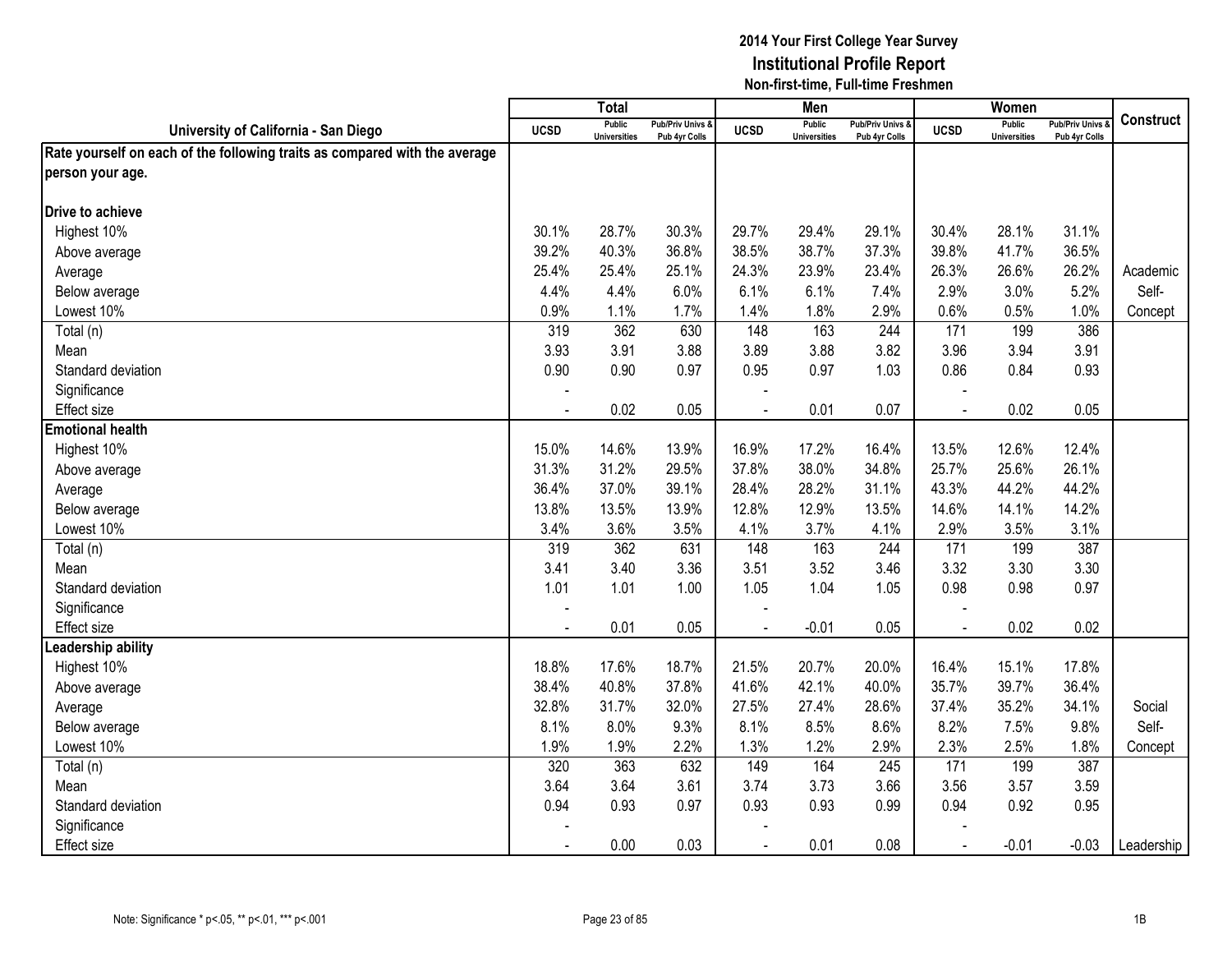# 2014 Your First College Year Survey
## Institutional Profile Report
### Non-first-time, Full-time Freshmen

| University of California - San Diego | Total | | | Men | | | Women | | | Construct |
|---|---|---|---|---|---|---|---|---|---|---|
| | UCSD | Public Universities | Pub/Priv Univs & Pub 4yr Colls | UCSD | Public Universities | Pub/Priv Univs & Pub 4yr Colls | UCSD | Public Universities | Pub/Priv Univs & Pub 4yr Colls | |
| **Rate yourself on each of the following traits as compared with the average person your age.** | | | | | | | | | | |
| **Drive to achieve** | | | | | | | | | | |
| Highest 10% | 30.1% | 28.7% | 30.3% | 29.7% | 29.4% | 29.1% | 30.4% | 28.1% | 31.1% | |
| Above average | 39.2% | 40.3% | 36.8% | 38.5% | 38.7% | 37.3% | 39.8% | 41.7% | 36.5% | |
| Average | 25.4% | 25.4% | 25.1% | 24.3% | 23.9% | 23.4% | 26.3% | 26.6% | 26.2% | Academic |
| Below average | 4.4% | 4.4% | 6.0% | 6.1% | 6.1% | 7.4% | 2.9% | 3.0% | 5.2% | Self- |
| Lowest 10% | 0.9% | 1.1% | 1.7% | 1.4% | 1.8% | 2.9% | 0.6% | 0.5% | 1.0% | Concept |
| Total (n) | 319 | 362 | 630 | 148 | 163 | 244 | 171 | 199 | 386 | |
| Mean | 3.93 | 3.91 | 3.88 | 3.89 | 3.88 | 3.82 | 3.96 | 3.94 | 3.91 | |
| Standard deviation | 0.90 | 0.90 | 0.97 | 0.95 | 0.97 | 1.03 | 0.86 | 0.84 | 0.93 | |
| Significance | - | | | - | | | - | | | |
| Effect size | - | 0.02 | 0.05 | - | 0.01 | 0.07 | - | 0.02 | 0.05 | |
| **Emotional health** | | | | | | | | | | |
| Highest 10% | 15.0% | 14.6% | 13.9% | 16.9% | 17.2% | 16.4% | 13.5% | 12.6% | 12.4% | |
| Above average | 31.3% | 31.2% | 29.5% | 37.8% | 38.0% | 34.8% | 25.7% | 25.6% | 26.1% | |
| Average | 36.4% | 37.0% | 39.1% | 28.4% | 28.2% | 31.1% | 43.3% | 44.2% | 44.2% | |
| Below average | 13.8% | 13.5% | 13.9% | 12.8% | 12.9% | 13.5% | 14.6% | 14.1% | 14.2% | |
| Lowest 10% | 3.4% | 3.6% | 3.5% | 4.1% | 3.7% | 4.1% | 2.9% | 3.5% | 3.1% | |
| Total (n) | 319 | 362 | 631 | 148 | 163 | 244 | 171 | 199 | 387 | |
| Mean | 3.41 | 3.40 | 3.36 | 3.51 | 3.52 | 3.46 | 3.32 | 3.30 | 3.30 | |
| Standard deviation | 1.01 | 1.01 | 1.00 | 1.05 | 1.04 | 1.05 | 0.98 | 0.98 | 0.97 | |
| Significance | - | | | - | | | - | | | |
| Effect size | - | 0.01 | 0.05 | - | -0.01 | 0.05 | - | 0.02 | 0.02 | |
| **Leadership ability** | | | | | | | | | | |
| Highest 10% | 18.8% | 17.6% | 18.7% | 21.5% | 20.7% | 20.0% | 16.4% | 15.1% | 17.8% | |
| Above average | 38.4% | 40.8% | 37.8% | 41.6% | 42.1% | 40.0% | 35.7% | 39.7% | 36.4% | |
| Average | 32.8% | 31.7% | 32.0% | 27.5% | 27.4% | 28.6% | 37.4% | 35.2% | 34.1% | Social |
| Below average | 8.1% | 8.0% | 9.3% | 8.1% | 8.5% | 8.6% | 8.2% | 7.5% | 9.8% | Self- |
| Lowest 10% | 1.9% | 1.9% | 2.2% | 1.3% | 1.2% | 2.9% | 2.3% | 2.5% | 1.8% | Concept |
| Total (n) | 320 | 363 | 632 | 149 | 164 | 245 | 171 | 199 | 387 | |
| Mean | 3.64 | 3.64 | 3.61 | 3.74 | 3.73 | 3.66 | 3.56 | 3.57 | 3.59 | |
| Standard deviation | 0.94 | 0.93 | 0.97 | 0.93 | 0.93 | 0.99 | 0.94 | 0.92 | 0.95 | |
| Significance | - | | | - | | | - | | | |
| Effect size | - | 0.00 | 0.03 | - | 0.01 | 0.08 | - | -0.01 | -0.03 | Leadership |

Note: Significance * p<.05, ** p<.01, *** p<.001

1B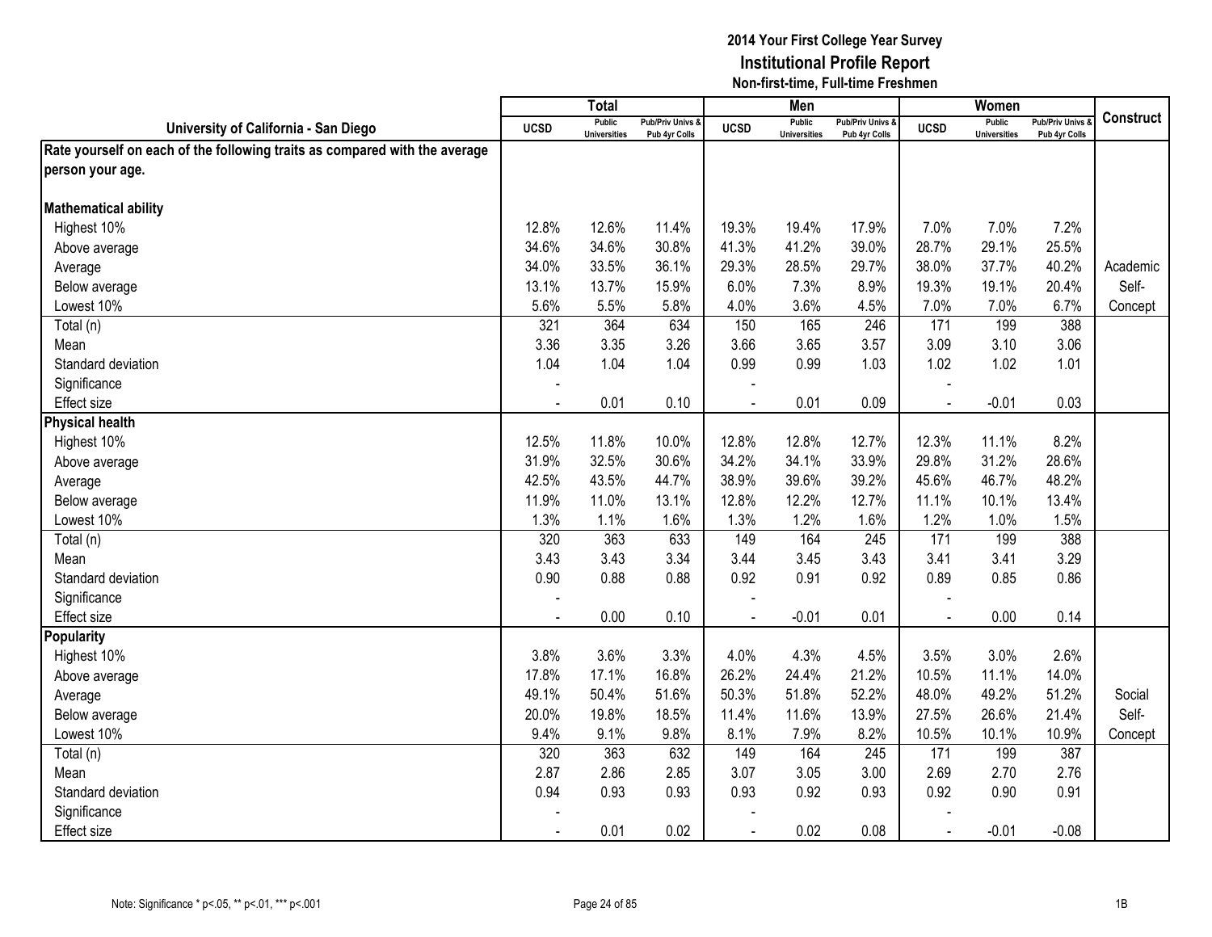# 2014 Your First College Year Survey
## Institutional Profile Report
### Non-first-time, Full-time Freshmen

| University of California - San Diego | Total | | | Men | | | Women | | | Construct |
|---|---|---|---|---|---|---|---|---|---|---|
| | UCSD | Public Universities | Pub/Priv Univs & Pub 4yr Colls | UCSD | Public Universities | Pub/Priv Univs & Pub 4yr Colls | UCSD | Public Universities | Pub/Priv Univs & Pub 4yr Colls | |
| **Rate yourself on each of the following traits as compared with the average person your age.** | | | | | | | | | | |
| **Mathematical ability** | | | | | | | | | | |
| Highest 10% | 12.8% | 12.6% | 11.4% | 19.3% | 19.4% | 17.9% | 7.0% | 7.0% | 7.2% | |
| Above average | 34.6% | 34.6% | 30.8% | 41.3% | 41.2% | 39.0% | 28.7% | 29.1% | 25.5% | |
| Average | 34.0% | 33.5% | 36.1% | 29.3% | 28.5% | 29.7% | 38.0% | 37.7% | 40.2% | Academic |
| Below average | 13.1% | 13.7% | 15.9% | 6.0% | 7.3% | 8.9% | 19.3% | 19.1% | 20.4% | Self- |
| Lowest 10% | 5.6% | 5.5% | 5.8% | 4.0% | 3.6% | 4.5% | 7.0% | 7.0% | 6.7% | Concept |
| Total (n) | 321 | 364 | 634 | 150 | 165 | 246 | 171 | 199 | 388 | |
| Mean | 3.36 | 3.35 | 3.26 | 3.66 | 3.65 | 3.57 | 3.09 | 3.10 | 3.06 | |
| Standard deviation | 1.04 | 1.04 | 1.04 | 0.99 | 0.99 | 1.03 | 1.02 | 1.02 | 1.01 | |
| Significance | - | | | - | | | - | | | |
| Effect size | - | 0.01 | 0.10 | - | 0.01 | 0.09 | - | -0.01 | 0.03 | |
| **Physical health** | | | | | | | | | | |
| Highest 10% | 12.5% | 11.8% | 10.0% | 12.8% | 12.8% | 12.7% | 12.3% | 11.1% | 8.2% | |
| Above average | 31.9% | 32.5% | 30.6% | 34.2% | 34.1% | 33.9% | 29.8% | 31.2% | 28.6% | |
| Average | 42.5% | 43.5% | 44.7% | 38.9% | 39.6% | 39.2% | 45.6% | 46.7% | 48.2% | |
| Below average | 11.9% | 11.0% | 13.1% | 12.8% | 12.2% | 12.7% | 11.1% | 10.1% | 13.4% | |
| Lowest 10% | 1.3% | 1.1% | 1.6% | 1.3% | 1.2% | 1.6% | 1.2% | 1.0% | 1.5% | |
| Total (n) | 320 | 363 | 633 | 149 | 164 | 245 | 171 | 199 | 388 | |
| Mean | 3.43 | 3.43 | 3.34 | 3.44 | 3.45 | 3.43 | 3.41 | 3.41 | 3.29 | |
| Standard deviation | 0.90 | 0.88 | 0.88 | 0.92 | 0.91 | 0.92 | 0.89 | 0.85 | 0.86 | |
| Significance | - | | | - | | | - | | | |
| Effect size | - | 0.00 | 0.10 | - | -0.01 | 0.01 | - | 0.00 | 0.14 | |
| **Popularity** | | | | | | | | | | |
| Highest 10% | 3.8% | 3.6% | 3.3% | 4.0% | 4.3% | 4.5% | 3.5% | 3.0% | 2.6% | |
| Above average | 17.8% | 17.1% | 16.8% | 26.2% | 24.4% | 21.2% | 10.5% | 11.1% | 14.0% | |
| Average | 49.1% | 50.4% | 51.6% | 50.3% | 51.8% | 52.2% | 48.0% | 49.2% | 51.2% | Social |
| Below average | 20.0% | 19.8% | 18.5% | 11.4% | 11.6% | 13.9% | 27.5% | 26.6% | 21.4% | Self- |
| Lowest 10% | 9.4% | 9.1% | 9.8% | 8.1% | 7.9% | 8.2% | 10.5% | 10.1% | 10.9% | Concept |
| Total (n) | 320 | 363 | 632 | 149 | 164 | 245 | 171 | 199 | 387 | |
| Mean | 2.87 | 2.86 | 2.85 | 3.07 | 3.05 | 3.00 | 2.69 | 2.70 | 2.76 | |
| Standard deviation | 0.94 | 0.93 | 0.93 | 0.93 | 0.92 | 0.93 | 0.92 | 0.90 | 0.91 | |
| Significance | - | | | - | | | - | | | |
| Effect size | - | 0.01 | 0.02 | - | 0.02 | 0.08 | - | -0.01 | -0.08 | |

Note: Significance * p<.05, ** p<.01, *** p<.001

1B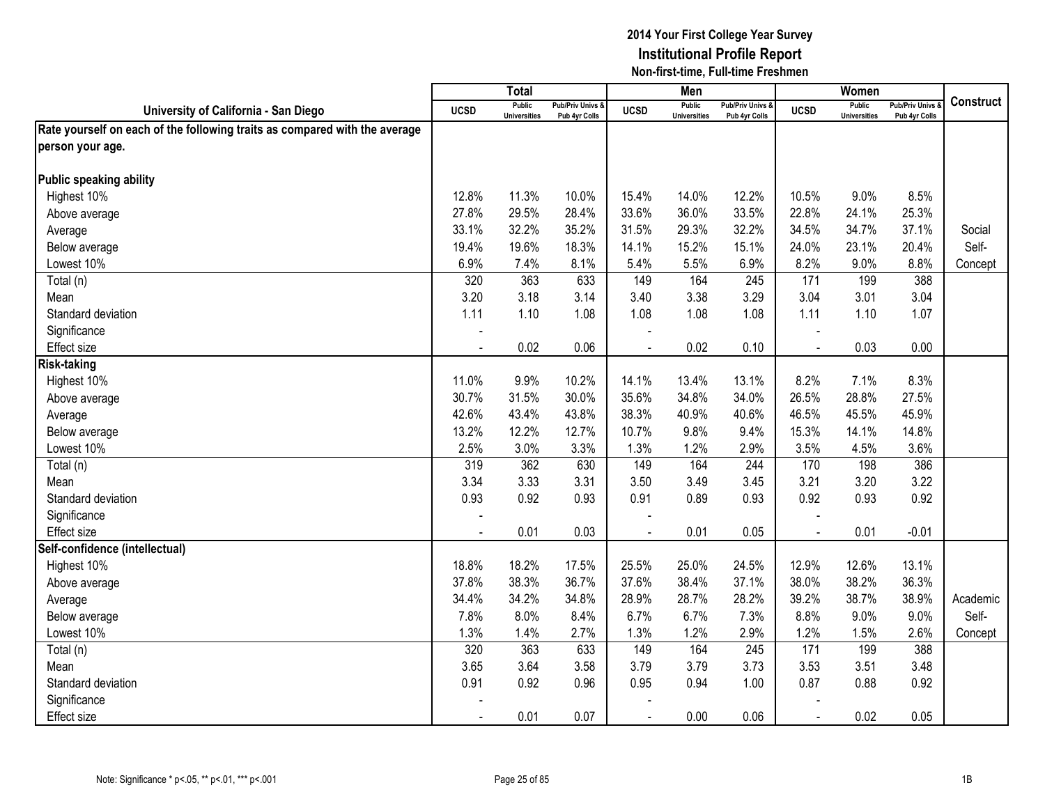# 2014 Your First College Year Survey
## Institutional Profile Report
### Non-first-time, Full-time Freshmen

| University of California - San Diego | Total | | | Men | | | Women | | | Construct |
|---|---|---|---|---|---|---|---|---|---|---|
| | UCSD | Public Universities | Pub/Priv Univs & Pub 4yr Colls | UCSD | Public Universities | Pub/Priv Univs & Pub 4yr Colls | UCSD | Public Universities | Pub/Priv Univs & Pub 4yr Colls | |
| **Rate yourself on each of the following traits as compared with the average person your age.** | | | | | | | | | | |
| **Public speaking ability** | | | | | | | | | | |
| Highest 10% | 12.8% | 11.3% | 10.0% | 15.4% | 14.0% | 12.2% | 10.5% | 9.0% | 8.5% | |
| Above average | 27.8% | 29.5% | 28.4% | 33.6% | 36.0% | 33.5% | 22.8% | 24.1% | 25.3% | |
| Average | 33.1% | 32.2% | 35.2% | 31.5% | 29.3% | 32.2% | 34.5% | 34.7% | 37.1% | Social |
| Below average | 19.4% | 19.6% | 18.3% | 14.1% | 15.2% | 15.1% | 24.0% | 23.1% | 20.4% | Self- |
| Lowest 10% | 6.9% | 7.4% | 8.1% | 5.4% | 5.5% | 6.9% | 8.2% | 9.0% | 8.8% | Concept |
| Total (n) | 320 | 363 | 633 | 149 | 164 | 245 | 171 | 199 | 388 | |
| Mean | 3.20 | 3.18 | 3.14 | 3.40 | 3.38 | 3.29 | 3.04 | 3.01 | 3.04 | |
| Standard deviation | 1.11 | 1.10 | 1.08 | 1.08 | 1.08 | 1.08 | 1.11 | 1.10 | 1.07 | |
| Significance | - | | | - | | | - | | | |
| Effect size | - | 0.02 | 0.06 | - | 0.02 | 0.10 | - | 0.03 | 0.00 | |
| **Risk-taking** | | | | | | | | | | |
| Highest 10% | 11.0% | 9.9% | 10.2% | 14.1% | 13.4% | 13.1% | 8.2% | 7.1% | 8.3% | |
| Above average | 30.7% | 31.5% | 30.0% | 35.6% | 34.8% | 34.0% | 26.5% | 28.8% | 27.5% | |
| Average | 42.6% | 43.4% | 43.8% | 38.3% | 40.9% | 40.6% | 46.5% | 45.5% | 45.9% | |
| Below average | 13.2% | 12.2% | 12.7% | 10.7% | 9.8% | 9.4% | 15.3% | 14.1% | 14.8% | |
| Lowest 10% | 2.5% | 3.0% | 3.3% | 1.3% | 1.2% | 2.9% | 3.5% | 4.5% | 3.6% | |
| Total (n) | 319 | 362 | 630 | 149 | 164 | 244 | 170 | 198 | 386 | |
| Mean | 3.34 | 3.33 | 3.31 | 3.50 | 3.49 | 3.45 | 3.21 | 3.20 | 3.22 | |
| Standard deviation | 0.93 | 0.92 | 0.93 | 0.91 | 0.89 | 0.93 | 0.92 | 0.93 | 0.92 | |
| Significance | - | | | - | | | - | | | |
| Effect size | - | 0.01 | 0.03 | - | 0.01 | 0.05 | - | 0.01 | -0.01 | |
| **Self-confidence (intellectual)** | | | | | | | | | | |
| Highest 10% | 18.8% | 18.2% | 17.5% | 25.5% | 25.0% | 24.5% | 12.9% | 12.6% | 13.1% | |
| Above average | 37.8% | 38.3% | 36.7% | 37.6% | 38.4% | 37.1% | 38.0% | 38.2% | 36.3% | |
| Average | 34.4% | 34.2% | 34.8% | 28.9% | 28.7% | 28.2% | 39.2% | 38.7% | 38.9% | Academic |
| Below average | 7.8% | 8.0% | 8.4% | 6.7% | 6.7% | 7.3% | 8.8% | 9.0% | 9.0% | Self- |
| Lowest 10% | 1.3% | 1.4% | 2.7% | 1.3% | 1.2% | 2.9% | 1.2% | 1.5% | 2.6% | Concept |
| Total (n) | 320 | 363 | 633 | 149 | 164 | 245 | 171 | 199 | 388 | |
| Mean | 3.65 | 3.64 | 3.58 | 3.79 | 3.79 | 3.73 | 3.53 | 3.51 | 3.48 | |
| Standard deviation | 0.91 | 0.92 | 0.96 | 0.95 | 0.94 | 1.00 | 0.87 | 0.88 | 0.92 | |
| Significance | - | | | - | | | - | | | |
| Effect size | - | 0.01 | 0.07 | - | 0.00 | 0.06 | - | 0.02 | 0.05 | |

Note: Significance * p<.05, ** p<.01, *** p<.001

1B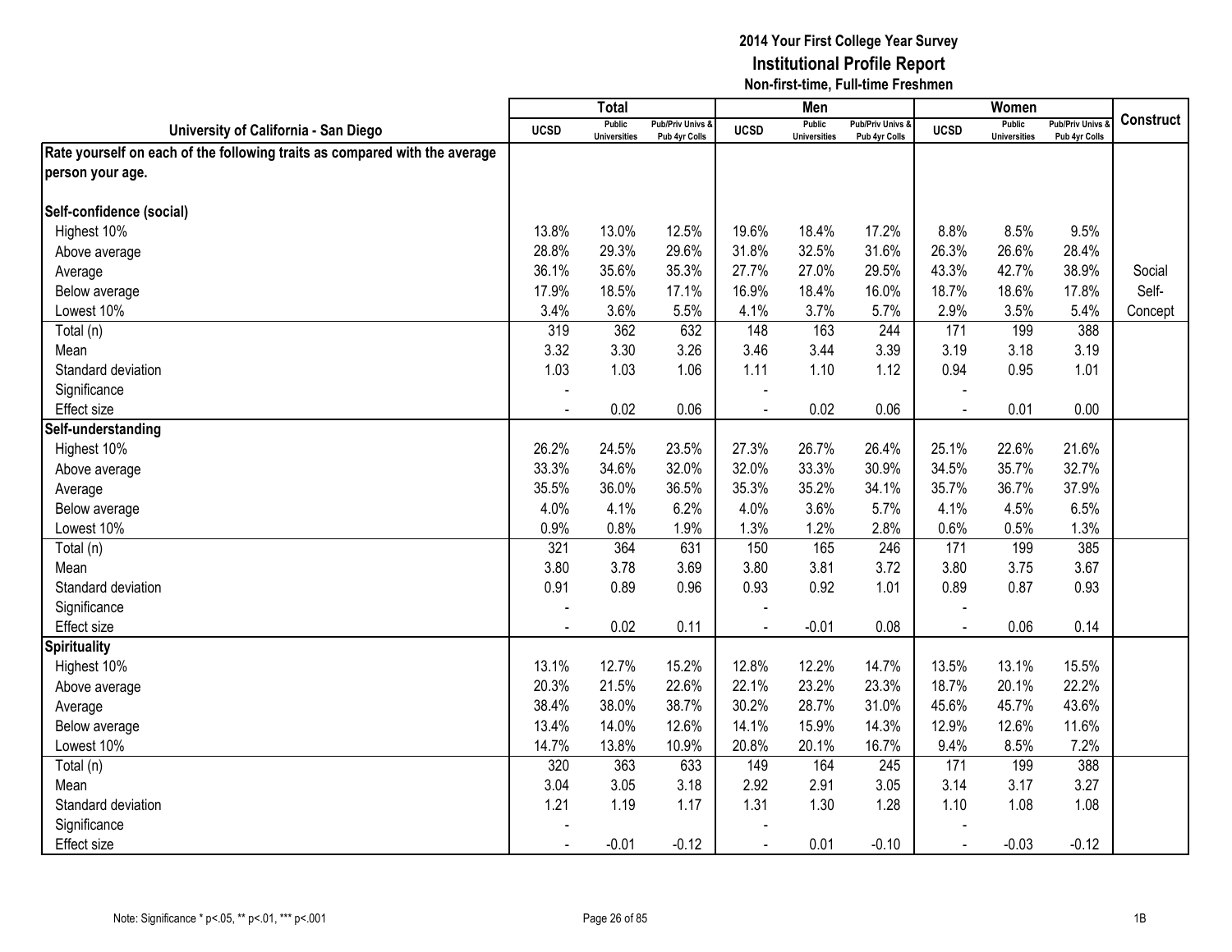## 2014 Your First College Year Survey
## Institutional Profile Report
### Non-first-time, Full-time Freshmen

| University of California - San Diego | Total | | | Men | | | Women | | | Construct |
|---|---|---|---|---|---|---|---|---|---|---|
| | UCSD | Public Universities | Pub/Priv Univs & Pub 4yr Colls | UCSD | Public Universities | Pub/Priv Univs & Pub 4yr Colls | UCSD | Public Universities | Pub/Priv Univs & Pub 4yr Colls | |
| **Rate yourself on each of the following traits as compared with the average person your age.** | | | | | | | | | | |
| **Self-confidence (social)** | | | | | | | | | | |
| Highest 10% | 13.8% | 13.0% | 12.5% | 19.6% | 18.4% | 17.2% | 8.8% | 8.5% | 9.5% | |
| Above average | 28.8% | 29.3% | 29.6% | 31.8% | 32.5% | 31.6% | 26.3% | 26.6% | 28.4% | |
| Average | 36.1% | 35.6% | 35.3% | 27.7% | 27.0% | 29.5% | 43.3% | 42.7% | 38.9% | Social |
| Below average | 17.9% | 18.5% | 17.1% | 16.9% | 18.4% | 16.0% | 18.7% | 18.6% | 17.8% | Self- |
| Lowest 10% | 3.4% | 3.6% | 5.5% | 4.1% | 3.7% | 5.7% | 2.9% | 3.5% | 5.4% | Concept |
| Total (n) | 319 | 362 | 632 | 148 | 163 | 244 | 171 | 199 | 388 | |
| Mean | 3.32 | 3.30 | 3.26 | 3.46 | 3.44 | 3.39 | 3.19 | 3.18 | 3.19 | |
| Standard deviation | 1.03 | 1.03 | 1.06 | 1.11 | 1.10 | 1.12 | 0.94 | 0.95 | 1.01 | |
| Significance | - | | | - | | | - | | | |
| Effect size | - | 0.02 | 0.06 | - | 0.02 | 0.06 | - | 0.01 | 0.00 | |
| **Self-understanding** | | | | | | | | | | |
| Highest 10% | 26.2% | 24.5% | 23.5% | 27.3% | 26.7% | 26.4% | 25.1% | 22.6% | 21.6% | |
| Above average | 33.3% | 34.6% | 32.0% | 32.0% | 33.3% | 30.9% | 34.5% | 35.7% | 32.7% | |
| Average | 35.5% | 36.0% | 36.5% | 35.3% | 35.2% | 34.1% | 35.7% | 36.7% | 37.9% | |
| Below average | 4.0% | 4.1% | 6.2% | 4.0% | 3.6% | 5.7% | 4.1% | 4.5% | 6.5% | |
| Lowest 10% | 0.9% | 0.8% | 1.9% | 1.3% | 1.2% | 2.8% | 0.6% | 0.5% | 1.3% | |
| Total (n) | 321 | 364 | 631 | 150 | 165 | 246 | 171 | 199 | 385 | |
| Mean | 3.80 | 3.78 | 3.69 | 3.80 | 3.81 | 3.72 | 3.80 | 3.75 | 3.67 | |
| Standard deviation | 0.91 | 0.89 | 0.96 | 0.93 | 0.92 | 1.01 | 0.89 | 0.87 | 0.93 | |
| Significance | - | | | - | | | - | | | |
| Effect size | - | 0.02 | 0.11 | - | -0.01 | 0.08 | - | 0.06 | 0.14 | |
| **Spirituality** | | | | | | | | | | |
| Highest 10% | 13.1% | 12.7% | 15.2% | 12.8% | 12.2% | 14.7% | 13.5% | 13.1% | 15.5% | |
| Above average | 20.3% | 21.5% | 22.6% | 22.1% | 23.2% | 23.3% | 18.7% | 20.1% | 22.2% | |
| Average | 38.4% | 38.0% | 38.7% | 30.2% | 28.7% | 31.0% | 45.6% | 45.7% | 43.6% | |
| Below average | 13.4% | 14.0% | 12.6% | 14.1% | 15.9% | 14.3% | 12.9% | 12.6% | 11.6% | |
| Lowest 10% | 14.7% | 13.8% | 10.9% | 20.8% | 20.1% | 16.7% | 9.4% | 8.5% | 7.2% | |
| Total (n) | 320 | 363 | 633 | 149 | 164 | 245 | 171 | 199 | 388 | |
| Mean | 3.04 | 3.05 | 3.18 | 2.92 | 2.91 | 3.05 | 3.14 | 3.17 | 3.27 | |
| Standard deviation | 1.21 | 1.19 | 1.17 | 1.31 | 1.30 | 1.28 | 1.10 | 1.08 | 1.08 | |
| Significance | - | | | - | | | - | | | |
| Effect size | - | -0.01 | -0.12 | - | 0.01 | -0.10 | - | -0.03 | -0.12 | |

Note: Significance * p<.05, ** p<.01, *** p<.001

1B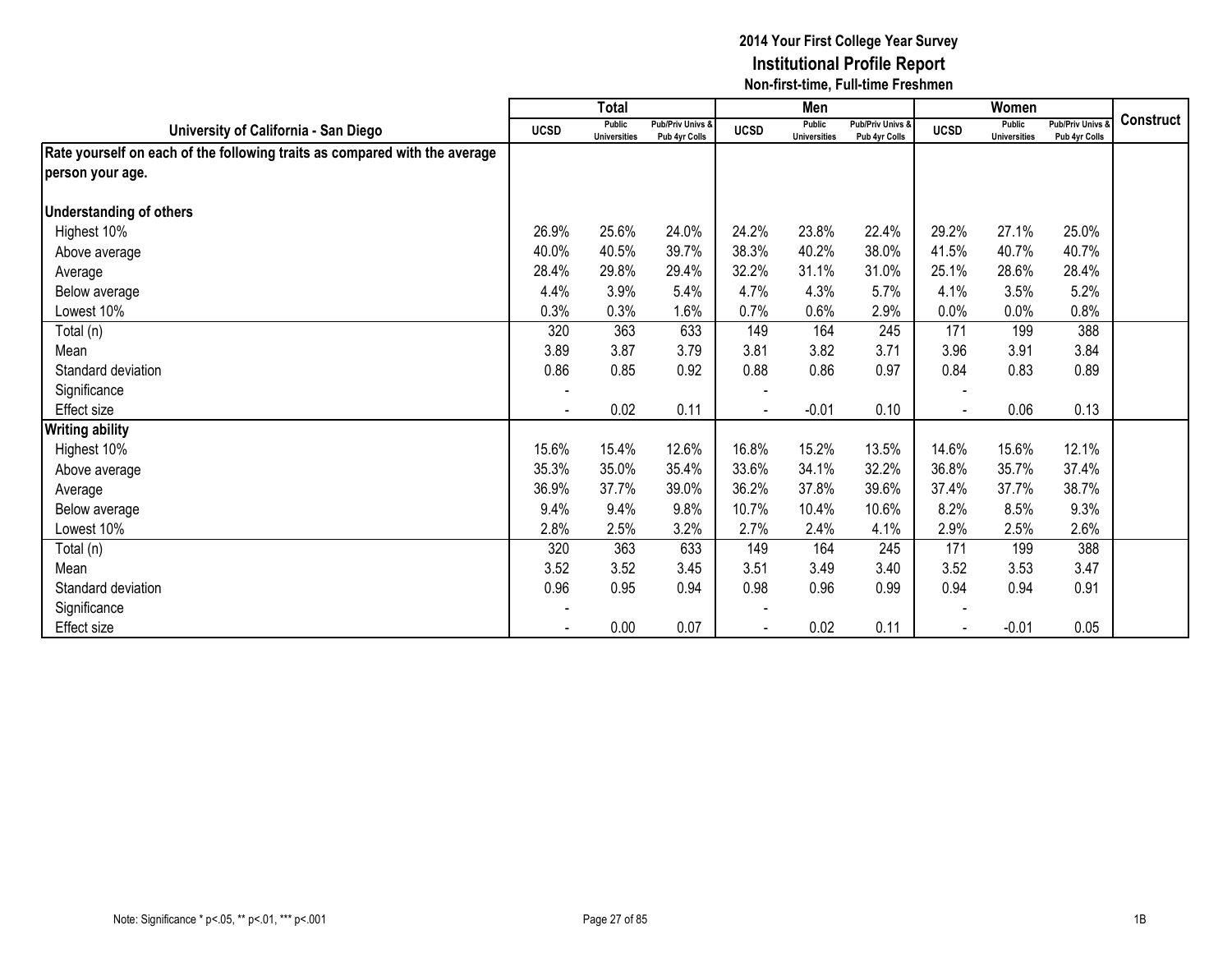# 2014 Your First College Year Survey
## Institutional Profile Report
### Non-first-time, Full-time Freshmen

| University of California - San Diego | Total | | | Men | | | Women | | | Construct |
|---|---|---|---|---|---|---|---|---|---|---|
| | UCSD | Public Universities | Pub/Priv Univs & Pub 4yr Colls | UCSD | Public Universities | Pub/Priv Univs & Pub 4yr Colls | UCSD | Public Universities | Pub/Priv Univs & Pub 4yr Colls | |
| **Rate yourself on each of the following traits as compared with the average person your age.** | | | | | | | | | | |
| **Understanding of others** | | | | | | | | | | |
| Highest 10% | 26.9% | 25.6% | 24.0% | 24.2% | 23.8% | 22.4% | 29.2% | 27.1% | 25.0% | |
| Above average | 40.0% | 40.5% | 39.7% | 38.3% | 40.2% | 38.0% | 41.5% | 40.7% | 40.7% | |
| Average | 28.4% | 29.8% | 29.4% | 32.2% | 31.1% | 31.0% | 25.1% | 28.6% | 28.4% | |
| Below average | 4.4% | 3.9% | 5.4% | 4.7% | 4.3% | 5.7% | 4.1% | 3.5% | 5.2% | |
| Lowest 10% | 0.3% | 0.3% | 1.6% | 0.7% | 0.6% | 2.9% | 0.0% | 0.0% | 0.8% | |
| Total (n) | 320 | 363 | 633 | 149 | 164 | 245 | 171 | 199 | 388 | |
| Mean | 3.89 | 3.87 | 3.79 | 3.81 | 3.82 | 3.71 | 3.96 | 3.91 | 3.84 | |
| Standard deviation | 0.86 | 0.85 | 0.92 | 0.88 | 0.86 | 0.97 | 0.84 | 0.83 | 0.89 | |
| Significance | - | | | - | | | - | | | |
| Effect size | - | 0.02 | 0.11 | - | -0.01 | 0.10 | - | 0.06 | 0.13 | |
| **Writing ability** | | | | | | | | | | |
| Highest 10% | 15.6% | 15.4% | 12.6% | 16.8% | 15.2% | 13.5% | 14.6% | 15.6% | 12.1% | |
| Above average | 35.3% | 35.0% | 35.4% | 33.6% | 34.1% | 32.2% | 36.8% | 35.7% | 37.4% | |
| Average | 36.9% | 37.7% | 39.0% | 36.2% | 37.8% | 39.6% | 37.4% | 37.7% | 38.7% | |
| Below average | 9.4% | 9.4% | 9.8% | 10.7% | 10.4% | 10.6% | 8.2% | 8.5% | 9.3% | |
| Lowest 10% | 2.8% | 2.5% | 3.2% | 2.7% | 2.4% | 4.1% | 2.9% | 2.5% | 2.6% | |
| Total (n) | 320 | 363 | 633 | 149 | 164 | 245 | 171 | 199 | 388 | |
| Mean | 3.52 | 3.52 | 3.45 | 3.51 | 3.49 | 3.40 | 3.52 | 3.53 | 3.47 | |
| Standard deviation | 0.96 | 0.95 | 0.94 | 0.98 | 0.96 | 0.99 | 0.94 | 0.94 | 0.91 | |
| Significance | - | | | - | | | - | | | |
| Effect size | - | 0.00 | 0.07 | - | 0.02 | 0.11 | - | -0.01 | 0.05 | |

Note: Significance * p<.05, ** p<.01, *** p<.001

1B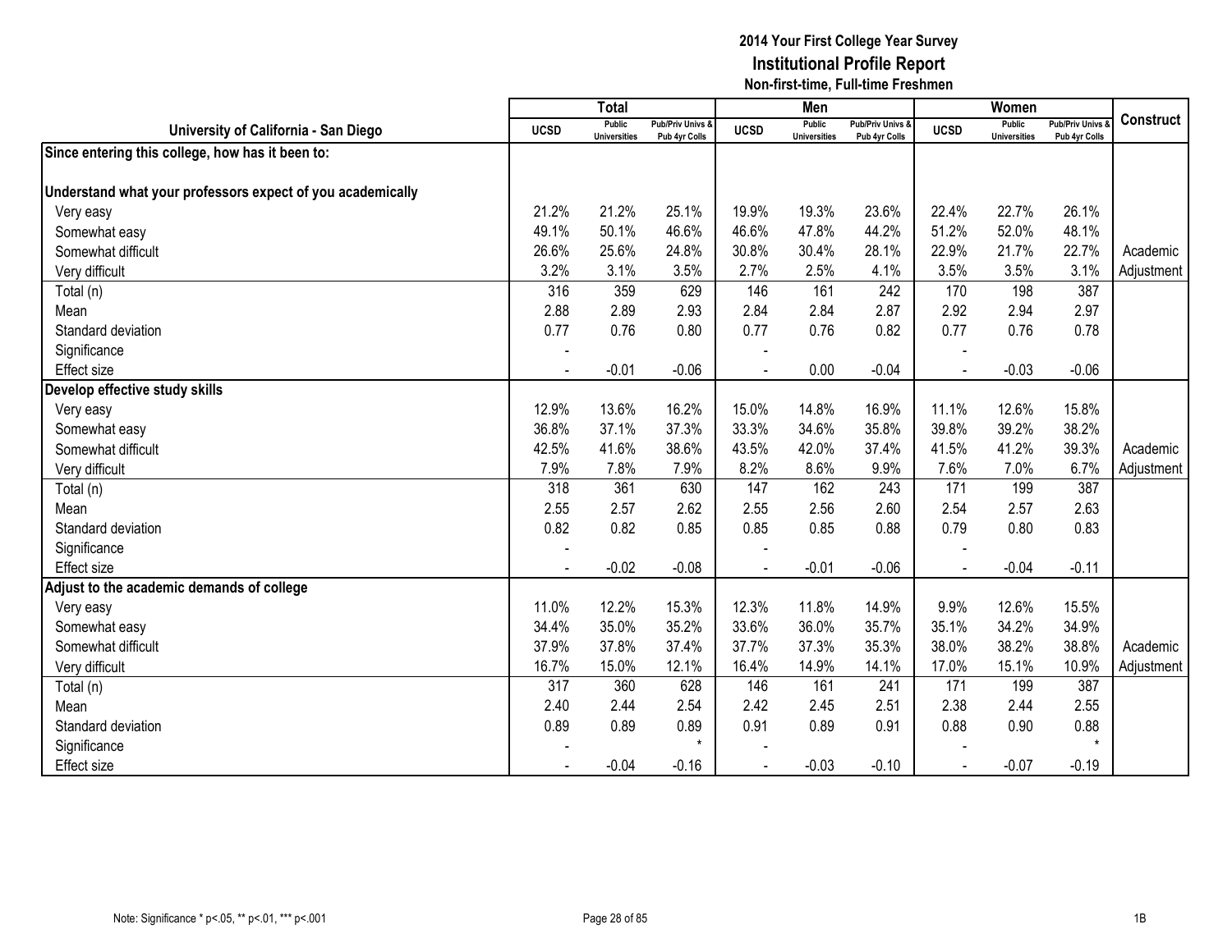# 2014 Your First College Year Survey
## Institutional Profile Report
### Non-first-time, Full-time Freshmen

| University of California - San Diego | Total | | | Men | | | Women | | | Construct |
|---|---|---|---|---|---|---|---|---|---|---|
| | UCSD | Public Universities | Pub/Priv Univs & Pub 4yr Colls | UCSD | Public Universities | Pub/Priv Univs & Pub 4yr Colls | UCSD | Public Universities | Pub/Priv Univs & Pub 4yr Colls | |
| **Since entering this college, how has it been to:** | | | | | | | | | | |
| **Understand what your professors expect of you academically** | | | | | | | | | | |
| Very easy | 21.2% | 21.2% | 25.1% | 19.9% | 19.3% | 23.6% | 22.4% | 22.7% | 26.1% | |
| Somewhat easy | 49.1% | 50.1% | 46.6% | 46.6% | 47.8% | 44.2% | 51.2% | 52.0% | 48.1% | |
| Somewhat difficult | 26.6% | 25.6% | 24.8% | 30.8% | 30.4% | 28.1% | 22.9% | 21.7% | 22.7% | Academic |
| Very difficult | 3.2% | 3.1% | 3.5% | 2.7% | 2.5% | 4.1% | 3.5% | 3.5% | 3.1% | Adjustment |
| Total (n) | 316 | 359 | 629 | 146 | 161 | 242 | 170 | 198 | 387 | |
| Mean | 2.88 | 2.89 | 2.93 | 2.84 | 2.84 | 2.87 | 2.92 | 2.94 | 2.97 | |
| Standard deviation | 0.77 | 0.76 | 0.80 | 0.77 | 0.76 | 0.82 | 0.77 | 0.76 | 0.78 | |
| Significance | - | | | - | | | - | | | |
| Effect size | - | -0.01 | -0.06 | - | 0.00 | -0.04 | - | -0.03 | -0.06 | |
| **Develop effective study skills** | | | | | | | | | | |
| Very easy | 12.9% | 13.6% | 16.2% | 15.0% | 14.8% | 16.9% | 11.1% | 12.6% | 15.8% | |
| Somewhat easy | 36.8% | 37.1% | 37.3% | 33.3% | 34.6% | 35.8% | 39.8% | 39.2% | 38.2% | |
| Somewhat difficult | 42.5% | 41.6% | 38.6% | 43.5% | 42.0% | 37.4% | 41.5% | 41.2% | 39.3% | Academic |
| Very difficult | 7.9% | 7.8% | 7.9% | 8.2% | 8.6% | 9.9% | 7.6% | 7.0% | 6.7% | Adjustment |
| Total (n) | 318 | 361 | 630 | 147 | 162 | 243 | 171 | 199 | 387 | |
| Mean | 2.55 | 2.57 | 2.62 | 2.55 | 2.56 | 2.60 | 2.54 | 2.57 | 2.63 | |
| Standard deviation | 0.82 | 0.82 | 0.85 | 0.85 | 0.85 | 0.88 | 0.79 | 0.80 | 0.83 | |
| Significance | - | | | - | | | - | | | |
| Effect size | - | -0.02 | -0.08 | - | -0.01 | -0.06 | - | -0.04 | -0.11 | |
| **Adjust to the academic demands of college** | | | | | | | | | | |
| Very easy | 11.0% | 12.2% | 15.3% | 12.3% | 11.8% | 14.9% | 9.9% | 12.6% | 15.5% | |
| Somewhat easy | 34.4% | 35.0% | 35.2% | 33.6% | 36.0% | 35.7% | 35.1% | 34.2% | 34.9% | |
| Somewhat difficult | 37.9% | 37.8% | 37.4% | 37.7% | 37.3% | 35.3% | 38.0% | 38.2% | 38.8% | Academic |
| Very difficult | 16.7% | 15.0% | 12.1% | 16.4% | 14.9% | 14.1% | 17.0% | 15.1% | 10.9% | Adjustment |
| Total (n) | 317 | 360 | 628 | 146 | 161 | 241 | 171 | 199 | 387 | |
| Mean | 2.40 | 2.44 | 2.54 | 2.42 | 2.45 | 2.51 | 2.38 | 2.44 | 2.55 | |
| Standard deviation | 0.89 | 0.89 | 0.89 | 0.91 | 0.89 | 0.91 | 0.88 | 0.90 | 0.88 | |
| Significance | - | | * | - | | | - | | * | |
| Effect size | - | -0.04 | -0.16 | - | -0.03 | -0.10 | - | -0.07 | -0.19 | |

Note: Significance * p<.05, ** p<.01, *** p<.001

1B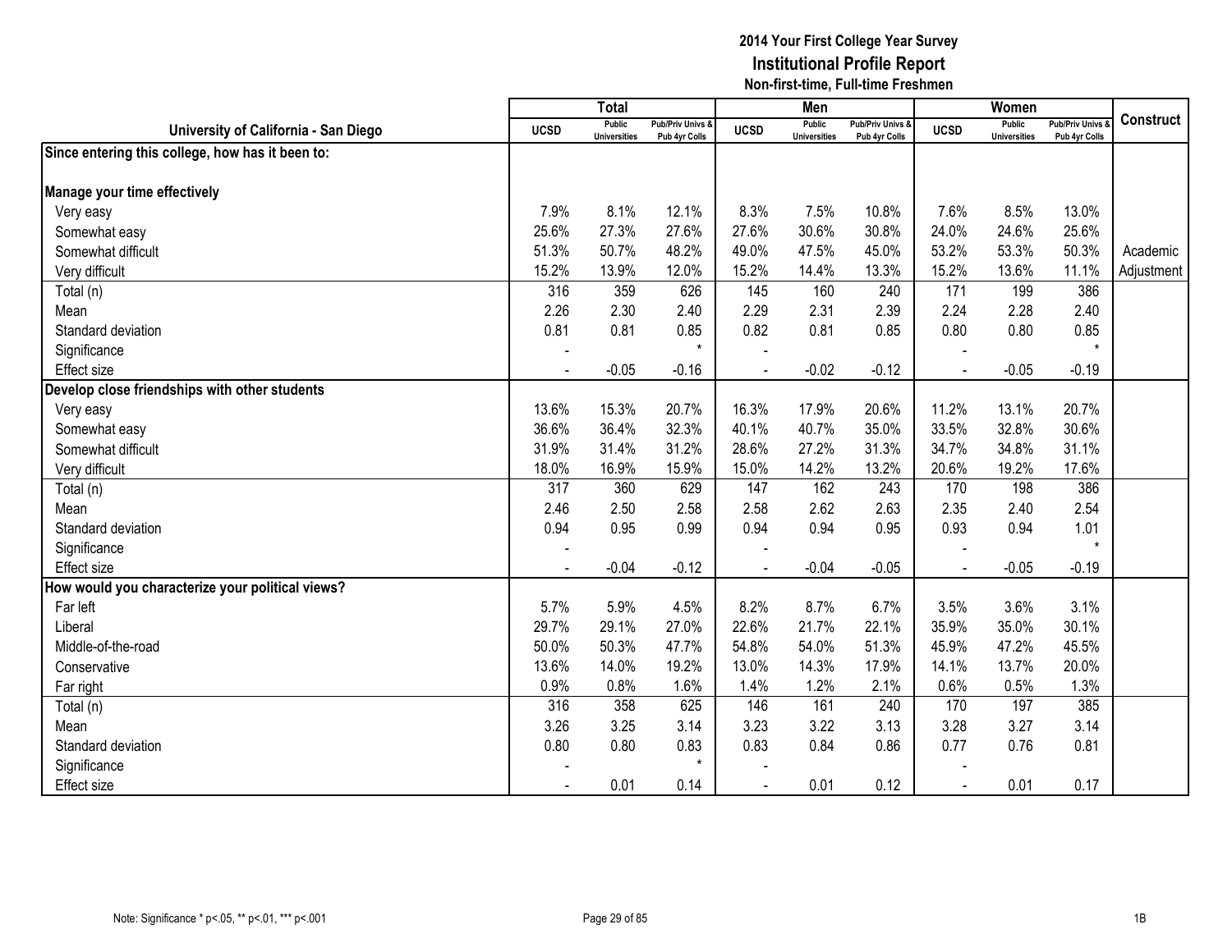# 2014 Your First College Year Survey
## Institutional Profile Report
### Non-first-time, Full-time Freshmen

| University of California - San Diego | Total | | | Men | | | Women | | | Construct |
|---|---|---|---|---|---|---|---|---|---|---|
| | UCSD | Public Universities | Pub/Priv Univs & Pub 4yr Colls | UCSD | Public Universities | Pub/Priv Univs & Pub 4yr Colls | UCSD | Public Universities | Pub/Priv Univs & Pub 4yr Colls | |
| **Since entering this college, how has it been to:** | | | | | | | | | | |
| **Manage your time effectively** | | | | | | | | | | |
| Very easy | 7.9% | 8.1% | 12.1% | 8.3% | 7.5% | 10.8% | 7.6% | 8.5% | 13.0% | |
| Somewhat easy | 25.6% | 27.3% | 27.6% | 27.6% | 30.6% | 30.8% | 24.0% | 24.6% | 25.6% | |
| Somewhat difficult | 51.3% | 50.7% | 48.2% | 49.0% | 47.5% | 45.0% | 53.2% | 53.3% | 50.3% | Academic |
| Very difficult | 15.2% | 13.9% | 12.0% | 15.2% | 14.4% | 13.3% | 15.2% | 13.6% | 11.1% | Adjustment |
| Total (n) | 316 | 359 | 626 | 145 | 160 | 240 | 171 | 199 | 386 | |
| Mean | 2.26 | 2.30 | 2.40 | 2.29 | 2.31 | 2.39 | 2.24 | 2.28 | 2.40 | |
| Standard deviation | 0.81 | 0.81 | 0.85 | 0.82 | 0.81 | 0.85 | 0.80 | 0.80 | 0.85 | |
| Significance | - | | * | - | | | - | | * | |
| Effect size | - | -0.05 | -0.16 | - | -0.02 | -0.12 | - | -0.05 | -0.19 | |
| **Develop close friendships with other students** | | | | | | | | | | |
| Very easy | 13.6% | 15.3% | 20.7% | 16.3% | 17.9% | 20.6% | 11.2% | 13.1% | 20.7% | |
| Somewhat easy | 36.6% | 36.4% | 32.3% | 40.1% | 40.7% | 35.0% | 33.5% | 32.8% | 30.6% | |
| Somewhat difficult | 31.9% | 31.4% | 31.2% | 28.6% | 27.2% | 31.3% | 34.7% | 34.8% | 31.1% | |
| Very difficult | 18.0% | 16.9% | 15.9% | 15.0% | 14.2% | 13.2% | 20.6% | 19.2% | 17.6% | |
| Total (n) | 317 | 360 | 629 | 147 | 162 | 243 | 170 | 198 | 386 | |
| Mean | 2.46 | 2.50 | 2.58 | 2.58 | 2.62 | 2.63 | 2.35 | 2.40 | 2.54 | |
| Standard deviation | 0.94 | 0.95 | 0.99 | 0.94 | 0.94 | 0.95 | 0.93 | 0.94 | 1.01 | |
| Significance | - | | | - | | | - | | * | |
| Effect size | - | -0.04 | -0.12 | - | -0.04 | -0.05 | - | -0.05 | -0.19 | |
| **How would you characterize your political views?** | | | | | | | | | | |
| Far left | 5.7% | 5.9% | 4.5% | 8.2% | 8.7% | 6.7% | 3.5% | 3.6% | 3.1% | |
| Liberal | 29.7% | 29.1% | 27.0% | 22.6% | 21.7% | 22.1% | 35.9% | 35.0% | 30.1% | |
| Middle-of-the-road | 50.0% | 50.3% | 47.7% | 54.8% | 54.0% | 51.3% | 45.9% | 47.2% | 45.5% | |
| Conservative | 13.6% | 14.0% | 19.2% | 13.0% | 14.3% | 17.9% | 14.1% | 13.7% | 20.0% | |
| Far right | 0.9% | 0.8% | 1.6% | 1.4% | 1.2% | 2.1% | 0.6% | 0.5% | 1.3% | |
| Total (n) | 316 | 358 | 625 | 146 | 161 | 240 | 170 | 197 | 385 | |
| Mean | 3.26 | 3.25 | 3.14 | 3.23 | 3.22 | 3.13 | 3.28 | 3.27 | 3.14 | |
| Standard deviation | 0.80 | 0.80 | 0.83 | 0.83 | 0.84 | 0.86 | 0.77 | 0.76 | 0.81 | |
| Significance | - | | * | - | | | - | | | |
| Effect size | - | 0.01 | 0.14 | - | 0.01 | 0.12 | - | 0.01 | 0.17 | |

Note: Significance * p<.05, ** p<.01, *** p<.001

1B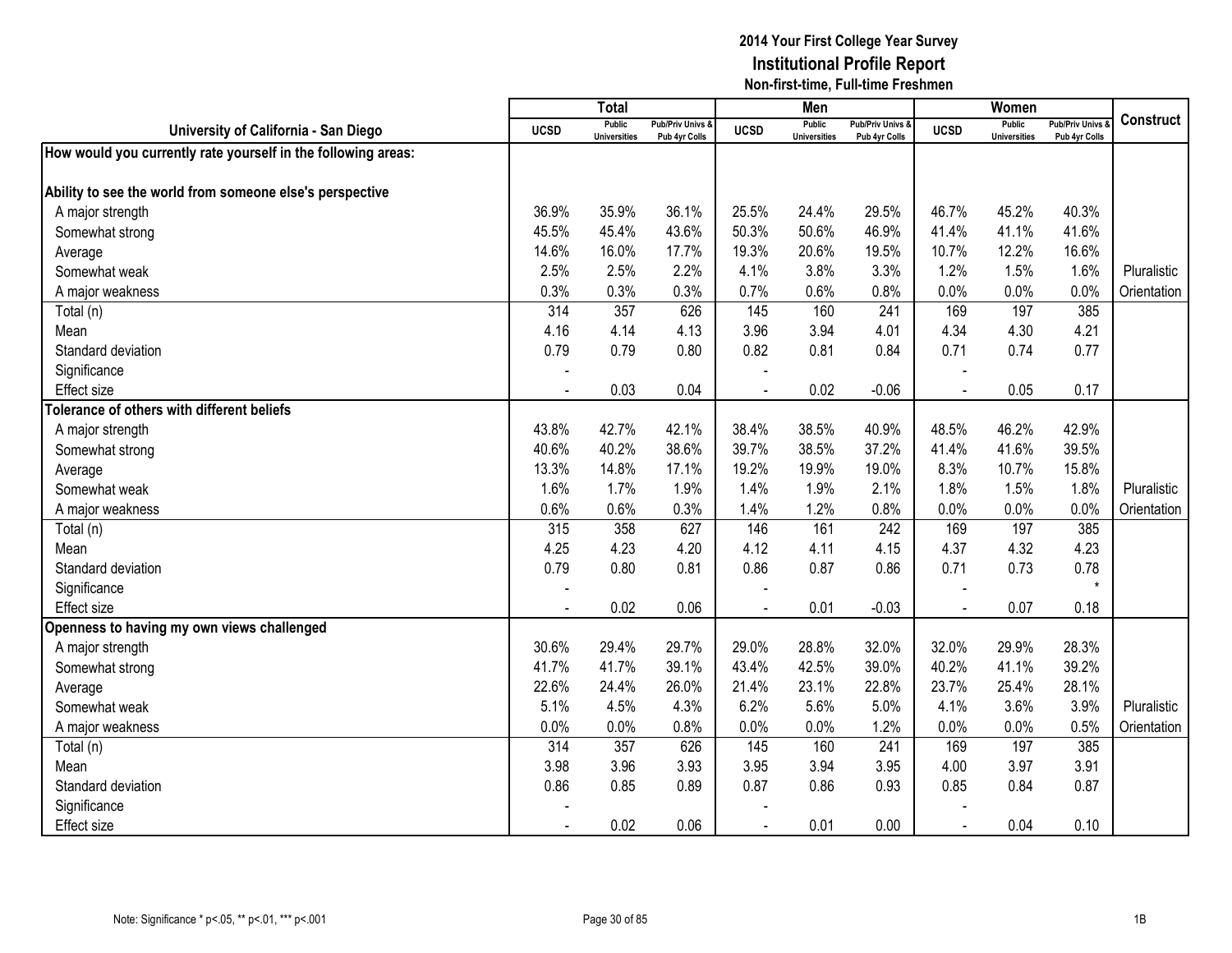# 2014 Your First College Year Survey
## Institutional Profile Report
### Non-first-time, Full-time Freshmen

| University of California - San Diego | Total | | | Men | | | Women | | | Construct |
|---|---|---|---|---|---|---|---|---|---|---|
| | UCSD | Public Universities | Pub/Priv Univs & Pub 4yr Colls | UCSD | Public Universities | Pub/Priv Univs & Pub 4yr Colls | UCSD | Public Universities | Pub/Priv Univs & Pub 4yr Colls | |
| **How would you currently rate yourself in the following areas:** | | | | | | | | | | |
| **Ability to see the world from someone else's perspective** | | | | | | | | | | |
| A major strength | 36.9% | 35.9% | 36.1% | 25.5% | 24.4% | 29.5% | 46.7% | 45.2% | 40.3% | |
| Somewhat strong | 45.5% | 45.4% | 43.6% | 50.3% | 50.6% | 46.9% | 41.4% | 41.1% | 41.6% | |
| Average | 14.6% | 16.0% | 17.7% | 19.3% | 20.6% | 19.5% | 10.7% | 12.2% | 16.6% | |
| Somewhat weak | 2.5% | 2.5% | 2.2% | 4.1% | 3.8% | 3.3% | 1.2% | 1.5% | 1.6% | Pluralistic |
| A major weakness | 0.3% | 0.3% | 0.3% | 0.7% | 0.6% | 0.8% | 0.0% | 0.0% | 0.0% | Orientation |
| Total (n) | 314 | 357 | 626 | 145 | 160 | 241 | 169 | 197 | 385 | |
| Mean | 4.16 | 4.14 | 4.13 | 3.96 | 3.94 | 4.01 | 4.34 | 4.30 | 4.21 | |
| Standard deviation | 0.79 | 0.79 | 0.80 | 0.82 | 0.81 | 0.84 | 0.71 | 0.74 | 0.77 | |
| Significance | - | | | - | | | - | | | |
| Effect size | - | 0.03 | 0.04 | - | 0.02 | -0.06 | - | 0.05 | 0.17 | |
| **Tolerance of others with different beliefs** | | | | | | | | | | |
| A major strength | 43.8% | 42.7% | 42.1% | 38.4% | 38.5% | 40.9% | 48.5% | 46.2% | 42.9% | |
| Somewhat strong | 40.6% | 40.2% | 38.6% | 39.7% | 38.5% | 37.2% | 41.4% | 41.6% | 39.5% | |
| Average | 13.3% | 14.8% | 17.1% | 19.2% | 19.9% | 19.0% | 8.3% | 10.7% | 15.8% | |
| Somewhat weak | 1.6% | 1.7% | 1.9% | 1.4% | 1.9% | 2.1% | 1.8% | 1.5% | 1.8% | Pluralistic |
| A major weakness | 0.6% | 0.6% | 0.3% | 1.4% | 1.2% | 0.8% | 0.0% | 0.0% | 0.0% | Orientation |
| Total (n) | 315 | 358 | 627 | 146 | 161 | 242 | 169 | 197 | 385 | |
| Mean | 4.25 | 4.23 | 4.20 | 4.12 | 4.11 | 4.15 | 4.37 | 4.32 | 4.23 | |
| Standard deviation | 0.79 | 0.80 | 0.81 | 0.86 | 0.87 | 0.86 | 0.71 | 0.73 | 0.78 | |
| Significance | - | | | - | | | - | | * | |
| Effect size | - | 0.02 | 0.06 | - | 0.01 | -0.03 | - | 0.07 | 0.18 | |
| **Openness to having my own views challenged** | | | | | | | | | | |
| A major strength | 30.6% | 29.4% | 29.7% | 29.0% | 28.8% | 32.0% | 32.0% | 29.9% | 28.3% | |
| Somewhat strong | 41.7% | 41.7% | 39.1% | 43.4% | 42.5% | 39.0% | 40.2% | 41.1% | 39.2% | |
| Average | 22.6% | 24.4% | 26.0% | 21.4% | 23.1% | 22.8% | 23.7% | 25.4% | 28.1% | |
| Somewhat weak | 5.1% | 4.5% | 4.3% | 6.2% | 5.6% | 5.0% | 4.1% | 3.6% | 3.9% | Pluralistic |
| A major weakness | 0.0% | 0.0% | 0.8% | 0.0% | 0.0% | 1.2% | 0.0% | 0.0% | 0.5% | Orientation |
| Total (n) | 314 | 357 | 626 | 145 | 160 | 241 | 169 | 197 | 385 | |
| Mean | 3.98 | 3.96 | 3.93 | 3.95 | 3.94 | 3.95 | 4.00 | 3.97 | 3.91 | |
| Standard deviation | 0.86 | 0.85 | 0.89 | 0.87 | 0.86 | 0.93 | 0.85 | 0.84 | 0.87 | |
| Significance | - | | | - | | | - | | | |
| Effect size | - | 0.02 | 0.06 | - | 0.01 | 0.00 | - | 0.04 | 0.10 | |

Note: Significance * p<.05, ** p<.01, *** p<.001

1B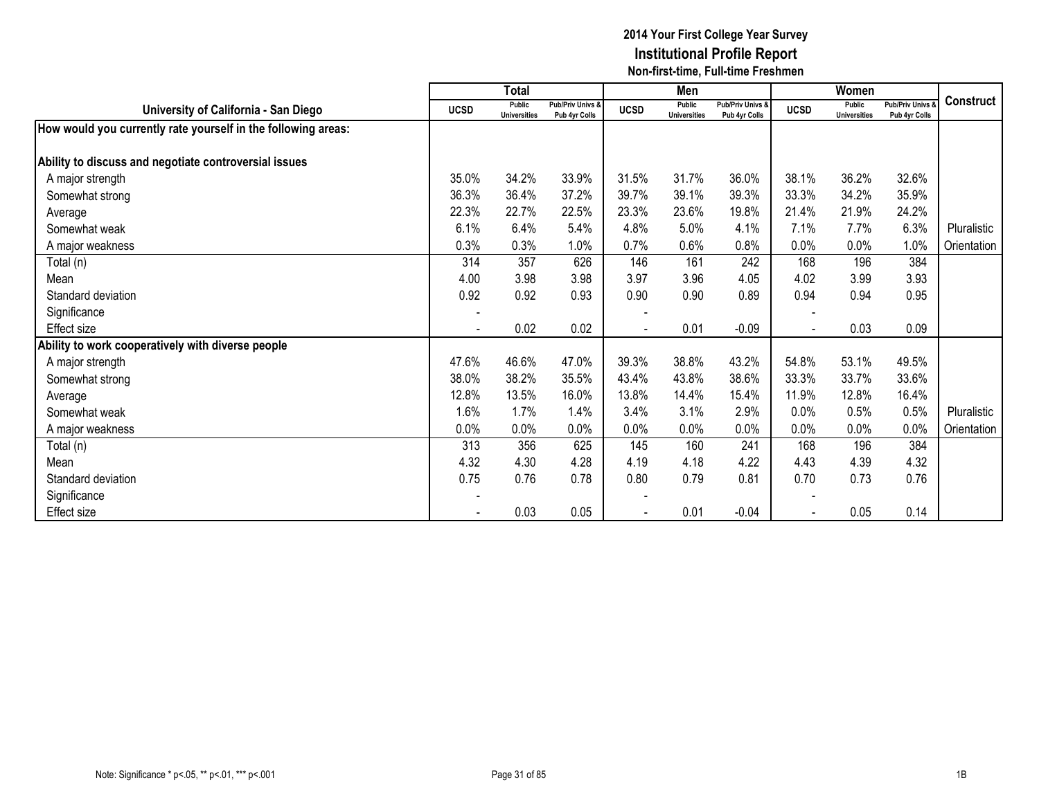**2014 Your First College Year Survey**
**Institutional Profile Report**
**Non-first-time, Full-time Freshmen**

| University of California - San Diego | Total | | | Men | | | Women | | | Construct |
|---|---|---|---|---|---|---|---|---|---|---|
| | UCSD | Public Universities | Pub/Priv Univs & Pub 4yr Colls | UCSD | Public Universities | Pub/Priv Univs & Pub 4yr Colls | UCSD | Public Universities | Pub/Priv Univs & Pub 4yr Colls | |
| **How would you currently rate yourself in the following areas:** | | | | | | | | | | |
| **Ability to discuss and negotiate controversial issues** | | | | | | | | | | |
| A major strength | 35.0% | 34.2% | 33.9% | 31.5% | 31.7% | 36.0% | 38.1% | 36.2% | 32.6% | |
| Somewhat strong | 36.3% | 36.4% | 37.2% | 39.7% | 39.1% | 39.3% | 33.3% | 34.2% | 35.9% | |
| Average | 22.3% | 22.7% | 22.5% | 23.3% | 23.6% | 19.8% | 21.4% | 21.9% | 24.2% | |
| Somewhat weak | 6.1% | 6.4% | 5.4% | 4.8% | 5.0% | 4.1% | 7.1% | 7.7% | 6.3% | Pluralistic |
| A major weakness | 0.3% | 0.3% | 1.0% | 0.7% | 0.6% | 0.8% | 0.0% | 0.0% | 1.0% | Orientation |
| Total (n) | 314 | 357 | 626 | 146 | 161 | 242 | 168 | 196 | 384 | |
| Mean | 4.00 | 3.98 | 3.98 | 3.97 | 3.96 | 4.05 | 4.02 | 3.99 | 3.93 | |
| Standard deviation | 0.92 | 0.92 | 0.93 | 0.90 | 0.90 | 0.89 | 0.94 | 0.94 | 0.95 | |
| Significance | - | | | - | | | - | | | |
| Effect size | - | 0.02 | 0.02 | - | 0.01 | -0.09 | - | 0.03 | 0.09 | |
| **Ability to work cooperatively with diverse people** | | | | | | | | | | |
| A major strength | 47.6% | 46.6% | 47.0% | 39.3% | 38.8% | 43.2% | 54.8% | 53.1% | 49.5% | |
| Somewhat strong | 38.0% | 38.2% | 35.5% | 43.4% | 43.8% | 38.6% | 33.3% | 33.7% | 33.6% | |
| Average | 12.8% | 13.5% | 16.0% | 13.8% | 14.4% | 15.4% | 11.9% | 12.8% | 16.4% | |
| Somewhat weak | 1.6% | 1.7% | 1.4% | 3.4% | 3.1% | 2.9% | 0.0% | 0.5% | 0.5% | Pluralistic |
| A major weakness | 0.0% | 0.0% | 0.0% | 0.0% | 0.0% | 0.0% | 0.0% | 0.0% | 0.0% | Orientation |
| Total (n) | 313 | 356 | 625 | 145 | 160 | 241 | 168 | 196 | 384 | |
| Mean | 4.32 | 4.30 | 4.28 | 4.19 | 4.18 | 4.22 | 4.43 | 4.39 | 4.32 | |
| Standard deviation | 0.75 | 0.76 | 0.78 | 0.80 | 0.79 | 0.81 | 0.70 | 0.73 | 0.76 | |
| Significance | - | | | - | | | - | | | |
| Effect size | - | 0.03 | 0.05 | - | 0.01 | -0.04 | - | 0.05 | 0.14 | |

Note: Significance * p<.05, ** p<.01, *** p<.001

1B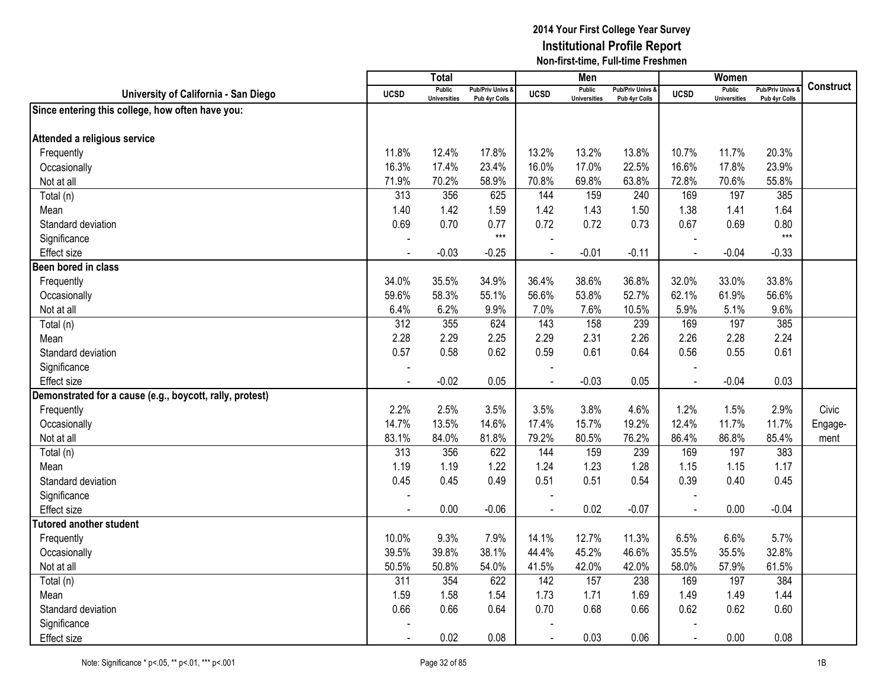# 2014 Your First College Year Survey
## Institutional Profile Report
### Non-first-time, Full-time Freshmen

| University of California - San Diego | Total | | | Men | | | Women | | | Construct |
|---|---|---|---|---|---|---|---|---|---|---|
| | UCSD | Public Universities | Pub/Priv Univs & Pub 4yr Colls | UCSD | Public Universities | Pub/Priv Univs & Pub 4yr Colls | UCSD | Public Universities | Pub/Priv Univs & Pub 4yr Colls | |
| **Since entering this college, how often have you:** | | | | | | | | | | |
| **Attended a religious service** | | | | | | | | | | |
| Frequently | 11.8% | 12.4% | 17.8% | 13.2% | 13.2% | 13.8% | 10.7% | 11.7% | 20.3% | |
| Occasionally | 16.3% | 17.4% | 23.4% | 16.0% | 17.0% | 22.5% | 16.6% | 17.8% | 23.9% | |
| Not at all | 71.9% | 70.2% | 58.9% | 70.8% | 69.8% | 63.8% | 72.8% | 70.6% | 55.8% | |
| Total (n) | 313 | 356 | 625 | 144 | 159 | 240 | 169 | 197 | 385 | |
| Mean | 1.40 | 1.42 | 1.59 | 1.42 | 1.43 | 1.50 | 1.38 | 1.41 | 1.64 | |
| Standard deviation | 0.69 | 0.70 | 0.77 | 0.72 | 0.72 | 0.73 | 0.67 | 0.69 | 0.80 | |
| Significance | - | | *** | - | | | - | | *** | |
| Effect size | - | -0.03 | -0.25 | - | -0.01 | -0.11 | - | -0.04 | -0.33 | |
| **Been bored in class** | | | | | | | | | | |
| Frequently | 34.0% | 35.5% | 34.9% | 36.4% | 38.6% | 36.8% | 32.0% | 33.0% | 33.8% | |
| Occasionally | 59.6% | 58.3% | 55.1% | 56.6% | 53.8% | 52.7% | 62.1% | 61.9% | 56.6% | |
| Not at all | 6.4% | 6.2% | 9.9% | 7.0% | 7.6% | 10.5% | 5.9% | 5.1% | 9.6% | |
| Total (n) | 312 | 355 | 624 | 143 | 158 | 239 | 169 | 197 | 385 | |
| Mean | 2.28 | 2.29 | 2.25 | 2.29 | 2.31 | 2.26 | 2.26 | 2.28 | 2.24 | |
| Standard deviation | 0.57 | 0.58 | 0.62 | 0.59 | 0.61 | 0.64 | 0.56 | 0.55 | 0.61 | |
| Significance | - | | | - | | | - | | | |
| Effect size | - | -0.02 | 0.05 | - | -0.03 | 0.05 | - | -0.04 | 0.03 | |
| **Demonstrated for a cause (e.g., boycott, rally, protest)** | | | | | | | | | | |
| Frequently | 2.2% | 2.5% | 3.5% | 3.5% | 3.8% | 4.6% | 1.2% | 1.5% | 2.9% | Civic |
| Occasionally | 14.7% | 13.5% | 14.6% | 17.4% | 15.7% | 19.2% | 12.4% | 11.7% | 11.7% | Engage- |
| Not at all | 83.1% | 84.0% | 81.8% | 79.2% | 80.5% | 76.2% | 86.4% | 86.8% | 85.4% | ment |
| Total (n) | 313 | 356 | 622 | 144 | 159 | 239 | 169 | 197 | 383 | |
| Mean | 1.19 | 1.19 | 1.22 | 1.24 | 1.23 | 1.28 | 1.15 | 1.15 | 1.17 | |
| Standard deviation | 0.45 | 0.45 | 0.49 | 0.51 | 0.51 | 0.54 | 0.39 | 0.40 | 0.45 | |
| Significance | - | | | - | | | - | | | |
| Effect size | - | 0.00 | -0.06 | - | 0.02 | -0.07 | - | 0.00 | -0.04 | |
| **Tutored another student** | | | | | | | | | | |
| Frequently | 10.0% | 9.3% | 7.9% | 14.1% | 12.7% | 11.3% | 6.5% | 6.6% | 5.7% | |
| Occasionally | 39.5% | 39.8% | 38.1% | 44.4% | 45.2% | 46.6% | 35.5% | 35.5% | 32.8% | |
| Not at all | 50.5% | 50.8% | 54.0% | 41.5% | 42.0% | 42.0% | 58.0% | 57.9% | 61.5% | |
| Total (n) | 311 | 354 | 622 | 142 | 157 | 238 | 169 | 197 | 384 | |
| Mean | 1.59 | 1.58 | 1.54 | 1.73 | 1.71 | 1.69 | 1.49 | 1.49 | 1.44 | |
| Standard deviation | 0.66 | 0.66 | 0.64 | 0.70 | 0.68 | 0.66 | 0.62 | 0.62 | 0.60 | |
| Significance | - | | | - | | | - | | | |
| Effect size | - | 0.02 | 0.08 | - | 0.03 | 0.06 | - | 0.00 | 0.08 | |

Note: Significance * p<.05, ** p<.01, *** p<.001

1B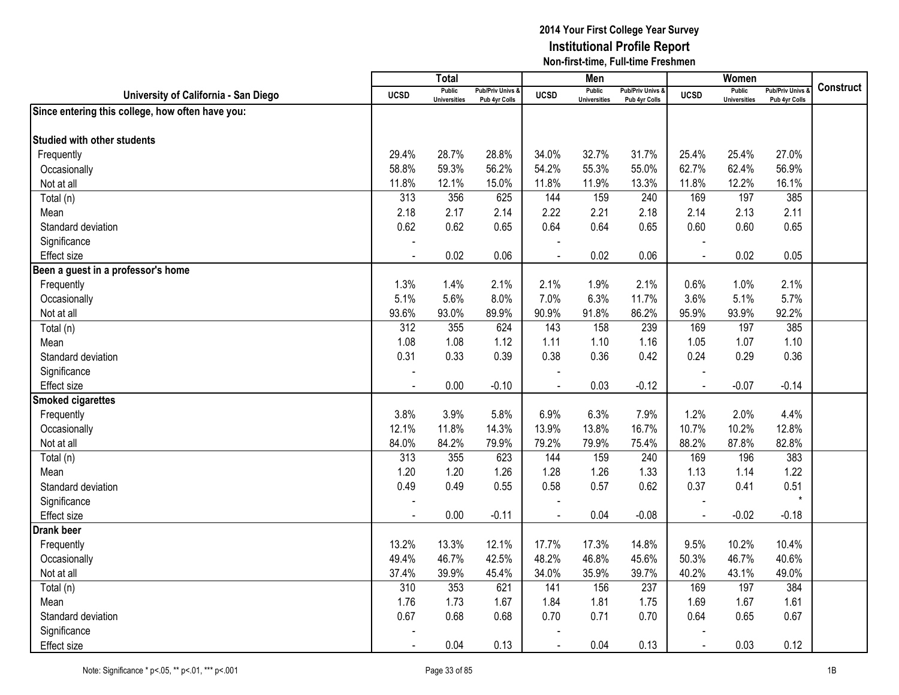## 2014 Your First College Year Survey
## Institutional Profile Report
### Non-first-time, Full-time Freshmen

| University of California - San Diego | Total | | | Men | | | Women | | | Construct |
|---|---|---|---|---|---|---|---|---|---|---|
| | UCSD | Public Universities | Pub/Priv Univs & Pub 4yr Colls | UCSD | Public Universities | Pub/Priv Univs & Pub 4yr Colls | UCSD | Public Universities | Pub/Priv Univs & Pub 4yr Colls | |
| **Since entering this college, how often have you:** | | | | | | | | | | |
| **Studied with other students** | | | | | | | | | | |
| Frequently | 29.4% | 28.7% | 28.8% | 34.0% | 32.7% | 31.7% | 25.4% | 25.4% | 27.0% | |
| Occasionally | 58.8% | 59.3% | 56.2% | 54.2% | 55.3% | 55.0% | 62.7% | 62.4% | 56.9% | |
| Not at all | 11.8% | 12.1% | 15.0% | 11.8% | 11.9% | 13.3% | 11.8% | 12.2% | 16.1% | |
| Total (n) | 313 | 356 | 625 | 144 | 159 | 240 | 169 | 197 | 385 | |
| Mean | 2.18 | 2.17 | 2.14 | 2.22 | 2.21 | 2.18 | 2.14 | 2.13 | 2.11 | |
| Standard deviation | 0.62 | 0.62 | 0.65 | 0.64 | 0.64 | 0.65 | 0.60 | 0.60 | 0.65 | |
| Significance | - | | | - | | | - | | | |
| Effect size | - | 0.02 | 0.06 | - | 0.02 | 0.06 | - | 0.02 | 0.05 | |
| **Been a guest in a professor's home** | | | | | | | | | | |
| Frequently | 1.3% | 1.4% | 2.1% | 2.1% | 1.9% | 2.1% | 0.6% | 1.0% | 2.1% | |
| Occasionally | 5.1% | 5.6% | 8.0% | 7.0% | 6.3% | 11.7% | 3.6% | 5.1% | 5.7% | |
| Not at all | 93.6% | 93.0% | 89.9% | 90.9% | 91.8% | 86.2% | 95.9% | 93.9% | 92.2% | |
| Total (n) | 312 | 355 | 624 | 143 | 158 | 239 | 169 | 197 | 385 | |
| Mean | 1.08 | 1.08 | 1.12 | 1.11 | 1.10 | 1.16 | 1.05 | 1.07 | 1.10 | |
| Standard deviation | 0.31 | 0.33 | 0.39 | 0.38 | 0.36 | 0.42 | 0.24 | 0.29 | 0.36 | |
| Significance | - | | | - | | | - | | | |
| Effect size | - | 0.00 | -0.10 | - | 0.03 | -0.12 | - | -0.07 | -0.14 | |
| **Smoked cigarettes** | | | | | | | | | | |
| Frequently | 3.8% | 3.9% | 5.8% | 6.9% | 6.3% | 7.9% | 1.2% | 2.0% | 4.4% | |
| Occasionally | 12.1% | 11.8% | 14.3% | 13.9% | 13.8% | 16.7% | 10.7% | 10.2% | 12.8% | |
| Not at all | 84.0% | 84.2% | 79.9% | 79.2% | 79.9% | 75.4% | 88.2% | 87.8% | 82.8% | |
| Total (n) | 313 | 355 | 623 | 144 | 159 | 240 | 169 | 196 | 383 | |
| Mean | 1.20 | 1.20 | 1.26 | 1.28 | 1.26 | 1.33 | 1.13 | 1.14 | 1.22 | |
| Standard deviation | 0.49 | 0.49 | 0.55 | 0.58 | 0.57 | 0.62 | 0.37 | 0.41 | 0.51 | |
| Significance | - | | | - | | | - | | * | |
| Effect size | - | 0.00 | -0.11 | - | 0.04 | -0.08 | - | -0.02 | -0.18 | |
| **Drank beer** | | | | | | | | | | |
| Frequently | 13.2% | 13.3% | 12.1% | 17.7% | 17.3% | 14.8% | 9.5% | 10.2% | 10.4% | |
| Occasionally | 49.4% | 46.7% | 42.5% | 48.2% | 46.8% | 45.6% | 50.3% | 46.7% | 40.6% | |
| Not at all | 37.4% | 39.9% | 45.4% | 34.0% | 35.9% | 39.7% | 40.2% | 43.1% | 49.0% | |
| Total (n) | 310 | 353 | 621 | 141 | 156 | 237 | 169 | 197 | 384 | |
| Mean | 1.76 | 1.73 | 1.67 | 1.84 | 1.81 | 1.75 | 1.69 | 1.67 | 1.61 | |
| Standard deviation | 0.67 | 0.68 | 0.68 | 0.70 | 0.71 | 0.70 | 0.64 | 0.65 | 0.67 | |
| Significance | - | | | - | | | - | | | |
| Effect size | - | 0.04 | 0.13 | - | 0.04 | 0.13 | - | 0.03 | 0.12 | |

Note: Significance * p<.05, ** p<.01, *** p<.001

1B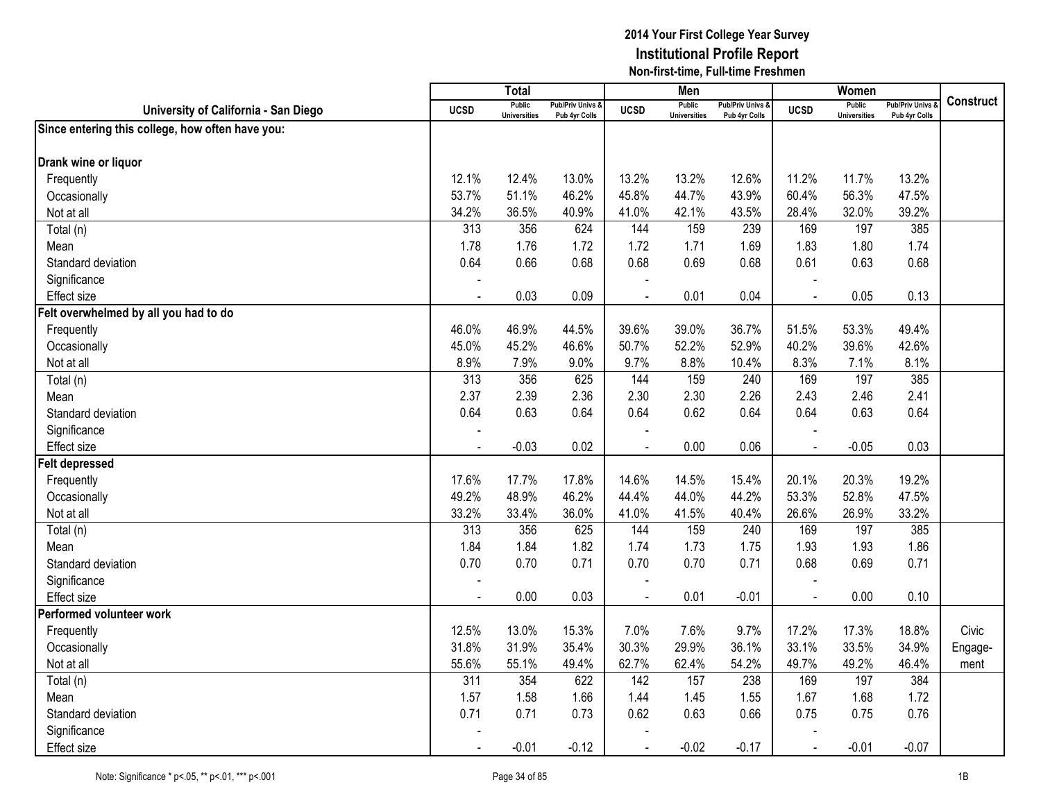# 2014 Your First College Year Survey
## Institutional Profile Report
### Non-first-time, Full-time Freshmen

| University of California - San Diego | Total | | | Men | | | Women | | | Construct |
|---|---|---|---|---|---|---|---|---|---|---|
| | UCSD | Public Universities | Pub/Priv Univs & Pub 4yr Colls | UCSD | Public Universities | Pub/Priv Univs & Pub 4yr Colls | UCSD | Public Universities | Pub/Priv Univs & Pub 4yr Colls | |
| **Since entering this college, how often have you:** | | | | | | | | | | |
| **Drank wine or liquor** | | | | | | | | | | |
| Frequently | 12.1% | 12.4% | 13.0% | 13.2% | 13.2% | 12.6% | 11.2% | 11.7% | 13.2% | |
| Occasionally | 53.7% | 51.1% | 46.2% | 45.8% | 44.7% | 43.9% | 60.4% | 56.3% | 47.5% | |
| Not at all | 34.2% | 36.5% | 40.9% | 41.0% | 42.1% | 43.5% | 28.4% | 32.0% | 39.2% | |
| Total (n) | 313 | 356 | 624 | 144 | 159 | 239 | 169 | 197 | 385 | |
| Mean | 1.78 | 1.76 | 1.72 | 1.72 | 1.71 | 1.69 | 1.83 | 1.80 | 1.74 | |
| Standard deviation | 0.64 | 0.66 | 0.68 | 0.68 | 0.69 | 0.68 | 0.61 | 0.63 | 0.68 | |
| Significance | - | | | - | | | - | | | |
| Effect size | - | 0.03 | 0.09 | - | 0.01 | 0.04 | - | 0.05 | 0.13 | |
| **Felt overwhelmed by all you had to do** | | | | | | | | | | |
| Frequently | 46.0% | 46.9% | 44.5% | 39.6% | 39.0% | 36.7% | 51.5% | 53.3% | 49.4% | |
| Occasionally | 45.0% | 45.2% | 46.6% | 50.7% | 52.2% | 52.9% | 40.2% | 39.6% | 42.6% | |
| Not at all | 8.9% | 7.9% | 9.0% | 9.7% | 8.8% | 10.4% | 8.3% | 7.1% | 8.1% | |
| Total (n) | 313 | 356 | 625 | 144 | 159 | 240 | 169 | 197 | 385 | |
| Mean | 2.37 | 2.39 | 2.36 | 2.30 | 2.30 | 2.26 | 2.43 | 2.46 | 2.41 | |
| Standard deviation | 0.64 | 0.63 | 0.64 | 0.64 | 0.62 | 0.64 | 0.64 | 0.63 | 0.64 | |
| Significance | - | | | - | | | - | | | |
| Effect size | - | -0.03 | 0.02 | - | 0.00 | 0.06 | - | -0.05 | 0.03 | |
| **Felt depressed** | | | | | | | | | | |
| Frequently | 17.6% | 17.7% | 17.8% | 14.6% | 14.5% | 15.4% | 20.1% | 20.3% | 19.2% | |
| Occasionally | 49.2% | 48.9% | 46.2% | 44.4% | 44.0% | 44.2% | 53.3% | 52.8% | 47.5% | |
| Not at all | 33.2% | 33.4% | 36.0% | 41.0% | 41.5% | 40.4% | 26.6% | 26.9% | 33.2% | |
| Total (n) | 313 | 356 | 625 | 144 | 159 | 240 | 169 | 197 | 385 | |
| Mean | 1.84 | 1.84 | 1.82 | 1.74 | 1.73 | 1.75 | 1.93 | 1.93 | 1.86 | |
| Standard deviation | 0.70 | 0.70 | 0.71 | 0.70 | 0.70 | 0.71 | 0.68 | 0.69 | 0.71 | |
| Significance | - | | | - | | | - | | | |
| Effect size | - | 0.00 | 0.03 | - | 0.01 | -0.01 | - | 0.00 | 0.10 | |
| **Performed volunteer work** | | | | | | | | | | |
| Frequently | 12.5% | 13.0% | 15.3% | 7.0% | 7.6% | 9.7% | 17.2% | 17.3% | 18.8% | Civic |
| Occasionally | 31.8% | 31.9% | 35.4% | 30.3% | 29.9% | 36.1% | 33.1% | 33.5% | 34.9% | Engage- |
| Not at all | 55.6% | 55.1% | 49.4% | 62.7% | 62.4% | 54.2% | 49.7% | 49.2% | 46.4% | ment |
| Total (n) | 311 | 354 | 622 | 142 | 157 | 238 | 169 | 197 | 384 | |
| Mean | 1.57 | 1.58 | 1.66 | 1.44 | 1.45 | 1.55 | 1.67 | 1.68 | 1.72 | |
| Standard deviation | 0.71 | 0.71 | 0.73 | 0.62 | 0.63 | 0.66 | 0.75 | 0.75 | 0.76 | |
| Significance | - | | | - | | | - | | | |
| Effect size | - | -0.01 | -0.12 | - | -0.02 | -0.17 | - | -0.01 | -0.07 | |

Note: Significance * p<.05, ** p<.01, *** p<.001

1B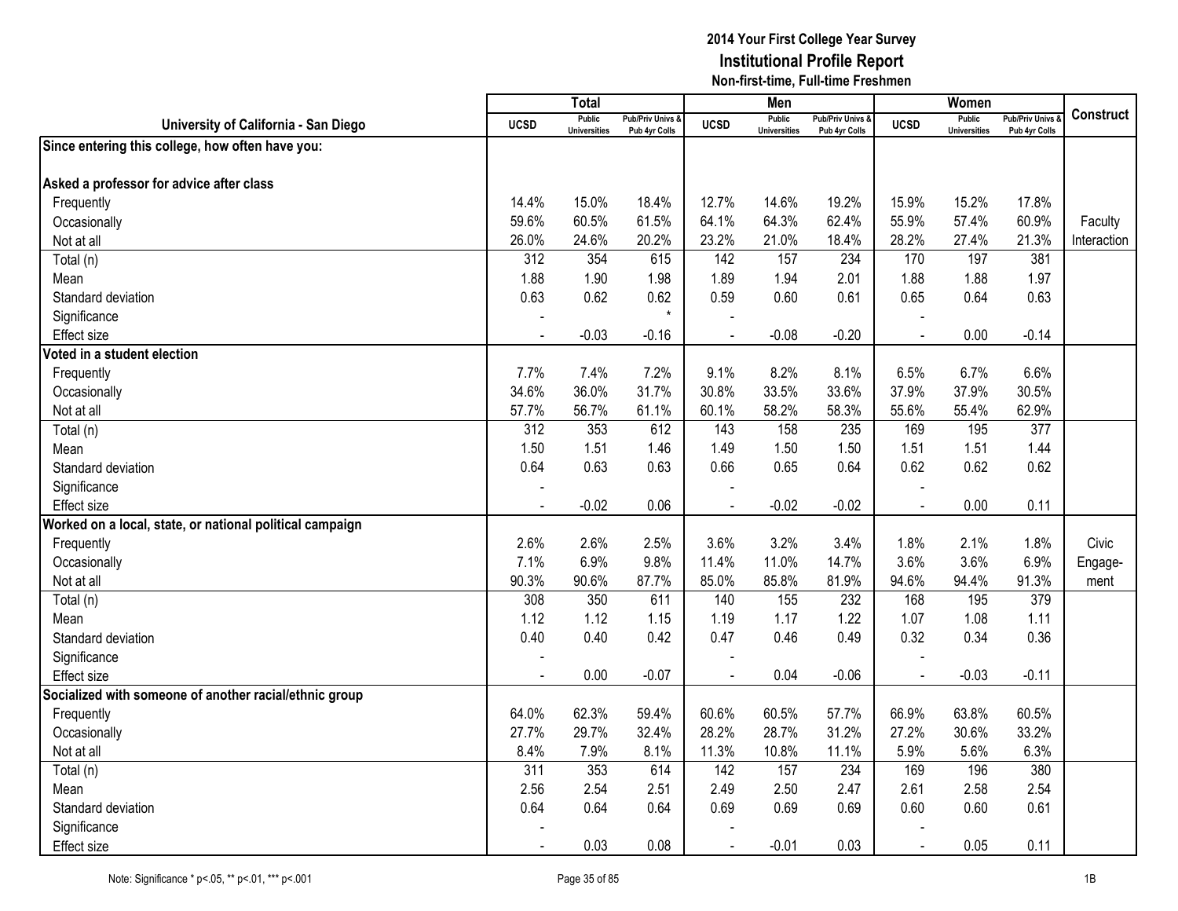# 2014 Your First College Year Survey
## Institutional Profile Report
### Non-first-time, Full-time Freshmen

| University of California - San Diego | Total | | | Men | | | Women | | | Construct |
|---|---|---|---|---|---|---|---|---|---|---|
| | UCSD | Public Universities | Pub/Priv Univs & Pub 4yr Colls | UCSD | Public Universities | Pub/Priv Univs & Pub 4yr Colls | UCSD | Public Universities | Pub/Priv Univs & Pub 4yr Colls | |
| **Since entering this college, how often have you:** | | | | | | | | | | |
| **Asked a professor for advice after class** | | | | | | | | | | |
| Frequently | 14.4% | 15.0% | 18.4% | 12.7% | 14.6% | 19.2% | 15.9% | 15.2% | 17.8% | |
| Occasionally | 59.6% | 60.5% | 61.5% | 64.1% | 64.3% | 62.4% | 55.9% | 57.4% | 60.9% | Faculty Interaction |
| Not at all | 26.0% | 24.6% | 20.2% | 23.2% | 21.0% | 18.4% | 28.2% | 27.4% | 21.3% | |
| Total (n) | 312 | 354 | 615 | 142 | 157 | 234 | 170 | 197 | 381 | |
| Mean | 1.88 | 1.90 | 1.98 | 1.89 | 1.94 | 2.01 | 1.88 | 1.88 | 1.97 | |
| Standard deviation | 0.63 | 0.62 | 0.62 | 0.59 | 0.60 | 0.61 | 0.65 | 0.64 | 0.63 | |
| Significance | - | | * | - | | | - | | | |
| Effect size | - | -0.03 | -0.16 | - | -0.08 | -0.20 | - | 0.00 | -0.14 | |
| **Voted in a student election** | | | | | | | | | | |
| Frequently | 7.7% | 7.4% | 7.2% | 9.1% | 8.2% | 8.1% | 6.5% | 6.7% | 6.6% | |
| Occasionally | 34.6% | 36.0% | 31.7% | 30.8% | 33.5% | 33.6% | 37.9% | 37.9% | 30.5% | |
| Not at all | 57.7% | 56.7% | 61.1% | 60.1% | 58.2% | 58.3% | 55.6% | 55.4% | 62.9% | |
| Total (n) | 312 | 353 | 612 | 143 | 158 | 235 | 169 | 195 | 377 | |
| Mean | 1.50 | 1.51 | 1.46 | 1.49 | 1.50 | 1.50 | 1.51 | 1.51 | 1.44 | |
| Standard deviation | 0.64 | 0.63 | 0.63 | 0.66 | 0.65 | 0.64 | 0.62 | 0.62 | 0.62 | |
| Significance | - | | | - | | | - | | | |
| Effect size | - | -0.02 | 0.06 | - | -0.02 | -0.02 | - | 0.00 | 0.11 | |
| **Worked on a local, state, or national political campaign** | | | | | | | | | | |
| Frequently | 2.6% | 2.6% | 2.5% | 3.6% | 3.2% | 3.4% | 1.8% | 2.1% | 1.8% | Civic |
| Occasionally | 7.1% | 6.9% | 9.8% | 11.4% | 11.0% | 14.7% | 3.6% | 3.6% | 6.9% | Engage- |
| Not at all | 90.3% | 90.6% | 87.7% | 85.0% | 85.8% | 81.9% | 94.6% | 94.4% | 91.3% | ment |
| Total (n) | 308 | 350 | 611 | 140 | 155 | 232 | 168 | 195 | 379 | |
| Mean | 1.12 | 1.12 | 1.15 | 1.19 | 1.17 | 1.22 | 1.07 | 1.08 | 1.11 | |
| Standard deviation | 0.40 | 0.40 | 0.42 | 0.47 | 0.46 | 0.49 | 0.32 | 0.34 | 0.36 | |
| Significance | - | | | - | | | - | | | |
| Effect size | - | 0.00 | -0.07 | - | 0.04 | -0.06 | - | -0.03 | -0.11 | |
| **Socialized with someone of another racial/ethnic group** | | | | | | | | | | |
| Frequently | 64.0% | 62.3% | 59.4% | 60.6% | 60.5% | 57.7% | 66.9% | 63.8% | 60.5% | |
| Occasionally | 27.7% | 29.7% | 32.4% | 28.2% | 28.7% | 31.2% | 27.2% | 30.6% | 33.2% | |
| Not at all | 8.4% | 7.9% | 8.1% | 11.3% | 10.8% | 11.1% | 5.9% | 5.6% | 6.3% | |
| Total (n) | 311 | 353 | 614 | 142 | 157 | 234 | 169 | 196 | 380 | |
| Mean | 2.56 | 2.54 | 2.51 | 2.49 | 2.50 | 2.47 | 2.61 | 2.58 | 2.54 | |
| Standard deviation | 0.64 | 0.64 | 0.64 | 0.69 | 0.69 | 0.69 | 0.60 | 0.60 | 0.61 | |
| Significance | - | | | - | | | - | | | |
| Effect size | - | 0.03 | 0.08 | - | -0.01 | 0.03 | - | 0.05 | 0.11 | |

Note: Significance * p<.05, ** p<.01, *** p<.001

1B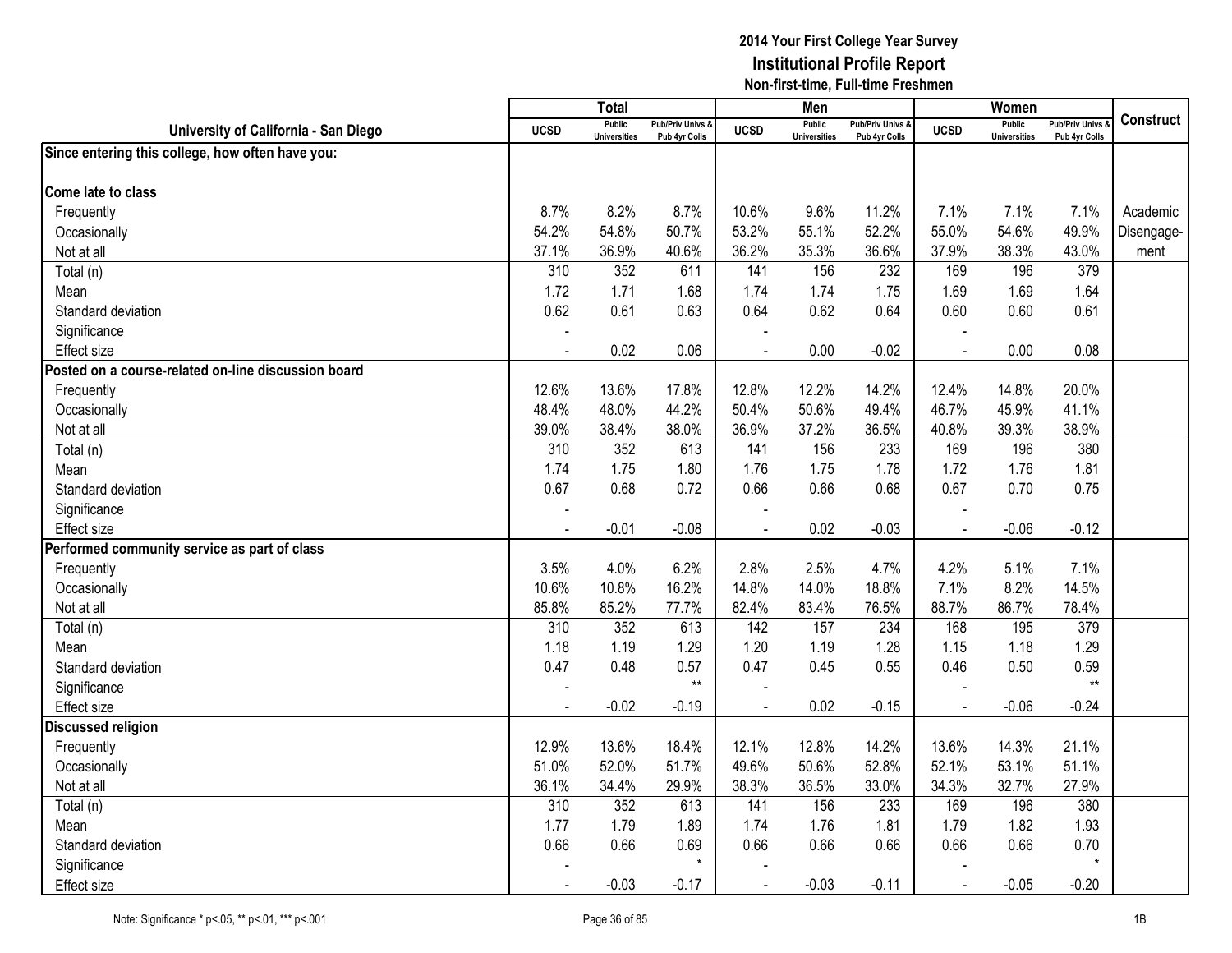# 2014 Your First College Year Survey
## Institutional Profile Report
### Non-first-time, Full-time Freshmen

| University of California - San Diego | Total | | | Men | | | Women | | | Construct |
|---|---|---|---|---|---|---|---|---|---|---|
| | UCSD | Public Universities | Pub/Priv Univs & Pub 4yr Colls | UCSD | Public Universities | Pub/Priv Univs & Pub 4yr Colls | UCSD | Public Universities | Pub/Priv Univs & Pub 4yr Colls | |
| **Since entering this college, how often have you:** | | | | | | | | | | |
| **Come late to class** | | | | | | | | | | |
| Frequently | 8.7% | 8.2% | 8.7% | 10.6% | 9.6% | 11.2% | 7.1% | 7.1% | 7.1% | Academic Disengagement |
| Occasionally | 54.2% | 54.8% | 50.7% | 53.2% | 55.1% | 52.2% | 55.0% | 54.6% | 49.9% | |
| Not at all | 37.1% | 36.9% | 40.6% | 36.2% | 35.3% | 36.6% | 37.9% | 38.3% | 43.0% | |
| Total (n) | 310 | 352 | 611 | 141 | 156 | 232 | 169 | 196 | 379 | |
| Mean | 1.72 | 1.71 | 1.68 | 1.74 | 1.74 | 1.75 | 1.69 | 1.69 | 1.64 | |
| Standard deviation | 0.62 | 0.61 | 0.63 | 0.64 | 0.62 | 0.64 | 0.60 | 0.60 | 0.61 | |
| Significance | - | | | - | | | - | | | |
| Effect size | - | 0.02 | 0.06 | - | 0.00 | -0.02 | - | 0.00 | 0.08 | |
| **Posted on a course-related on-line discussion board** | | | | | | | | | | |
| Frequently | 12.6% | 13.6% | 17.8% | 12.8% | 12.2% | 14.2% | 12.4% | 14.8% | 20.0% | |
| Occasionally | 48.4% | 48.0% | 44.2% | 50.4% | 50.6% | 49.4% | 46.7% | 45.9% | 41.1% | |
| Not at all | 39.0% | 38.4% | 38.0% | 36.9% | 37.2% | 36.5% | 40.8% | 39.3% | 38.9% | |
| Total (n) | 310 | 352 | 613 | 141 | 156 | 233 | 169 | 196 | 380 | |
| Mean | 1.74 | 1.75 | 1.80 | 1.76 | 1.75 | 1.78 | 1.72 | 1.76 | 1.81 | |
| Standard deviation | 0.67 | 0.68 | 0.72 | 0.66 | 0.66 | 0.68 | 0.67 | 0.70 | 0.75 | |
| Significance | - | | | - | | | - | | | |
| Effect size | - | -0.01 | -0.08 | - | 0.02 | -0.03 | - | -0.06 | -0.12 | |
| **Performed community service as part of class** | | | | | | | | | | |
| Frequently | 3.5% | 4.0% | 6.2% | 2.8% | 2.5% | 4.7% | 4.2% | 5.1% | 7.1% | |
| Occasionally | 10.6% | 10.8% | 16.2% | 14.8% | 14.0% | 18.8% | 7.1% | 8.2% | 14.5% | |
| Not at all | 85.8% | 85.2% | 77.7% | 82.4% | 83.4% | 76.5% | 88.7% | 86.7% | 78.4% | |
| Total (n) | 310 | 352 | 613 | 142 | 157 | 234 | 168 | 195 | 379 | |
| Mean | 1.18 | 1.19 | 1.29 | 1.20 | 1.19 | 1.28 | 1.15 | 1.18 | 1.29 | |
| Standard deviation | 0.47 | 0.48 | 0.57 | 0.47 | 0.45 | 0.55 | 0.46 | 0.50 | 0.59 | |
| Significance | - | | ** | - | | | - | | ** | |
| Effect size | - | -0.02 | -0.19 | - | 0.02 | -0.15 | - | -0.06 | -0.24 | |
| **Discussed religion** | | | | | | | | | | |
| Frequently | 12.9% | 13.6% | 18.4% | 12.1% | 12.8% | 14.2% | 13.6% | 14.3% | 21.1% | |
| Occasionally | 51.0% | 52.0% | 51.7% | 49.6% | 50.6% | 52.8% | 52.1% | 53.1% | 51.1% | |
| Not at all | 36.1% | 34.4% | 29.9% | 38.3% | 36.5% | 33.0% | 34.3% | 32.7% | 27.9% | |
| Total (n) | 310 | 352 | 613 | 141 | 156 | 233 | 169 | 196 | 380 | |
| Mean | 1.77 | 1.79 | 1.89 | 1.74 | 1.76 | 1.81 | 1.79 | 1.82 | 1.93 | |
| Standard deviation | 0.66 | 0.66 | 0.69 | 0.66 | 0.66 | 0.66 | 0.66 | 0.66 | 0.70 | |
| Significance | - | | * | - | | | - | | * | |
| Effect size | - | -0.03 | -0.17 | - | -0.03 | -0.11 | - | -0.05 | -0.20 | |

Note: Significance * p<.05, ** p<.01, *** p<.001

1B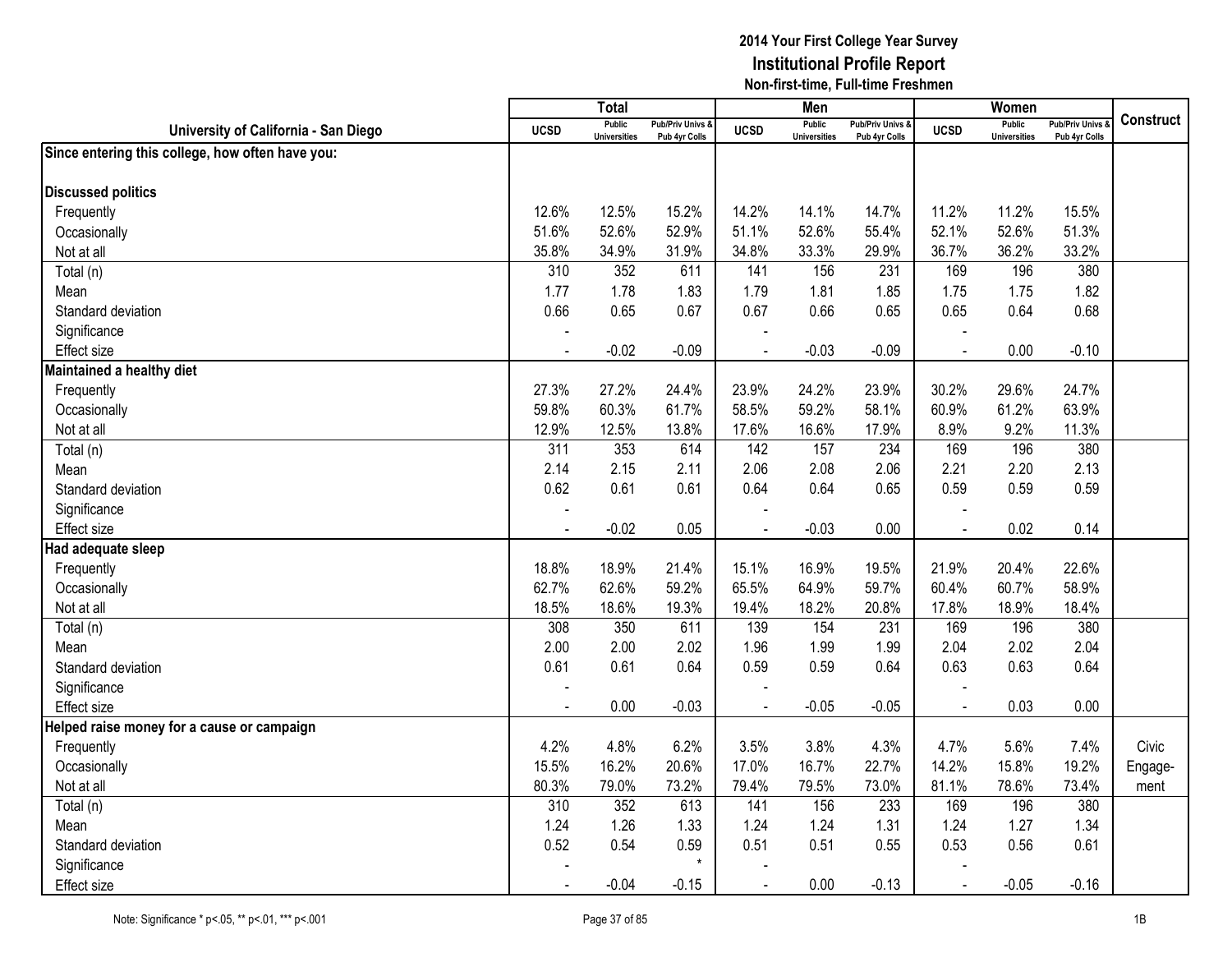## 2014 Your First College Year Survey
## Institutional Profile Report
### Non-first-time, Full-time Freshmen

| University of California - San Diego | Total | | | Men | | | Women | | | Construct |
|---|---|---|---|---|---|---|---|---|---|---|
| | UCSD | Public Universities | Pub/Priv Univs & Pub 4yr Colls | UCSD | Public Universities | Pub/Priv Univs & Pub 4yr Colls | UCSD | Public Universities | Pub/Priv Univs & Pub 4yr Colls | |
| **Since entering this college, how often have you:** | | | | | | | | | | |
| **Discussed politics** | | | | | | | | | | |
| Frequently | 12.6% | 12.5% | 15.2% | 14.2% | 14.1% | 14.7% | 11.2% | 11.2% | 15.5% | |
| Occasionally | 51.6% | 52.6% | 52.9% | 51.1% | 52.6% | 55.4% | 52.1% | 52.6% | 51.3% | |
| Not at all | 35.8% | 34.9% | 31.9% | 34.8% | 33.3% | 29.9% | 36.7% | 36.2% | 33.2% | |
| Total (n) | 310 | 352 | 611 | 141 | 156 | 231 | 169 | 196 | 380 | |
| Mean | 1.77 | 1.78 | 1.83 | 1.79 | 1.81 | 1.85 | 1.75 | 1.75 | 1.82 | |
| Standard deviation | 0.66 | 0.65 | 0.67 | 0.67 | 0.66 | 0.65 | 0.65 | 0.64 | 0.68 | |
| Significance | - | | | - | | | - | | | |
| Effect size | - | -0.02 | -0.09 | - | -0.03 | -0.09 | - | 0.00 | -0.10 | |
| **Maintained a healthy diet** | | | | | | | | | | |
| Frequently | 27.3% | 27.2% | 24.4% | 23.9% | 24.2% | 23.9% | 30.2% | 29.6% | 24.7% | |
| Occasionally | 59.8% | 60.3% | 61.7% | 58.5% | 59.2% | 58.1% | 60.9% | 61.2% | 63.9% | |
| Not at all | 12.9% | 12.5% | 13.8% | 17.6% | 16.6% | 17.9% | 8.9% | 9.2% | 11.3% | |
| Total (n) | 311 | 353 | 614 | 142 | 157 | 234 | 169 | 196 | 380 | |
| Mean | 2.14 | 2.15 | 2.11 | 2.06 | 2.08 | 2.06 | 2.21 | 2.20 | 2.13 | |
| Standard deviation | 0.62 | 0.61 | 0.61 | 0.64 | 0.64 | 0.65 | 0.59 | 0.59 | 0.59 | |
| Significance | - | | | - | | | - | | | |
| Effect size | - | -0.02 | 0.05 | - | -0.03 | 0.00 | - | 0.02 | 0.14 | |
| **Had adequate sleep** | | | | | | | | | | |
| Frequently | 18.8% | 18.9% | 21.4% | 15.1% | 16.9% | 19.5% | 21.9% | 20.4% | 22.6% | |
| Occasionally | 62.7% | 62.6% | 59.2% | 65.5% | 64.9% | 59.7% | 60.4% | 60.7% | 58.9% | |
| Not at all | 18.5% | 18.6% | 19.3% | 19.4% | 18.2% | 20.8% | 17.8% | 18.9% | 18.4% | |
| Total (n) | 308 | 350 | 611 | 139 | 154 | 231 | 169 | 196 | 380 | |
| Mean | 2.00 | 2.00 | 2.02 | 1.96 | 1.99 | 1.99 | 2.04 | 2.02 | 2.04 | |
| Standard deviation | 0.61 | 0.61 | 0.64 | 0.59 | 0.59 | 0.64 | 0.63 | 0.63 | 0.64 | |
| Significance | - | | | - | | | - | | | |
| Effect size | - | 0.00 | -0.03 | - | -0.05 | -0.05 | - | 0.03 | 0.00 | |
| **Helped raise money for a cause or campaign** | | | | | | | | | | |
| Frequently | 4.2% | 4.8% | 6.2% | 3.5% | 3.8% | 4.3% | 4.7% | 5.6% | 7.4% | Civic |
| Occasionally | 15.5% | 16.2% | 20.6% | 17.0% | 16.7% | 22.7% | 14.2% | 15.8% | 19.2% | Engage- |
| Not at all | 80.3% | 79.0% | 73.2% | 79.4% | 79.5% | 73.0% | 81.1% | 78.6% | 73.4% | ment |
| Total (n) | 310 | 352 | 613 | 141 | 156 | 233 | 169 | 196 | 380 | |
| Mean | 1.24 | 1.26 | 1.33 | 1.24 | 1.24 | 1.31 | 1.24 | 1.27 | 1.34 | |
| Standard deviation | 0.52 | 0.54 | 0.59 | 0.51 | 0.51 | 0.55 | 0.53 | 0.56 | 0.61 | |
| Significance | - | | * | - | | | - | | | |
| Effect size | - | -0.04 | -0.15 | - | 0.00 | -0.13 | - | -0.05 | -0.16 | |

Note: Significance * p<.05, ** p<.01, *** p<.001

1B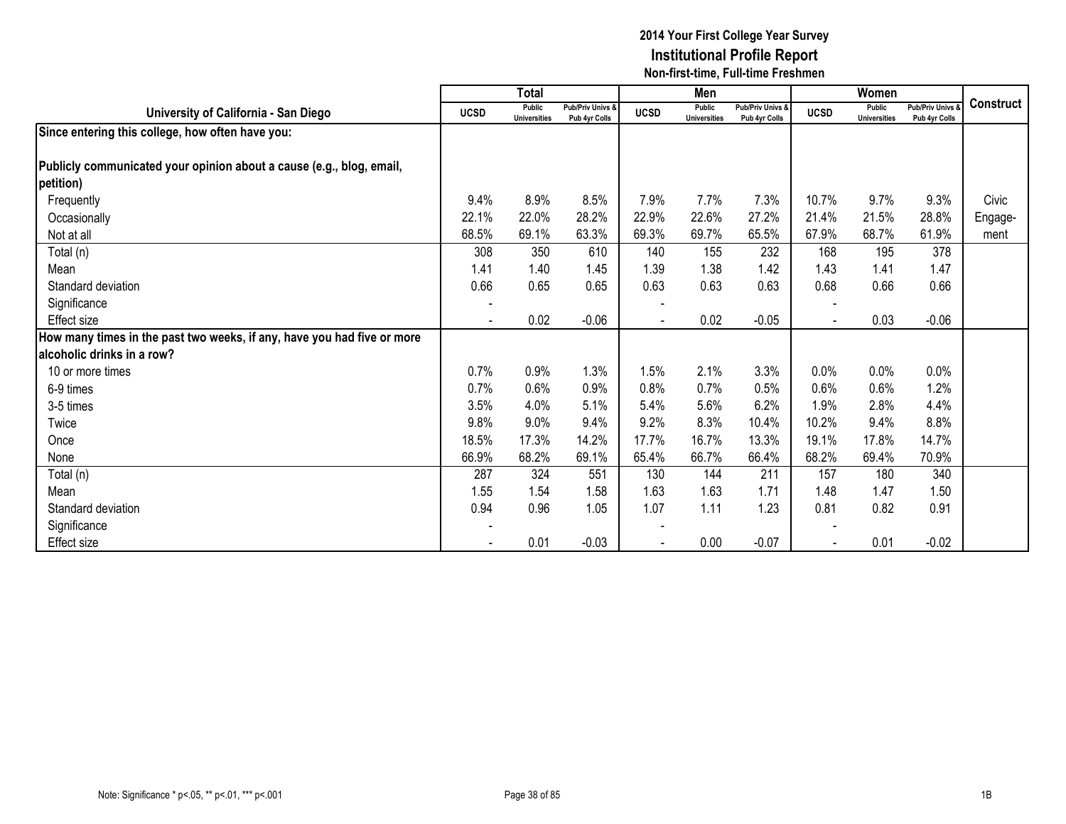# 2014 Your First College Year Survey
## Institutional Profile Report
### Non-first-time, Full-time Freshmen

| University of California - San Diego | Total | | | Men | | | Women | | | Construct |
|---|---|---|---|---|---|---|---|---|---|---|
| | UCSD | Public Universities | Pub/Priv Univs & Pub 4yr Colls | UCSD | Public Universities | Pub/Priv Univs & Pub 4yr Colls | UCSD | Public Universities | Pub/Priv Univs & Pub 4yr Colls | |
| **Since entering this college, how often have you:** | | | | | | | | | | |
| **Publicly communicated your opinion about a cause (e.g., blog, email, petition)** | | | | | | | | | | |
| Frequently | 9.4% | 8.9% | 8.5% | 7.9% | 7.7% | 7.3% | 10.7% | 9.7% | 9.3% | Civic |
| Occasionally | 22.1% | 22.0% | 28.2% | 22.9% | 22.6% | 27.2% | 21.4% | 21.5% | 28.8% | Engage- |
| Not at all | 68.5% | 69.1% | 63.3% | 69.3% | 69.7% | 65.5% | 67.9% | 68.7% | 61.9% | ment |
| Total (n) | 308 | 350 | 610 | 140 | 155 | 232 | 168 | 195 | 378 | |
| Mean | 1.41 | 1.40 | 1.45 | 1.39 | 1.38 | 1.42 | 1.43 | 1.41 | 1.47 | |
| Standard deviation | 0.66 | 0.65 | 0.65 | 0.63 | 0.63 | 0.63 | 0.68 | 0.66 | 0.66 | |
| Significance | - | | | - | | | - | | | |
| Effect size | - | 0.02 | -0.06 | - | 0.02 | -0.05 | - | 0.03 | -0.06 | |
| **How many times in the past two weeks, if any, have you had five or more alcoholic drinks in a row?** | | | | | | | | | | |
| 10 or more times | 0.7% | 0.9% | 1.3% | 1.5% | 2.1% | 3.3% | 0.0% | 0.0% | 0.0% | |
| 6-9 times | 0.7% | 0.6% | 0.9% | 0.8% | 0.7% | 0.5% | 0.6% | 0.6% | 1.2% | |
| 3-5 times | 3.5% | 4.0% | 5.1% | 5.4% | 5.6% | 6.2% | 1.9% | 2.8% | 4.4% | |
| Twice | 9.8% | 9.0% | 9.4% | 9.2% | 8.3% | 10.4% | 10.2% | 9.4% | 8.8% | |
| Once | 18.5% | 17.3% | 14.2% | 17.7% | 16.7% | 13.3% | 19.1% | 17.8% | 14.7% | |
| None | 66.9% | 68.2% | 69.1% | 65.4% | 66.7% | 66.4% | 68.2% | 69.4% | 70.9% | |
| Total (n) | 287 | 324 | 551 | 130 | 144 | 211 | 157 | 180 | 340 | |
| Mean | 1.55 | 1.54 | 1.58 | 1.63 | 1.63 | 1.71 | 1.48 | 1.47 | 1.50 | |
| Standard deviation | 0.94 | 0.96 | 1.05 | 1.07 | 1.11 | 1.23 | 0.81 | 0.82 | 0.91 | |
| Significance | - | | | - | | | - | | | |
| Effect size | - | 0.01 | -0.03 | - | 0.00 | -0.07 | - | 0.01 | -0.02 | |

Note: Significance * p<.05, ** p<.01, *** p<.001

1B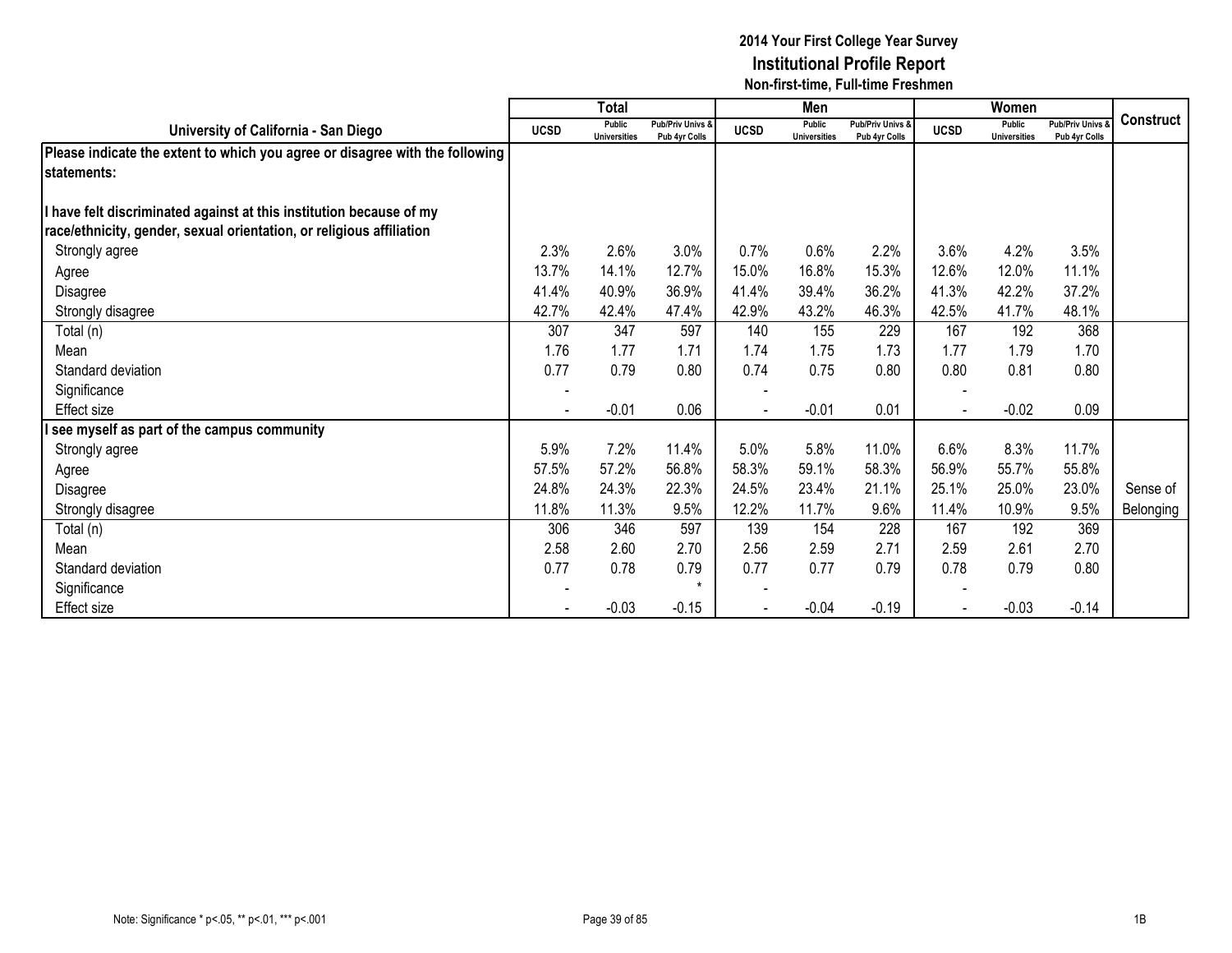**2014 Your First College Year Survey**
**Institutional Profile Report**
**Non-first-time, Full-time Freshmen**

| University of California - San Diego | Total | | | Men | | | Women | | | Construct |
|---|---|---|---|---|---|---|---|---|---|---|
| | UCSD | Public Universities | Pub/Priv Univs & Pub 4yr Colls | UCSD | Public Universities | Pub/Priv Univs & Pub 4yr Colls | UCSD | Public Universities | Pub/Priv Univs & Pub 4yr Colls | |
| **Please indicate the extent to which you agree or disagree with the following statements:** | | | | | | | | | | |
| **I have felt discriminated against at this institution because of my race/ethnicity, gender, sexual orientation, or religious affiliation** | | | | | | | | | | |
| Strongly agree | 2.3% | 2.6% | 3.0% | 0.7% | 0.6% | 2.2% | 3.6% | 4.2% | 3.5% | |
| Agree | 13.7% | 14.1% | 12.7% | 15.0% | 16.8% | 15.3% | 12.6% | 12.0% | 11.1% | |
| Disagree | 41.4% | 40.9% | 36.9% | 41.4% | 39.4% | 36.2% | 41.3% | 42.2% | 37.2% | |
| Strongly disagree | 42.7% | 42.4% | 47.4% | 42.9% | 43.2% | 46.3% | 42.5% | 41.7% | 48.1% | |
| Total (n) | 307 | 347 | 597 | 140 | 155 | 229 | 167 | 192 | 368 | |
| Mean | 1.76 | 1.77 | 1.71 | 1.74 | 1.75 | 1.73 | 1.77 | 1.79 | 1.70 | |
| Standard deviation | 0.77 | 0.79 | 0.80 | 0.74 | 0.75 | 0.80 | 0.80 | 0.81 | 0.80 | |
| Significance | - | | | - | | | - | | | |
| Effect size | - | -0.01 | 0.06 | - | -0.01 | 0.01 | - | -0.02 | 0.09 | |
| **I see myself as part of the campus community** | | | | | | | | | | |
| Strongly agree | 5.9% | 7.2% | 11.4% | 5.0% | 5.8% | 11.0% | 6.6% | 8.3% | 11.7% | |
| Agree | 57.5% | 57.2% | 56.8% | 58.3% | 59.1% | 58.3% | 56.9% | 55.7% | 55.8% | |
| Disagree | 24.8% | 24.3% | 22.3% | 24.5% | 23.4% | 21.1% | 25.1% | 25.0% | 23.0% | Sense of |
| Strongly disagree | 11.8% | 11.3% | 9.5% | 12.2% | 11.7% | 9.6% | 11.4% | 10.9% | 9.5% | Belonging |
| Total (n) | 306 | 346 | 597 | 139 | 154 | 228 | 167 | 192 | 369 | |
| Mean | 2.58 | 2.60 | 2.70 | 2.56 | 2.59 | 2.71 | 2.59 | 2.61 | 2.70 | |
| Standard deviation | 0.77 | 0.78 | 0.79 | 0.77 | 0.77 | 0.79 | 0.78 | 0.79 | 0.80 | |
| Significance | - | | * | - | | | - | | | |
| Effect size | - | -0.03 | -0.15 | - | -0.04 | -0.19 | - | -0.03 | -0.14 | |

Note: Significance * p<.05, ** p<.01, *** p<.001

1B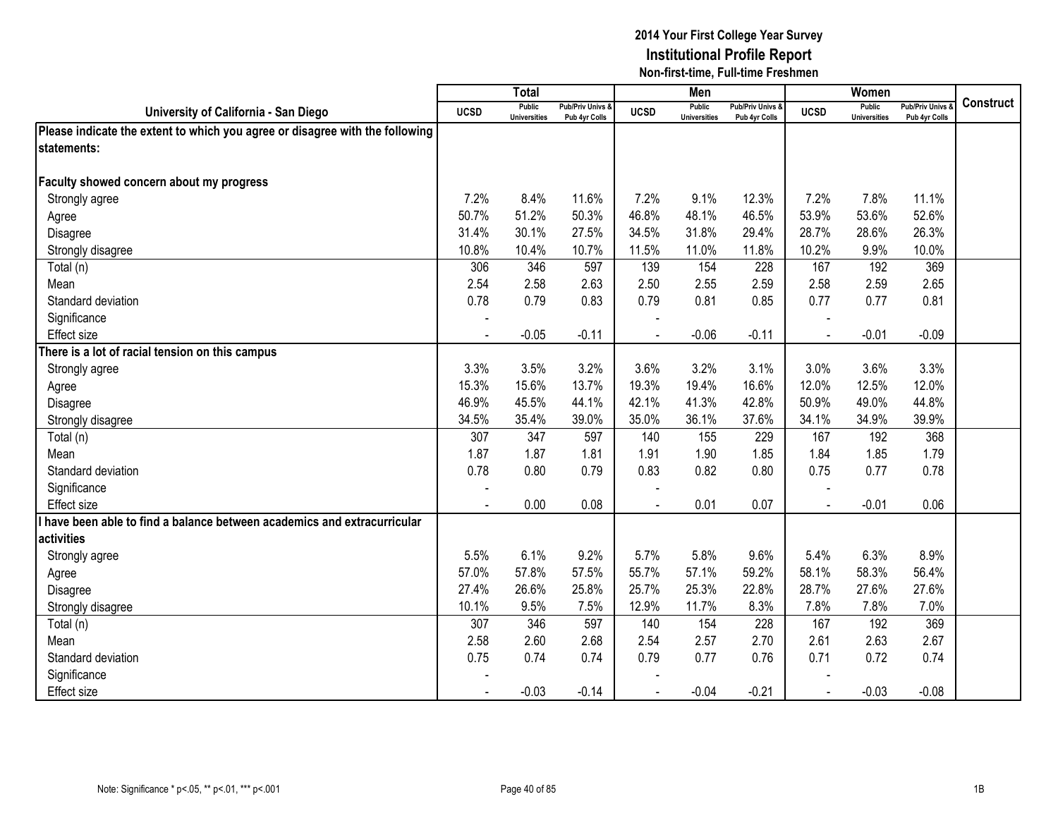# 2014 Your First College Year Survey
## Institutional Profile Report
### Non-first-time, Full-time Freshmen

| University of California - San Diego | Total | | | Men | | | Women | | | Construct |
|---|---|---|---|---|---|---|---|---|---|---|
| | UCSD | Public Universities | Pub/Priv Univs & Pub 4yr Colls | UCSD | Public Universities | Pub/Priv Univs & Pub 4yr Colls | UCSD | Public Universities | Pub/Priv Univs & Pub 4yr Colls | |
| **Please indicate the extent to which you agree or disagree with the following statements:** | | | | | | | | | | |
| **Faculty showed concern about my progress** | | | | | | | | | | |
| Strongly agree | 7.2% | 8.4% | 11.6% | 7.2% | 9.1% | 12.3% | 7.2% | 7.8% | 11.1% | |
| Agree | 50.7% | 51.2% | 50.3% | 46.8% | 48.1% | 46.5% | 53.9% | 53.6% | 52.6% | |
| Disagree | 31.4% | 30.1% | 27.5% | 34.5% | 31.8% | 29.4% | 28.7% | 28.6% | 26.3% | |
| Strongly disagree | 10.8% | 10.4% | 10.7% | 11.5% | 11.0% | 11.8% | 10.2% | 9.9% | 10.0% | |
| Total (n) | 306 | 346 | 597 | 139 | 154 | 228 | 167 | 192 | 369 | |
| Mean | 2.54 | 2.58 | 2.63 | 2.50 | 2.55 | 2.59 | 2.58 | 2.59 | 2.65 | |
| Standard deviation | 0.78 | 0.79 | 0.83 | 0.79 | 0.81 | 0.85 | 0.77 | 0.77 | 0.81 | |
| Significance | - | | | - | | | - | | | |
| Effect size | - | -0.05 | -0.11 | - | -0.06 | -0.11 | - | -0.01 | -0.09 | |
| **There is a lot of racial tension on this campus** | | | | | | | | | | |
| Strongly agree | 3.3% | 3.5% | 3.2% | 3.6% | 3.2% | 3.1% | 3.0% | 3.6% | 3.3% | |
| Agree | 15.3% | 15.6% | 13.7% | 19.3% | 19.4% | 16.6% | 12.0% | 12.5% | 12.0% | |
| Disagree | 46.9% | 45.5% | 44.1% | 42.1% | 41.3% | 42.8% | 50.9% | 49.0% | 44.8% | |
| Strongly disagree | 34.5% | 35.4% | 39.0% | 35.0% | 36.1% | 37.6% | 34.1% | 34.9% | 39.9% | |
| Total (n) | 307 | 347 | 597 | 140 | 155 | 229 | 167 | 192 | 368 | |
| Mean | 1.87 | 1.87 | 1.81 | 1.91 | 1.90 | 1.85 | 1.84 | 1.85 | 1.79 | |
| Standard deviation | 0.78 | 0.80 | 0.79 | 0.83 | 0.82 | 0.80 | 0.75 | 0.77 | 0.78 | |
| Significance | - | | | - | | | - | | | |
| Effect size | - | 0.00 | 0.08 | - | 0.01 | 0.07 | - | -0.01 | 0.06 | |
| **I have been able to find a balance between academics and extracurricular activities** | | | | | | | | | | |
| Strongly agree | 5.5% | 6.1% | 9.2% | 5.7% | 5.8% | 9.6% | 5.4% | 6.3% | 8.9% | |
| Agree | 57.0% | 57.8% | 57.5% | 55.7% | 57.1% | 59.2% | 58.1% | 58.3% | 56.4% | |
| Disagree | 27.4% | 26.6% | 25.8% | 25.7% | 25.3% | 22.8% | 28.7% | 27.6% | 27.6% | |
| Strongly disagree | 10.1% | 9.5% | 7.5% | 12.9% | 11.7% | 8.3% | 7.8% | 7.8% | 7.0% | |
| Total (n) | 307 | 346 | 597 | 140 | 154 | 228 | 167 | 192 | 369 | |
| Mean | 2.58 | 2.60 | 2.68 | 2.54 | 2.57 | 2.70 | 2.61 | 2.63 | 2.67 | |
| Standard deviation | 0.75 | 0.74 | 0.74 | 0.79 | 0.77 | 0.76 | 0.71 | 0.72 | 0.74 | |
| Significance | - | | | - | | | - | | | |
| Effect size | - | -0.03 | -0.14 | - | -0.04 | -0.21 | - | -0.03 | -0.08 | |

Note: Significance * p<.05, ** p<.01, *** p<.001

1B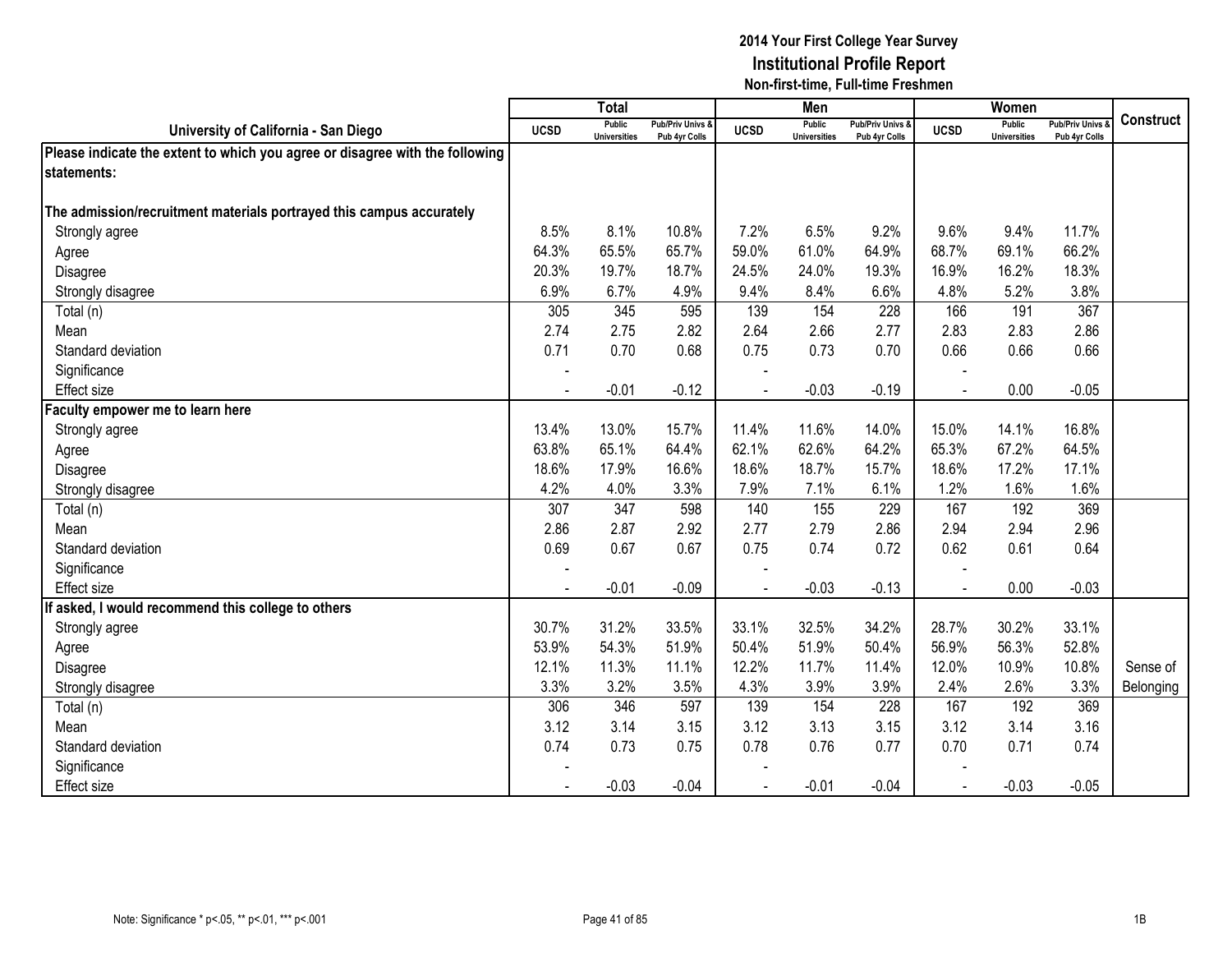# 2014 Your First College Year Survey
## Institutional Profile Report
### Non-first-time, Full-time Freshmen

| University of California - San Diego | Total | | | Men | | | Women | | | Construct |
|---|---|---|---|---|---|---|---|---|---|---|
| | UCSD | Public Universities | Pub/Priv Univs & Pub 4yr Colls | UCSD | Public Universities | Pub/Priv Univs & Pub 4yr Colls | UCSD | Public Universities | Pub/Priv Univs & Pub 4yr Colls | |
| **Please indicate the extent to which you agree or disagree with the following statements:** | | | | | | | | | | |
| **The admission/recruitment materials portrayed this campus accurately** | | | | | | | | | | |
| Strongly agree | 8.5% | 8.1% | 10.8% | 7.2% | 6.5% | 9.2% | 9.6% | 9.4% | 11.7% | |
| Agree | 64.3% | 65.5% | 65.7% | 59.0% | 61.0% | 64.9% | 68.7% | 69.1% | 66.2% | |
| Disagree | 20.3% | 19.7% | 18.7% | 24.5% | 24.0% | 19.3% | 16.9% | 16.2% | 18.3% | |
| Strongly disagree | 6.9% | 6.7% | 4.9% | 9.4% | 8.4% | 6.6% | 4.8% | 5.2% | 3.8% | |
| Total (n) | 305 | 345 | 595 | 139 | 154 | 228 | 166 | 191 | 367 | |
| Mean | 2.74 | 2.75 | 2.82 | 2.64 | 2.66 | 2.77 | 2.83 | 2.83 | 2.86 | |
| Standard deviation | 0.71 | 0.70 | 0.68 | 0.75 | 0.73 | 0.70 | 0.66 | 0.66 | 0.66 | |
| Significance | - | | | - | | | - | | | |
| Effect size | - | -0.01 | -0.12 | - | -0.03 | -0.19 | - | 0.00 | -0.05 | |
| **Faculty empower me to learn here** | | | | | | | | | | |
| Strongly agree | 13.4% | 13.0% | 15.7% | 11.4% | 11.6% | 14.0% | 15.0% | 14.1% | 16.8% | |
| Agree | 63.8% | 65.1% | 64.4% | 62.1% | 62.6% | 64.2% | 65.3% | 67.2% | 64.5% | |
| Disagree | 18.6% | 17.9% | 16.6% | 18.6% | 18.7% | 15.7% | 18.6% | 17.2% | 17.1% | |
| Strongly disagree | 4.2% | 4.0% | 3.3% | 7.9% | 7.1% | 6.1% | 1.2% | 1.6% | 1.6% | |
| Total (n) | 307 | 347 | 598 | 140 | 155 | 229 | 167 | 192 | 369 | |
| Mean | 2.86 | 2.87 | 2.92 | 2.77 | 2.79 | 2.86 | 2.94 | 2.94 | 2.96 | |
| Standard deviation | 0.69 | 0.67 | 0.67 | 0.75 | 0.74 | 0.72 | 0.62 | 0.61 | 0.64 | |
| Significance | - | | | - | | | - | | | |
| Effect size | - | -0.01 | -0.09 | - | -0.03 | -0.13 | - | 0.00 | -0.03 | |
| **If asked, I would recommend this college to others** | | | | | | | | | | |
| Strongly agree | 30.7% | 31.2% | 33.5% | 33.1% | 32.5% | 34.2% | 28.7% | 30.2% | 33.1% | |
| Agree | 53.9% | 54.3% | 51.9% | 50.4% | 51.9% | 50.4% | 56.9% | 56.3% | 52.8% | |
| Disagree | 12.1% | 11.3% | 11.1% | 12.2% | 11.7% | 11.4% | 12.0% | 10.9% | 10.8% | Sense of |
| Strongly disagree | 3.3% | 3.2% | 3.5% | 4.3% | 3.9% | 3.9% | 2.4% | 2.6% | 3.3% | Belonging |
| Total (n) | 306 | 346 | 597 | 139 | 154 | 228 | 167 | 192 | 369 | |
| Mean | 3.12 | 3.14 | 3.15 | 3.12 | 3.13 | 3.15 | 3.12 | 3.14 | 3.16 | |
| Standard deviation | 0.74 | 0.73 | 0.75 | 0.78 | 0.76 | 0.77 | 0.70 | 0.71 | 0.74 | |
| Significance | - | | | - | | | - | | | |
| Effect size | - | -0.03 | -0.04 | - | -0.01 | -0.04 | - | -0.03 | -0.05 | |

Note: Significance * p<.05, ** p<.01, *** p<.001

1B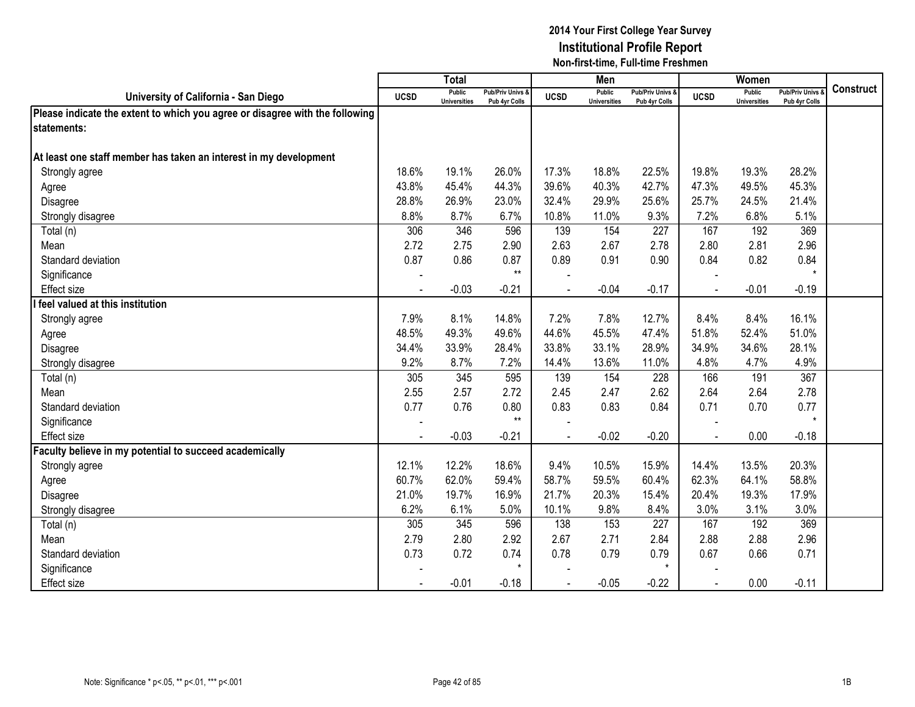# 2014 Your First College Year Survey
## Institutional Profile Report
### Non-first-time, Full-time Freshmen

| University of California - San Diego | Total | | | Men | | | Women | | | Construct |
|---|---|---|---|---|---|---|---|---|---|---|
| | UCSD | Public Universities | Pub/Priv Univs & Pub 4yr Colls | UCSD | Public Universities | Pub/Priv Univs & Pub 4yr Colls | UCSD | Public Universities | Pub/Priv Univs & Pub 4yr Colls | |
| **Please indicate the extent to which you agree or disagree with the following statements:** | | | | | | | | | | |
| **At least one staff member has taken an interest in my development** | | | | | | | | | | |
| Strongly agree | 18.6% | 19.1% | 26.0% | 17.3% | 18.8% | 22.5% | 19.8% | 19.3% | 28.2% | |
| Agree | 43.8% | 45.4% | 44.3% | 39.6% | 40.3% | 42.7% | 47.3% | 49.5% | 45.3% | |
| Disagree | 28.8% | 26.9% | 23.0% | 32.4% | 29.9% | 25.6% | 25.7% | 24.5% | 21.4% | |
| Strongly disagree | 8.8% | 8.7% | 6.7% | 10.8% | 11.0% | 9.3% | 7.2% | 6.8% | 5.1% | |
| Total (n) | 306 | 346 | 596 | 139 | 154 | 227 | 167 | 192 | 369 | |
| Mean | 2.72 | 2.75 | 2.90 | 2.63 | 2.67 | 2.78 | 2.80 | 2.81 | 2.96 | |
| Standard deviation | 0.87 | 0.86 | 0.87 | 0.89 | 0.91 | 0.90 | 0.84 | 0.82 | 0.84 | |
| Significance | - | | ** | - | | | - | | * | |
| Effect size | - | -0.03 | -0.21 | - | -0.04 | -0.17 | - | -0.01 | -0.19 | |
| **I feel valued at this institution** | | | | | | | | | | |
| Strongly agree | 7.9% | 8.1% | 14.8% | 7.2% | 7.8% | 12.7% | 8.4% | 8.4% | 16.1% | |
| Agree | 48.5% | 49.3% | 49.6% | 44.6% | 45.5% | 47.4% | 51.8% | 52.4% | 51.0% | |
| Disagree | 34.4% | 33.9% | 28.4% | 33.8% | 33.1% | 28.9% | 34.9% | 34.6% | 28.1% | |
| Strongly disagree | 9.2% | 8.7% | 7.2% | 14.4% | 13.6% | 11.0% | 4.8% | 4.7% | 4.9% | |
| Total (n) | 305 | 345 | 595 | 139 | 154 | 228 | 166 | 191 | 367 | |
| Mean | 2.55 | 2.57 | 2.72 | 2.45 | 2.47 | 2.62 | 2.64 | 2.64 | 2.78 | |
| Standard deviation | 0.77 | 0.76 | 0.80 | 0.83 | 0.83 | 0.84 | 0.71 | 0.70 | 0.77 | |
| Significance | - | | ** | - | | | - | | * | |
| Effect size | - | -0.03 | -0.21 | - | -0.02 | -0.20 | - | 0.00 | -0.18 | |
| **Faculty believe in my potential to succeed academically** | | | | | | | | | | |
| Strongly agree | 12.1% | 12.2% | 18.6% | 9.4% | 10.5% | 15.9% | 14.4% | 13.5% | 20.3% | |
| Agree | 60.7% | 62.0% | 59.4% | 58.7% | 59.5% | 60.4% | 62.3% | 64.1% | 58.8% | |
| Disagree | 21.0% | 19.7% | 16.9% | 21.7% | 20.3% | 15.4% | 20.4% | 19.3% | 17.9% | |
| Strongly disagree | 6.2% | 6.1% | 5.0% | 10.1% | 9.8% | 8.4% | 3.0% | 3.1% | 3.0% | |
| Total (n) | 305 | 345 | 596 | 138 | 153 | 227 | 167 | 192 | 369 | |
| Mean | 2.79 | 2.80 | 2.92 | 2.67 | 2.71 | 2.84 | 2.88 | 2.88 | 2.96 | |
| Standard deviation | 0.73 | 0.72 | 0.74 | 0.78 | 0.79 | 0.79 | 0.67 | 0.66 | 0.71 | |
| Significance | - | | * | - | | * | - | | | |
| Effect size | - | -0.01 | -0.18 | - | -0.05 | -0.22 | - | 0.00 | -0.11 | |

Note: Significance * p<.05, ** p<.01, *** p<.001

1B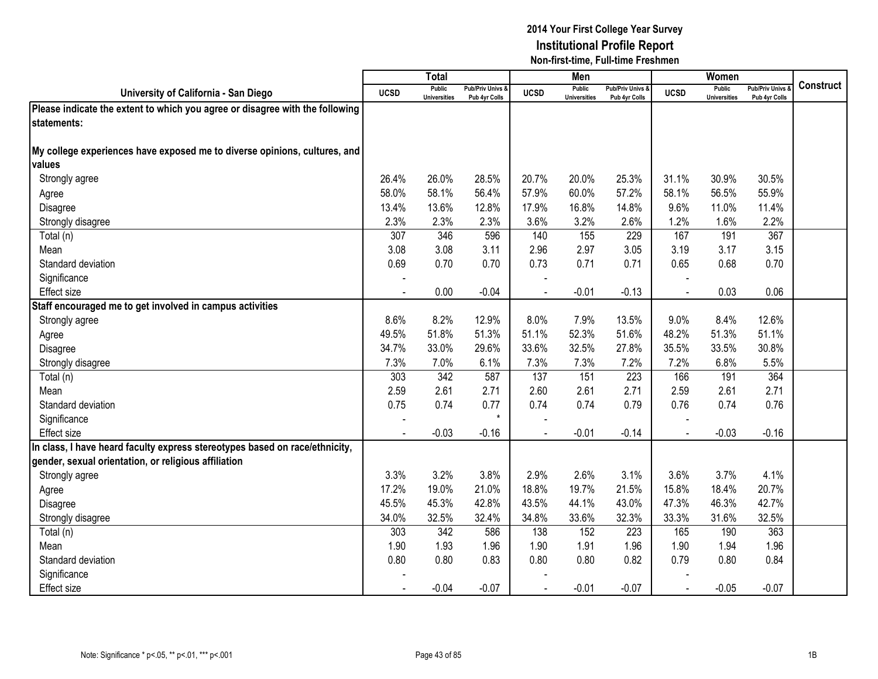# 2014 Your First College Year Survey
## Institutional Profile Report
### Non-first-time, Full-time Freshmen

| University of California - San Diego | Total | | | Men | | | Women | | | Construct |
|---|---|---|---|---|---|---|---|---|---|---|
| | UCSD | Public Universities | Pub/Priv Univs & Pub 4yr Colls | UCSD | Public Universities | Pub/Priv Univs & Pub 4yr Colls | UCSD | Public Universities | Pub/Priv Univs & Pub 4yr Colls | |
| **Please indicate the extent to which you agree or disagree with the following statements:** | | | | | | | | | | |
| **My college experiences have exposed me to diverse opinions, cultures, and values** | | | | | | | | | | |
| Strongly agree | 26.4% | 26.0% | 28.5% | 20.7% | 20.0% | 25.3% | 31.1% | 30.9% | 30.5% | |
| Agree | 58.0% | 58.1% | 56.4% | 57.9% | 60.0% | 57.2% | 58.1% | 56.5% | 55.9% | |
| Disagree | 13.4% | 13.6% | 12.8% | 17.9% | 16.8% | 14.8% | 9.6% | 11.0% | 11.4% | |
| Strongly disagree | 2.3% | 2.3% | 2.3% | 3.6% | 3.2% | 2.6% | 1.2% | 1.6% | 2.2% | |
| Total (n) | 307 | 346 | 596 | 140 | 155 | 229 | 167 | 191 | 367 | |
| Mean | 3.08 | 3.08 | 3.11 | 2.96 | 2.97 | 3.05 | 3.19 | 3.17 | 3.15 | |
| Standard deviation | 0.69 | 0.70 | 0.70 | 0.73 | 0.71 | 0.71 | 0.65 | 0.68 | 0.70 | |
| Significance | - | | | - | | | - | | | |
| Effect size | - | 0.00 | -0.04 | - | -0.01 | -0.13 | - | 0.03 | 0.06 | |
| **Staff encouraged me to get involved in campus activities** | | | | | | | | | | |
| Strongly agree | 8.6% | 8.2% | 12.9% | 8.0% | 7.9% | 13.5% | 9.0% | 8.4% | 12.6% | |
| Agree | 49.5% | 51.8% | 51.3% | 51.1% | 52.3% | 51.6% | 48.2% | 51.3% | 51.1% | |
| Disagree | 34.7% | 33.0% | 29.6% | 33.6% | 32.5% | 27.8% | 35.5% | 33.5% | 30.8% | |
| Strongly disagree | 7.3% | 7.0% | 6.1% | 7.3% | 7.3% | 7.2% | 7.2% | 6.8% | 5.5% | |
| Total (n) | 303 | 342 | 587 | 137 | 151 | 223 | 166 | 191 | 364 | |
| Mean | 2.59 | 2.61 | 2.71 | 2.60 | 2.61 | 2.71 | 2.59 | 2.61 | 2.71 | |
| Standard deviation | 0.75 | 0.74 | 0.77 | 0.74 | 0.74 | 0.79 | 0.76 | 0.74 | 0.76 | |
| Significance | - | | * | - | | | - | | | |
| Effect size | - | -0.03 | -0.16 | - | -0.01 | -0.14 | - | -0.03 | -0.16 | |
| **In class, I have heard faculty express stereotypes based on race/ethnicity, gender, sexual orientation, or religious affiliation** | | | | | | | | | | |
| Strongly agree | 3.3% | 3.2% | 3.8% | 2.9% | 2.6% | 3.1% | 3.6% | 3.7% | 4.1% | |
| Agree | 17.2% | 19.0% | 21.0% | 18.8% | 19.7% | 21.5% | 15.8% | 18.4% | 20.7% | |
| Disagree | 45.5% | 45.3% | 42.8% | 43.5% | 44.1% | 43.0% | 47.3% | 46.3% | 42.7% | |
| Strongly disagree | 34.0% | 32.5% | 32.4% | 34.8% | 33.6% | 32.3% | 33.3% | 31.6% | 32.5% | |
| Total (n) | 303 | 342 | 586 | 138 | 152 | 223 | 165 | 190 | 363 | |
| Mean | 1.90 | 1.93 | 1.96 | 1.90 | 1.91 | 1.96 | 1.90 | 1.94 | 1.96 | |
| Standard deviation | 0.80 | 0.80 | 0.83 | 0.80 | 0.80 | 0.82 | 0.79 | 0.80 | 0.84 | |
| Significance | - | | | - | | | - | | | |
| Effect size | - | -0.04 | -0.07 | - | -0.01 | -0.07 | - | -0.05 | -0.07 | |

Note: Significance * p<.05, ** p<.01, *** p<.001

1B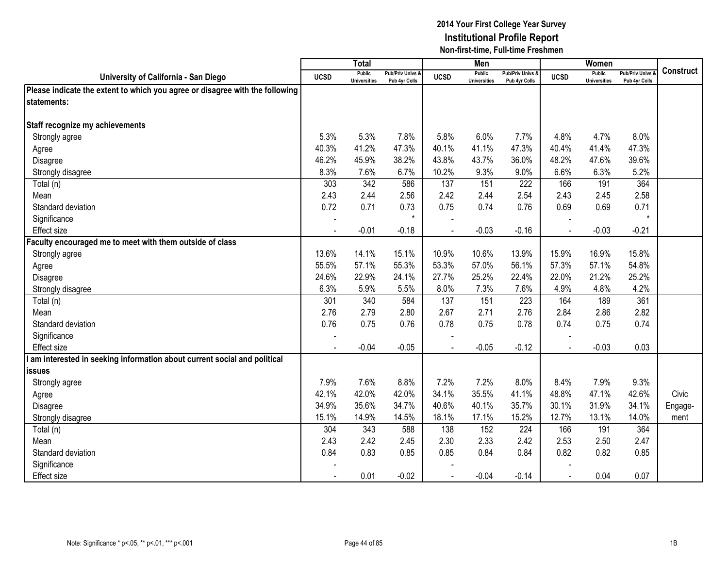## 2014 Your First College Year Survey
## Institutional Profile Report
### Non-first-time, Full-time Freshmen

| University of California - San Diego | Total | | | Men | | | Women | | | Construct |
|---|---|---|---|---|---|---|---|---|---|---|
| | UCSD | Public Universities | Pub/Priv Univs & Pub 4yr Colls | UCSD | Public Universities | Pub/Priv Univs & Pub 4yr Colls | UCSD | Public Universities | Pub/Priv Univs & Pub 4yr Colls | |
| **Please indicate the extent to which you agree or disagree with the following statements:** | | | | | | | | | | |
| **Staff recognize my achievements** | | | | | | | | | | |
| Strongly agree | 5.3% | 5.3% | 7.8% | 5.8% | 6.0% | 7.7% | 4.8% | 4.7% | 8.0% | |
| Agree | 40.3% | 41.2% | 47.3% | 40.1% | 41.1% | 47.3% | 40.4% | 41.4% | 47.3% | |
| Disagree | 46.2% | 45.9% | 38.2% | 43.8% | 43.7% | 36.0% | 48.2% | 47.6% | 39.6% | |
| Strongly disagree | 8.3% | 7.6% | 6.7% | 10.2% | 9.3% | 9.0% | 6.6% | 6.3% | 5.2% | |
| Total (n) | 303 | 342 | 586 | 137 | 151 | 222 | 166 | 191 | 364 | |
| Mean | 2.43 | 2.44 | 2.56 | 2.42 | 2.44 | 2.54 | 2.43 | 2.45 | 2.58 | |
| Standard deviation | 0.72 | 0.71 | 0.73 | 0.75 | 0.74 | 0.76 | 0.69 | 0.69 | 0.71 | |
| Significance | - | | * | - | | | - | | * | |
| Effect size | - | -0.01 | -0.18 | - | -0.03 | -0.16 | - | -0.03 | -0.21 | |
| **Faculty encouraged me to meet with them outside of class** | | | | | | | | | | |
| Strongly agree | 13.6% | 14.1% | 15.1% | 10.9% | 10.6% | 13.9% | 15.9% | 16.9% | 15.8% | |
| Agree | 55.5% | 57.1% | 55.3% | 53.3% | 57.0% | 56.1% | 57.3% | 57.1% | 54.8% | |
| Disagree | 24.6% | 22.9% | 24.1% | 27.7% | 25.2% | 22.4% | 22.0% | 21.2% | 25.2% | |
| Strongly disagree | 6.3% | 5.9% | 5.5% | 8.0% | 7.3% | 7.6% | 4.9% | 4.8% | 4.2% | |
| Total (n) | 301 | 340 | 584 | 137 | 151 | 223 | 164 | 189 | 361 | |
| Mean | 2.76 | 2.79 | 2.80 | 2.67 | 2.71 | 2.76 | 2.84 | 2.86 | 2.82 | |
| Standard deviation | 0.76 | 0.75 | 0.76 | 0.78 | 0.75 | 0.78 | 0.74 | 0.75 | 0.74 | |
| Significance | - | | | - | | | - | | | |
| Effect size | - | -0.04 | -0.05 | - | -0.05 | -0.12 | - | -0.03 | 0.03 | |
| **I am interested in seeking information about current social and political issues** | | | | | | | | | | |
| Strongly agree | 7.9% | 7.6% | 8.8% | 7.2% | 7.2% | 8.0% | 8.4% | 7.9% | 9.3% | |
| Agree | 42.1% | 42.0% | 42.0% | 34.1% | 35.5% | 41.1% | 48.8% | 47.1% | 42.6% | Civic |
| Disagree | 34.9% | 35.6% | 34.7% | 40.6% | 40.1% | 35.7% | 30.1% | 31.9% | 34.1% | Engage- |
| Strongly disagree | 15.1% | 14.9% | 14.5% | 18.1% | 17.1% | 15.2% | 12.7% | 13.1% | 14.0% | ment |
| Total (n) | 304 | 343 | 588 | 138 | 152 | 224 | 166 | 191 | 364 | |
| Mean | 2.43 | 2.42 | 2.45 | 2.30 | 2.33 | 2.42 | 2.53 | 2.50 | 2.47 | |
| Standard deviation | 0.84 | 0.83 | 0.85 | 0.85 | 0.84 | 0.84 | 0.82 | 0.82 | 0.85 | |
| Significance | - | | | - | | | - | | | |
| Effect size | - | 0.01 | -0.02 | - | -0.04 | -0.14 | - | 0.04 | 0.07 | |

Note: Significance * p<.05, ** p<.01, *** p<.001

1B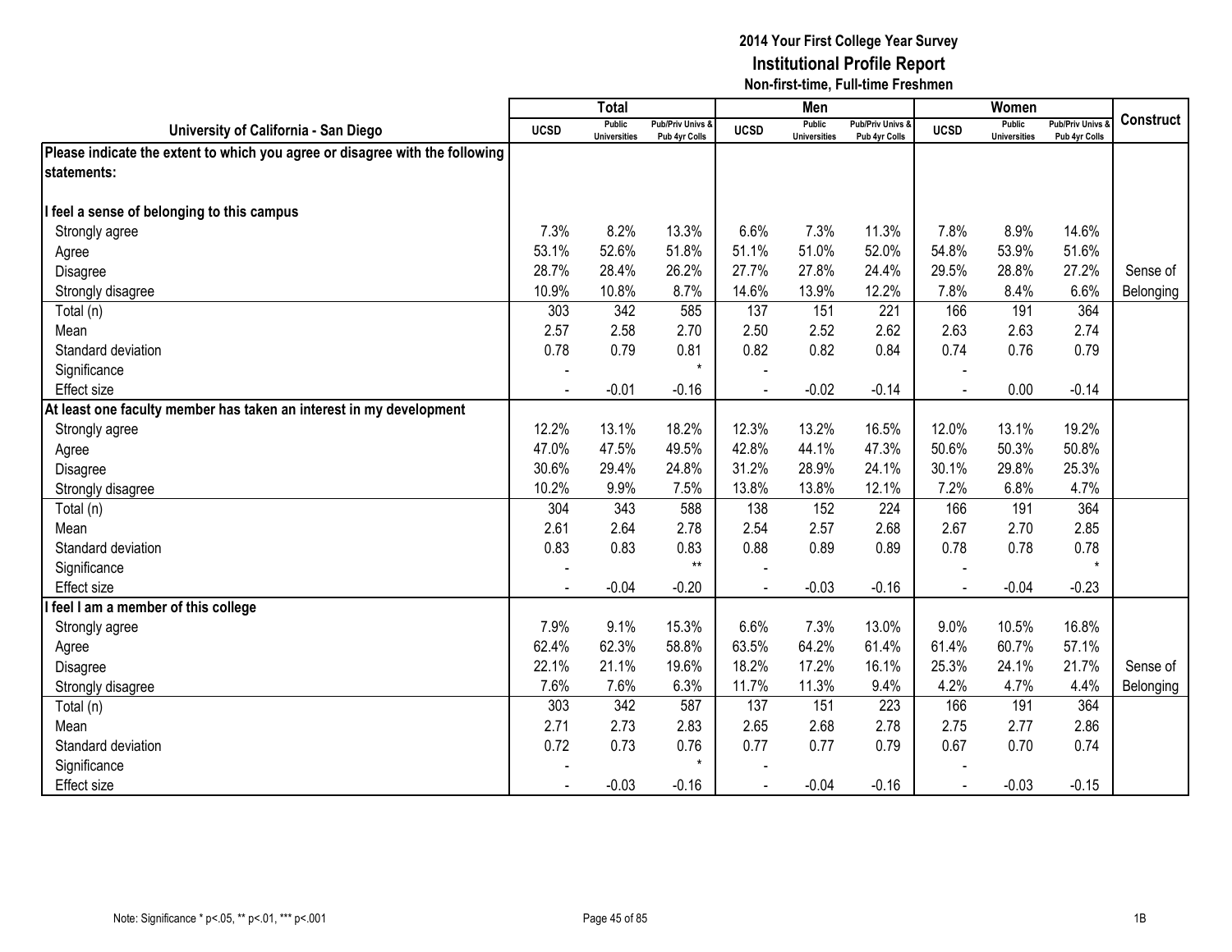# 2014 Your First College Year Survey
## Institutional Profile Report
### Non-first-time, Full-time Freshmen

| University of California - San Diego | Total | | | Men | | | Women | | | Construct |
|---|---|---|---|---|---|---|---|---|---|---|
| | UCSD | Public Universities | Pub/Priv Univs & Pub 4yr Colls | UCSD | Public Universities | Pub/Priv Univs & Pub 4yr Colls | UCSD | Public Universities | Pub/Priv Univs & Pub 4yr Colls | |
| **Please indicate the extent to which you agree or disagree with the following statements:** | | | | | | | | | | |
| **I feel a sense of belonging to this campus** | | | | | | | | | | |
| Strongly agree | 7.3% | 8.2% | 13.3% | 6.6% | 7.3% | 11.3% | 7.8% | 8.9% | 14.6% | |
| Agree | 53.1% | 52.6% | 51.8% | 51.1% | 51.0% | 52.0% | 54.8% | 53.9% | 51.6% | |
| Disagree | 28.7% | 28.4% | 26.2% | 27.7% | 27.8% | 24.4% | 29.5% | 28.8% | 27.2% | Sense of |
| Strongly disagree | 10.9% | 10.8% | 8.7% | 14.6% | 13.9% | 12.2% | 7.8% | 8.4% | 6.6% | Belonging |
| Total (n) | 303 | 342 | 585 | 137 | 151 | 221 | 166 | 191 | 364 | |
| Mean | 2.57 | 2.58 | 2.70 | 2.50 | 2.52 | 2.62 | 2.63 | 2.63 | 2.74 | |
| Standard deviation | 0.78 | 0.79 | 0.81 | 0.82 | 0.82 | 0.84 | 0.74 | 0.76 | 0.79 | |
| Significance | - | | * | - | | | - | | | |
| Effect size | - | -0.01 | -0.16 | - | -0.02 | -0.14 | - | 0.00 | -0.14 | |
| **At least one faculty member has taken an interest in my development** | | | | | | | | | | |
| Strongly agree | 12.2% | 13.1% | 18.2% | 12.3% | 13.2% | 16.5% | 12.0% | 13.1% | 19.2% | |
| Agree | 47.0% | 47.5% | 49.5% | 42.8% | 44.1% | 47.3% | 50.6% | 50.3% | 50.8% | |
| Disagree | 30.6% | 29.4% | 24.8% | 31.2% | 28.9% | 24.1% | 30.1% | 29.8% | 25.3% | |
| Strongly disagree | 10.2% | 9.9% | 7.5% | 13.8% | 13.8% | 12.1% | 7.2% | 6.8% | 4.7% | |
| Total (n) | 304 | 343 | 588 | 138 | 152 | 224 | 166 | 191 | 364 | |
| Mean | 2.61 | 2.64 | 2.78 | 2.54 | 2.57 | 2.68 | 2.67 | 2.70 | 2.85 | |
| Standard deviation | 0.83 | 0.83 | 0.83 | 0.88 | 0.89 | 0.89 | 0.78 | 0.78 | 0.78 | |
| Significance | - | | ** | - | | | - | | * | |
| Effect size | - | -0.04 | -0.20 | - | -0.03 | -0.16 | - | -0.04 | -0.23 | |
| **I feel I am a member of this college** | | | | | | | | | | |
| Strongly agree | 7.9% | 9.1% | 15.3% | 6.6% | 7.3% | 13.0% | 9.0% | 10.5% | 16.8% | |
| Agree | 62.4% | 62.3% | 58.8% | 63.5% | 64.2% | 61.4% | 61.4% | 60.7% | 57.1% | |
| Disagree | 22.1% | 21.1% | 19.6% | 18.2% | 17.2% | 16.1% | 25.3% | 24.1% | 21.7% | Sense of |
| Strongly disagree | 7.6% | 7.6% | 6.3% | 11.7% | 11.3% | 9.4% | 4.2% | 4.7% | 4.4% | Belonging |
| Total (n) | 303 | 342 | 587 | 137 | 151 | 223 | 166 | 191 | 364 | |
| Mean | 2.71 | 2.73 | 2.83 | 2.65 | 2.68 | 2.78 | 2.75 | 2.77 | 2.86 | |
| Standard deviation | 0.72 | 0.73 | 0.76 | 0.77 | 0.77 | 0.79 | 0.67 | 0.70 | 0.74 | |
| Significance | - | | * | - | | | - | | | |
| Effect size | - | -0.03 | -0.16 | - | -0.04 | -0.16 | - | -0.03 | -0.15 | |

Note: Significance * p<.05, ** p<.01, *** p<.001

1B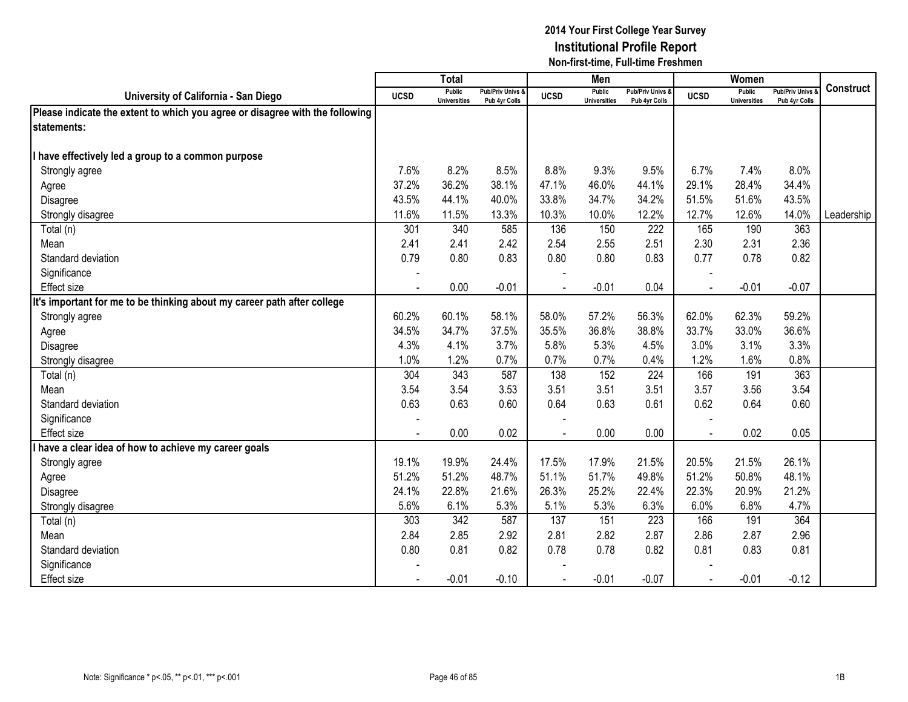# 2014 Your First College Year Survey
## Institutional Profile Report
### Non-first-time, Full-time Freshmen

| University of California - San Diego | Total | | | Men | | | Women | | | Construct |
|---|---|---|---|---|---|---|---|---|---|---|
| | UCSD | Public Universities | Pub/Priv Univs & Pub 4yr Colls | UCSD | Public Universities | Pub/Priv Univs & Pub 4yr Colls | UCSD | Public Universities | Pub/Priv Univs & Pub 4yr Colls | |
| **Please indicate the extent to which you agree or disagree with the following statements:** | | | | | | | | | | |
| **I have effectively led a group to a common purpose** | | | | | | | | | | |
| Strongly agree | 7.6% | 8.2% | 8.5% | 8.8% | 9.3% | 9.5% | 6.7% | 7.4% | 8.0% | |
| Agree | 37.2% | 36.2% | 38.1% | 47.1% | 46.0% | 44.1% | 29.1% | 28.4% | 34.4% | |
| Disagree | 43.5% | 44.1% | 40.0% | 33.8% | 34.7% | 34.2% | 51.5% | 51.6% | 43.5% | |
| Strongly disagree | 11.6% | 11.5% | 13.3% | 10.3% | 10.0% | 12.2% | 12.7% | 12.6% | 14.0% | Leadership |
| Total (n) | 301 | 340 | 585 | 136 | 150 | 222 | 165 | 190 | 363 | |
| Mean | 2.41 | 2.41 | 2.42 | 2.54 | 2.55 | 2.51 | 2.30 | 2.31 | 2.36 | |
| Standard deviation | 0.79 | 0.80 | 0.83 | 0.80 | 0.80 | 0.83 | 0.77 | 0.78 | 0.82 | |
| Significance | - | | | - | | | - | | | |
| Effect size | - | 0.00 | -0.01 | - | -0.01 | 0.04 | - | -0.01 | -0.07 | |
| **It's important for me to be thinking about my career path after college** | | | | | | | | | | |
| Strongly agree | 60.2% | 60.1% | 58.1% | 58.0% | 57.2% | 56.3% | 62.0% | 62.3% | 59.2% | |
| Agree | 34.5% | 34.7% | 37.5% | 35.5% | 36.8% | 38.8% | 33.7% | 33.0% | 36.6% | |
| Disagree | 4.3% | 4.1% | 3.7% | 5.8% | 5.3% | 4.5% | 3.0% | 3.1% | 3.3% | |
| Strongly disagree | 1.0% | 1.2% | 0.7% | 0.7% | 0.7% | 0.4% | 1.2% | 1.6% | 0.8% | |
| Total (n) | 304 | 343 | 587 | 138 | 152 | 224 | 166 | 191 | 363 | |
| Mean | 3.54 | 3.54 | 3.53 | 3.51 | 3.51 | 3.51 | 3.57 | 3.56 | 3.54 | |
| Standard deviation | 0.63 | 0.63 | 0.60 | 0.64 | 0.63 | 0.61 | 0.62 | 0.64 | 0.60 | |
| Significance | - | | | - | | | - | | | |
| Effect size | - | 0.00 | 0.02 | - | 0.00 | 0.00 | - | 0.02 | 0.05 | |
| **I have a clear idea of how to achieve my career goals** | | | | | | | | | | |
| Strongly agree | 19.1% | 19.9% | 24.4% | 17.5% | 17.9% | 21.5% | 20.5% | 21.5% | 26.1% | |
| Agree | 51.2% | 51.2% | 48.7% | 51.1% | 51.7% | 49.8% | 51.2% | 50.8% | 48.1% | |
| Disagree | 24.1% | 22.8% | 21.6% | 26.3% | 25.2% | 22.4% | 22.3% | 20.9% | 21.2% | |
| Strongly disagree | 5.6% | 6.1% | 5.3% | 5.1% | 5.3% | 6.3% | 6.0% | 6.8% | 4.7% | |
| Total (n) | 303 | 342 | 587 | 137 | 151 | 223 | 166 | 191 | 364 | |
| Mean | 2.84 | 2.85 | 2.92 | 2.81 | 2.82 | 2.87 | 2.86 | 2.87 | 2.96 | |
| Standard deviation | 0.80 | 0.81 | 0.82 | 0.78 | 0.78 | 0.82 | 0.81 | 0.83 | 0.81 | |
| Significance | - | | | - | | | - | | | |
| Effect size | - | -0.01 | -0.10 | - | -0.01 | -0.07 | - | -0.01 | -0.12 | |

Note: Significance * p<.05, ** p<.01, *** p<.001

1B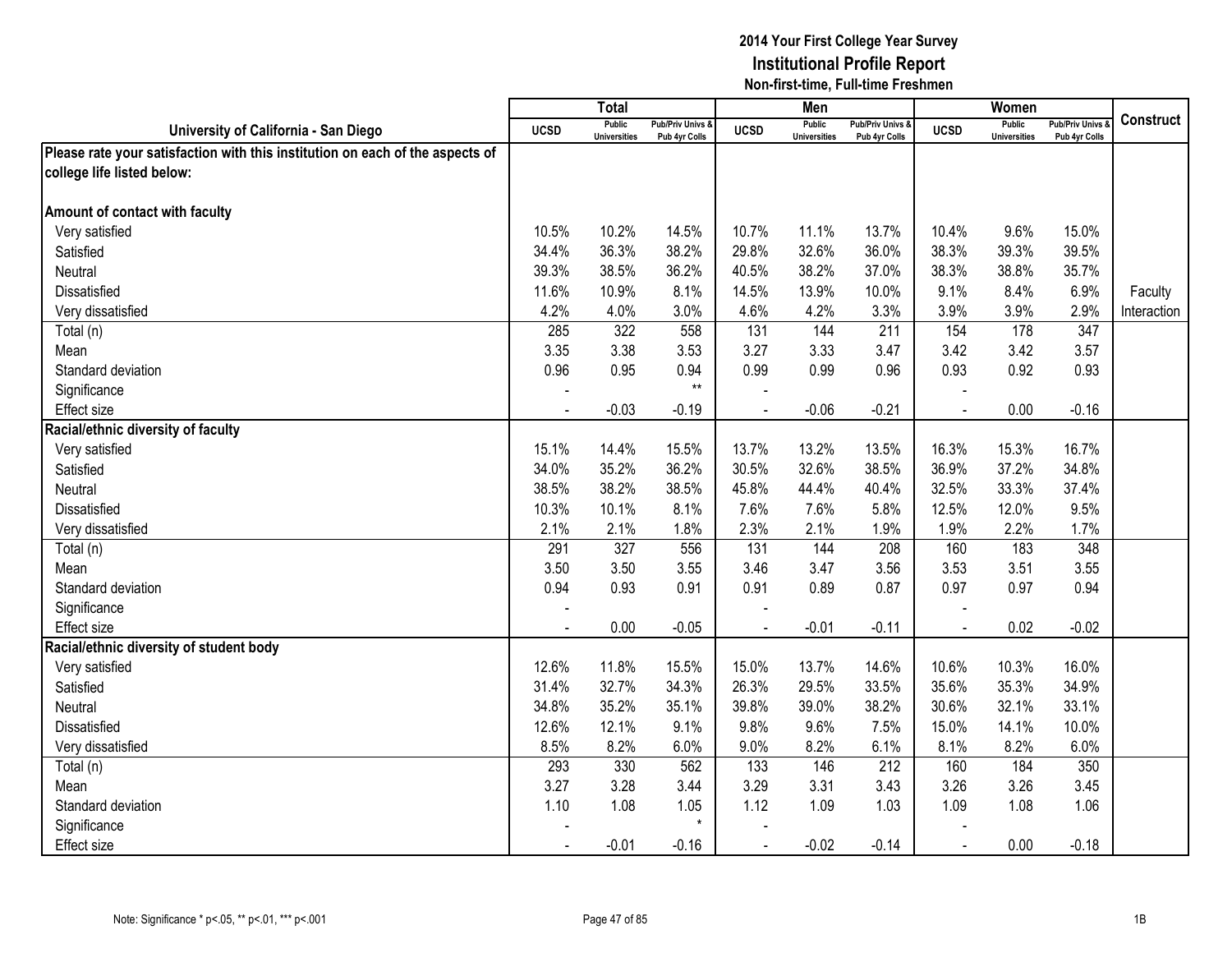**2014 Your First College Year Survey**
**Institutional Profile Report**
**Non-first-time, Full-time Freshmen**

| University of California - San Diego | Total | | | Men | | | Women | | | Construct |
|---|---|---|---|---|---|---|---|---|---|---|
| | UCSD | Public Universities | Pub/Priv Univs & Pub 4yr Colls | UCSD | Public Universities | Pub/Priv Univs & Pub 4yr Colls | UCSD | Public Universities | Pub/Priv Univs & Pub 4yr Colls | |
| **Please rate your satisfaction with this institution on each of the aspects of college life listed below:** | | | | | | | | | | |
| **Amount of contact with faculty** | | | | | | | | | | |
| Very satisfied | 10.5% | 10.2% | 14.5% | 10.7% | 11.1% | 13.7% | 10.4% | 9.6% | 15.0% | |
| Satisfied | 34.4% | 36.3% | 38.2% | 29.8% | 32.6% | 36.0% | 38.3% | 39.3% | 39.5% | |
| Neutral | 39.3% | 38.5% | 36.2% | 40.5% | 38.2% | 37.0% | 38.3% | 38.8% | 35.7% | |
| Dissatisfied | 11.6% | 10.9% | 8.1% | 14.5% | 13.9% | 10.0% | 9.1% | 8.4% | 6.9% | Faculty |
| Very dissatisfied | 4.2% | 4.0% | 3.0% | 4.6% | 4.2% | 3.3% | 3.9% | 3.9% | 2.9% | Interaction |
| Total (n) | 285 | 322 | 558 | 131 | 144 | 211 | 154 | 178 | 347 | |
| Mean | 3.35 | 3.38 | 3.53 | 3.27 | 3.33 | 3.47 | 3.42 | 3.42 | 3.57 | |
| Standard deviation | 0.96 | 0.95 | 0.94 | 0.99 | 0.99 | 0.96 | 0.93 | 0.92 | 0.93 | |
| Significance | - | | ** | - | | | - | | | |
| Effect size | - | -0.03 | -0.19 | - | -0.06 | -0.21 | - | 0.00 | -0.16 | |
| **Racial/ethnic diversity of faculty** | | | | | | | | | | |
| Very satisfied | 15.1% | 14.4% | 15.5% | 13.7% | 13.2% | 13.5% | 16.3% | 15.3% | 16.7% | |
| Satisfied | 34.0% | 35.2% | 36.2% | 30.5% | 32.6% | 38.5% | 36.9% | 37.2% | 34.8% | |
| Neutral | 38.5% | 38.2% | 38.5% | 45.8% | 44.4% | 40.4% | 32.5% | 33.3% | 37.4% | |
| Dissatisfied | 10.3% | 10.1% | 8.1% | 7.6% | 7.6% | 5.8% | 12.5% | 12.0% | 9.5% | |
| Very dissatisfied | 2.1% | 2.1% | 1.8% | 2.3% | 2.1% | 1.9% | 1.9% | 2.2% | 1.7% | |
| Total (n) | 291 | 327 | 556 | 131 | 144 | 208 | 160 | 183 | 348 | |
| Mean | 3.50 | 3.50 | 3.55 | 3.46 | 3.47 | 3.56 | 3.53 | 3.51 | 3.55 | |
| Standard deviation | 0.94 | 0.93 | 0.91 | 0.91 | 0.89 | 0.87 | 0.97 | 0.97 | 0.94 | |
| Significance | - | | | - | | | - | | | |
| Effect size | - | 0.00 | -0.05 | - | -0.01 | -0.11 | - | 0.02 | -0.02 | |
| **Racial/ethnic diversity of student body** | | | | | | | | | | |
| Very satisfied | 12.6% | 11.8% | 15.5% | 15.0% | 13.7% | 14.6% | 10.6% | 10.3% | 16.0% | |
| Satisfied | 31.4% | 32.7% | 34.3% | 26.3% | 29.5% | 33.5% | 35.6% | 35.3% | 34.9% | |
| Neutral | 34.8% | 35.2% | 35.1% | 39.8% | 39.0% | 38.2% | 30.6% | 32.1% | 33.1% | |
| Dissatisfied | 12.6% | 12.1% | 9.1% | 9.8% | 9.6% | 7.5% | 15.0% | 14.1% | 10.0% | |
| Very dissatisfied | 8.5% | 8.2% | 6.0% | 9.0% | 8.2% | 6.1% | 8.1% | 8.2% | 6.0% | |
| Total (n) | 293 | 330 | 562 | 133 | 146 | 212 | 160 | 184 | 350 | |
| Mean | 3.27 | 3.28 | 3.44 | 3.29 | 3.31 | 3.43 | 3.26 | 3.26 | 3.45 | |
| Standard deviation | 1.10 | 1.08 | 1.05 | 1.12 | 1.09 | 1.03 | 1.09 | 1.08 | 1.06 | |
| Significance | - | | * | - | | | - | | | |
| Effect size | - | -0.01 | -0.16 | - | -0.02 | -0.14 | - | 0.00 | -0.18 | |

Note: Significance * p<.05, ** p<.01, *** p<.001

1B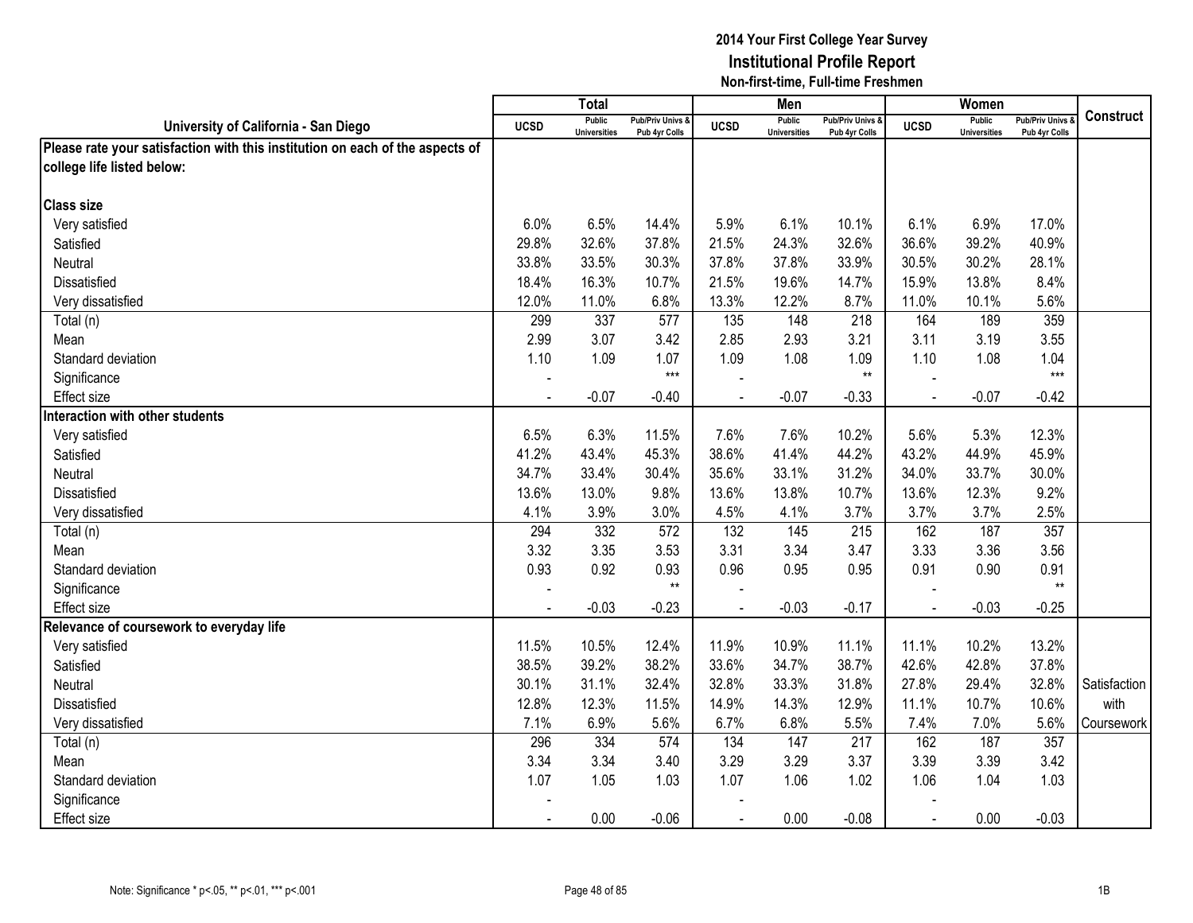# 2014 Your First College Year Survey
## Institutional Profile Report
### Non-first-time, Full-time Freshmen

| University of California - San Diego | Total | | | Men | | | Women | | | Construct |
|---|---|---|---|---|---|---|---|---|---|---|
| | UCSD | Public Universities | Pub/Priv Univs & Pub 4yr Colls | UCSD | Public Universities | Pub/Priv Univs & Pub 4yr Colls | UCSD | Public Universities | Pub/Priv Univs & Pub 4yr Colls | |
| **Please rate your satisfaction with this institution on each of the aspects of college life listed below:** | | | | | | | | | | |
| **Class size** | | | | | | | | | | |
| Very satisfied | 6.0% | 6.5% | 14.4% | 5.9% | 6.1% | 10.1% | 6.1% | 6.9% | 17.0% | |
| Satisfied | 29.8% | 32.6% | 37.8% | 21.5% | 24.3% | 32.6% | 36.6% | 39.2% | 40.9% | |
| Neutral | 33.8% | 33.5% | 30.3% | 37.8% | 37.8% | 33.9% | 30.5% | 30.2% | 28.1% | |
| Dissatisfied | 18.4% | 16.3% | 10.7% | 21.5% | 19.6% | 14.7% | 15.9% | 13.8% | 8.4% | |
| Very dissatisfied | 12.0% | 11.0% | 6.8% | 13.3% | 12.2% | 8.7% | 11.0% | 10.1% | 5.6% | |
| Total (n) | 299 | 337 | 577 | 135 | 148 | 218 | 164 | 189 | 359 | |
| Mean | 2.99 | 3.07 | 3.42 | 2.85 | 2.93 | 3.21 | 3.11 | 3.19 | 3.55 | |
| Standard deviation | 1.10 | 1.09 | 1.07 | 1.09 | 1.08 | 1.09 | 1.10 | 1.08 | 1.04 | |
| Significance | - | | *** | - | | ** | - | | *** | |
| Effect size | - | -0.07 | -0.40 | - | -0.07 | -0.33 | - | -0.07 | -0.42 | |
| **Interaction with other students** | | | | | | | | | | |
| Very satisfied | 6.5% | 6.3% | 11.5% | 7.6% | 7.6% | 10.2% | 5.6% | 5.3% | 12.3% | |
| Satisfied | 41.2% | 43.4% | 45.3% | 38.6% | 41.4% | 44.2% | 43.2% | 44.9% | 45.9% | |
| Neutral | 34.7% | 33.4% | 30.4% | 35.6% | 33.1% | 31.2% | 34.0% | 33.7% | 30.0% | |
| Dissatisfied | 13.6% | 13.0% | 9.8% | 13.6% | 13.8% | 10.7% | 13.6% | 12.3% | 9.2% | |
| Very dissatisfied | 4.1% | 3.9% | 3.0% | 4.5% | 4.1% | 3.7% | 3.7% | 3.7% | 2.5% | |
| Total (n) | 294 | 332 | 572 | 132 | 145 | 215 | 162 | 187 | 357 | |
| Mean | 3.32 | 3.35 | 3.53 | 3.31 | 3.34 | 3.47 | 3.33 | 3.36 | 3.56 | |
| Standard deviation | 0.93 | 0.92 | 0.93 | 0.96 | 0.95 | 0.95 | 0.91 | 0.90 | 0.91 | |
| Significance | - | | ** | - | | | - | | ** | |
| Effect size | - | -0.03 | -0.23 | - | -0.03 | -0.17 | - | -0.03 | -0.25 | |
| **Relevance of coursework to everyday life** | | | | | | | | | | |
| Very satisfied | 11.5% | 10.5% | 12.4% | 11.9% | 10.9% | 11.1% | 11.1% | 10.2% | 13.2% | |
| Satisfied | 38.5% | 39.2% | 38.2% | 33.6% | 34.7% | 38.7% | 42.6% | 42.8% | 37.8% | |
| Neutral | 30.1% | 31.1% | 32.4% | 32.8% | 33.3% | 31.8% | 27.8% | 29.4% | 32.8% | Satisfaction with Coursework |
| Dissatisfied | 12.8% | 12.3% | 11.5% | 14.9% | 14.3% | 12.9% | 11.1% | 10.7% | 10.6% | |
| Very dissatisfied | 7.1% | 6.9% | 5.6% | 6.7% | 6.8% | 5.5% | 7.4% | 7.0% | 5.6% | |
| Total (n) | 296 | 334 | 574 | 134 | 147 | 217 | 162 | 187 | 357 | |
| Mean | 3.34 | 3.34 | 3.40 | 3.29 | 3.29 | 3.37 | 3.39 | 3.39 | 3.42 | |
| Standard deviation | 1.07 | 1.05 | 1.03 | 1.07 | 1.06 | 1.02 | 1.06 | 1.04 | 1.03 | |
| Significance | - | | | - | | | - | | | |
| Effect size | - | 0.00 | -0.06 | - | 0.00 | -0.08 | - | 0.00 | -0.03 | |

Note: Significance * p<.05, ** p<.01, *** p<.001

1B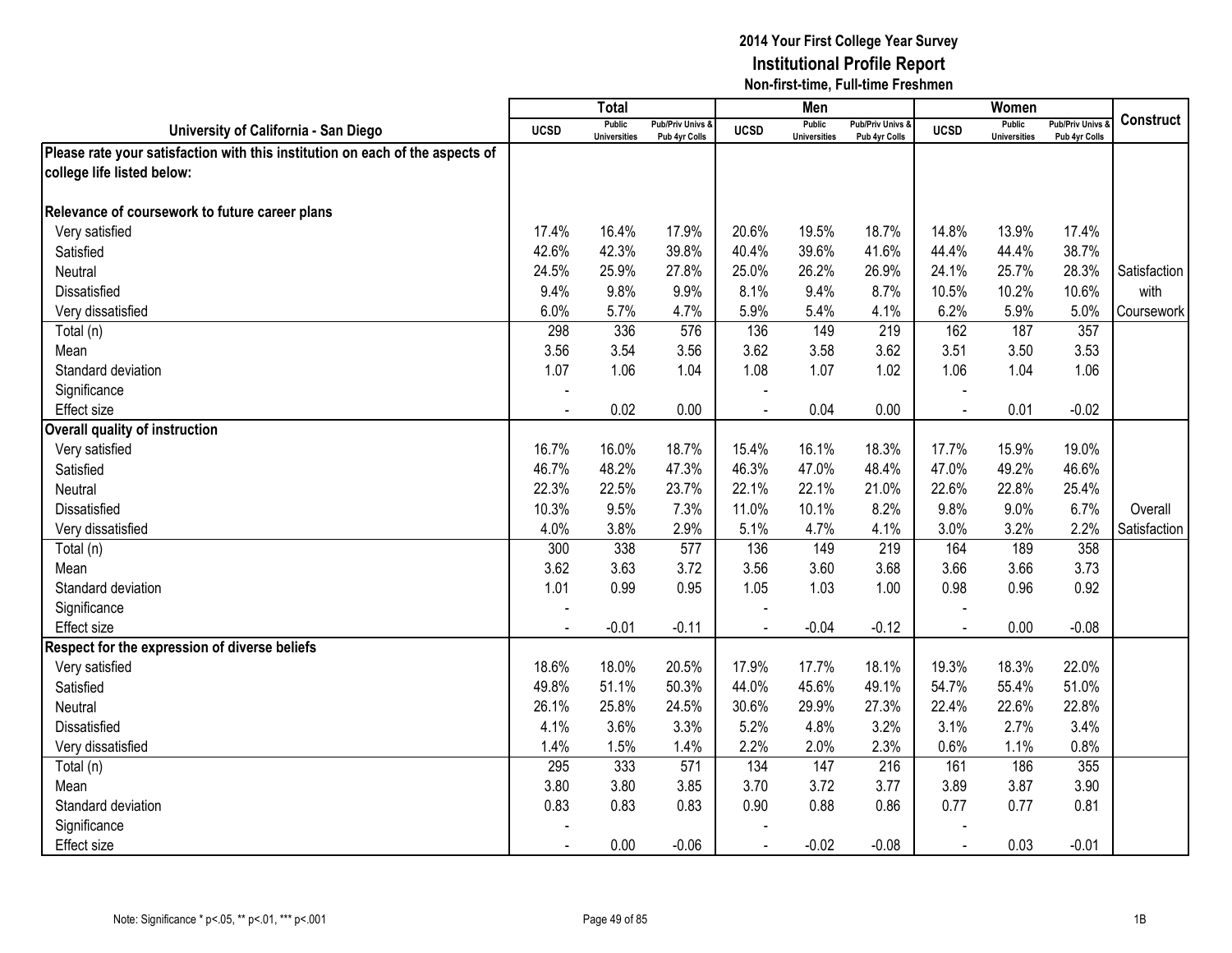# 2014 Your First College Year Survey
## Institutional Profile Report
### Non-first-time, Full-time Freshmen

| University of California - San Diego | Total | | | Men | | | Women | | | Construct |
|---|---|---|---|---|---|---|---|---|---|---|
| | UCSD | Public Universities | Pub/Priv Univs & Pub 4yr Colls | UCSD | Public Universities | Pub/Priv Univs & Pub 4yr Colls | UCSD | Public Universities | Pub/Priv Univs & Pub 4yr Colls | |
| **Please rate your satisfaction with this institution on each of the aspects of college life listed below:** | | | | | | | | | | |
| **Relevance of coursework to future career plans** | | | | | | | | | | |
| Very satisfied | 17.4% | 16.4% | 17.9% | 20.6% | 19.5% | 18.7% | 14.8% | 13.9% | 17.4% | |
| Satisfied | 42.6% | 42.3% | 39.8% | 40.4% | 39.6% | 41.6% | 44.4% | 44.4% | 38.7% | |
| Neutral | 24.5% | 25.9% | 27.8% | 25.0% | 26.2% | 26.9% | 24.1% | 25.7% | 28.3% | Satisfaction with Coursework |
| Dissatisfied | 9.4% | 9.8% | 9.9% | 8.1% | 9.4% | 8.7% | 10.5% | 10.2% | 10.6% | |
| Very dissatisfied | 6.0% | 5.7% | 4.7% | 5.9% | 5.4% | 4.1% | 6.2% | 5.9% | 5.0% | |
| Total (n) | 298 | 336 | 576 | 136 | 149 | 219 | 162 | 187 | 357 | |
| Mean | 3.56 | 3.54 | 3.56 | 3.62 | 3.58 | 3.62 | 3.51 | 3.50 | 3.53 | |
| Standard deviation | 1.07 | 1.06 | 1.04 | 1.08 | 1.07 | 1.02 | 1.06 | 1.04 | 1.06 | |
| Significance | - | | | - | | | - | | | |
| Effect size | - | 0.02 | 0.00 | - | 0.04 | 0.00 | - | 0.01 | -0.02 | |
| **Overall quality of instruction** | | | | | | | | | | |
| Very satisfied | 16.7% | 16.0% | 18.7% | 15.4% | 16.1% | 18.3% | 17.7% | 15.9% | 19.0% | |
| Satisfied | 46.7% | 48.2% | 47.3% | 46.3% | 47.0% | 48.4% | 47.0% | 49.2% | 46.6% | |
| Neutral | 22.3% | 22.5% | 23.7% | 22.1% | 22.1% | 21.0% | 22.6% | 22.8% | 25.4% | |
| Dissatisfied | 10.3% | 9.5% | 7.3% | 11.0% | 10.1% | 8.2% | 9.8% | 9.0% | 6.7% | Overall Satisfaction |
| Very dissatisfied | 4.0% | 3.8% | 2.9% | 5.1% | 4.7% | 4.1% | 3.0% | 3.2% | 2.2% | |
| Total (n) | 300 | 338 | 577 | 136 | 149 | 219 | 164 | 189 | 358 | |
| Mean | 3.62 | 3.63 | 3.72 | 3.56 | 3.60 | 3.68 | 3.66 | 3.66 | 3.73 | |
| Standard deviation | 1.01 | 0.99 | 0.95 | 1.05 | 1.03 | 1.00 | 0.98 | 0.96 | 0.92 | |
| Significance | - | | | - | | | - | | | |
| Effect size | - | -0.01 | -0.11 | - | -0.04 | -0.12 | - | 0.00 | -0.08 | |
| **Respect for the expression of diverse beliefs** | | | | | | | | | | |
| Very satisfied | 18.6% | 18.0% | 20.5% | 17.9% | 17.7% | 18.1% | 19.3% | 18.3% | 22.0% | |
| Satisfied | 49.8% | 51.1% | 50.3% | 44.0% | 45.6% | 49.1% | 54.7% | 55.4% | 51.0% | |
| Neutral | 26.1% | 25.8% | 24.5% | 30.6% | 29.9% | 27.3% | 22.4% | 22.6% | 22.8% | |
| Dissatisfied | 4.1% | 3.6% | 3.3% | 5.2% | 4.8% | 3.2% | 3.1% | 2.7% | 3.4% | |
| Very dissatisfied | 1.4% | 1.5% | 1.4% | 2.2% | 2.0% | 2.3% | 0.6% | 1.1% | 0.8% | |
| Total (n) | 295 | 333 | 571 | 134 | 147 | 216 | 161 | 186 | 355 | |
| Mean | 3.80 | 3.80 | 3.85 | 3.70 | 3.72 | 3.77 | 3.89 | 3.87 | 3.90 | |
| Standard deviation | 0.83 | 0.83 | 0.83 | 0.90 | 0.88 | 0.86 | 0.77 | 0.77 | 0.81 | |
| Significance | - | | | - | | | - | | | |
| Effect size | - | 0.00 | -0.06 | - | -0.02 | -0.08 | - | 0.03 | -0.01 | |

Note: Significance * p<.05, ** p<.01, *** p<.001

1B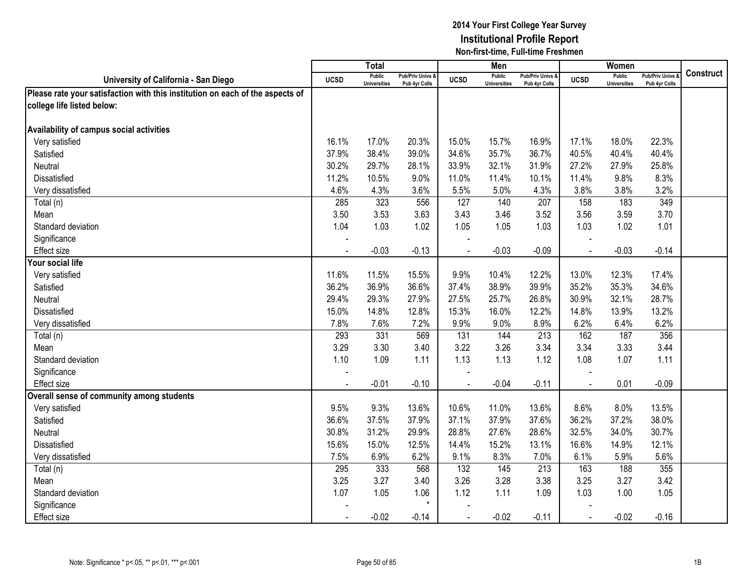# 2014 Your First College Year Survey
## Institutional Profile Report
### Non-first-time, Full-time Freshmen

| University of California - San Diego | Total | | | Men | | | Women | | | Construct |
|---|---|---|---|---|---|---|---|---|---|---|
| | UCSD | Public Universities | Pub/Priv Univs & Pub 4yr Colls | UCSD | Public Universities | Pub/Priv Univs & Pub 4yr Colls | UCSD | Public Universities | Pub/Priv Univs & Pub 4yr Colls | |
| **Please rate your satisfaction with this institution on each of the aspects of college life listed below:** | | | | | | | | | | |
| **Availability of campus social activities** | | | | | | | | | | |
| Very satisfied | 16.1% | 17.0% | 20.3% | 15.0% | 15.7% | 16.9% | 17.1% | 18.0% | 22.3% | |
| Satisfied | 37.9% | 38.4% | 39.0% | 34.6% | 35.7% | 36.7% | 40.5% | 40.4% | 40.4% | |
| Neutral | 30.2% | 29.7% | 28.1% | 33.9% | 32.1% | 31.9% | 27.2% | 27.9% | 25.8% | |
| Dissatisfied | 11.2% | 10.5% | 9.0% | 11.0% | 11.4% | 10.1% | 11.4% | 9.8% | 8.3% | |
| Very dissatisfied | 4.6% | 4.3% | 3.6% | 5.5% | 5.0% | 4.3% | 3.8% | 3.8% | 3.2% | |
| Total (n) | 285 | 323 | 556 | 127 | 140 | 207 | 158 | 183 | 349 | |
| Mean | 3.50 | 3.53 | 3.63 | 3.43 | 3.46 | 3.52 | 3.56 | 3.59 | 3.70 | |
| Standard deviation | 1.04 | 1.03 | 1.02 | 1.05 | 1.05 | 1.03 | 1.03 | 1.02 | 1.01 | |
| Significance | - | | | - | | | - | | | |
| Effect size | - | -0.03 | -0.13 | - | -0.03 | -0.09 | - | -0.03 | -0.14 | |
| **Your social life** | | | | | | | | | | |
| Very satisfied | 11.6% | 11.5% | 15.5% | 9.9% | 10.4% | 12.2% | 13.0% | 12.3% | 17.4% | |
| Satisfied | 36.2% | 36.9% | 36.6% | 37.4% | 38.9% | 39.9% | 35.2% | 35.3% | 34.6% | |
| Neutral | 29.4% | 29.3% | 27.9% | 27.5% | 25.7% | 26.8% | 30.9% | 32.1% | 28.7% | |
| Dissatisfied | 15.0% | 14.8% | 12.8% | 15.3% | 16.0% | 12.2% | 14.8% | 13.9% | 13.2% | |
| Very dissatisfied | 7.8% | 7.6% | 7.2% | 9.9% | 9.0% | 8.9% | 6.2% | 6.4% | 6.2% | |
| Total (n) | 293 | 331 | 569 | 131 | 144 | 213 | 162 | 187 | 356 | |
| Mean | 3.29 | 3.30 | 3.40 | 3.22 | 3.26 | 3.34 | 3.34 | 3.33 | 3.44 | |
| Standard deviation | 1.10 | 1.09 | 1.11 | 1.13 | 1.13 | 1.12 | 1.08 | 1.07 | 1.11 | |
| Significance | - | | | - | | | - | | | |
| Effect size | - | -0.01 | -0.10 | - | -0.04 | -0.11 | - | 0.01 | -0.09 | |
| **Overall sense of community among students** | | | | | | | | | | |
| Very satisfied | 9.5% | 9.3% | 13.6% | 10.6% | 11.0% | 13.6% | 8.6% | 8.0% | 13.5% | |
| Satisfied | 36.6% | 37.5% | 37.9% | 37.1% | 37.9% | 37.6% | 36.2% | 37.2% | 38.0% | |
| Neutral | 30.8% | 31.2% | 29.9% | 28.8% | 27.6% | 28.6% | 32.5% | 34.0% | 30.7% | |
| Dissatisfied | 15.6% | 15.0% | 12.5% | 14.4% | 15.2% | 13.1% | 16.6% | 14.9% | 12.1% | |
| Very dissatisfied | 7.5% | 6.9% | 6.2% | 9.1% | 8.3% | 7.0% | 6.1% | 5.9% | 5.6% | |
| Total (n) | 295 | 333 | 568 | 132 | 145 | 213 | 163 | 188 | 355 | |
| Mean | 3.25 | 3.27 | 3.40 | 3.26 | 3.28 | 3.38 | 3.25 | 3.27 | 3.42 | |
| Standard deviation | 1.07 | 1.05 | 1.06 | 1.12 | 1.11 | 1.09 | 1.03 | 1.00 | 1.05 | |
| Significance | - | | * | - | | | - | | | |
| Effect size | - | -0.02 | -0.14 | - | -0.02 | -0.11 | - | -0.02 | -0.16 | |

Note: Significance * p<.05, ** p<.01, *** p<.001

1B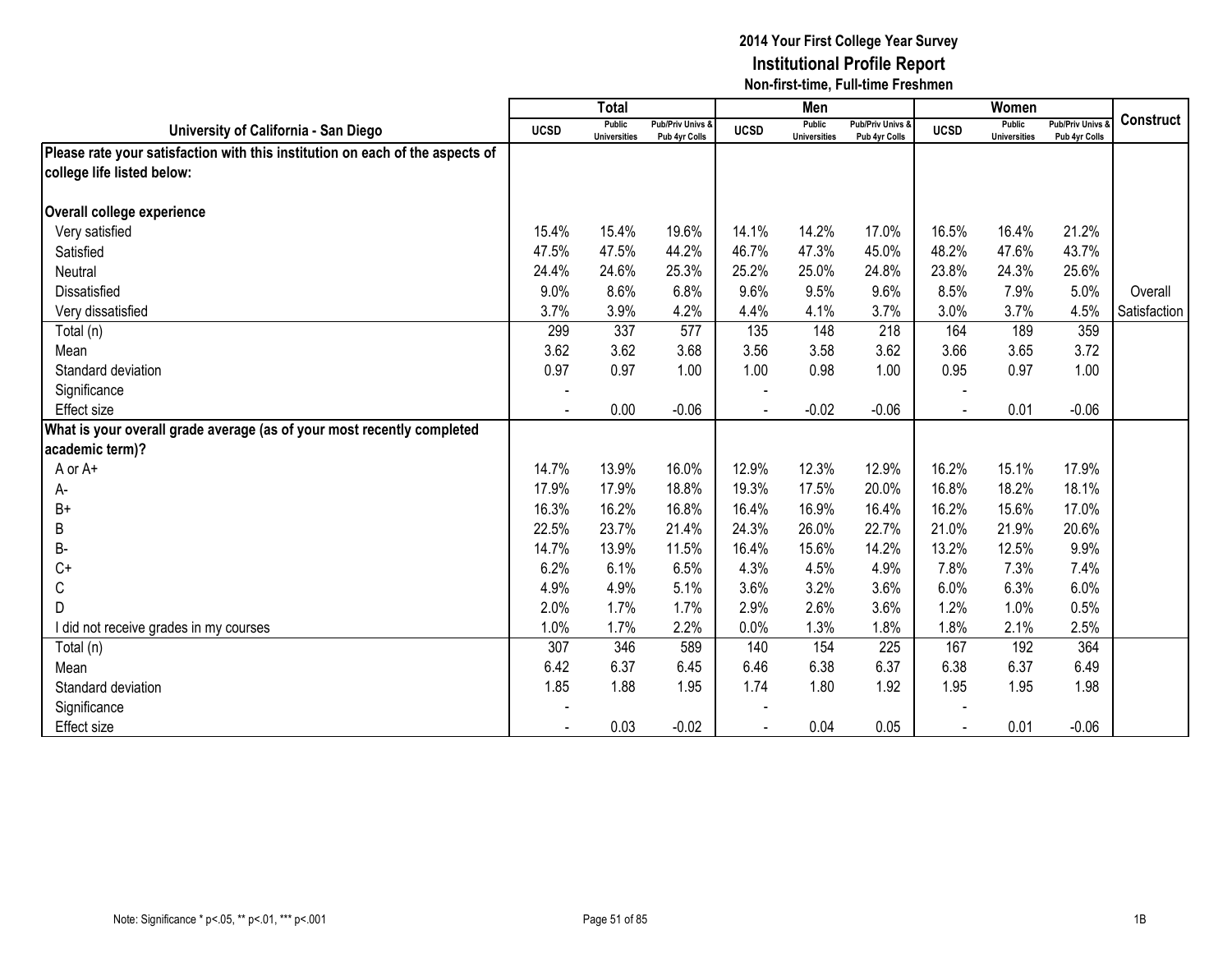# 2014 Your First College Year Survey
## Institutional Profile Report
### Non-first-time, Full-time Freshmen

| University of California - San Diego | Total | | | Men | | | Women | | | Construct |
|---|---|---|---|---|---|---|---|---|---|---|
| | UCSD | Public Universities | Pub/Priv Univs & Pub 4yr Colls | UCSD | Public Universities | Pub/Priv Univs & Pub 4yr Colls | UCSD | Public Universities | Pub/Priv Univs & Pub 4yr Colls | |
| **Please rate your satisfaction with this institution on each of the aspects of college life listed below:** | | | | | | | | | | |
| **Overall college experience** | | | | | | | | | | |
| Very satisfied | 15.4% | 15.4% | 19.6% | 14.1% | 14.2% | 17.0% | 16.5% | 16.4% | 21.2% | |
| Satisfied | 47.5% | 47.5% | 44.2% | 46.7% | 47.3% | 45.0% | 48.2% | 47.6% | 43.7% | |
| Neutral | 24.4% | 24.6% | 25.3% | 25.2% | 25.0% | 24.8% | 23.8% | 24.3% | 25.6% | |
| Dissatisfied | 9.0% | 8.6% | 6.8% | 9.6% | 9.5% | 9.6% | 8.5% | 7.9% | 5.0% | Overall |
| Very dissatisfied | 3.7% | 3.9% | 4.2% | 4.4% | 4.1% | 3.7% | 3.0% | 3.7% | 4.5% | Satisfaction |
| Total (n) | 299 | 337 | 577 | 135 | 148 | 218 | 164 | 189 | 359 | |
| Mean | 3.62 | 3.62 | 3.68 | 3.56 | 3.58 | 3.62 | 3.66 | 3.65 | 3.72 | |
| Standard deviation | 0.97 | 0.97 | 1.00 | 1.00 | 0.98 | 1.00 | 0.95 | 0.97 | 1.00 | |
| Significance | - | | | - | | | - | | | |
| Effect size | - | 0.00 | -0.06 | - | -0.02 | -0.06 | - | 0.01 | -0.06 | |
| **What is your overall grade average (as of your most recently completed academic term)?** | | | | | | | | | | |
| A or A+ | 14.7% | 13.9% | 16.0% | 12.9% | 12.3% | 12.9% | 16.2% | 15.1% | 17.9% | |
| A- | 17.9% | 17.9% | 18.8% | 19.3% | 17.5% | 20.0% | 16.8% | 18.2% | 18.1% | |
| B+ | 16.3% | 16.2% | 16.8% | 16.4% | 16.9% | 16.4% | 16.2% | 15.6% | 17.0% | |
| B | 22.5% | 23.7% | 21.4% | 24.3% | 26.0% | 22.7% | 21.0% | 21.9% | 20.6% | |
| B- | 14.7% | 13.9% | 11.5% | 16.4% | 15.6% | 14.2% | 13.2% | 12.5% | 9.9% | |
| C+ | 6.2% | 6.1% | 6.5% | 4.3% | 4.5% | 4.9% | 7.8% | 7.3% | 7.4% | |
| C | 4.9% | 4.9% | 5.1% | 3.6% | 3.2% | 3.6% | 6.0% | 6.3% | 6.0% | |
| D | 2.0% | 1.7% | 1.7% | 2.9% | 2.6% | 3.6% | 1.2% | 1.0% | 0.5% | |
| I did not receive grades in my courses | 1.0% | 1.7% | 2.2% | 0.0% | 1.3% | 1.8% | 1.8% | 2.1% | 2.5% | |
| Total (n) | 307 | 346 | 589 | 140 | 154 | 225 | 167 | 192 | 364 | |
| Mean | 6.42 | 6.37 | 6.45 | 6.46 | 6.38 | 6.37 | 6.38 | 6.37 | 6.49 | |
| Standard deviation | 1.85 | 1.88 | 1.95 | 1.74 | 1.80 | 1.92 | 1.95 | 1.95 | 1.98 | |
| Significance | - | | | - | | | - | | | |
| Effect size | - | 0.03 | -0.02 | - | 0.04 | 0.05 | - | 0.01 | -0.06 | |

Note: Significance * p<.05, ** p<.01, *** p<.001

1B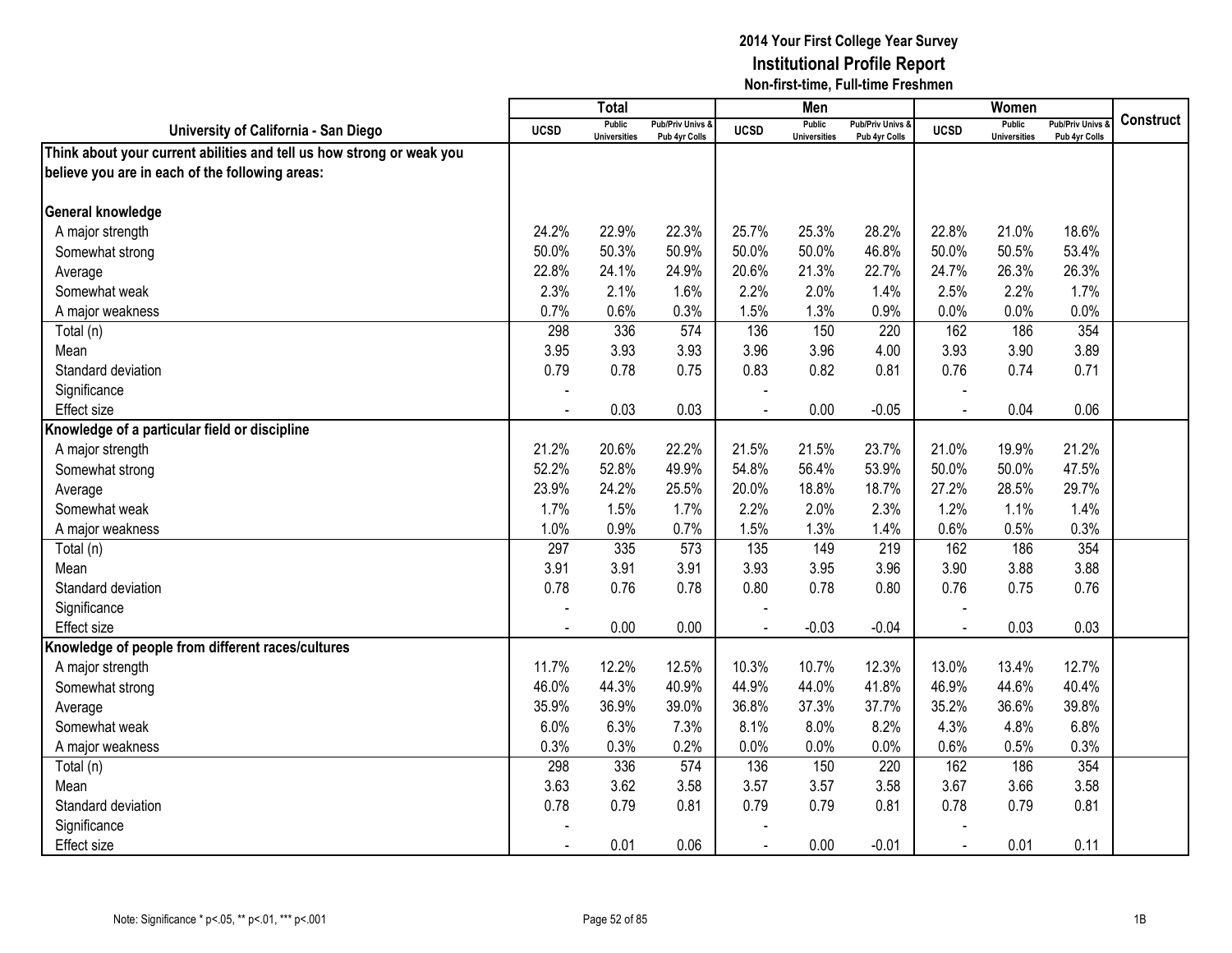**2014 Your First College Year Survey**
**Institutional Profile Report**
**Non-first-time, Full-time Freshmen**

| University of California - San Diego | Total | | | Men | | | Women | | | Construct |
|---|---|---|---|---|---|---|---|---|---|---|
| | UCSD | Public Universities | Pub/Priv Univs & Pub 4yr Colls | UCSD | Public Universities | Pub/Priv Univs & Pub 4yr Colls | UCSD | Public Universities | Pub/Priv Univs & Pub 4yr Colls | |
| **Think about your current abilities and tell us how strong or weak you believe you are in each of the following areas:** | | | | | | | | | | |
| **General knowledge** | | | | | | | | | | |
| A major strength | 24.2% | 22.9% | 22.3% | 25.7% | 25.3% | 28.2% | 22.8% | 21.0% | 18.6% | |
| Somewhat strong | 50.0% | 50.3% | 50.9% | 50.0% | 50.0% | 46.8% | 50.0% | 50.5% | 53.4% | |
| Average | 22.8% | 24.1% | 24.9% | 20.6% | 21.3% | 22.7% | 24.7% | 26.3% | 26.3% | |
| Somewhat weak | 2.3% | 2.1% | 1.6% | 2.2% | 2.0% | 1.4% | 2.5% | 2.2% | 1.7% | |
| A major weakness | 0.7% | 0.6% | 0.3% | 1.5% | 1.3% | 0.9% | 0.0% | 0.0% | 0.0% | |
| Total (n) | 298 | 336 | 574 | 136 | 150 | 220 | 162 | 186 | 354 | |
| Mean | 3.95 | 3.93 | 3.93 | 3.96 | 3.96 | 4.00 | 3.93 | 3.90 | 3.89 | |
| Standard deviation | 0.79 | 0.78 | 0.75 | 0.83 | 0.82 | 0.81 | 0.76 | 0.74 | 0.71 | |
| Significance | - | | | - | | | - | | | |
| Effect size | - | 0.03 | 0.03 | - | 0.00 | -0.05 | - | 0.04 | 0.06 | |
| **Knowledge of a particular field or discipline** | | | | | | | | | | |
| A major strength | 21.2% | 20.6% | 22.2% | 21.5% | 21.5% | 23.7% | 21.0% | 19.9% | 21.2% | |
| Somewhat strong | 52.2% | 52.8% | 49.9% | 54.8% | 56.4% | 53.9% | 50.0% | 50.0% | 47.5% | |
| Average | 23.9% | 24.2% | 25.5% | 20.0% | 18.8% | 18.7% | 27.2% | 28.5% | 29.7% | |
| Somewhat weak | 1.7% | 1.5% | 1.7% | 2.2% | 2.0% | 2.3% | 1.2% | 1.1% | 1.4% | |
| A major weakness | 1.0% | 0.9% | 0.7% | 1.5% | 1.3% | 1.4% | 0.6% | 0.5% | 0.3% | |
| Total (n) | 297 | 335 | 573 | 135 | 149 | 219 | 162 | 186 | 354 | |
| Mean | 3.91 | 3.91 | 3.91 | 3.93 | 3.95 | 3.96 | 3.90 | 3.88 | 3.88 | |
| Standard deviation | 0.78 | 0.76 | 0.78 | 0.80 | 0.78 | 0.80 | 0.76 | 0.75 | 0.76 | |
| Significance | - | | | - | | | - | | | |
| Effect size | - | 0.00 | 0.00 | - | -0.03 | -0.04 | - | 0.03 | 0.03 | |
| **Knowledge of people from different races/cultures** | | | | | | | | | | |
| A major strength | 11.7% | 12.2% | 12.5% | 10.3% | 10.7% | 12.3% | 13.0% | 13.4% | 12.7% | |
| Somewhat strong | 46.0% | 44.3% | 40.9% | 44.9% | 44.0% | 41.8% | 46.9% | 44.6% | 40.4% | |
| Average | 35.9% | 36.9% | 39.0% | 36.8% | 37.3% | 37.7% | 35.2% | 36.6% | 39.8% | |
| Somewhat weak | 6.0% | 6.3% | 7.3% | 8.1% | 8.0% | 8.2% | 4.3% | 4.8% | 6.8% | |
| A major weakness | 0.3% | 0.3% | 0.2% | 0.0% | 0.0% | 0.0% | 0.6% | 0.5% | 0.3% | |
| Total (n) | 298 | 336 | 574 | 136 | 150 | 220 | 162 | 186 | 354 | |
| Mean | 3.63 | 3.62 | 3.58 | 3.57 | 3.57 | 3.58 | 3.67 | 3.66 | 3.58 | |
| Standard deviation | 0.78 | 0.79 | 0.81 | 0.79 | 0.79 | 0.81 | 0.78 | 0.79 | 0.81 | |
| Significance | - | | | - | | | - | | | |
| Effect size | - | 0.01 | 0.06 | - | 0.00 | -0.01 | - | 0.01 | 0.11 | |

Note: Significance * p<.05, ** p<.01, *** p<.001

1B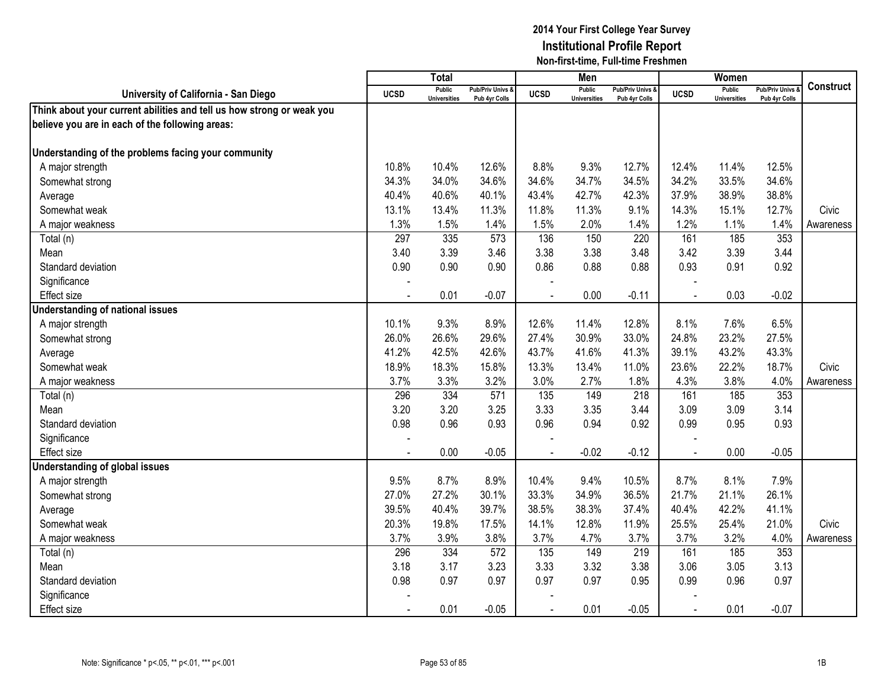# 2014 Your First College Year Survey
## Institutional Profile Report
### Non-first-time, Full-time Freshmen

| University of California - San Diego | Total | | | Men | | | Women | | | Construct |
|---|---|---|---|---|---|---|---|---|---|---|
| | UCSD | Public Universities | Pub/Priv Univs & Pub 4yr Colls | UCSD | Public Universities | Pub/Priv Univs & Pub 4yr Colls | UCSD | Public Universities | Pub/Priv Univs & Pub 4yr Colls | |
| **Think about your current abilities and tell us how strong or weak you believe you are in each of the following areas:** | | | | | | | | | | |
| **Understanding of the problems facing your community** | | | | | | | | | | |
| A major strength | 10.8% | 10.4% | 12.6% | 8.8% | 9.3% | 12.7% | 12.4% | 11.4% | 12.5% | |
| Somewhat strong | 34.3% | 34.0% | 34.6% | 34.6% | 34.7% | 34.5% | 34.2% | 33.5% | 34.6% | |
| Average | 40.4% | 40.6% | 40.1% | 43.4% | 42.7% | 42.3% | 37.9% | 38.9% | 38.8% | |
| Somewhat weak | 13.1% | 13.4% | 11.3% | 11.8% | 11.3% | 9.1% | 14.3% | 15.1% | 12.7% | Civic |
| A major weakness | 1.3% | 1.5% | 1.4% | 1.5% | 2.0% | 1.4% | 1.2% | 1.1% | 1.4% | Awareness |
| Total (n) | 297 | 335 | 573 | 136 | 150 | 220 | 161 | 185 | 353 | |
| Mean | 3.40 | 3.39 | 3.46 | 3.38 | 3.38 | 3.48 | 3.42 | 3.39 | 3.44 | |
| Standard deviation | 0.90 | 0.90 | 0.90 | 0.86 | 0.88 | 0.88 | 0.93 | 0.91 | 0.92 | |
| Significance | - | | | - | | | - | | | |
| Effect size | - | 0.01 | -0.07 | - | 0.00 | -0.11 | - | 0.03 | -0.02 | |
| **Understanding of national issues** | | | | | | | | | | |
| A major strength | 10.1% | 9.3% | 8.9% | 12.6% | 11.4% | 12.8% | 8.1% | 7.6% | 6.5% | |
| Somewhat strong | 26.0% | 26.6% | 29.6% | 27.4% | 30.9% | 33.0% | 24.8% | 23.2% | 27.5% | |
| Average | 41.2% | 42.5% | 42.6% | 43.7% | 41.6% | 41.3% | 39.1% | 43.2% | 43.3% | |
| Somewhat weak | 18.9% | 18.3% | 15.8% | 13.3% | 13.4% | 11.0% | 23.6% | 22.2% | 18.7% | Civic |
| A major weakness | 3.7% | 3.3% | 3.2% | 3.0% | 2.7% | 1.8% | 4.3% | 3.8% | 4.0% | Awareness |
| Total (n) | 296 | 334 | 571 | 135 | 149 | 218 | 161 | 185 | 353 | |
| Mean | 3.20 | 3.20 | 3.25 | 3.33 | 3.35 | 3.44 | 3.09 | 3.09 | 3.14 | |
| Standard deviation | 0.98 | 0.96 | 0.93 | 0.96 | 0.94 | 0.92 | 0.99 | 0.95 | 0.93 | |
| Significance | - | | | - | | | - | | | |
| Effect size | - | 0.00 | -0.05 | - | -0.02 | -0.12 | - | 0.00 | -0.05 | |
| **Understanding of global issues** | | | | | | | | | | |
| A major strength | 9.5% | 8.7% | 8.9% | 10.4% | 9.4% | 10.5% | 8.7% | 8.1% | 7.9% | |
| Somewhat strong | 27.0% | 27.2% | 30.1% | 33.3% | 34.9% | 36.5% | 21.7% | 21.1% | 26.1% | |
| Average | 39.5% | 40.4% | 39.7% | 38.5% | 38.3% | 37.4% | 40.4% | 42.2% | 41.1% | |
| Somewhat weak | 20.3% | 19.8% | 17.5% | 14.1% | 12.8% | 11.9% | 25.5% | 25.4% | 21.0% | Civic |
| A major weakness | 3.7% | 3.9% | 3.8% | 3.7% | 4.7% | 3.7% | 3.7% | 3.2% | 4.0% | Awareness |
| Total (n) | 296 | 334 | 572 | 135 | 149 | 219 | 161 | 185 | 353 | |
| Mean | 3.18 | 3.17 | 3.23 | 3.33 | 3.32 | 3.38 | 3.06 | 3.05 | 3.13 | |
| Standard deviation | 0.98 | 0.97 | 0.97 | 0.97 | 0.97 | 0.95 | 0.99 | 0.96 | 0.97 | |
| Significance | - | | | - | | | - | | | |
| Effect size | - | 0.01 | -0.05 | - | 0.01 | -0.05 | - | 0.01 | -0.07 | |

Note: Significance * p<.05, ** p<.01, *** p<.001

1B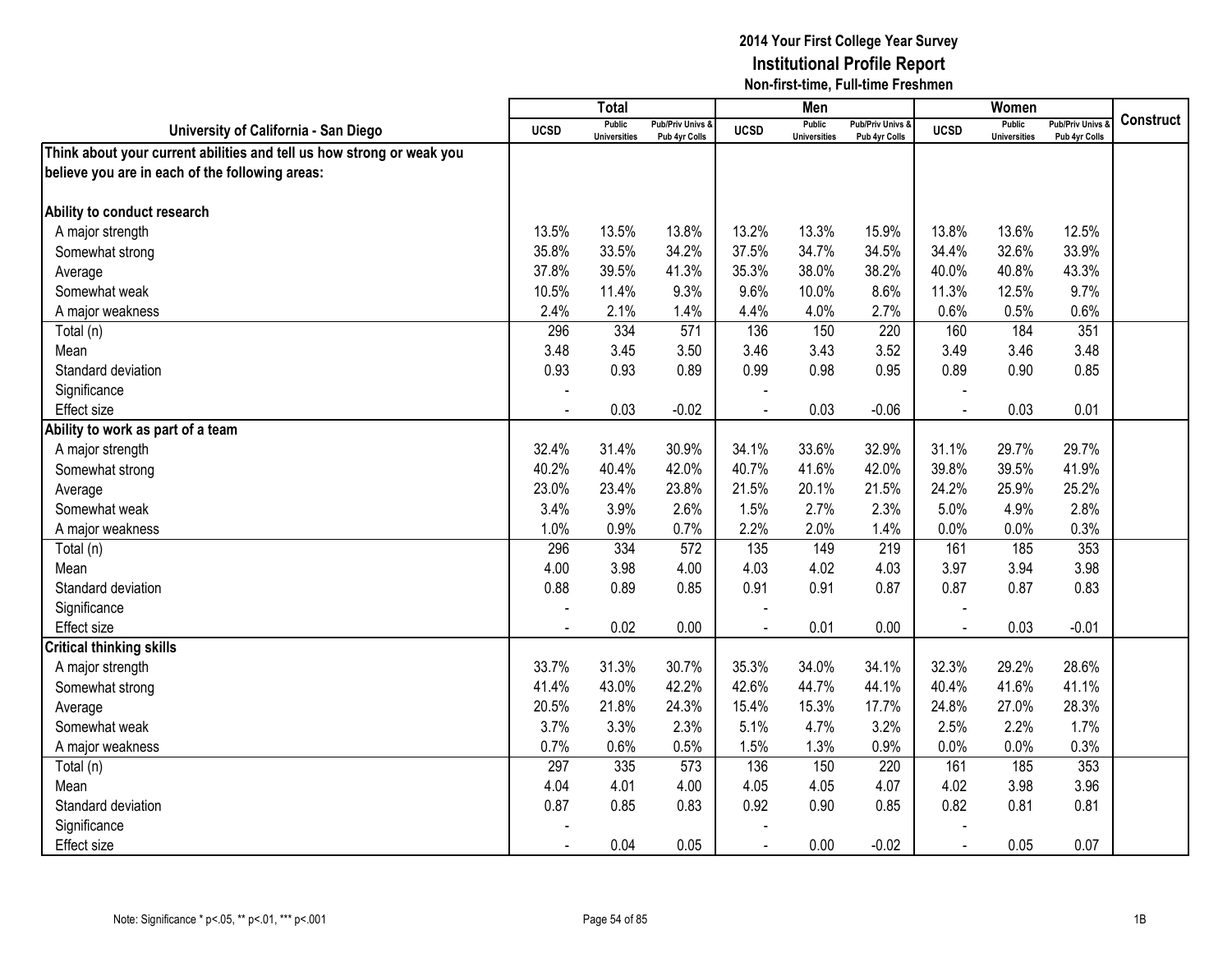# 2014 Your First College Year Survey
## Institutional Profile Report
### Non-first-time, Full-time Freshmen

| University of California - San Diego | Total | | | Men | | | Women | | | Construct |
|---|---|---|---|---|---|---|---|---|---|---|
| | UCSD | Public Universities | Pub/Priv Univs & Pub 4yr Colls | UCSD | Public Universities | Pub/Priv Univs & Pub 4yr Colls | UCSD | Public Universities | Pub/Priv Univs & Pub 4yr Colls | |
| **Think about your current abilities and tell us how strong or weak you believe you are in each of the following areas:** | | | | | | | | | | |
| **Ability to conduct research** | | | | | | | | | | |
| A major strength | 13.5% | 13.5% | 13.8% | 13.2% | 13.3% | 15.9% | 13.8% | 13.6% | 12.5% | |
| Somewhat strong | 35.8% | 33.5% | 34.2% | 37.5% | 34.7% | 34.5% | 34.4% | 32.6% | 33.9% | |
| Average | 37.8% | 39.5% | 41.3% | 35.3% | 38.0% | 38.2% | 40.0% | 40.8% | 43.3% | |
| Somewhat weak | 10.5% | 11.4% | 9.3% | 9.6% | 10.0% | 8.6% | 11.3% | 12.5% | 9.7% | |
| A major weakness | 2.4% | 2.1% | 1.4% | 4.4% | 4.0% | 2.7% | 0.6% | 0.5% | 0.6% | |
| Total (n) | 296 | 334 | 571 | 136 | 150 | 220 | 160 | 184 | 351 | |
| Mean | 3.48 | 3.45 | 3.50 | 3.46 | 3.43 | 3.52 | 3.49 | 3.46 | 3.48 | |
| Standard deviation | 0.93 | 0.93 | 0.89 | 0.99 | 0.98 | 0.95 | 0.89 | 0.90 | 0.85 | |
| Significance | - | | | - | | | - | | | |
| Effect size | - | 0.03 | -0.02 | - | 0.03 | -0.06 | - | 0.03 | 0.01 | |
| **Ability to work as part of a team** | | | | | | | | | | |
| A major strength | 32.4% | 31.4% | 30.9% | 34.1% | 33.6% | 32.9% | 31.1% | 29.7% | 29.7% | |
| Somewhat strong | 40.2% | 40.4% | 42.0% | 40.7% | 41.6% | 42.0% | 39.8% | 39.5% | 41.9% | |
| Average | 23.0% | 23.4% | 23.8% | 21.5% | 20.1% | 21.5% | 24.2% | 25.9% | 25.2% | |
| Somewhat weak | 3.4% | 3.9% | 2.6% | 1.5% | 2.7% | 2.3% | 5.0% | 4.9% | 2.8% | |
| A major weakness | 1.0% | 0.9% | 0.7% | 2.2% | 2.0% | 1.4% | 0.0% | 0.0% | 0.3% | |
| Total (n) | 296 | 334 | 572 | 135 | 149 | 219 | 161 | 185 | 353 | |
| Mean | 4.00 | 3.98 | 4.00 | 4.03 | 4.02 | 4.03 | 3.97 | 3.94 | 3.98 | |
| Standard deviation | 0.88 | 0.89 | 0.85 | 0.91 | 0.91 | 0.87 | 0.87 | 0.87 | 0.83 | |
| Significance | - | | | - | | | - | | | |
| Effect size | - | 0.02 | 0.00 | - | 0.01 | 0.00 | - | 0.03 | -0.01 | |
| **Critical thinking skills** | | | | | | | | | | |
| A major strength | 33.7% | 31.3% | 30.7% | 35.3% | 34.0% | 34.1% | 32.3% | 29.2% | 28.6% | |
| Somewhat strong | 41.4% | 43.0% | 42.2% | 42.6% | 44.7% | 44.1% | 40.4% | 41.6% | 41.1% | |
| Average | 20.5% | 21.8% | 24.3% | 15.4% | 15.3% | 17.7% | 24.8% | 27.0% | 28.3% | |
| Somewhat weak | 3.7% | 3.3% | 2.3% | 5.1% | 4.7% | 3.2% | 2.5% | 2.2% | 1.7% | |
| A major weakness | 0.7% | 0.6% | 0.5% | 1.5% | 1.3% | 0.9% | 0.0% | 0.0% | 0.3% | |
| Total (n) | 297 | 335 | 573 | 136 | 150 | 220 | 161 | 185 | 353 | |
| Mean | 4.04 | 4.01 | 4.00 | 4.05 | 4.05 | 4.07 | 4.02 | 3.98 | 3.96 | |
| Standard deviation | 0.87 | 0.85 | 0.83 | 0.92 | 0.90 | 0.85 | 0.82 | 0.81 | 0.81 | |
| Significance | - | | | - | | | - | | | |
| Effect size | - | 0.04 | 0.05 | - | 0.00 | -0.02 | - | 0.05 | 0.07 | |

Note: Significance * p<.05, ** p<.01, *** p<.001

1B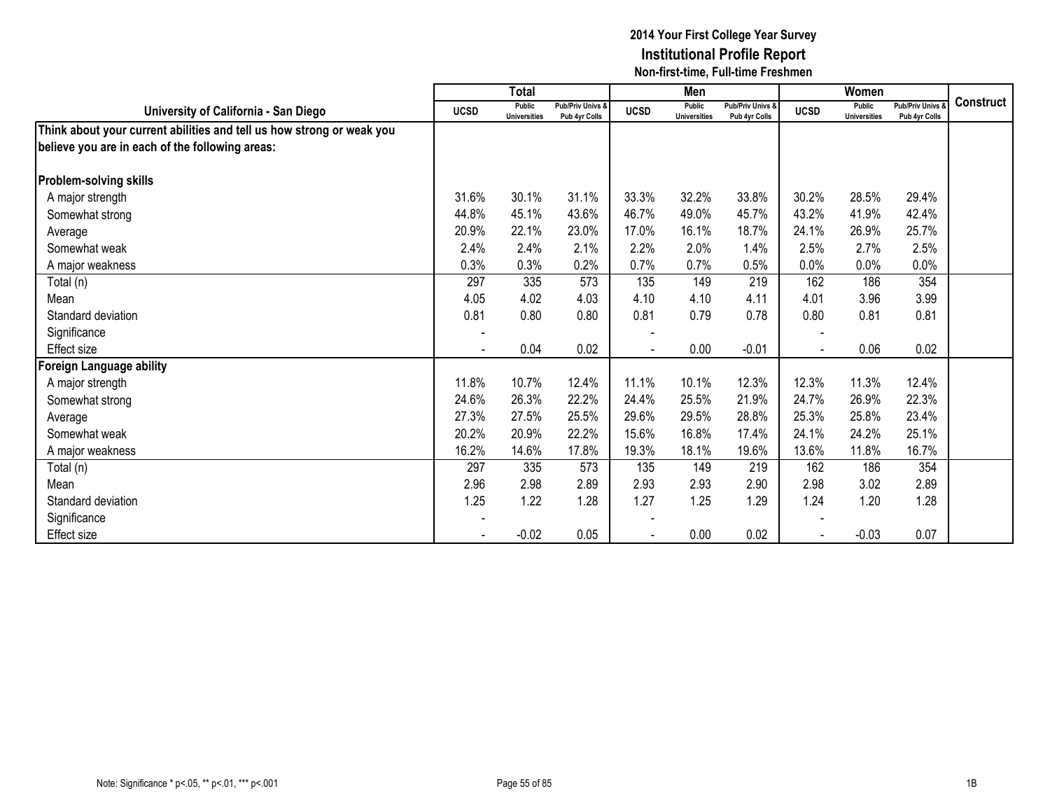# 2014 Your First College Year Survey
## Institutional Profile Report
### Non-first-time, Full-time Freshmen

| University of California - San Diego | Total | | | Men | | | Women | | | Construct |
|---|---|---|---|---|---|---|---|---|---|---|
| | UCSD | Public Universities | Pub/Priv Univs & Pub 4yr Colls | UCSD | Public Universities | Pub/Priv Univs & Pub 4yr Colls | UCSD | Public Universities | Pub/Priv Univs & Pub 4yr Colls | |
| **Think about your current abilities and tell us how strong or weak you believe you are in each of the following areas:** | | | | | | | | | | |
| **Problem-solving skills** | | | | | | | | | | |
| A major strength | 31.6% | 30.1% | 31.1% | 33.3% | 32.2% | 33.8% | 30.2% | 28.5% | 29.4% | |
| Somewhat strong | 44.8% | 45.1% | 43.6% | 46.7% | 49.0% | 45.7% | 43.2% | 41.9% | 42.4% | |
| Average | 20.9% | 22.1% | 23.0% | 17.0% | 16.1% | 18.7% | 24.1% | 26.9% | 25.7% | |
| Somewhat weak | 2.4% | 2.4% | 2.1% | 2.2% | 2.0% | 1.4% | 2.5% | 2.7% | 2.5% | |
| A major weakness | 0.3% | 0.3% | 0.2% | 0.7% | 0.7% | 0.5% | 0.0% | 0.0% | 0.0% | |
| Total (n) | 297 | 335 | 573 | 135 | 149 | 219 | 162 | 186 | 354 | |
| Mean | 4.05 | 4.02 | 4.03 | 4.10 | 4.10 | 4.11 | 4.01 | 3.96 | 3.99 | |
| Standard deviation | 0.81 | 0.80 | 0.80 | 0.81 | 0.79 | 0.78 | 0.80 | 0.81 | 0.81 | |
| Significance | - | | | - | | | - | | | |
| Effect size | - | 0.04 | 0.02 | - | 0.00 | -0.01 | - | 0.06 | 0.02 | |
| **Foreign Language ability** | | | | | | | | | | |
| A major strength | 11.8% | 10.7% | 12.4% | 11.1% | 10.1% | 12.3% | 12.3% | 11.3% | 12.4% | |
| Somewhat strong | 24.6% | 26.3% | 22.2% | 24.4% | 25.5% | 21.9% | 24.7% | 26.9% | 22.3% | |
| Average | 27.3% | 27.5% | 25.5% | 29.6% | 29.5% | 28.8% | 25.3% | 25.8% | 23.4% | |
| Somewhat weak | 20.2% | 20.9% | 22.2% | 15.6% | 16.8% | 17.4% | 24.1% | 24.2% | 25.1% | |
| A major weakness | 16.2% | 14.6% | 17.8% | 19.3% | 18.1% | 19.6% | 13.6% | 11.8% | 16.7% | |
| Total (n) | 297 | 335 | 573 | 135 | 149 | 219 | 162 | 186 | 354 | |
| Mean | 2.96 | 2.98 | 2.89 | 2.93 | 2.93 | 2.90 | 2.98 | 3.02 | 2.89 | |
| Standard deviation | 1.25 | 1.22 | 1.28 | 1.27 | 1.25 | 1.29 | 1.24 | 1.20 | 1.28 | |
| Significance | - | | | - | | | - | | | |
| Effect size | - | -0.02 | 0.05 | - | 0.00 | 0.02 | - | -0.03 | 0.07 | |

Note: Significance * p<.05, ** p<.01, *** p<.001

1B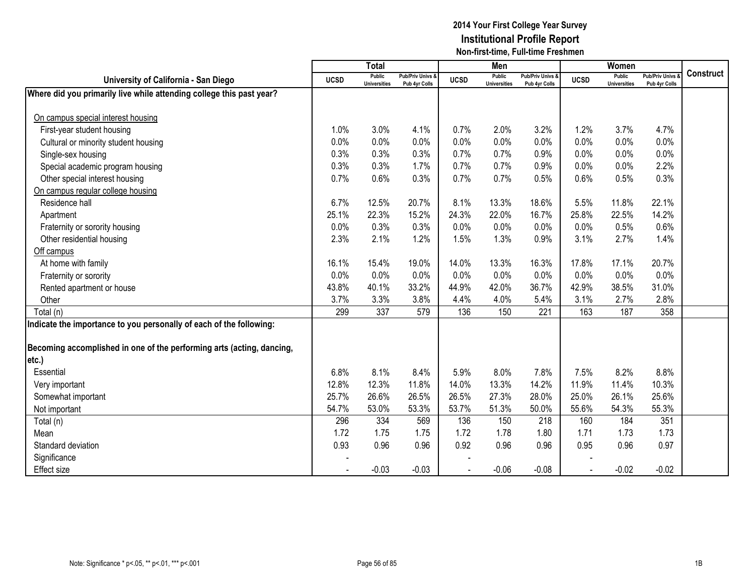# 2014 Your First College Year Survey
## Institutional Profile Report
### Non-first-time, Full-time Freshmen

| University of California - San Diego | Total | | | Men | | | Women | | | Construct |
|---|---|---|---|---|---|---|---|---|---|---|
| | UCSD | Public Universities | Pub/Priv Univs & Pub 4yr Colls | UCSD | Public Universities | Pub/Priv Univs & Pub 4yr Colls | UCSD | Public Universities | Pub/Priv Univs & Pub 4yr Colls | |
| **Where did you primarily live while attending college this past year?** | | | | | | | | | | |
| On campus special interest housing | | | | | | | | | | |
| First-year student housing | 1.0% | 3.0% | 4.1% | 0.7% | 2.0% | 3.2% | 1.2% | 3.7% | 4.7% | |
| Cultural or minority student housing | 0.0% | 0.0% | 0.0% | 0.0% | 0.0% | 0.0% | 0.0% | 0.0% | 0.0% | |
| Single-sex housing | 0.3% | 0.3% | 0.3% | 0.7% | 0.7% | 0.9% | 0.0% | 0.0% | 0.0% | |
| Special academic program housing | 0.3% | 0.3% | 1.7% | 0.7% | 0.7% | 0.9% | 0.0% | 0.0% | 2.2% | |
| Other special interest housing | 0.7% | 0.6% | 0.3% | 0.7% | 0.7% | 0.5% | 0.6% | 0.5% | 0.3% | |
| On campus regular college housing | | | | | | | | | | |
| Residence hall | 6.7% | 12.5% | 20.7% | 8.1% | 13.3% | 18.6% | 5.5% | 11.8% | 22.1% | |
| Apartment | 25.1% | 22.3% | 15.2% | 24.3% | 22.0% | 16.7% | 25.8% | 22.5% | 14.2% | |
| Fraternity or sorority housing | 0.0% | 0.3% | 0.3% | 0.0% | 0.0% | 0.0% | 0.0% | 0.5% | 0.6% | |
| Other residential housing | 2.3% | 2.1% | 1.2% | 1.5% | 1.3% | 0.9% | 3.1% | 2.7% | 1.4% | |
| Off campus | | | | | | | | | | |
| At home with family | 16.1% | 15.4% | 19.0% | 14.0% | 13.3% | 16.3% | 17.8% | 17.1% | 20.7% | |
| Fraternity or sorority | 0.0% | 0.0% | 0.0% | 0.0% | 0.0% | 0.0% | 0.0% | 0.0% | 0.0% | |
| Rented apartment or house | 43.8% | 40.1% | 33.2% | 44.9% | 42.0% | 36.7% | 42.9% | 38.5% | 31.0% | |
| Other | 3.7% | 3.3% | 3.8% | 4.4% | 4.0% | 5.4% | 3.1% | 2.7% | 2.8% | |
| Total (n) | 299 | 337 | 579 | 136 | 150 | 221 | 163 | 187 | 358 | |
| **Indicate the importance to you personally of each of the following:** | | | | | | | | | | |
| **Becoming accomplished in one of the performing arts (acting, dancing, etc.)** | | | | | | | | | | |
| Essential | 6.8% | 8.1% | 8.4% | 5.9% | 8.0% | 7.8% | 7.5% | 8.2% | 8.8% | |
| Very important | 12.8% | 12.3% | 11.8% | 14.0% | 13.3% | 14.2% | 11.9% | 11.4% | 10.3% | |
| Somewhat important | 25.7% | 26.6% | 26.5% | 26.5% | 27.3% | 28.0% | 25.0% | 26.1% | 25.6% | |
| Not important | 54.7% | 53.0% | 53.3% | 53.7% | 51.3% | 50.0% | 55.6% | 54.3% | 55.3% | |
| Total (n) | 296 | 334 | 569 | 136 | 150 | 218 | 160 | 184 | 351 | |
| Mean | 1.72 | 1.75 | 1.75 | 1.72 | 1.78 | 1.80 | 1.71 | 1.73 | 1.73 | |
| Standard deviation | 0.93 | 0.96 | 0.96 | 0.92 | 0.96 | 0.96 | 0.95 | 0.96 | 0.97 | |
| Significance | - | | | - | | | - | | | |
| Effect size | - | -0.03 | -0.03 | - | -0.06 | -0.08 | - | -0.02 | -0.02 | |

Note: Significance * p<.05, ** p<.01, *** p<.001

1B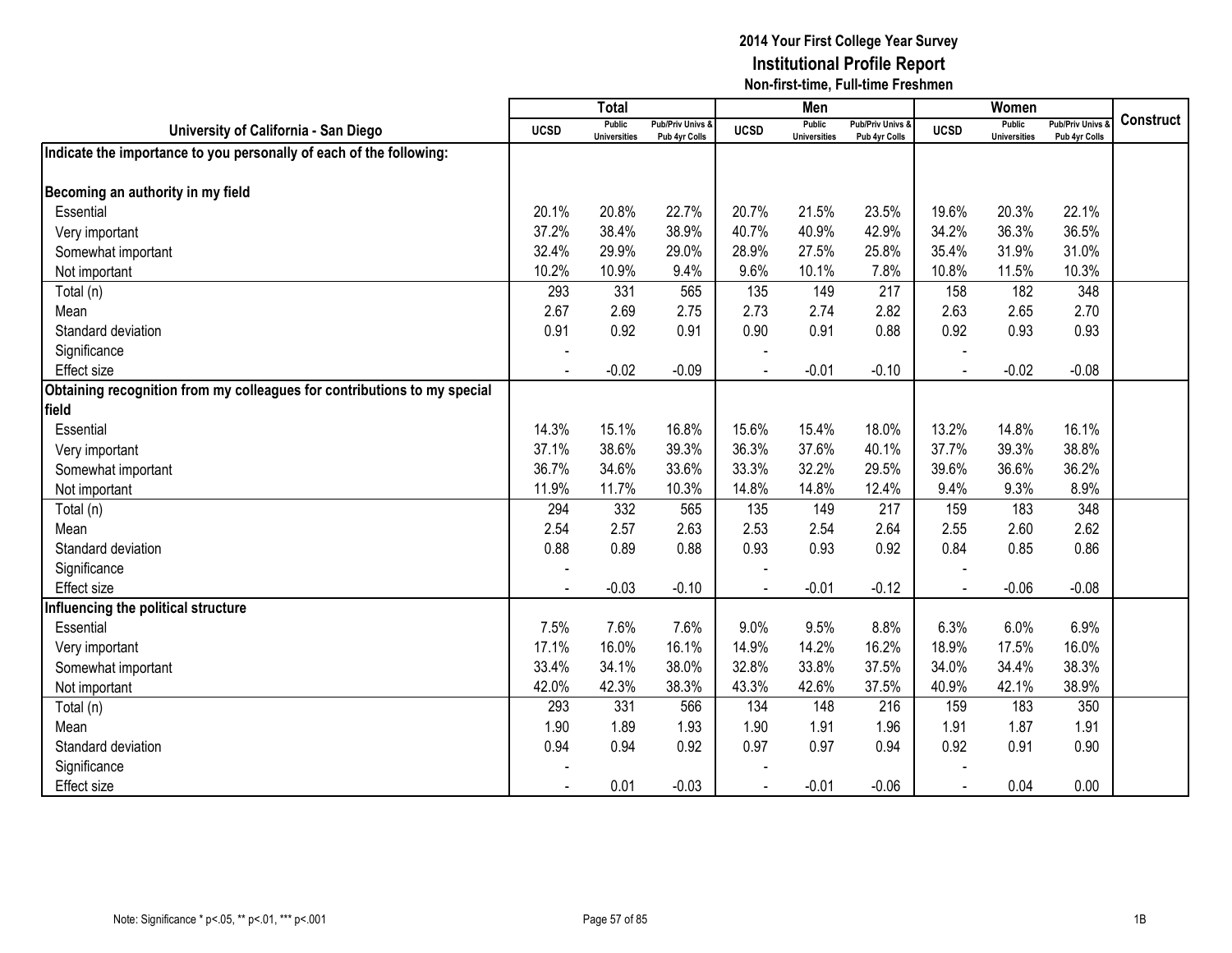# 2014 Your First College Year Survey
## Institutional Profile Report
### Non-first-time, Full-time Freshmen

| University of California - San Diego | Total | | | Men | | | Women | | | Construct |
|---|---|---|---|---|---|---|---|---|---|---|
| | UCSD | Public Universities | Pub/Priv Univs & Pub 4yr Colls | UCSD | Public Universities | Pub/Priv Univs & Pub 4yr Colls | UCSD | Public Universities | Pub/Priv Univs & Pub 4yr Colls | |
| **Indicate the importance to you personally of each of the following:** | | | | | | | | | | |
| **Becoming an authority in my field** | | | | | | | | | | |
| Essential | 20.1% | 20.8% | 22.7% | 20.7% | 21.5% | 23.5% | 19.6% | 20.3% | 22.1% | |
| Very important | 37.2% | 38.4% | 38.9% | 40.7% | 40.9% | 42.9% | 34.2% | 36.3% | 36.5% | |
| Somewhat important | 32.4% | 29.9% | 29.0% | 28.9% | 27.5% | 25.8% | 35.4% | 31.9% | 31.0% | |
| Not important | 10.2% | 10.9% | 9.4% | 9.6% | 10.1% | 7.8% | 10.8% | 11.5% | 10.3% | |
| Total (n) | 293 | 331 | 565 | 135 | 149 | 217 | 158 | 182 | 348 | |
| Mean | 2.67 | 2.69 | 2.75 | 2.73 | 2.74 | 2.82 | 2.63 | 2.65 | 2.70 | |
| Standard deviation | 0.91 | 0.92 | 0.91 | 0.90 | 0.91 | 0.88 | 0.92 | 0.93 | 0.93 | |
| Significance | - | | | - | | | - | | | |
| Effect size | - | -0.02 | -0.09 | - | -0.01 | -0.10 | - | -0.02 | -0.08 | |
| **Obtaining recognition from my colleagues for contributions to my special field** | | | | | | | | | | |
| Essential | 14.3% | 15.1% | 16.8% | 15.6% | 15.4% | 18.0% | 13.2% | 14.8% | 16.1% | |
| Very important | 37.1% | 38.6% | 39.3% | 36.3% | 37.6% | 40.1% | 37.7% | 39.3% | 38.8% | |
| Somewhat important | 36.7% | 34.6% | 33.6% | 33.3% | 32.2% | 29.5% | 39.6% | 36.6% | 36.2% | |
| Not important | 11.9% | 11.7% | 10.3% | 14.8% | 14.8% | 12.4% | 9.4% | 9.3% | 8.9% | |
| Total (n) | 294 | 332 | 565 | 135 | 149 | 217 | 159 | 183 | 348 | |
| Mean | 2.54 | 2.57 | 2.63 | 2.53 | 2.54 | 2.64 | 2.55 | 2.60 | 2.62 | |
| Standard deviation | 0.88 | 0.89 | 0.88 | 0.93 | 0.93 | 0.92 | 0.84 | 0.85 | 0.86 | |
| Significance | - | | | - | | | - | | | |
| Effect size | - | -0.03 | -0.10 | - | -0.01 | -0.12 | - | -0.06 | -0.08 | |
| **Influencing the political structure** | | | | | | | | | | |
| Essential | 7.5% | 7.6% | 7.6% | 9.0% | 9.5% | 8.8% | 6.3% | 6.0% | 6.9% | |
| Very important | 17.1% | 16.0% | 16.1% | 14.9% | 14.2% | 16.2% | 18.9% | 17.5% | 16.0% | |
| Somewhat important | 33.4% | 34.1% | 38.0% | 32.8% | 33.8% | 37.5% | 34.0% | 34.4% | 38.3% | |
| Not important | 42.0% | 42.3% | 38.3% | 43.3% | 42.6% | 37.5% | 40.9% | 42.1% | 38.9% | |
| Total (n) | 293 | 331 | 566 | 134 | 148 | 216 | 159 | 183 | 350 | |
| Mean | 1.90 | 1.89 | 1.93 | 1.90 | 1.91 | 1.96 | 1.91 | 1.87 | 1.91 | |
| Standard deviation | 0.94 | 0.94 | 0.92 | 0.97 | 0.97 | 0.94 | 0.92 | 0.91 | 0.90 | |
| Significance | - | | | - | | | - | | | |
| Effect size | - | 0.01 | -0.03 | - | -0.01 | -0.06 | - | 0.04 | 0.00 | |

Note: Significance * p<.05, ** p<.01, *** p<.001

1B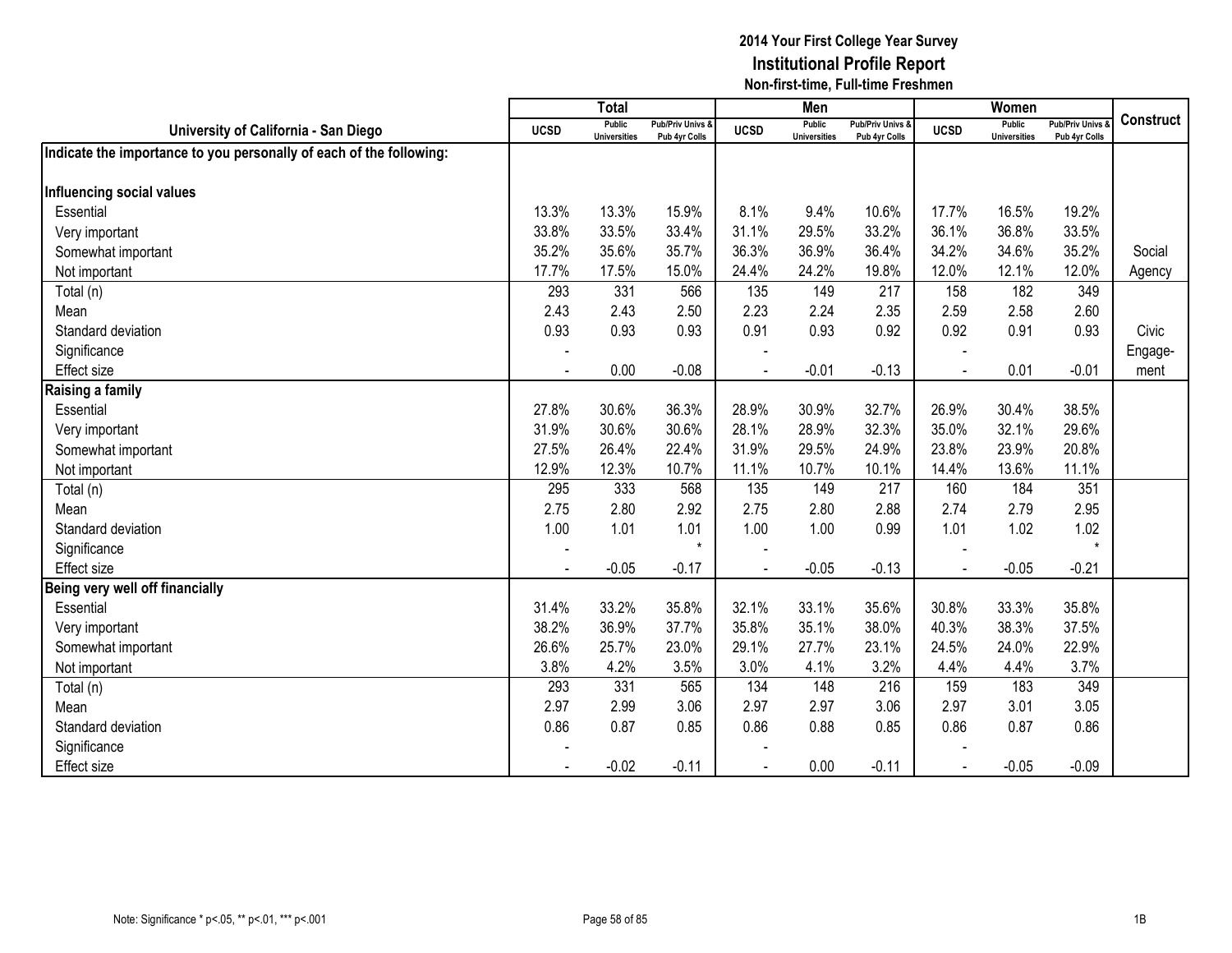**2014 Your First College Year Survey**
**Institutional Profile Report**
**Non-first-time, Full-time Freshmen**

| University of California - San Diego | Total | | | Men | | | Women | | | Construct |
|---|---|---|---|---|---|---|---|---|---|---|
| | UCSD | Public Universities | Pub/Priv Univs & Pub 4yr Colls | UCSD | Public Universities | Pub/Priv Univs & Pub 4yr Colls | UCSD | Public Universities | Pub/Priv Univs & Pub 4yr Colls | |
| **Indicate the importance to you personally of each of the following:** | | | | | | | | | | |
| **Influencing social values** | | | | | | | | | | |
| Essential | 13.3% | 13.3% | 15.9% | 8.1% | 9.4% | 10.6% | 17.7% | 16.5% | 19.2% | |
| Very important | 33.8% | 33.5% | 33.4% | 31.1% | 29.5% | 33.2% | 36.1% | 36.8% | 33.5% | |
| Somewhat important | 35.2% | 35.6% | 35.7% | 36.3% | 36.9% | 36.4% | 34.2% | 34.6% | 35.2% | Social |
| Not important | 17.7% | 17.5% | 15.0% | 24.4% | 24.2% | 19.8% | 12.0% | 12.1% | 12.0% | Agency |
| Total (n) | 293 | 331 | 566 | 135 | 149 | 217 | 158 | 182 | 349 | |
| Mean | 2.43 | 2.43 | 2.50 | 2.23 | 2.24 | 2.35 | 2.59 | 2.58 | 2.60 | |
| Standard deviation | 0.93 | 0.93 | 0.93 | 0.91 | 0.93 | 0.92 | 0.92 | 0.91 | 0.93 | Civic |
| Significance | - | | | - | | | - | | | Engage- |
| Effect size | - | 0.00 | -0.08 | - | -0.01 | -0.13 | - | 0.01 | -0.01 | ment |
| **Raising a family** | | | | | | | | | | |
| Essential | 27.8% | 30.6% | 36.3% | 28.9% | 30.9% | 32.7% | 26.9% | 30.4% | 38.5% | |
| Very important | 31.9% | 30.6% | 30.6% | 28.1% | 28.9% | 32.3% | 35.0% | 32.1% | 29.6% | |
| Somewhat important | 27.5% | 26.4% | 22.4% | 31.9% | 29.5% | 24.9% | 23.8% | 23.9% | 20.8% | |
| Not important | 12.9% | 12.3% | 10.7% | 11.1% | 10.7% | 10.1% | 14.4% | 13.6% | 11.1% | |
| Total (n) | 295 | 333 | 568 | 135 | 149 | 217 | 160 | 184 | 351 | |
| Mean | 2.75 | 2.80 | 2.92 | 2.75 | 2.80 | 2.88 | 2.74 | 2.79 | 2.95 | |
| Standard deviation | 1.00 | 1.01 | 1.01 | 1.00 | 1.00 | 0.99 | 1.01 | 1.02 | 1.02 | |
| Significance | - | | * | - | | | - | | * | |
| Effect size | - | -0.05 | -0.17 | - | -0.05 | -0.13 | - | -0.05 | -0.21 | |
| **Being very well off financially** | | | | | | | | | | |
| Essential | 31.4% | 33.2% | 35.8% | 32.1% | 33.1% | 35.6% | 30.8% | 33.3% | 35.8% | |
| Very important | 38.2% | 36.9% | 37.7% | 35.8% | 35.1% | 38.0% | 40.3% | 38.3% | 37.5% | |
| Somewhat important | 26.6% | 25.7% | 23.0% | 29.1% | 27.7% | 23.1% | 24.5% | 24.0% | 22.9% | |
| Not important | 3.8% | 4.2% | 3.5% | 3.0% | 4.1% | 3.2% | 4.4% | 4.4% | 3.7% | |
| Total (n) | 293 | 331 | 565 | 134 | 148 | 216 | 159 | 183 | 349 | |
| Mean | 2.97 | 2.99 | 3.06 | 2.97 | 2.97 | 3.06 | 2.97 | 3.01 | 3.05 | |
| Standard deviation | 0.86 | 0.87 | 0.85 | 0.86 | 0.88 | 0.85 | 0.86 | 0.87 | 0.86 | |
| Significance | - | | | - | | | - | | | |
| Effect size | - | -0.02 | -0.11 | - | 0.00 | -0.11 | - | -0.05 | -0.09 | |

Note: Significance * p<.05, ** p<.01, *** p<.001

1B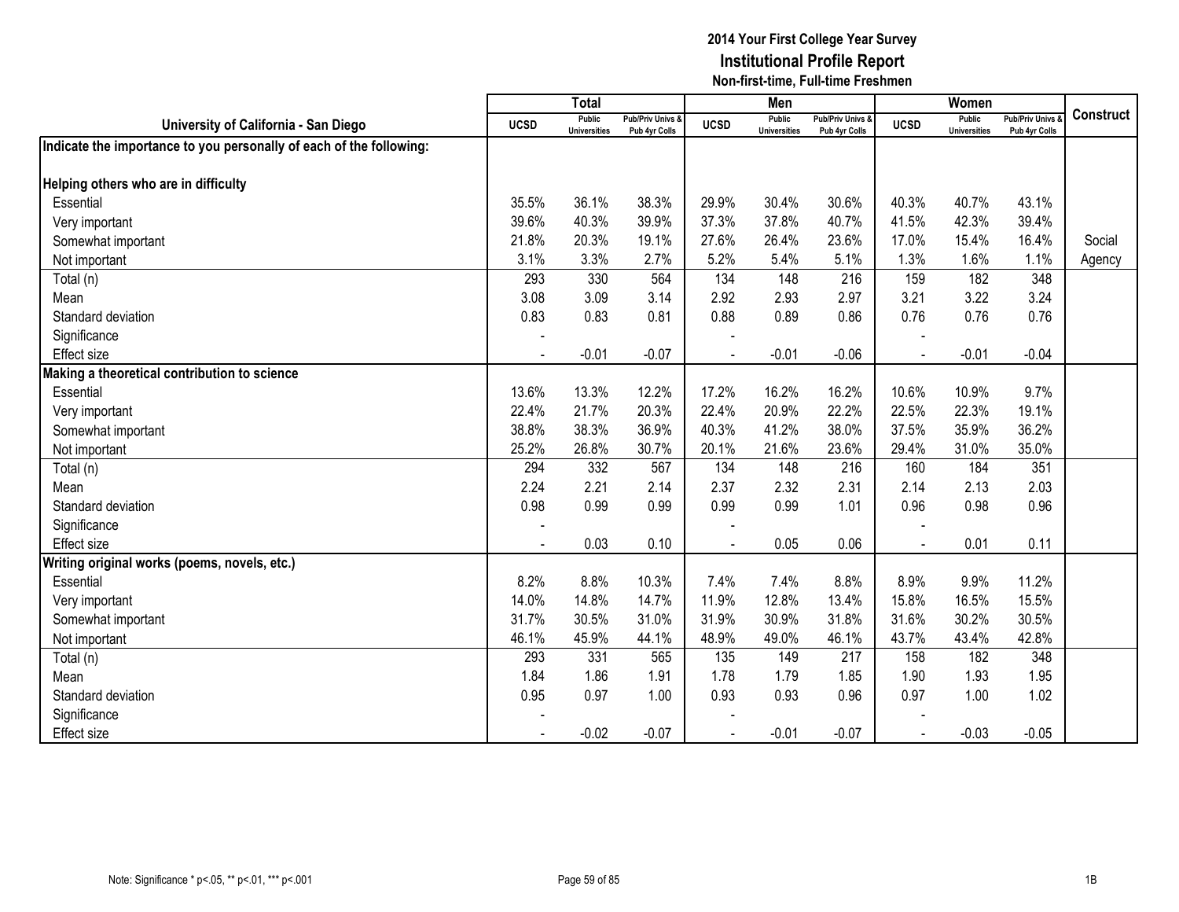**2014 Your First College Year Survey**
**Institutional Profile Report**
**Non-first-time, Full-time Freshmen**

| University of California - San Diego | Total | | | Men | | | Women | | | Construct |
|---|---|---|---|---|---|---|---|---|---|---|
| | UCSD | Public Universities | Pub/Priv Univs & Pub 4yr Colls | UCSD | Public Universities | Pub/Priv Univs & Pub 4yr Colls | UCSD | Public Universities | Pub/Priv Univs & Pub 4yr Colls | |
| **Indicate the importance to you personally of each of the following:** | | | | | | | | | | |
| **Helping others who are in difficulty** | | | | | | | | | | |
| Essential | 35.5% | 36.1% | 38.3% | 29.9% | 30.4% | 30.6% | 40.3% | 40.7% | 43.1% | |
| Very important | 39.6% | 40.3% | 39.9% | 37.3% | 37.8% | 40.7% | 41.5% | 42.3% | 39.4% | |
| Somewhat important | 21.8% | 20.3% | 19.1% | 27.6% | 26.4% | 23.6% | 17.0% | 15.4% | 16.4% | Social |
| Not important | 3.1% | 3.3% | 2.7% | 5.2% | 5.4% | 5.1% | 1.3% | 1.6% | 1.1% | Agency |
| Total (n) | 293 | 330 | 564 | 134 | 148 | 216 | 159 | 182 | 348 | |
| Mean | 3.08 | 3.09 | 3.14 | 2.92 | 2.93 | 2.97 | 3.21 | 3.22 | 3.24 | |
| Standard deviation | 0.83 | 0.83 | 0.81 | 0.88 | 0.89 | 0.86 | 0.76 | 0.76 | 0.76 | |
| Significance | - | | | - | | | - | | | |
| Effect size | - | -0.01 | -0.07 | - | -0.01 | -0.06 | - | -0.01 | -0.04 | |
| **Making a theoretical contribution to science** | | | | | | | | | | |
| Essential | 13.6% | 13.3% | 12.2% | 17.2% | 16.2% | 16.2% | 10.6% | 10.9% | 9.7% | |
| Very important | 22.4% | 21.7% | 20.3% | 22.4% | 20.9% | 22.2% | 22.5% | 22.3% | 19.1% | |
| Somewhat important | 38.8% | 38.3% | 36.9% | 40.3% | 41.2% | 38.0% | 37.5% | 35.9% | 36.2% | |
| Not important | 25.2% | 26.8% | 30.7% | 20.1% | 21.6% | 23.6% | 29.4% | 31.0% | 35.0% | |
| Total (n) | 294 | 332 | 567 | 134 | 148 | 216 | 160 | 184 | 351 | |
| Mean | 2.24 | 2.21 | 2.14 | 2.37 | 2.32 | 2.31 | 2.14 | 2.13 | 2.03 | |
| Standard deviation | 0.98 | 0.99 | 0.99 | 0.99 | 0.99 | 1.01 | 0.96 | 0.98 | 0.96 | |
| Significance | - | | | - | | | - | | | |
| Effect size | - | 0.03 | 0.10 | - | 0.05 | 0.06 | - | 0.01 | 0.11 | |
| **Writing original works (poems, novels, etc.)** | | | | | | | | | | |
| Essential | 8.2% | 8.8% | 10.3% | 7.4% | 7.4% | 8.8% | 8.9% | 9.9% | 11.2% | |
| Very important | 14.0% | 14.8% | 14.7% | 11.9% | 12.8% | 13.4% | 15.8% | 16.5% | 15.5% | |
| Somewhat important | 31.7% | 30.5% | 31.0% | 31.9% | 30.9% | 31.8% | 31.6% | 30.2% | 30.5% | |
| Not important | 46.1% | 45.9% | 44.1% | 48.9% | 49.0% | 46.1% | 43.7% | 43.4% | 42.8% | |
| Total (n) | 293 | 331 | 565 | 135 | 149 | 217 | 158 | 182 | 348 | |
| Mean | 1.84 | 1.86 | 1.91 | 1.78 | 1.79 | 1.85 | 1.90 | 1.93 | 1.95 | |
| Standard deviation | 0.95 | 0.97 | 1.00 | 0.93 | 0.93 | 0.96 | 0.97 | 1.00 | 1.02 | |
| Significance | - | | | - | | | - | | | |
| Effect size | - | -0.02 | -0.07 | - | -0.01 | -0.07 | - | -0.03 | -0.05 | |

Note: Significance * p<.05, ** p<.01, *** p<.001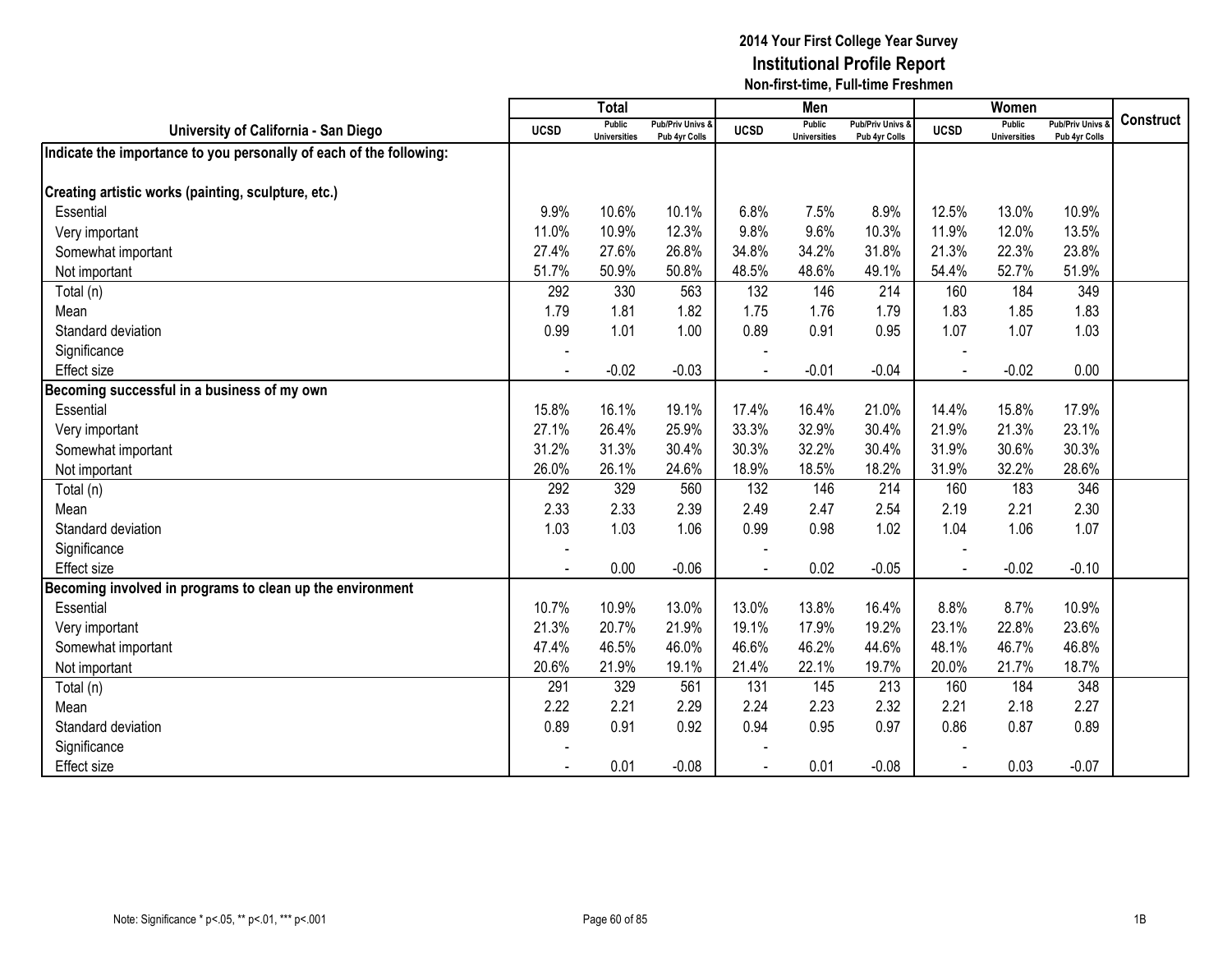# 2014 Your First College Year Survey
## Institutional Profile Report
### Non-first-time, Full-time Freshmen

| University of California - San Diego | Total | | | Men | | | Women | | | Construct |
|---|---|---|---|---|---|---|---|---|---|---|
| | UCSD | Public Universities | Pub/Priv Univs & Pub 4yr Colls | UCSD | Public Universities | Pub/Priv Univs & Pub 4yr Colls | UCSD | Public Universities | Pub/Priv Univs & Pub 4yr Colls | |
| **Indicate the importance to you personally of each of the following:** | | | | | | | | | | |
| **Creating artistic works (painting, sculpture, etc.)** | | | | | | | | | | |
| Essential | 9.9% | 10.6% | 10.1% | 6.8% | 7.5% | 8.9% | 12.5% | 13.0% | 10.9% | |
| Very important | 11.0% | 10.9% | 12.3% | 9.8% | 9.6% | 10.3% | 11.9% | 12.0% | 13.5% | |
| Somewhat important | 27.4% | 27.6% | 26.8% | 34.8% | 34.2% | 31.8% | 21.3% | 22.3% | 23.8% | |
| Not important | 51.7% | 50.9% | 50.8% | 48.5% | 48.6% | 49.1% | 54.4% | 52.7% | 51.9% | |
| Total (n) | 292 | 330 | 563 | 132 | 146 | 214 | 160 | 184 | 349 | |
| Mean | 1.79 | 1.81 | 1.82 | 1.75 | 1.76 | 1.79 | 1.83 | 1.85 | 1.83 | |
| Standard deviation | 0.99 | 1.01 | 1.00 | 0.89 | 0.91 | 0.95 | 1.07 | 1.07 | 1.03 | |
| Significance | - | | | - | | | - | | | |
| Effect size | - | -0.02 | -0.03 | - | -0.01 | -0.04 | - | -0.02 | 0.00 | |
| **Becoming successful in a business of my own** | | | | | | | | | | |
| Essential | 15.8% | 16.1% | 19.1% | 17.4% | 16.4% | 21.0% | 14.4% | 15.8% | 17.9% | |
| Very important | 27.1% | 26.4% | 25.9% | 33.3% | 32.9% | 30.4% | 21.9% | 21.3% | 23.1% | |
| Somewhat important | 31.2% | 31.3% | 30.4% | 30.3% | 32.2% | 30.4% | 31.9% | 30.6% | 30.3% | |
| Not important | 26.0% | 26.1% | 24.6% | 18.9% | 18.5% | 18.2% | 31.9% | 32.2% | 28.6% | |
| Total (n) | 292 | 329 | 560 | 132 | 146 | 214 | 160 | 183 | 346 | |
| Mean | 2.33 | 2.33 | 2.39 | 2.49 | 2.47 | 2.54 | 2.19 | 2.21 | 2.30 | |
| Standard deviation | 1.03 | 1.03 | 1.06 | 0.99 | 0.98 | 1.02 | 1.04 | 1.06 | 1.07 | |
| Significance | - | | | - | | | - | | | |
| Effect size | - | 0.00 | -0.06 | - | 0.02 | -0.05 | - | -0.02 | -0.10 | |
| **Becoming involved in programs to clean up the environment** | | | | | | | | | | |
| Essential | 10.7% | 10.9% | 13.0% | 13.0% | 13.8% | 16.4% | 8.8% | 8.7% | 10.9% | |
| Very important | 21.3% | 20.7% | 21.9% | 19.1% | 17.9% | 19.2% | 23.1% | 22.8% | 23.6% | |
| Somewhat important | 47.4% | 46.5% | 46.0% | 46.6% | 46.2% | 44.6% | 48.1% | 46.7% | 46.8% | |
| Not important | 20.6% | 21.9% | 19.1% | 21.4% | 22.1% | 19.7% | 20.0% | 21.7% | 18.7% | |
| Total (n) | 291 | 329 | 561 | 131 | 145 | 213 | 160 | 184 | 348 | |
| Mean | 2.22 | 2.21 | 2.29 | 2.24 | 2.23 | 2.32 | 2.21 | 2.18 | 2.27 | |
| Standard deviation | 0.89 | 0.91 | 0.92 | 0.94 | 0.95 | 0.97 | 0.86 | 0.87 | 0.89 | |
| Significance | - | | | - | | | - | | | |
| Effect size | - | 0.01 | -0.08 | - | 0.01 | -0.08 | - | 0.03 | -0.07 | |

Note: Significance * p<.05, ** p<.01, *** p<.001

1B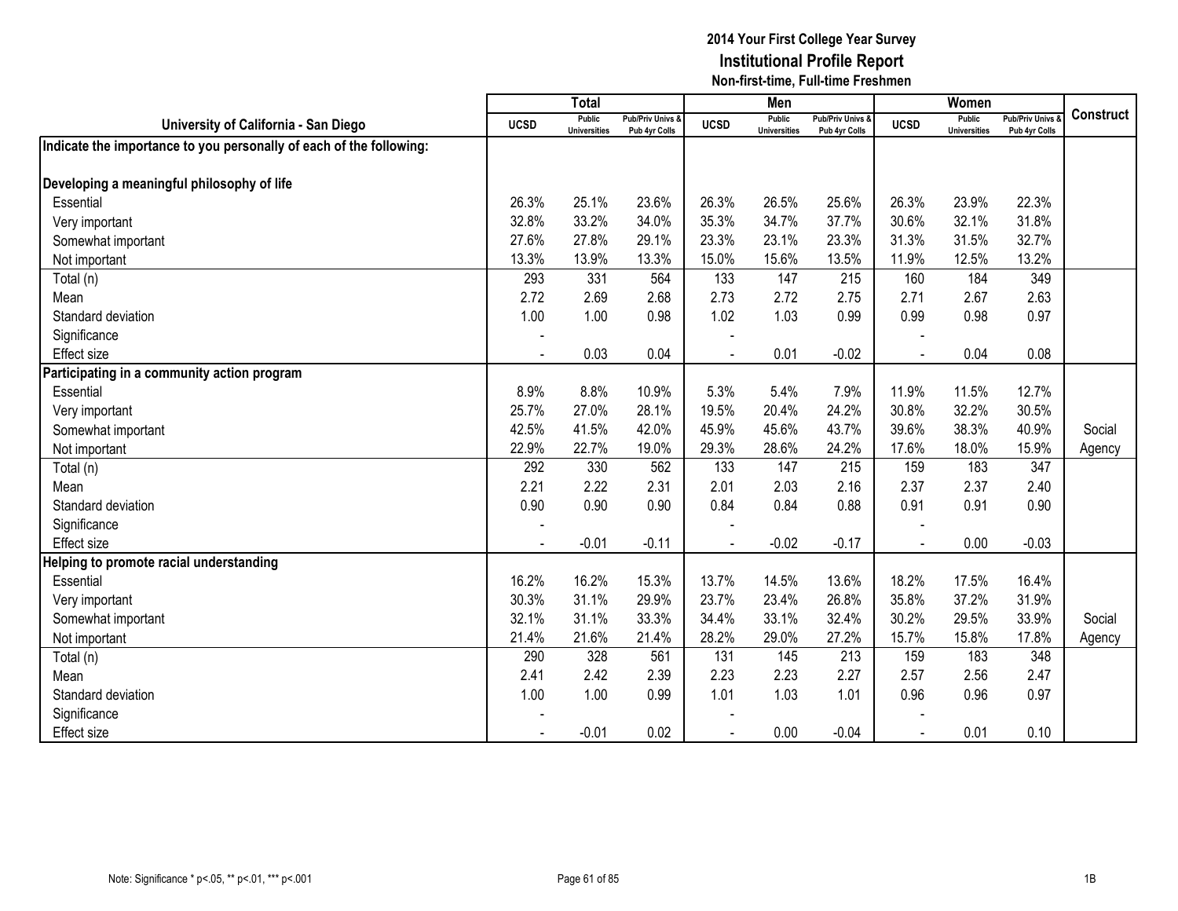# 2014 Your First College Year Survey
## Institutional Profile Report
### Non-first-time, Full-time Freshmen

| University of California - San Diego | Total | | | Men | | | Women | | | Construct |
|---|---|---|---|---|---|---|---|---|---|---|
| | UCSD | Public Universities | Pub/Priv Univs & Pub 4yr Colls | UCSD | Public Universities | Pub/Priv Univs & Pub 4yr Colls | UCSD | Public Universities | Pub/Priv Univs & Pub 4yr Colls | |
| **Indicate the importance to you personally of each of the following:** | | | | | | | | | | |
| **Developing a meaningful philosophy of life** | | | | | | | | | | |
| Essential | 26.3% | 25.1% | 23.6% | 26.3% | 26.5% | 25.6% | 26.3% | 23.9% | 22.3% | |
| Very important | 32.8% | 33.2% | 34.0% | 35.3% | 34.7% | 37.7% | 30.6% | 32.1% | 31.8% | |
| Somewhat important | 27.6% | 27.8% | 29.1% | 23.3% | 23.1% | 23.3% | 31.3% | 31.5% | 32.7% | |
| Not important | 13.3% | 13.9% | 13.3% | 15.0% | 15.6% | 13.5% | 11.9% | 12.5% | 13.2% | |
| Total (n) | 293 | 331 | 564 | 133 | 147 | 215 | 160 | 184 | 349 | |
| Mean | 2.72 | 2.69 | 2.68 | 2.73 | 2.72 | 2.75 | 2.71 | 2.67 | 2.63 | |
| Standard deviation | 1.00 | 1.00 | 0.98 | 1.02 | 1.03 | 0.99 | 0.99 | 0.98 | 0.97 | |
| Significance | - | | | - | | | - | | | |
| Effect size | - | 0.03 | 0.04 | - | 0.01 | -0.02 | - | 0.04 | 0.08 | |
| **Participating in a community action program** | | | | | | | | | | |
| Essential | 8.9% | 8.8% | 10.9% | 5.3% | 5.4% | 7.9% | 11.9% | 11.5% | 12.7% | |
| Very important | 25.7% | 27.0% | 28.1% | 19.5% | 20.4% | 24.2% | 30.8% | 32.2% | 30.5% | |
| Somewhat important | 42.5% | 41.5% | 42.0% | 45.9% | 45.6% | 43.7% | 39.6% | 38.3% | 40.9% | Social |
| Not important | 22.9% | 22.7% | 19.0% | 29.3% | 28.6% | 24.2% | 17.6% | 18.0% | 15.9% | Agency |
| Total (n) | 292 | 330 | 562 | 133 | 147 | 215 | 159 | 183 | 347 | |
| Mean | 2.21 | 2.22 | 2.31 | 2.01 | 2.03 | 2.16 | 2.37 | 2.37 | 2.40 | |
| Standard deviation | 0.90 | 0.90 | 0.90 | 0.84 | 0.84 | 0.88 | 0.91 | 0.91 | 0.90 | |
| Significance | - | | | - | | | - | | | |
| Effect size | - | -0.01 | -0.11 | - | -0.02 | -0.17 | - | 0.00 | -0.03 | |
| **Helping to promote racial understanding** | | | | | | | | | | |
| Essential | 16.2% | 16.2% | 15.3% | 13.7% | 14.5% | 13.6% | 18.2% | 17.5% | 16.4% | |
| Very important | 30.3% | 31.1% | 29.9% | 23.7% | 23.4% | 26.8% | 35.8% | 37.2% | 31.9% | |
| Somewhat important | 32.1% | 31.1% | 33.3% | 34.4% | 33.1% | 32.4% | 30.2% | 29.5% | 33.9% | Social |
| Not important | 21.4% | 21.6% | 21.4% | 28.2% | 29.0% | 27.2% | 15.7% | 15.8% | 17.8% | Agency |
| Total (n) | 290 | 328 | 561 | 131 | 145 | 213 | 159 | 183 | 348 | |
| Mean | 2.41 | 2.42 | 2.39 | 2.23 | 2.23 | 2.27 | 2.57 | 2.56 | 2.47 | |
| Standard deviation | 1.00 | 1.00 | 0.99 | 1.01 | 1.03 | 1.01 | 0.96 | 0.96 | 0.97 | |
| Significance | - | | | - | | | - | | | |
| Effect size | - | -0.01 | 0.02 | - | 0.00 | -0.04 | - | 0.01 | 0.10 | |

Note: Significance * p<.05, ** p<.01, *** p<.001

1B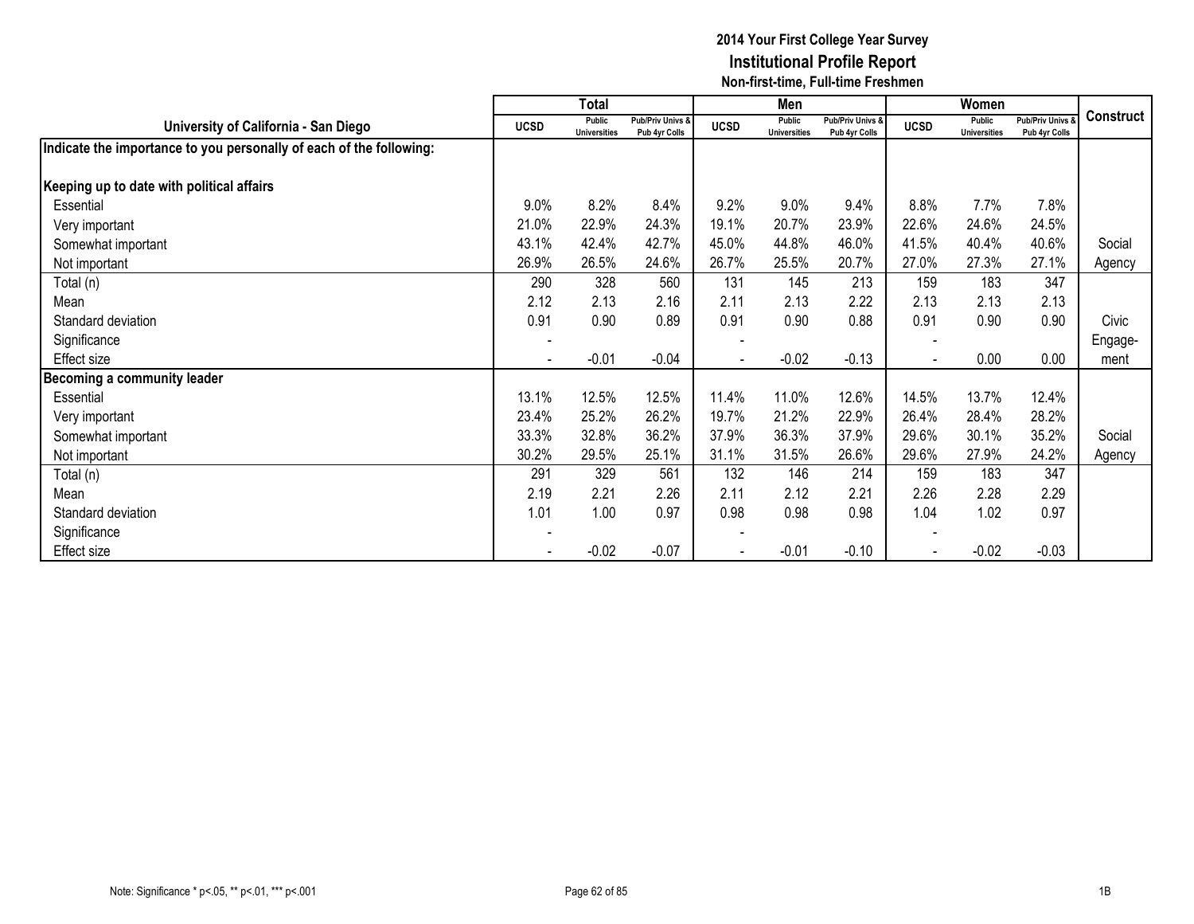# 2014 Your First College Year Survey
## Institutional Profile Report
### Non-first-time, Full-time Freshmen

| University of California - San Diego | Total | | | Men | | | Women | | | Construct |
|---|---|---|---|---|---|---|---|---|---|---|
| | UCSD | Public Universities | Pub/Priv Univs & Pub 4yr Colls | UCSD | Public Universities | Pub/Priv Univs & Pub 4yr Colls | UCSD | Public Universities | Pub/Priv Univs & Pub 4yr Colls | |
| **Indicate the importance to you personally of each of the following:** | | | | | | | | | | |
| **Keeping up to date with political affairs** | | | | | | | | | | |
| Essential | 9.0% | 8.2% | 8.4% | 9.2% | 9.0% | 9.4% | 8.8% | 7.7% | 7.8% | |
| Very important | 21.0% | 22.9% | 24.3% | 19.1% | 20.7% | 23.9% | 22.6% | 24.6% | 24.5% | |
| Somewhat important | 43.1% | 42.4% | 42.7% | 45.0% | 44.8% | 46.0% | 41.5% | 40.4% | 40.6% | Social |
| Not important | 26.9% | 26.5% | 24.6% | 26.7% | 25.5% | 20.7% | 27.0% | 27.3% | 27.1% | Agency |
| Total (n) | 290 | 328 | 560 | 131 | 145 | 213 | 159 | 183 | 347 | |
| Mean | 2.12 | 2.13 | 2.16 | 2.11 | 2.13 | 2.22 | 2.13 | 2.13 | 2.13 | |
| Standard deviation | 0.91 | 0.90 | 0.89 | 0.91 | 0.90 | 0.88 | 0.91 | 0.90 | 0.90 | Civic |
| Significance | - | | | - | | | - | | | Engage- |
| Effect size | - | -0.01 | -0.04 | - | -0.02 | -0.13 | - | 0.00 | 0.00 | ment |
| **Becoming a community leader** | | | | | | | | | | |
| Essential | 13.1% | 12.5% | 12.5% | 11.4% | 11.0% | 12.6% | 14.5% | 13.7% | 12.4% | |
| Very important | 23.4% | 25.2% | 26.2% | 19.7% | 21.2% | 22.9% | 26.4% | 28.4% | 28.2% | |
| Somewhat important | 33.3% | 32.8% | 36.2% | 37.9% | 36.3% | 37.9% | 29.6% | 30.1% | 35.2% | Social |
| Not important | 30.2% | 29.5% | 25.1% | 31.1% | 31.5% | 26.6% | 29.6% | 27.9% | 24.2% | Agency |
| Total (n) | 291 | 329 | 561 | 132 | 146 | 214 | 159 | 183 | 347 | |
| Mean | 2.19 | 2.21 | 2.26 | 2.11 | 2.12 | 2.21 | 2.26 | 2.28 | 2.29 | |
| Standard deviation | 1.01 | 1.00 | 0.97 | 0.98 | 0.98 | 0.98 | 1.04 | 1.02 | 0.97 | |
| Significance | - | | | - | | | - | | | |
| Effect size | - | -0.02 | -0.07 | - | -0.01 | -0.10 | - | -0.02 | -0.03 | |

Note: Significance * p<.05, ** p<.01, *** p<.001

1B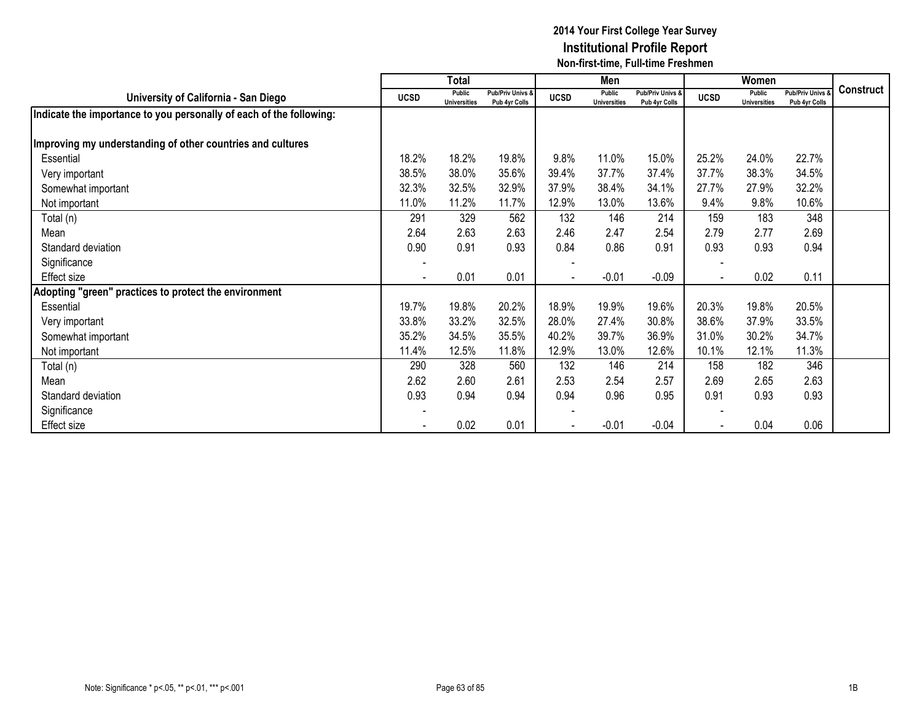**2014 Your First College Year Survey**
**Institutional Profile Report**
**Non-first-time, Full-time Freshmen**

| University of California - San Diego | Total | | | Men | | | Women | | | Construct |
|---|---|---|---|---|---|---|---|---|---|---|
| | UCSD | Public Universities | Pub/Priv Univs & Pub 4yr Colls | UCSD | Public Universities | Pub/Priv Univs & Pub 4yr Colls | UCSD | Public Universities | Pub/Priv Univs & Pub 4yr Colls | |
| **Indicate the importance to you personally of each of the following:** | | | | | | | | | | |
| **Improving my understanding of other countries and cultures** | | | | | | | | | | |
| Essential | 18.2% | 18.2% | 19.8% | 9.8% | 11.0% | 15.0% | 25.2% | 24.0% | 22.7% | |
| Very important | 38.5% | 38.0% | 35.6% | 39.4% | 37.7% | 37.4% | 37.7% | 38.3% | 34.5% | |
| Somewhat important | 32.3% | 32.5% | 32.9% | 37.9% | 38.4% | 34.1% | 27.7% | 27.9% | 32.2% | |
| Not important | 11.0% | 11.2% | 11.7% | 12.9% | 13.0% | 13.6% | 9.4% | 9.8% | 10.6% | |
| Total (n) | 291 | 329 | 562 | 132 | 146 | 214 | 159 | 183 | 348 | |
| Mean | 2.64 | 2.63 | 2.63 | 2.46 | 2.47 | 2.54 | 2.79 | 2.77 | 2.69 | |
| Standard deviation | 0.90 | 0.91 | 0.93 | 0.84 | 0.86 | 0.91 | 0.93 | 0.93 | 0.94 | |
| Significance | - | | | - | | | - | | | |
| Effect size | - | 0.01 | 0.01 | - | -0.01 | -0.09 | - | 0.02 | 0.11 | |
| **Adopting "green" practices to protect the environment** | | | | | | | | | | |
| Essential | 19.7% | 19.8% | 20.2% | 18.9% | 19.9% | 19.6% | 20.3% | 19.8% | 20.5% | |
| Very important | 33.8% | 33.2% | 32.5% | 28.0% | 27.4% | 30.8% | 38.6% | 37.9% | 33.5% | |
| Somewhat important | 35.2% | 34.5% | 35.5% | 40.2% | 39.7% | 36.9% | 31.0% | 30.2% | 34.7% | |
| Not important | 11.4% | 12.5% | 11.8% | 12.9% | 13.0% | 12.6% | 10.1% | 12.1% | 11.3% | |
| Total (n) | 290 | 328 | 560 | 132 | 146 | 214 | 158 | 182 | 346 | |
| Mean | 2.62 | 2.60 | 2.61 | 2.53 | 2.54 | 2.57 | 2.69 | 2.65 | 2.63 | |
| Standard deviation | 0.93 | 0.94 | 0.94 | 0.94 | 0.96 | 0.95 | 0.91 | 0.93 | 0.93 | |
| Significance | - | | | - | | | - | | | |
| Effect size | - | 0.02 | 0.01 | - | -0.01 | -0.04 | - | 0.04 | 0.06 | |

Note: Significance * p<.05, ** p<.01, *** p<.001

1B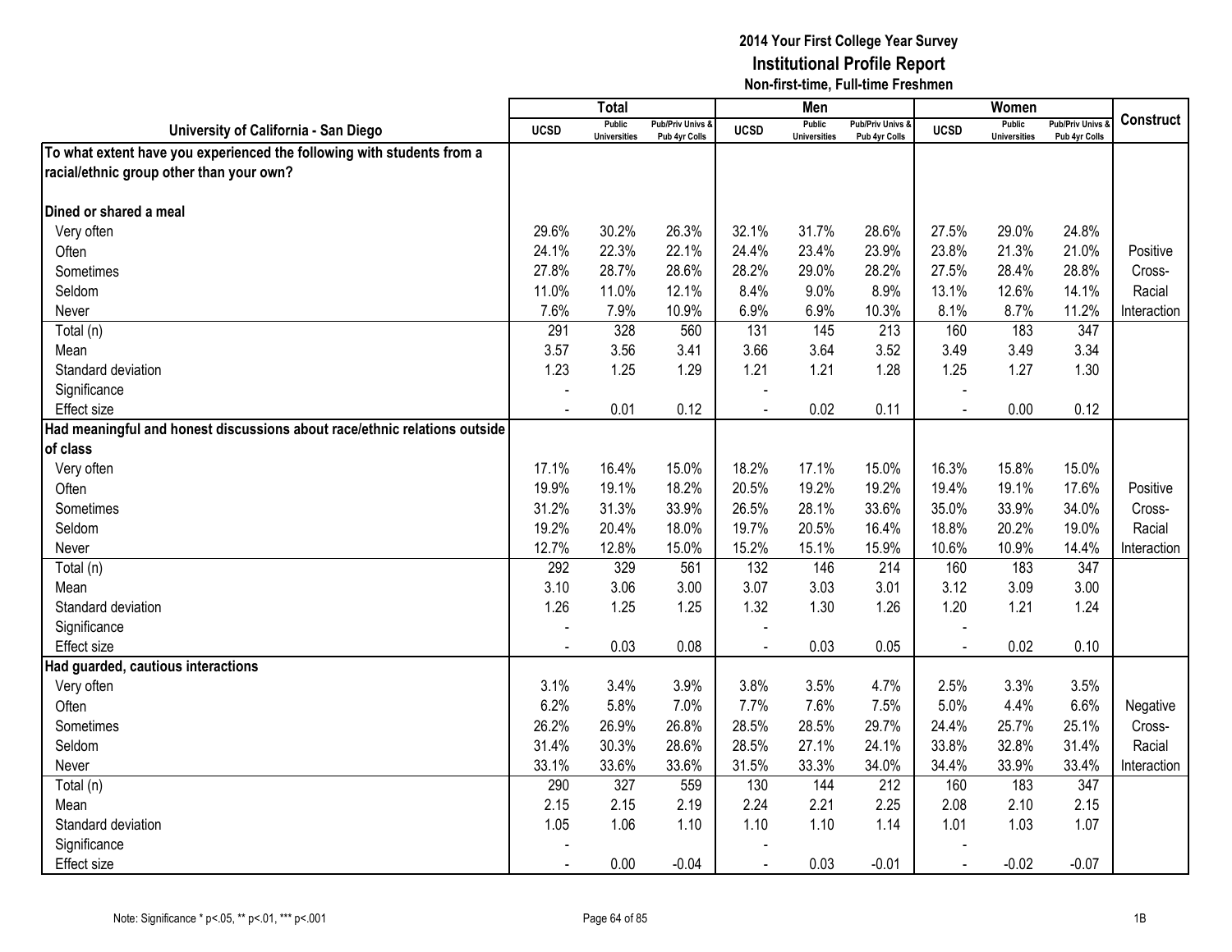# 2014 Your First College Year Survey
## Institutional Profile Report
### Non-first-time, Full-time Freshmen

| University of California - San Diego | Total | | | Men | | | Women | | | Construct |
|---|---|---|---|---|---|---|---|---|---|---|
| | UCSD | Public Universities | Pub/Priv Univs & Pub 4yr Colls | UCSD | Public Universities | Pub/Priv Univs & Pub 4yr Colls | UCSD | Public Universities | Pub/Priv Univs & Pub 4yr Colls | |
| **To what extent have you experienced the following with students from a racial/ethnic group other than your own?** | | | | | | | | | | |
| **Dined or shared a meal** | | | | | | | | | | |
| Very often | 29.6% | 30.2% | 26.3% | 32.1% | 31.7% | 28.6% | 27.5% | 29.0% | 24.8% | |
| Often | 24.1% | 22.3% | 22.1% | 24.4% | 23.4% | 23.9% | 23.8% | 21.3% | 21.0% | Positive |
| Sometimes | 27.8% | 28.7% | 28.6% | 28.2% | 29.0% | 28.2% | 27.5% | 28.4% | 28.8% | Cross- |
| Seldom | 11.0% | 11.0% | 12.1% | 8.4% | 9.0% | 8.9% | 13.1% | 12.6% | 14.1% | Racial |
| Never | 7.6% | 7.9% | 10.9% | 6.9% | 6.9% | 10.3% | 8.1% | 8.7% | 11.2% | Interaction |
| Total (n) | 291 | 328 | 560 | 131 | 145 | 213 | 160 | 183 | 347 | |
| Mean | 3.57 | 3.56 | 3.41 | 3.66 | 3.64 | 3.52 | 3.49 | 3.49 | 3.34 | |
| Standard deviation | 1.23 | 1.25 | 1.29 | 1.21 | 1.21 | 1.28 | 1.25 | 1.27 | 1.30 | |
| Significance | - | | | - | | | - | | | |
| Effect size | - | 0.01 | 0.12 | - | 0.02 | 0.11 | - | 0.00 | 0.12 | |
| **Had meaningful and honest discussions about race/ethnic relations outside of class** | | | | | | | | | | |
| Very often | 17.1% | 16.4% | 15.0% | 18.2% | 17.1% | 15.0% | 16.3% | 15.8% | 15.0% | |
| Often | 19.9% | 19.1% | 18.2% | 20.5% | 19.2% | 19.2% | 19.4% | 19.1% | 17.6% | Positive |
| Sometimes | 31.2% | 31.3% | 33.9% | 26.5% | 28.1% | 33.6% | 35.0% | 33.9% | 34.0% | Cross- |
| Seldom | 19.2% | 20.4% | 18.0% | 19.7% | 20.5% | 16.4% | 18.8% | 20.2% | 19.0% | Racial |
| Never | 12.7% | 12.8% | 15.0% | 15.2% | 15.1% | 15.9% | 10.6% | 10.9% | 14.4% | Interaction |
| Total (n) | 292 | 329 | 561 | 132 | 146 | 214 | 160 | 183 | 347 | |
| Mean | 3.10 | 3.06 | 3.00 | 3.07 | 3.03 | 3.01 | 3.12 | 3.09 | 3.00 | |
| Standard deviation | 1.26 | 1.25 | 1.25 | 1.32 | 1.30 | 1.26 | 1.20 | 1.21 | 1.24 | |
| Significance | - | | | - | | | - | | | |
| Effect size | - | 0.03 | 0.08 | - | 0.03 | 0.05 | - | 0.02 | 0.10 | |
| **Had guarded, cautious interactions** | | | | | | | | | | |
| Very often | 3.1% | 3.4% | 3.9% | 3.8% | 3.5% | 4.7% | 2.5% | 3.3% | 3.5% | |
| Often | 6.2% | 5.8% | 7.0% | 7.7% | 7.6% | 7.5% | 5.0% | 4.4% | 6.6% | Negative |
| Sometimes | 26.2% | 26.9% | 26.8% | 28.5% | 28.5% | 29.7% | 24.4% | 25.7% | 25.1% | Cross- |
| Seldom | 31.4% | 30.3% | 28.6% | 28.5% | 27.1% | 24.1% | 33.8% | 32.8% | 31.4% | Racial |
| Never | 33.1% | 33.6% | 33.6% | 31.5% | 33.3% | 34.0% | 34.4% | 33.9% | 33.4% | Interaction |
| Total (n) | 290 | 327 | 559 | 130 | 144 | 212 | 160 | 183 | 347 | |
| Mean | 2.15 | 2.15 | 2.19 | 2.24 | 2.21 | 2.25 | 2.08 | 2.10 | 2.15 | |
| Standard deviation | 1.05 | 1.06 | 1.10 | 1.10 | 1.10 | 1.14 | 1.01 | 1.03 | 1.07 | |
| Significance | - | | | - | | | - | | | |
| Effect size | - | 0.00 | -0.04 | - | 0.03 | -0.01 | - | -0.02 | -0.07 | |

Note: Significance * p<.05, ** p<.01, *** p<.001

1B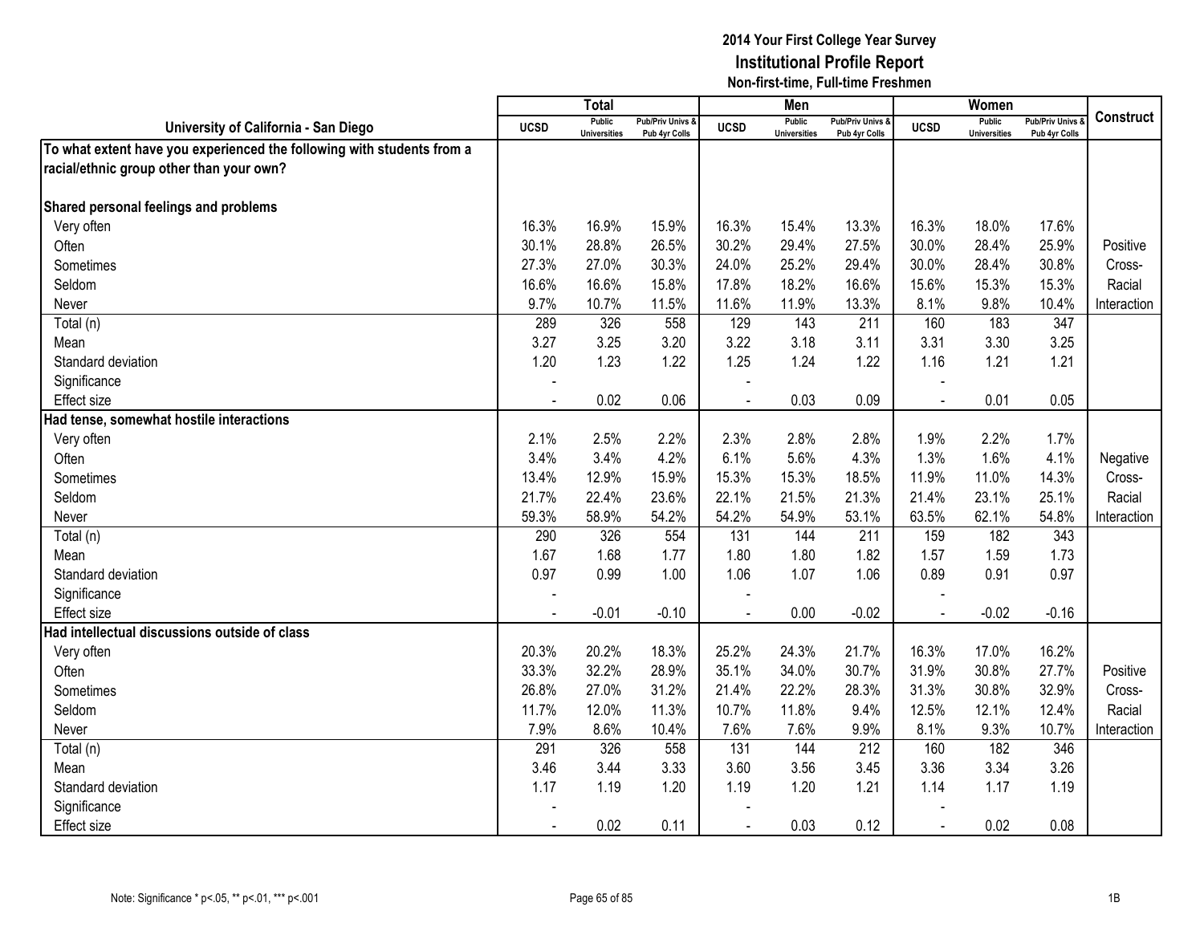# 2014 Your First College Year Survey
## Institutional Profile Report
### Non-first-time, Full-time Freshmen

| University of California - San Diego | Total | | | Men | | | Women | | | Construct |
|---|---|---|---|---|---|---|---|---|---|---|
| | UCSD | Public Universities | Pub/Priv Univs & Pub 4yr Colls | UCSD | Public Universities | Pub/Priv Univs & Pub 4yr Colls | UCSD | Public Universities | Pub/Priv Univs & Pub 4yr Colls | |
| **To what extent have you experienced the following with students from a racial/ethnic group other than your own?** | | | | | | | | | | |
| **Shared personal feelings and problems** | | | | | | | | | | |
| Very often | 16.3% | 16.9% | 15.9% | 16.3% | 15.4% | 13.3% | 16.3% | 18.0% | 17.6% | Positive Cross-Racial Interaction |
| Often | 30.1% | 28.8% | 26.5% | 30.2% | 29.4% | 27.5% | 30.0% | 28.4% | 25.9% | |
| Sometimes | 27.3% | 27.0% | 30.3% | 24.0% | 25.2% | 29.4% | 30.0% | 28.4% | 30.8% | |
| Seldom | 16.6% | 16.6% | 15.8% | 17.8% | 18.2% | 16.6% | 15.6% | 15.3% | 15.3% | |
| Never | 9.7% | 10.7% | 11.5% | 11.6% | 11.9% | 13.3% | 8.1% | 9.8% | 10.4% | |
| Total (n) | 289 | 326 | 558 | 129 | 143 | 211 | 160 | 183 | 347 | |
| Mean | 3.27 | 3.25 | 3.20 | 3.22 | 3.18 | 3.11 | 3.31 | 3.30 | 3.25 | |
| Standard deviation | 1.20 | 1.23 | 1.22 | 1.25 | 1.24 | 1.22 | 1.16 | 1.21 | 1.21 | |
| Significance | - | | | - | | | - | | | |
| Effect size | - | 0.02 | 0.06 | - | 0.03 | 0.09 | - | 0.01 | 0.05 | |
| **Had tense, somewhat hostile interactions** | | | | | | | | | | |
| Very often | 2.1% | 2.5% | 2.2% | 2.3% | 2.8% | 2.8% | 1.9% | 2.2% | 1.7% | Negative Cross-Racial Interaction |
| Often | 3.4% | 3.4% | 4.2% | 6.1% | 5.6% | 4.3% | 1.3% | 1.6% | 4.1% | |
| Sometimes | 13.4% | 12.9% | 15.9% | 15.3% | 15.3% | 18.5% | 11.9% | 11.0% | 14.3% | |
| Seldom | 21.7% | 22.4% | 23.6% | 22.1% | 21.5% | 21.3% | 21.4% | 23.1% | 25.1% | |
| Never | 59.3% | 58.9% | 54.2% | 54.2% | 54.9% | 53.1% | 63.5% | 62.1% | 54.8% | |
| Total (n) | 290 | 326 | 554 | 131 | 144 | 211 | 159 | 182 | 343 | |
| Mean | 1.67 | 1.68 | 1.77 | 1.80 | 1.80 | 1.82 | 1.57 | 1.59 | 1.73 | |
| Standard deviation | 0.97 | 0.99 | 1.00 | 1.06 | 1.07 | 1.06 | 0.89 | 0.91 | 0.97 | |
| Significance | - | | | - | | | - | | | |
| Effect size | - | -0.01 | -0.10 | - | 0.00 | -0.02 | - | -0.02 | -0.16 | |
| **Had intellectual discussions outside of class** | | | | | | | | | | |
| Very often | 20.3% | 20.2% | 18.3% | 25.2% | 24.3% | 21.7% | 16.3% | 17.0% | 16.2% | Positive Cross-Racial Interaction |
| Often | 33.3% | 32.2% | 28.9% | 35.1% | 34.0% | 30.7% | 31.9% | 30.8% | 27.7% | |
| Sometimes | 26.8% | 27.0% | 31.2% | 21.4% | 22.2% | 28.3% | 31.3% | 30.8% | 32.9% | |
| Seldom | 11.7% | 12.0% | 11.3% | 10.7% | 11.8% | 9.4% | 12.5% | 12.1% | 12.4% | |
| Never | 7.9% | 8.6% | 10.4% | 7.6% | 7.6% | 9.9% | 8.1% | 9.3% | 10.7% | |
| Total (n) | 291 | 326 | 558 | 131 | 144 | 212 | 160 | 182 | 346 | |
| Mean | 3.46 | 3.44 | 3.33 | 3.60 | 3.56 | 3.45 | 3.36 | 3.34 | 3.26 | |
| Standard deviation | 1.17 | 1.19 | 1.20 | 1.19 | 1.20 | 1.21 | 1.14 | 1.17 | 1.19 | |
| Significance | - | | | - | | | - | | | |
| Effect size | - | 0.02 | 0.11 | - | 0.03 | 0.12 | - | 0.02 | 0.08 | |

Note: Significance * p<.05, ** p<.01, *** p<.001

1B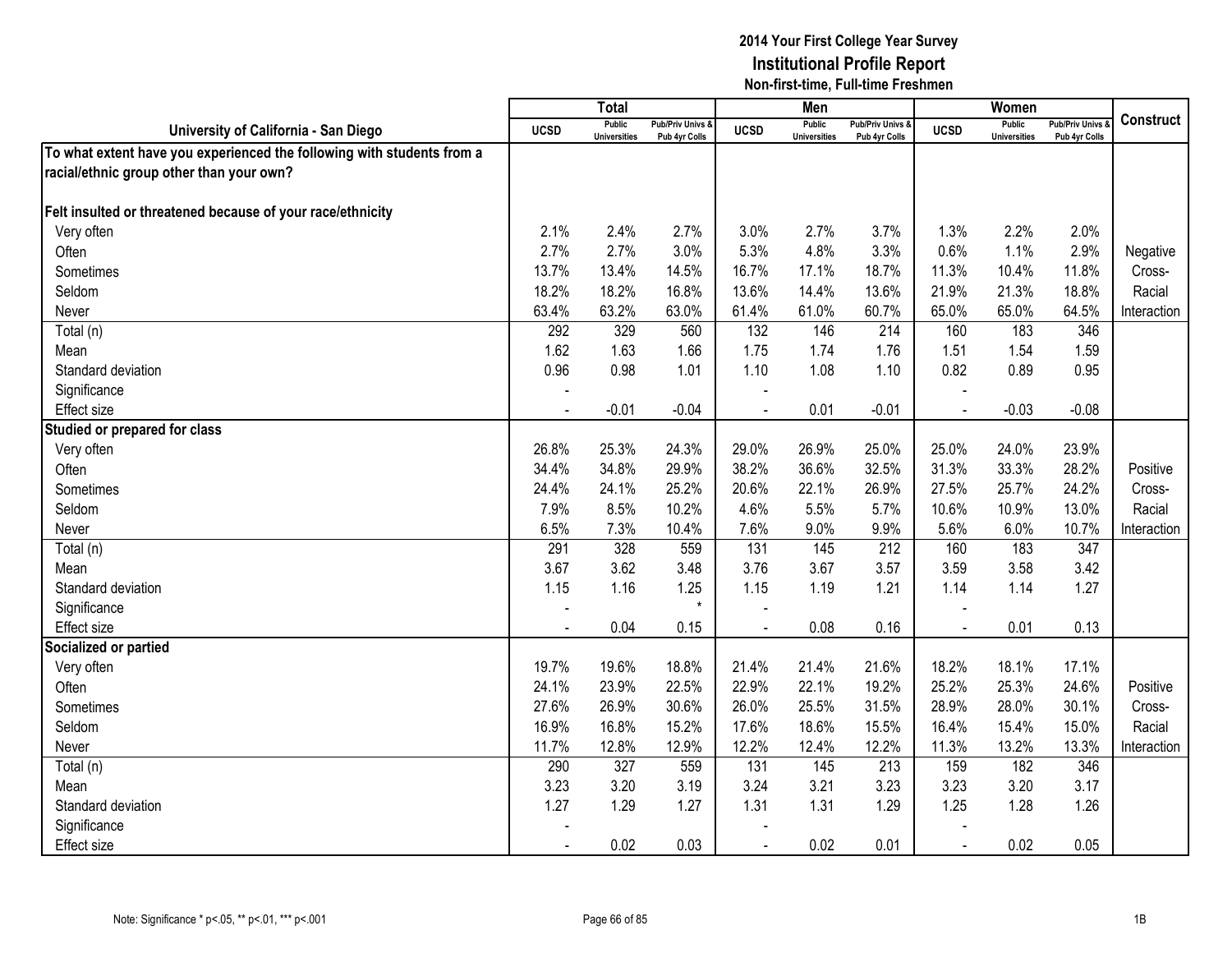# 2014 Your First College Year Survey
## Institutional Profile Report
### Non-first-time, Full-time Freshmen

| University of California - San Diego | Total | | | Men | | | Women | | | Construct |
|---|---|---|---|---|---|---|---|---|---|---|
| | UCSD | Public Universities | Pub/Priv Univs & Pub 4yr Colls | UCSD | Public Universities | Pub/Priv Univs & Pub 4yr Colls | UCSD | Public Universities | Pub/Priv Univs & Pub 4yr Colls | |
| **To what extent have you experienced the following with students from a racial/ethnic group other than your own?** | | | | | | | | | | |
| **Felt insulted or threatened because of your race/ethnicity** | | | | | | | | | | |
| Very often | 2.1% | 2.4% | 2.7% | 3.0% | 2.7% | 3.7% | 1.3% | 2.2% | 2.0% | Negative Cross-Racial Interaction |
| Often | 2.7% | 2.7% | 3.0% | 5.3% | 4.8% | 3.3% | 0.6% | 1.1% | 2.9% | |
| Sometimes | 13.7% | 13.4% | 14.5% | 16.7% | 17.1% | 18.7% | 11.3% | 10.4% | 11.8% | |
| Seldom | 18.2% | 18.2% | 16.8% | 13.6% | 14.4% | 13.6% | 21.9% | 21.3% | 18.8% | |
| Never | 63.4% | 63.2% | 63.0% | 61.4% | 61.0% | 60.7% | 65.0% | 65.0% | 64.5% | |
| Total (n) | 292 | 329 | 560 | 132 | 146 | 214 | 160 | 183 | 346 | |
| Mean | 1.62 | 1.63 | 1.66 | 1.75 | 1.74 | 1.76 | 1.51 | 1.54 | 1.59 | |
| Standard deviation | 0.96 | 0.98 | 1.01 | 1.10 | 1.08 | 1.10 | 0.82 | 0.89 | 0.95 | |
| Significance | - | | | - | | | - | | | |
| Effect size | - | -0.01 | -0.04 | - | 0.01 | -0.01 | - | -0.03 | -0.08 | |
| **Studied or prepared for class** | | | | | | | | | | |
| Very often | 26.8% | 25.3% | 24.3% | 29.0% | 26.9% | 25.0% | 25.0% | 24.0% | 23.9% | Positive Cross-Racial Interaction |
| Often | 34.4% | 34.8% | 29.9% | 38.2% | 36.6% | 32.5% | 31.3% | 33.3% | 28.2% | |
| Sometimes | 24.4% | 24.1% | 25.2% | 20.6% | 22.1% | 26.9% | 27.5% | 25.7% | 24.2% | |
| Seldom | 7.9% | 8.5% | 10.2% | 4.6% | 5.5% | 5.7% | 10.6% | 10.9% | 13.0% | |
| Never | 6.5% | 7.3% | 10.4% | 7.6% | 9.0% | 9.9% | 5.6% | 6.0% | 10.7% | |
| Total (n) | 291 | 328 | 559 | 131 | 145 | 212 | 160 | 183 | 347 | |
| Mean | 3.67 | 3.62 | 3.48 | 3.76 | 3.67 | 3.57 | 3.59 | 3.58 | 3.42 | |
| Standard deviation | 1.15 | 1.16 | 1.25 | 1.15 | 1.19 | 1.21 | 1.14 | 1.14 | 1.27 | |
| Significance | - | | * | - | | | - | | | |
| Effect size | - | 0.04 | 0.15 | - | 0.08 | 0.16 | - | 0.01 | 0.13 | |
| **Socialized or partied** | | | | | | | | | | |
| Very often | 19.7% | 19.6% | 18.8% | 21.4% | 21.4% | 21.6% | 18.2% | 18.1% | 17.1% | Positive Cross-Racial Interaction |
| Often | 24.1% | 23.9% | 22.5% | 22.9% | 22.1% | 19.2% | 25.2% | 25.3% | 24.6% | |
| Sometimes | 27.6% | 26.9% | 30.6% | 26.0% | 25.5% | 31.5% | 28.9% | 28.0% | 30.1% | |
| Seldom | 16.9% | 16.8% | 15.2% | 17.6% | 18.6% | 15.5% | 16.4% | 15.4% | 15.0% | |
| Never | 11.7% | 12.8% | 12.9% | 12.2% | 12.4% | 12.2% | 11.3% | 13.2% | 13.3% | |
| Total (n) | 290 | 327 | 559 | 131 | 145 | 213 | 159 | 182 | 346 | |
| Mean | 3.23 | 3.20 | 3.19 | 3.24 | 3.21 | 3.23 | 3.23 | 3.20 | 3.17 | |
| Standard deviation | 1.27 | 1.29 | 1.27 | 1.31 | 1.31 | 1.29 | 1.25 | 1.28 | 1.26 | |
| Significance | - | | | - | | | - | | | |
| Effect size | - | 0.02 | 0.03 | - | 0.02 | 0.01 | - | 0.02 | 0.05 | |

Note: Significance * p<.05, ** p<.01, *** p<.001

1B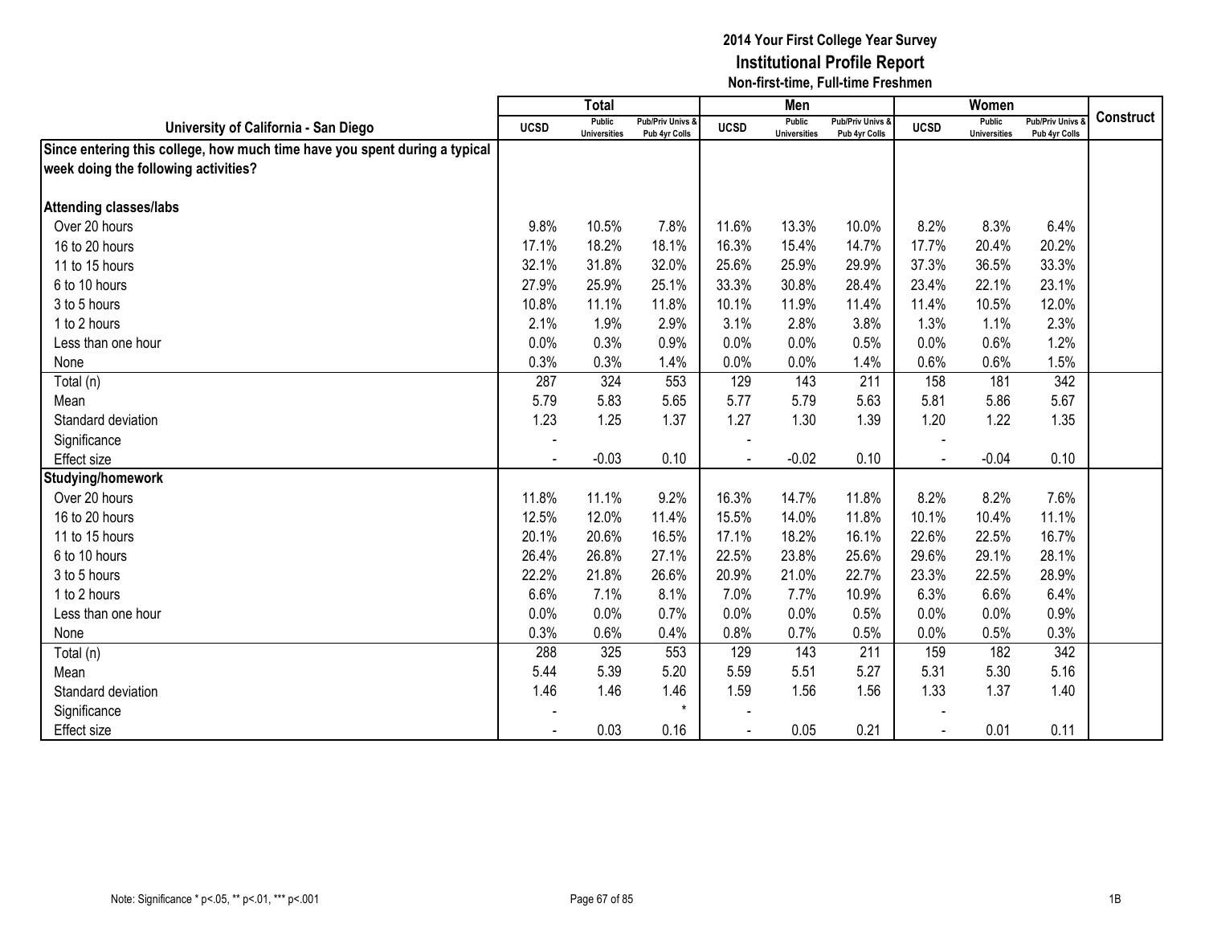# 2014 Your First College Year Survey
## Institutional Profile Report
### Non-first-time, Full-time Freshmen

| University of California - San Diego | Total | | | Men | | | Women | | | Construct |
|---|---|---|---|---|---|---|---|---|---|---|
| | UCSD | Public Universities | Pub/Priv Univs & Pub 4yr Colls | UCSD | Public Universities | Pub/Priv Univs & Pub 4yr Colls | UCSD | Public Universities | Pub/Priv Univs & Pub 4yr Colls | |
| **Since entering this college, how much time have you spent during a typical week doing the following activities?** | | | | | | | | | | |
| **Attending classes/labs** | | | | | | | | | | |
| Over 20 hours | 9.8% | 10.5% | 7.8% | 11.6% | 13.3% | 10.0% | 8.2% | 8.3% | 6.4% | |
| 16 to 20 hours | 17.1% | 18.2% | 18.1% | 16.3% | 15.4% | 14.7% | 17.7% | 20.4% | 20.2% | |
| 11 to 15 hours | 32.1% | 31.8% | 32.0% | 25.6% | 25.9% | 29.9% | 37.3% | 36.5% | 33.3% | |
| 6 to 10 hours | 27.9% | 25.9% | 25.1% | 33.3% | 30.8% | 28.4% | 23.4% | 22.1% | 23.1% | |
| 3 to 5 hours | 10.8% | 11.1% | 11.8% | 10.1% | 11.9% | 11.4% | 11.4% | 10.5% | 12.0% | |
| 1 to 2 hours | 2.1% | 1.9% | 2.9% | 3.1% | 2.8% | 3.8% | 1.3% | 1.1% | 2.3% | |
| Less than one hour | 0.0% | 0.3% | 0.9% | 0.0% | 0.0% | 0.5% | 0.0% | 0.6% | 1.2% | |
| None | 0.3% | 0.3% | 1.4% | 0.0% | 0.0% | 1.4% | 0.6% | 0.6% | 1.5% | |
| Total (n) | 287 | 324 | 553 | 129 | 143 | 211 | 158 | 181 | 342 | |
| Mean | 5.79 | 5.83 | 5.65 | 5.77 | 5.79 | 5.63 | 5.81 | 5.86 | 5.67 | |
| Standard deviation | 1.23 | 1.25 | 1.37 | 1.27 | 1.30 | 1.39 | 1.20 | 1.22 | 1.35 | |
| Significance | - | | | - | | | - | | | |
| Effect size | - | -0.03 | 0.10 | - | -0.02 | 0.10 | - | -0.04 | 0.10 | |
| **Studying/homework** | | | | | | | | | | |
| Over 20 hours | 11.8% | 11.1% | 9.2% | 16.3% | 14.7% | 11.8% | 8.2% | 8.2% | 7.6% | |
| 16 to 20 hours | 12.5% | 12.0% | 11.4% | 15.5% | 14.0% | 11.8% | 10.1% | 10.4% | 11.1% | |
| 11 to 15 hours | 20.1% | 20.6% | 16.5% | 17.1% | 18.2% | 16.1% | 22.6% | 22.5% | 16.7% | |
| 6 to 10 hours | 26.4% | 26.8% | 27.1% | 22.5% | 23.8% | 25.6% | 29.6% | 29.1% | 28.1% | |
| 3 to 5 hours | 22.2% | 21.8% | 26.6% | 20.9% | 21.0% | 22.7% | 23.3% | 22.5% | 28.9% | |
| 1 to 2 hours | 6.6% | 7.1% | 8.1% | 7.0% | 7.7% | 10.9% | 6.3% | 6.6% | 6.4% | |
| Less than one hour | 0.0% | 0.0% | 0.7% | 0.0% | 0.0% | 0.5% | 0.0% | 0.0% | 0.9% | |
| None | 0.3% | 0.6% | 0.4% | 0.8% | 0.7% | 0.5% | 0.0% | 0.5% | 0.3% | |
| Total (n) | 288 | 325 | 553 | 129 | 143 | 211 | 159 | 182 | 342 | |
| Mean | 5.44 | 5.39 | 5.20 | 5.59 | 5.51 | 5.27 | 5.31 | 5.30 | 5.16 | |
| Standard deviation | 1.46 | 1.46 | 1.46 | 1.59 | 1.56 | 1.56 | 1.33 | 1.37 | 1.40 | |
| Significance | - | | * | - | | | - | | | |
| Effect size | - | 0.03 | 0.16 | - | 0.05 | 0.21 | - | 0.01 | 0.11 | |

Note: Significance * p<.05, ** p<.01, *** p<.001

1B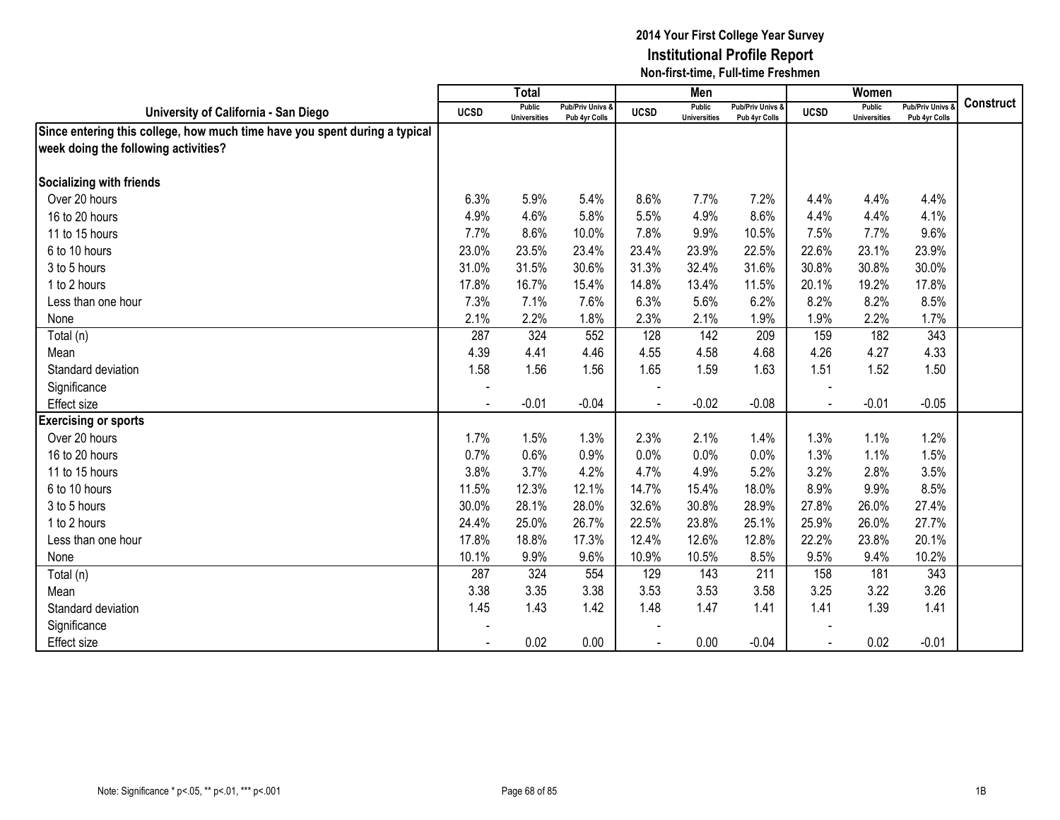**2014 Your First College Year Survey**
**Institutional Profile Report**
**Non-first-time, Full-time Freshmen**

| University of California - San Diego | Total | | | Men | | | Women | | | Construct |
|---|---|---|---|---|---|---|---|---|---|---|
| | UCSD | Public Universities | Pub/Priv Univs & Pub 4yr Colls | UCSD | Public Universities | Pub/Priv Univs & Pub 4yr Colls | UCSD | Public Universities | Pub/Priv Univs & Pub 4yr Colls | |
| **Since entering this college, how much time have you spent during a typical week doing the following activities?** | | | | | | | | | | |
| **Socializing with friends** | | | | | | | | | | |
| Over 20 hours | 6.3% | 5.9% | 5.4% | 8.6% | 7.7% | 7.2% | 4.4% | 4.4% | 4.4% | |
| 16 to 20 hours | 4.9% | 4.6% | 5.8% | 5.5% | 4.9% | 8.6% | 4.4% | 4.4% | 4.1% | |
| 11 to 15 hours | 7.7% | 8.6% | 10.0% | 7.8% | 9.9% | 10.5% | 7.5% | 7.7% | 9.6% | |
| 6 to 10 hours | 23.0% | 23.5% | 23.4% | 23.4% | 23.9% | 22.5% | 22.6% | 23.1% | 23.9% | |
| 3 to 5 hours | 31.0% | 31.5% | 30.6% | 31.3% | 32.4% | 31.6% | 30.8% | 30.8% | 30.0% | |
| 1 to 2 hours | 17.8% | 16.7% | 15.4% | 14.8% | 13.4% | 11.5% | 20.1% | 19.2% | 17.8% | |
| Less than one hour | 7.3% | 7.1% | 7.6% | 6.3% | 5.6% | 6.2% | 8.2% | 8.2% | 8.5% | |
| None | 2.1% | 2.2% | 1.8% | 2.3% | 2.1% | 1.9% | 1.9% | 2.2% | 1.7% | |
| Total (n) | 287 | 324 | 552 | 128 | 142 | 209 | 159 | 182 | 343 | |
| Mean | 4.39 | 4.41 | 4.46 | 4.55 | 4.58 | 4.68 | 4.26 | 4.27 | 4.33 | |
| Standard deviation | 1.58 | 1.56 | 1.56 | 1.65 | 1.59 | 1.63 | 1.51 | 1.52 | 1.50 | |
| Significance | - | | | - | | | - | | | |
| Effect size | - | -0.01 | -0.04 | - | -0.02 | -0.08 | - | -0.01 | -0.05 | |
| **Exercising or sports** | | | | | | | | | | |
| Over 20 hours | 1.7% | 1.5% | 1.3% | 2.3% | 2.1% | 1.4% | 1.3% | 1.1% | 1.2% | |
| 16 to 20 hours | 0.7% | 0.6% | 0.9% | 0.0% | 0.0% | 0.0% | 1.3% | 1.1% | 1.5% | |
| 11 to 15 hours | 3.8% | 3.7% | 4.2% | 4.7% | 4.9% | 5.2% | 3.2% | 2.8% | 3.5% | |
| 6 to 10 hours | 11.5% | 12.3% | 12.1% | 14.7% | 15.4% | 18.0% | 8.9% | 9.9% | 8.5% | |
| 3 to 5 hours | 30.0% | 28.1% | 28.0% | 32.6% | 30.8% | 28.9% | 27.8% | 26.0% | 27.4% | |
| 1 to 2 hours | 24.4% | 25.0% | 26.7% | 22.5% | 23.8% | 25.1% | 25.9% | 26.0% | 27.7% | |
| Less than one hour | 17.8% | 18.8% | 17.3% | 12.4% | 12.6% | 12.8% | 22.2% | 23.8% | 20.1% | |
| None | 10.1% | 9.9% | 9.6% | 10.9% | 10.5% | 8.5% | 9.5% | 9.4% | 10.2% | |
| Total (n) | 287 | 324 | 554 | 129 | 143 | 211 | 158 | 181 | 343 | |
| Mean | 3.38 | 3.35 | 3.38 | 3.53 | 3.53 | 3.58 | 3.25 | 3.22 | 3.26 | |
| Standard deviation | 1.45 | 1.43 | 1.42 | 1.48 | 1.47 | 1.41 | 1.41 | 1.39 | 1.41 | |
| Significance | - | | | - | | | - | | | |
| Effect size | - | 0.02 | 0.00 | - | 0.00 | -0.04 | - | 0.02 | -0.01 | |

Note: Significance * p<.05, ** p<.01, *** p<.001

1B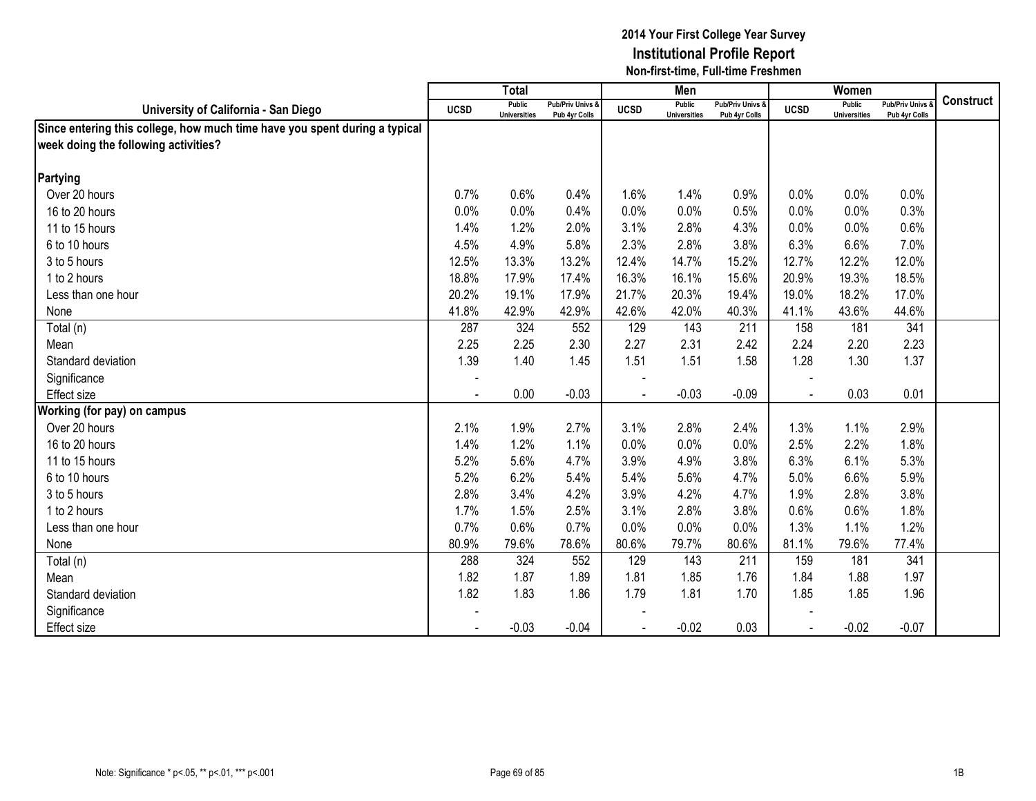# 2014 Your First College Year Survey
## Institutional Profile Report
### Non-first-time, Full-time Freshmen

| University of California - San Diego | Total | | | Men | | | Women | | | Construct |
|---|---|---|---|---|---|---|---|---|---|---|
| | UCSD | Public Universities | Pub/Priv Univs & Pub 4yr Colls | UCSD | Public Universities | Pub/Priv Univs & Pub 4yr Colls | UCSD | Public Universities | Pub/Priv Univs & Pub 4yr Colls | |
| **Since entering this college, how much time have you spent during a typical week doing the following activities?** | | | | | | | | | | |
| **Partying** | | | | | | | | | | |
| Over 20 hours | 0.7% | 0.6% | 0.4% | 1.6% | 1.4% | 0.9% | 0.0% | 0.0% | 0.0% | |
| 16 to 20 hours | 0.0% | 0.0% | 0.4% | 0.0% | 0.0% | 0.5% | 0.0% | 0.0% | 0.3% | |
| 11 to 15 hours | 1.4% | 1.2% | 2.0% | 3.1% | 2.8% | 4.3% | 0.0% | 0.0% | 0.6% | |
| 6 to 10 hours | 4.5% | 4.9% | 5.8% | 2.3% | 2.8% | 3.8% | 6.3% | 6.6% | 7.0% | |
| 3 to 5 hours | 12.5% | 13.3% | 13.2% | 12.4% | 14.7% | 15.2% | 12.7% | 12.2% | 12.0% | |
| 1 to 2 hours | 18.8% | 17.9% | 17.4% | 16.3% | 16.1% | 15.6% | 20.9% | 19.3% | 18.5% | |
| Less than one hour | 20.2% | 19.1% | 17.9% | 21.7% | 20.3% | 19.4% | 19.0% | 18.2% | 17.0% | |
| None | 41.8% | 42.9% | 42.9% | 42.6% | 42.0% | 40.3% | 41.1% | 43.6% | 44.6% | |
| Total (n) | 287 | 324 | 552 | 129 | 143 | 211 | 158 | 181 | 341 | |
| Mean | 2.25 | 2.25 | 2.30 | 2.27 | 2.31 | 2.42 | 2.24 | 2.20 | 2.23 | |
| Standard deviation | 1.39 | 1.40 | 1.45 | 1.51 | 1.51 | 1.58 | 1.28 | 1.30 | 1.37 | |
| Significance | - | | | - | | | - | | | |
| Effect size | - | 0.00 | -0.03 | - | -0.03 | -0.09 | - | 0.03 | 0.01 | |
| **Working (for pay) on campus** | | | | | | | | | | |
| Over 20 hours | 2.1% | 1.9% | 2.7% | 3.1% | 2.8% | 2.4% | 1.3% | 1.1% | 2.9% | |
| 16 to 20 hours | 1.4% | 1.2% | 1.1% | 0.0% | 0.0% | 0.0% | 2.5% | 2.2% | 1.8% | |
| 11 to 15 hours | 5.2% | 5.6% | 4.7% | 3.9% | 4.9% | 3.8% | 6.3% | 6.1% | 5.3% | |
| 6 to 10 hours | 5.2% | 6.2% | 5.4% | 5.4% | 5.6% | 4.7% | 5.0% | 6.6% | 5.9% | |
| 3 to 5 hours | 2.8% | 3.4% | 4.2% | 3.9% | 4.2% | 4.7% | 1.9% | 2.8% | 3.8% | |
| 1 to 2 hours | 1.7% | 1.5% | 2.5% | 3.1% | 2.8% | 3.8% | 0.6% | 0.6% | 1.8% | |
| Less than one hour | 0.7% | 0.6% | 0.7% | 0.0% | 0.0% | 0.0% | 1.3% | 1.1% | 1.2% | |
| None | 80.9% | 79.6% | 78.6% | 80.6% | 79.7% | 80.6% | 81.1% | 79.6% | 77.4% | |
| Total (n) | 288 | 324 | 552 | 129 | 143 | 211 | 159 | 181 | 341 | |
| Mean | 1.82 | 1.87 | 1.89 | 1.81 | 1.85 | 1.76 | 1.84 | 1.88 | 1.97 | |
| Standard deviation | 1.82 | 1.83 | 1.86 | 1.79 | 1.81 | 1.70 | 1.85 | 1.85 | 1.96 | |
| Significance | - | | | - | | | - | | | |
| Effect size | - | -0.03 | -0.04 | - | -0.02 | 0.03 | - | -0.02 | -0.07 | |

Note: Significance * p<.05, ** p<.01, *** p<.001

1B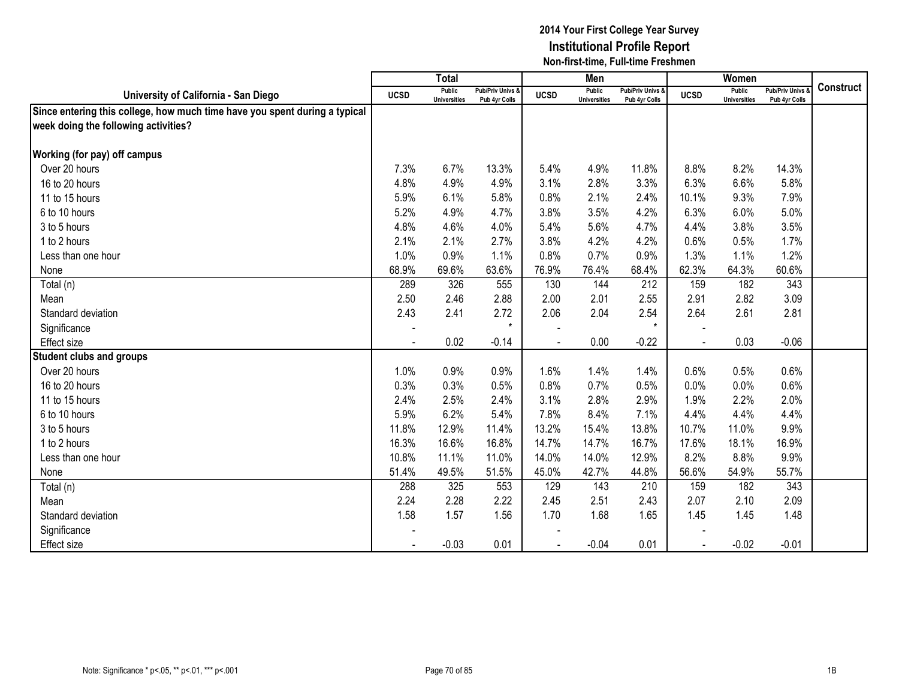**2014 Your First College Year Survey**
**Institutional Profile Report**
**Non-first-time, Full-time Freshmen**

| University of California - San Diego | Total | | | Men | | | Women | | | Construct |
|---|---|---|---|---|---|---|---|---|---|---|
| | UCSD | Public Universities | Pub/Priv Univs & Pub 4yr Colls | UCSD | Public Universities | Pub/Priv Univs & Pub 4yr Colls | UCSD | Public Universities | Pub/Priv Univs & Pub 4yr Colls | |
| **Since entering this college, how much time have you spent during a typical week doing the following activities?** | | | | | | | | | | |
| **Working (for pay) off campus** | | | | | | | | | | |
| Over 20 hours | 7.3% | 6.7% | 13.3% | 5.4% | 4.9% | 11.8% | 8.8% | 8.2% | 14.3% | |
| 16 to 20 hours | 4.8% | 4.9% | 4.9% | 3.1% | 2.8% | 3.3% | 6.3% | 6.6% | 5.8% | |
| 11 to 15 hours | 5.9% | 6.1% | 5.8% | 0.8% | 2.1% | 2.4% | 10.1% | 9.3% | 7.9% | |
| 6 to 10 hours | 5.2% | 4.9% | 4.7% | 3.8% | 3.5% | 4.2% | 6.3% | 6.0% | 5.0% | |
| 3 to 5 hours | 4.8% | 4.6% | 4.0% | 5.4% | 5.6% | 4.7% | 4.4% | 3.8% | 3.5% | |
| 1 to 2 hours | 2.1% | 2.1% | 2.7% | 3.8% | 4.2% | 4.2% | 0.6% | 0.5% | 1.7% | |
| Less than one hour | 1.0% | 0.9% | 1.1% | 0.8% | 0.7% | 0.9% | 1.3% | 1.1% | 1.2% | |
| None | 68.9% | 69.6% | 63.6% | 76.9% | 76.4% | 68.4% | 62.3% | 64.3% | 60.6% | |
| Total (n) | 289 | 326 | 555 | 130 | 144 | 212 | 159 | 182 | 343 | |
| Mean | 2.50 | 2.46 | 2.88 | 2.00 | 2.01 | 2.55 | 2.91 | 2.82 | 3.09 | |
| Standard deviation | 2.43 | 2.41 | 2.72 | 2.06 | 2.04 | 2.54 | 2.64 | 2.61 | 2.81 | |
| Significance | - | | * | - | | * | - | | | |
| Effect size | - | 0.02 | -0.14 | - | 0.00 | -0.22 | - | 0.03 | -0.06 | |
| **Student clubs and groups** | | | | | | | | | | |
| Over 20 hours | 1.0% | 0.9% | 0.9% | 1.6% | 1.4% | 1.4% | 0.6% | 0.5% | 0.6% | |
| 16 to 20 hours | 0.3% | 0.3% | 0.5% | 0.8% | 0.7% | 0.5% | 0.0% | 0.0% | 0.6% | |
| 11 to 15 hours | 2.4% | 2.5% | 2.4% | 3.1% | 2.8% | 2.9% | 1.9% | 2.2% | 2.0% | |
| 6 to 10 hours | 5.9% | 6.2% | 5.4% | 7.8% | 8.4% | 7.1% | 4.4% | 4.4% | 4.4% | |
| 3 to 5 hours | 11.8% | 12.9% | 11.4% | 13.2% | 15.4% | 13.8% | 10.7% | 11.0% | 9.9% | |
| 1 to 2 hours | 16.3% | 16.6% | 16.8% | 14.7% | 14.7% | 16.7% | 17.6% | 18.1% | 16.9% | |
| Less than one hour | 10.8% | 11.1% | 11.0% | 14.0% | 14.0% | 12.9% | 8.2% | 8.8% | 9.9% | |
| None | 51.4% | 49.5% | 51.5% | 45.0% | 42.7% | 44.8% | 56.6% | 54.9% | 55.7% | |
| Total (n) | 288 | 325 | 553 | 129 | 143 | 210 | 159 | 182 | 343 | |
| Mean | 2.24 | 2.28 | 2.22 | 2.45 | 2.51 | 2.43 | 2.07 | 2.10 | 2.09 | |
| Standard deviation | 1.58 | 1.57 | 1.56 | 1.70 | 1.68 | 1.65 | 1.45 | 1.45 | 1.48 | |
| Significance | - | | | - | | | - | | | |
| Effect size | - | -0.03 | 0.01 | - | -0.04 | 0.01 | - | -0.02 | -0.01 | |

Note: Significance * p<.05, ** p<.01, *** p<.001

1B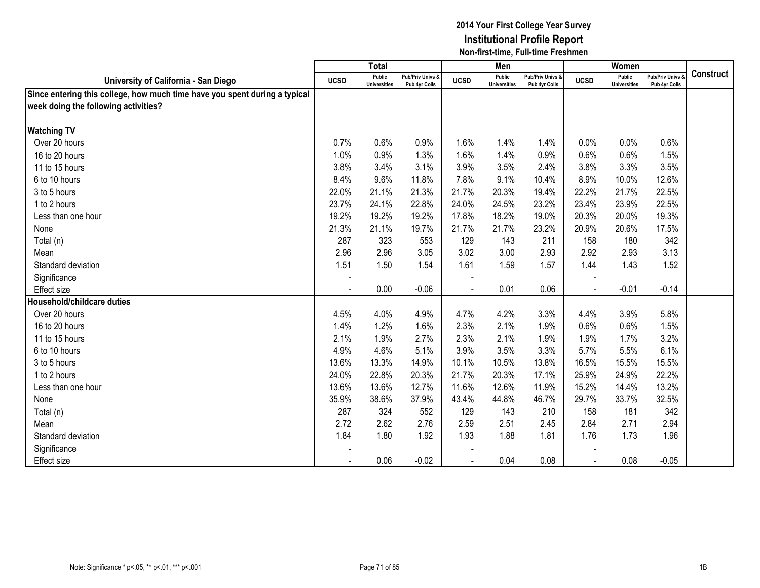# 2014 Your First College Year Survey
## Institutional Profile Report
### Non-first-time, Full-time Freshmen

| University of California - San Diego | Total | | | Men | | | Women | | | Construct |
|---|---|---|---|---|---|---|---|---|---|---|
| | UCSD | Public Universities | Pub/Priv Univs & Pub 4yr Colls | UCSD | Public Universities | Pub/Priv Univs & Pub 4yr Colls | UCSD | Public Universities | Pub/Priv Univs & Pub 4yr Colls | |
| **Since entering this college, how much time have you spent during a typical week doing the following activities?** | | | | | | | | | | |
| **Watching TV** | | | | | | | | | | |
| Over 20 hours | 0.7% | 0.6% | 0.9% | 1.6% | 1.4% | 1.4% | 0.0% | 0.0% | 0.6% | |
| 16 to 20 hours | 1.0% | 0.9% | 1.3% | 1.6% | 1.4% | 0.9% | 0.6% | 0.6% | 1.5% | |
| 11 to 15 hours | 3.8% | 3.4% | 3.1% | 3.9% | 3.5% | 2.4% | 3.8% | 3.3% | 3.5% | |
| 6 to 10 hours | 8.4% | 9.6% | 11.8% | 7.8% | 9.1% | 10.4% | 8.9% | 10.0% | 12.6% | |
| 3 to 5 hours | 22.0% | 21.1% | 21.3% | 21.7% | 20.3% | 19.4% | 22.2% | 21.7% | 22.5% | |
| 1 to 2 hours | 23.7% | 24.1% | 22.8% | 24.0% | 24.5% | 23.2% | 23.4% | 23.9% | 22.5% | |
| Less than one hour | 19.2% | 19.2% | 19.2% | 17.8% | 18.2% | 19.0% | 20.3% | 20.0% | 19.3% | |
| None | 21.3% | 21.1% | 19.7% | 21.7% | 21.7% | 23.2% | 20.9% | 20.6% | 17.5% | |
| Total (n) | 287 | 323 | 553 | 129 | 143 | 211 | 158 | 180 | 342 | |
| Mean | 2.96 | 2.96 | 3.05 | 3.02 | 3.00 | 2.93 | 2.92 | 2.93 | 3.13 | |
| Standard deviation | 1.51 | 1.50 | 1.54 | 1.61 | 1.59 | 1.57 | 1.44 | 1.43 | 1.52 | |
| Significance | - | | | - | | | - | | | |
| Effect size | - | 0.00 | -0.06 | - | 0.01 | 0.06 | - | -0.01 | -0.14 | |
| **Household/childcare duties** | | | | | | | | | | |
| Over 20 hours | 4.5% | 4.0% | 4.9% | 4.7% | 4.2% | 3.3% | 4.4% | 3.9% | 5.8% | |
| 16 to 20 hours | 1.4% | 1.2% | 1.6% | 2.3% | 2.1% | 1.9% | 0.6% | 0.6% | 1.5% | |
| 11 to 15 hours | 2.1% | 1.9% | 2.7% | 2.3% | 2.1% | 1.9% | 1.9% | 1.7% | 3.2% | |
| 6 to 10 hours | 4.9% | 4.6% | 5.1% | 3.9% | 3.5% | 3.3% | 5.7% | 5.5% | 6.1% | |
| 3 to 5 hours | 13.6% | 13.3% | 14.9% | 10.1% | 10.5% | 13.8% | 16.5% | 15.5% | 15.5% | |
| 1 to 2 hours | 24.0% | 22.8% | 20.3% | 21.7% | 20.3% | 17.1% | 25.9% | 24.9% | 22.2% | |
| Less than one hour | 13.6% | 13.6% | 12.7% | 11.6% | 12.6% | 11.9% | 15.2% | 14.4% | 13.2% | |
| None | 35.9% | 38.6% | 37.9% | 43.4% | 44.8% | 46.7% | 29.7% | 33.7% | 32.5% | |
| Total (n) | 287 | 324 | 552 | 129 | 143 | 210 | 158 | 181 | 342 | |
| Mean | 2.72 | 2.62 | 2.76 | 2.59 | 2.51 | 2.45 | 2.84 | 2.71 | 2.94 | |
| Standard deviation | 1.84 | 1.80 | 1.92 | 1.93 | 1.88 | 1.81 | 1.76 | 1.73 | 1.96 | |
| Significance | - | | | - | | | - | | | |
| Effect size | - | 0.06 | -0.02 | - | 0.04 | 0.08 | - | 0.08 | -0.05 | |

Note: Significance * p<.05, ** p<.01, *** p<.001

1B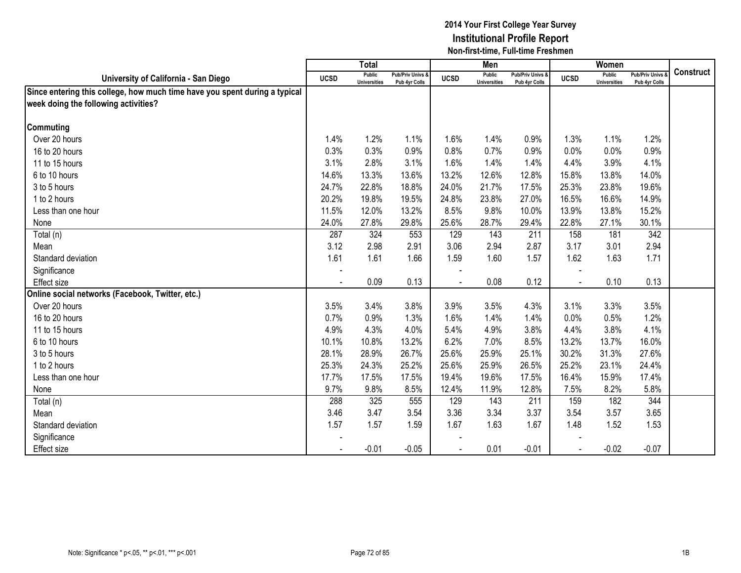**2014 Your First College Year Survey**
**Institutional Profile Report**
**Non-first-time, Full-time Freshmen**

| University of California - San Diego | Total | | | Men | | | Women | | | Construct |
|---|---|---|---|---|---|---|---|---|---|---|
| | UCSD | Public Universities | Pub/Priv Univs & Pub 4yr Colls | UCSD | Public Universities | Pub/Priv Univs & Pub 4yr Colls | UCSD | Public Universities | Pub/Priv Univs & Pub 4yr Colls | |
| **Since entering this college, how much time have you spent during a typical week doing the following activities?** | | | | | | | | | | |
| **Commuting** | | | | | | | | | | |
| Over 20 hours | 1.4% | 1.2% | 1.1% | 1.6% | 1.4% | 0.9% | 1.3% | 1.1% | 1.2% | |
| 16 to 20 hours | 0.3% | 0.3% | 0.9% | 0.8% | 0.7% | 0.9% | 0.0% | 0.0% | 0.9% | |
| 11 to 15 hours | 3.1% | 2.8% | 3.1% | 1.6% | 1.4% | 1.4% | 4.4% | 3.9% | 4.1% | |
| 6 to 10 hours | 14.6% | 13.3% | 13.6% | 13.2% | 12.6% | 12.8% | 15.8% | 13.8% | 14.0% | |
| 3 to 5 hours | 24.7% | 22.8% | 18.8% | 24.0% | 21.7% | 17.5% | 25.3% | 23.8% | 19.6% | |
| 1 to 2 hours | 20.2% | 19.8% | 19.5% | 24.8% | 23.8% | 27.0% | 16.5% | 16.6% | 14.9% | |
| Less than one hour | 11.5% | 12.0% | 13.2% | 8.5% | 9.8% | 10.0% | 13.9% | 13.8% | 15.2% | |
| None | 24.0% | 27.8% | 29.8% | 25.6% | 28.7% | 29.4% | 22.8% | 27.1% | 30.1% | |
| Total (n) | 287 | 324 | 553 | 129 | 143 | 211 | 158 | 181 | 342 | |
| Mean | 3.12 | 2.98 | 2.91 | 3.06 | 2.94 | 2.87 | 3.17 | 3.01 | 2.94 | |
| Standard deviation | 1.61 | 1.61 | 1.66 | 1.59 | 1.60 | 1.57 | 1.62 | 1.63 | 1.71 | |
| Significance | - | | | - | | | - | | | |
| Effect size | - | 0.09 | 0.13 | - | 0.08 | 0.12 | - | 0.10 | 0.13 | |
| **Online social networks (Facebook, Twitter, etc.)** | | | | | | | | | | |
| Over 20 hours | 3.5% | 3.4% | 3.8% | 3.9% | 3.5% | 4.3% | 3.1% | 3.3% | 3.5% | |
| 16 to 20 hours | 0.7% | 0.9% | 1.3% | 1.6% | 1.4% | 1.4% | 0.0% | 0.5% | 1.2% | |
| 11 to 15 hours | 4.9% | 4.3% | 4.0% | 5.4% | 4.9% | 3.8% | 4.4% | 3.8% | 4.1% | |
| 6 to 10 hours | 10.1% | 10.8% | 13.2% | 6.2% | 7.0% | 8.5% | 13.2% | 13.7% | 16.0% | |
| 3 to 5 hours | 28.1% | 28.9% | 26.7% | 25.6% | 25.9% | 25.1% | 30.2% | 31.3% | 27.6% | |
| 1 to 2 hours | 25.3% | 24.3% | 25.2% | 25.6% | 25.9% | 26.5% | 25.2% | 23.1% | 24.4% | |
| Less than one hour | 17.7% | 17.5% | 17.5% | 19.4% | 19.6% | 17.5% | 16.4% | 15.9% | 17.4% | |
| None | 9.7% | 9.8% | 8.5% | 12.4% | 11.9% | 12.8% | 7.5% | 8.2% | 5.8% | |
| Total (n) | 288 | 325 | 555 | 129 | 143 | 211 | 159 | 182 | 344 | |
| Mean | 3.46 | 3.47 | 3.54 | 3.36 | 3.34 | 3.37 | 3.54 | 3.57 | 3.65 | |
| Standard deviation | 1.57 | 1.57 | 1.59 | 1.67 | 1.63 | 1.67 | 1.48 | 1.52 | 1.53 | |
| Significance | - | | | - | | | - | | | |
| Effect size | - | -0.01 | -0.05 | - | 0.01 | -0.01 | - | -0.02 | -0.07 | |

Note: Significance * p<.05, ** p<.01, *** p<.001

1B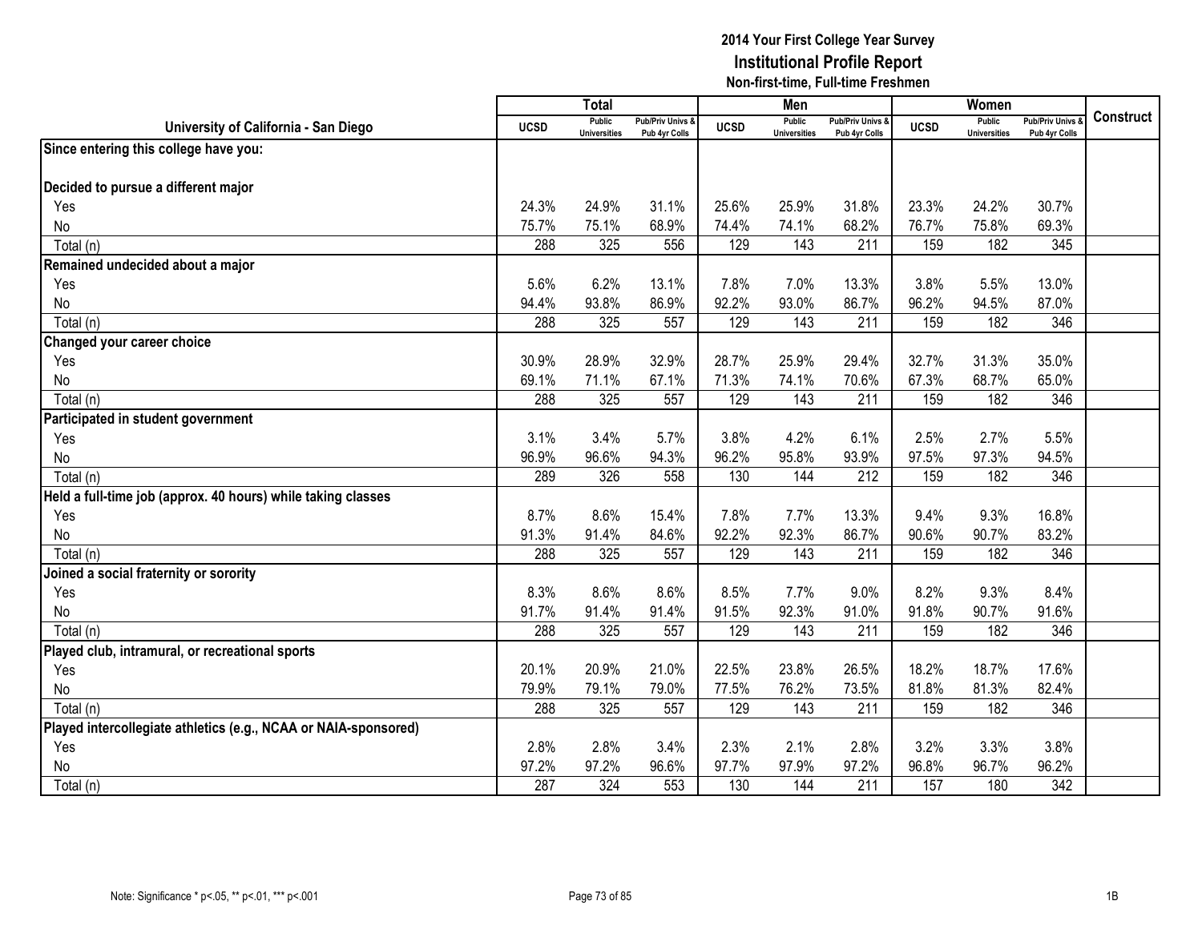# 2014 Your First College Year Survey
## Institutional Profile Report
### Non-first-time, Full-time Freshmen

| University of California - San Diego | Total | | | Men | | | Women | | | Construct |
|---|---|---|---|---|---|---|---|---|---|---|
| | UCSD | Public Universities | Pub/Priv Univs & Pub 4yr Colls | UCSD | Public Universities | Pub/Priv Univs & Pub 4yr Colls | UCSD | Public Universities | Pub/Priv Univs & Pub 4yr Colls | |
| **Since entering this college have you:** | | | | | | | | | | |
| **Decided to pursue a different major** | | | | | | | | | | |
| Yes | 24.3% | 24.9% | 31.1% | 25.6% | 25.9% | 31.8% | 23.3% | 24.2% | 30.7% | |
| No | 75.7% | 75.1% | 68.9% | 74.4% | 74.1% | 68.2% | 76.7% | 75.8% | 69.3% | |
| Total (n) | 288 | 325 | 556 | 129 | 143 | 211 | 159 | 182 | 345 | |
| **Remained undecided about a major** | | | | | | | | | | |
| Yes | 5.6% | 6.2% | 13.1% | 7.8% | 7.0% | 13.3% | 3.8% | 5.5% | 13.0% | |
| No | 94.4% | 93.8% | 86.9% | 92.2% | 93.0% | 86.7% | 96.2% | 94.5% | 87.0% | |
| Total (n) | 288 | 325 | 557 | 129 | 143 | 211 | 159 | 182 | 346 | |
| **Changed your career choice** | | | | | | | | | | |
| Yes | 30.9% | 28.9% | 32.9% | 28.7% | 25.9% | 29.4% | 32.7% | 31.3% | 35.0% | |
| No | 69.1% | 71.1% | 67.1% | 71.3% | 74.1% | 70.6% | 67.3% | 68.7% | 65.0% | |
| Total (n) | 288 | 325 | 557 | 129 | 143 | 211 | 159 | 182 | 346 | |
| **Participated in student government** | | | | | | | | | | |
| Yes | 3.1% | 3.4% | 5.7% | 3.8% | 4.2% | 6.1% | 2.5% | 2.7% | 5.5% | |
| No | 96.9% | 96.6% | 94.3% | 96.2% | 95.8% | 93.9% | 97.5% | 97.3% | 94.5% | |
| Total (n) | 289 | 326 | 558 | 130 | 144 | 212 | 159 | 182 | 346 | |
| **Held a full-time job (approx. 40 hours) while taking classes** | | | | | | | | | | |
| Yes | 8.7% | 8.6% | 15.4% | 7.8% | 7.7% | 13.3% | 9.4% | 9.3% | 16.8% | |
| No | 91.3% | 91.4% | 84.6% | 92.2% | 92.3% | 86.7% | 90.6% | 90.7% | 83.2% | |
| Total (n) | 288 | 325 | 557 | 129 | 143 | 211 | 159 | 182 | 346 | |
| **Joined a social fraternity or sorority** | | | | | | | | | | |
| Yes | 8.3% | 8.6% | 8.6% | 8.5% | 7.7% | 9.0% | 8.2% | 9.3% | 8.4% | |
| No | 91.7% | 91.4% | 91.4% | 91.5% | 92.3% | 91.0% | 91.8% | 90.7% | 91.6% | |
| Total (n) | 288 | 325 | 557 | 129 | 143 | 211 | 159 | 182 | 346 | |
| **Played club, intramural, or recreational sports** | | | | | | | | | | |
| Yes | 20.1% | 20.9% | 21.0% | 22.5% | 23.8% | 26.5% | 18.2% | 18.7% | 17.6% | |
| No | 79.9% | 79.1% | 79.0% | 77.5% | 76.2% | 73.5% | 81.8% | 81.3% | 82.4% | |
| Total (n) | 288 | 325 | 557 | 129 | 143 | 211 | 159 | 182 | 346 | |
| **Played intercollegiate athletics (e.g., NCAA or NAIA-sponsored)** | | | | | | | | | | |
| Yes | 2.8% | 2.8% | 3.4% | 2.3% | 2.1% | 2.8% | 3.2% | 3.3% | 3.8% | |
| No | 97.2% | 97.2% | 96.6% | 97.7% | 97.9% | 97.2% | 96.8% | 96.7% | 96.2% | |
| Total (n) | 287 | 324 | 553 | 130 | 144 | 211 | 157 | 180 | 342 | |

Note: Significance * p<.05, ** p<.01, *** p<.001

1B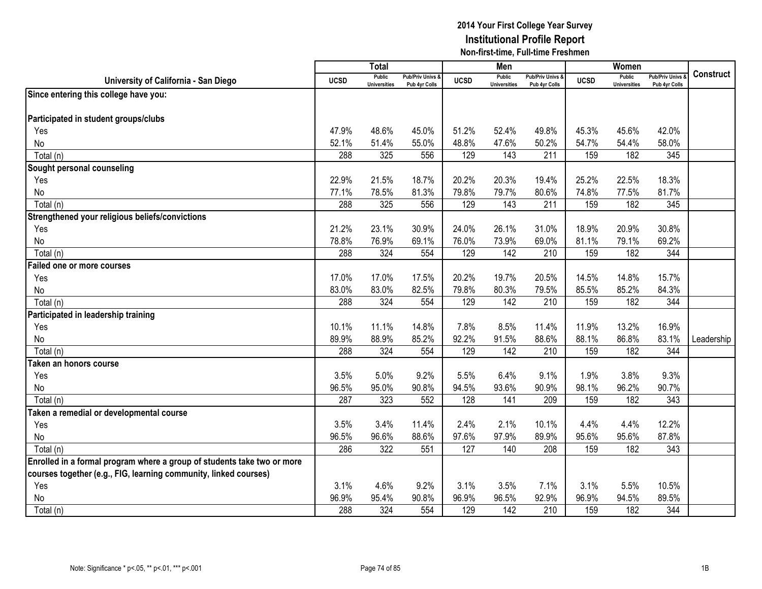# 2014 Your First College Year Survey
## Institutional Profile Report
### Non-first-time, Full-time Freshmen

| University of California - San Diego | Total | | | Men | | | Women | | | Construct |
|---|---|---|---|---|---|---|---|---|---|---|
| | UCSD | Public Universities | Pub/Priv Univs & Pub 4yr Colls | UCSD | Public Universities | Pub/Priv Univs & Pub 4yr Colls | UCSD | Public Universities | Pub/Priv Univs & Pub 4yr Colls | |
| **Since entering this college have you:** | | | | | | | | | | |
| **Participated in student groups/clubs** | | | | | | | | | | |
| Yes | 47.9% | 48.6% | 45.0% | 51.2% | 52.4% | 49.8% | 45.3% | 45.6% | 42.0% | |
| No | 52.1% | 51.4% | 55.0% | 48.8% | 47.6% | 50.2% | 54.7% | 54.4% | 58.0% | |
| Total (n) | 288 | 325 | 556 | 129 | 143 | 211 | 159 | 182 | 345 | |
| **Sought personal counseling** | | | | | | | | | | |
| Yes | 22.9% | 21.5% | 18.7% | 20.2% | 20.3% | 19.4% | 25.2% | 22.5% | 18.3% | |
| No | 77.1% | 78.5% | 81.3% | 79.8% | 79.7% | 80.6% | 74.8% | 77.5% | 81.7% | |
| Total (n) | 288 | 325 | 556 | 129 | 143 | 211 | 159 | 182 | 345 | |
| **Strengthened your religious beliefs/convictions** | | | | | | | | | | |
| Yes | 21.2% | 23.1% | 30.9% | 24.0% | 26.1% | 31.0% | 18.9% | 20.9% | 30.8% | |
| No | 78.8% | 76.9% | 69.1% | 76.0% | 73.9% | 69.0% | 81.1% | 79.1% | 69.2% | |
| Total (n) | 288 | 324 | 554 | 129 | 142 | 210 | 159 | 182 | 344 | |
| **Failed one or more courses** | | | | | | | | | | |
| Yes | 17.0% | 17.0% | 17.5% | 20.2% | 19.7% | 20.5% | 14.5% | 14.8% | 15.7% | |
| No | 83.0% | 83.0% | 82.5% | 79.8% | 80.3% | 79.5% | 85.5% | 85.2% | 84.3% | |
| Total (n) | 288 | 324 | 554 | 129 | 142 | 210 | 159 | 182 | 344 | |
| **Participated in leadership training** | | | | | | | | | | |
| Yes | 10.1% | 11.1% | 14.8% | 7.8% | 8.5% | 11.4% | 11.9% | 13.2% | 16.9% | |
| No | 89.9% | 88.9% | 85.2% | 92.2% | 91.5% | 88.6% | 88.1% | 86.8% | 83.1% | Leadership |
| Total (n) | 288 | 324 | 554 | 129 | 142 | 210 | 159 | 182 | 344 | |
| **Taken an honors course** | | | | | | | | | | |
| Yes | 3.5% | 5.0% | 9.2% | 5.5% | 6.4% | 9.1% | 1.9% | 3.8% | 9.3% | |
| No | 96.5% | 95.0% | 90.8% | 94.5% | 93.6% | 90.9% | 98.1% | 96.2% | 90.7% | |
| Total (n) | 287 | 323 | 552 | 128 | 141 | 209 | 159 | 182 | 343 | |
| **Taken a remedial or developmental course** | | | | | | | | | | |
| Yes | 3.5% | 3.4% | 11.4% | 2.4% | 2.1% | 10.1% | 4.4% | 4.4% | 12.2% | |
| No | 96.5% | 96.6% | 88.6% | 97.6% | 97.9% | 89.9% | 95.6% | 95.6% | 87.8% | |
| Total (n) | 286 | 322 | 551 | 127 | 140 | 208 | 159 | 182 | 343 | |
| **Enrolled in a formal program where a group of students take two or more courses together (e.g., FIG, learning community, linked courses)** | | | | | | | | | | |
| Yes | 3.1% | 4.6% | 9.2% | 3.1% | 3.5% | 7.1% | 3.1% | 5.5% | 10.5% | |
| No | 96.9% | 95.4% | 90.8% | 96.9% | 96.5% | 92.9% | 96.9% | 94.5% | 89.5% | |
| Total (n) | 288 | 324 | 554 | 129 | 142 | 210 | 159 | 182 | 344 | |

Note: Significance * p<.05, ** p<.01, *** p<.001

1B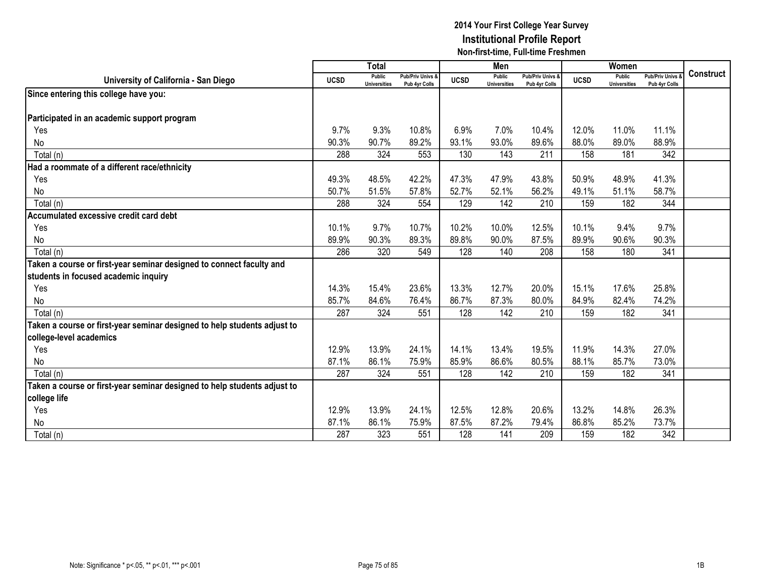**2014 Your First College Year Survey**
**Institutional Profile Report**
**Non-first-time, Full-time Freshmen**

| University of California - San Diego | Total | | | Men | | | Women | | | Construct |
|---|---|---|---|---|---|---|---|---|---|---|
| | UCSD | Public Universities | Pub/Priv Univs & Pub 4yr Colls | UCSD | Public Universities | Pub/Priv Univs & Pub 4yr Colls | UCSD | Public Universities | Pub/Priv Univs & Pub 4yr Colls | |
| **Since entering this college have you:** | | | | | | | | | | |
| **Participated in an academic support program** | | | | | | | | | | |
| Yes | 9.7% | 9.3% | 10.8% | 6.9% | 7.0% | 10.4% | 12.0% | 11.0% | 11.1% | |
| No | 90.3% | 90.7% | 89.2% | 93.1% | 93.0% | 89.6% | 88.0% | 89.0% | 88.9% | |
| Total (n) | 288 | 324 | 553 | 130 | 143 | 211 | 158 | 181 | 342 | |
| **Had a roommate of a different race/ethnicity** | | | | | | | | | | |
| Yes | 49.3% | 48.5% | 42.2% | 47.3% | 47.9% | 43.8% | 50.9% | 48.9% | 41.3% | |
| No | 50.7% | 51.5% | 57.8% | 52.7% | 52.1% | 56.2% | 49.1% | 51.1% | 58.7% | |
| Total (n) | 288 | 324 | 554 | 129 | 142 | 210 | 159 | 182 | 344 | |
| **Accumulated excessive credit card debt** | | | | | | | | | | |
| Yes | 10.1% | 9.7% | 10.7% | 10.2% | 10.0% | 12.5% | 10.1% | 9.4% | 9.7% | |
| No | 89.9% | 90.3% | 89.3% | 89.8% | 90.0% | 87.5% | 89.9% | 90.6% | 90.3% | |
| Total (n) | 286 | 320 | 549 | 128 | 140 | 208 | 158 | 180 | 341 | |
| **Taken a course or first-year seminar designed to connect faculty and students in focused academic inquiry** | | | | | | | | | | |
| Yes | 14.3% | 15.4% | 23.6% | 13.3% | 12.7% | 20.0% | 15.1% | 17.6% | 25.8% | |
| No | 85.7% | 84.6% | 76.4% | 86.7% | 87.3% | 80.0% | 84.9% | 82.4% | 74.2% | |
| Total (n) | 287 | 324 | 551 | 128 | 142 | 210 | 159 | 182 | 341 | |
| **Taken a course or first-year seminar designed to help students adjust to college-level academics** | | | | | | | | | | |
| Yes | 12.9% | 13.9% | 24.1% | 14.1% | 13.4% | 19.5% | 11.9% | 14.3% | 27.0% | |
| No | 87.1% | 86.1% | 75.9% | 85.9% | 86.6% | 80.5% | 88.1% | 85.7% | 73.0% | |
| Total (n) | 287 | 324 | 551 | 128 | 142 | 210 | 159 | 182 | 341 | |
| **Taken a course or first-year seminar designed to help students adjust to college life** | | | | | | | | | | |
| Yes | 12.9% | 13.9% | 24.1% | 12.5% | 12.8% | 20.6% | 13.2% | 14.8% | 26.3% | |
| No | 87.1% | 86.1% | 75.9% | 87.5% | 87.2% | 79.4% | 86.8% | 85.2% | 73.7% | |
| Total (n) | 287 | 323 | 551 | 128 | 141 | 209 | 159 | 182 | 342 | |

Note: Significance * p<.05, ** p<.01, *** p<.001

1B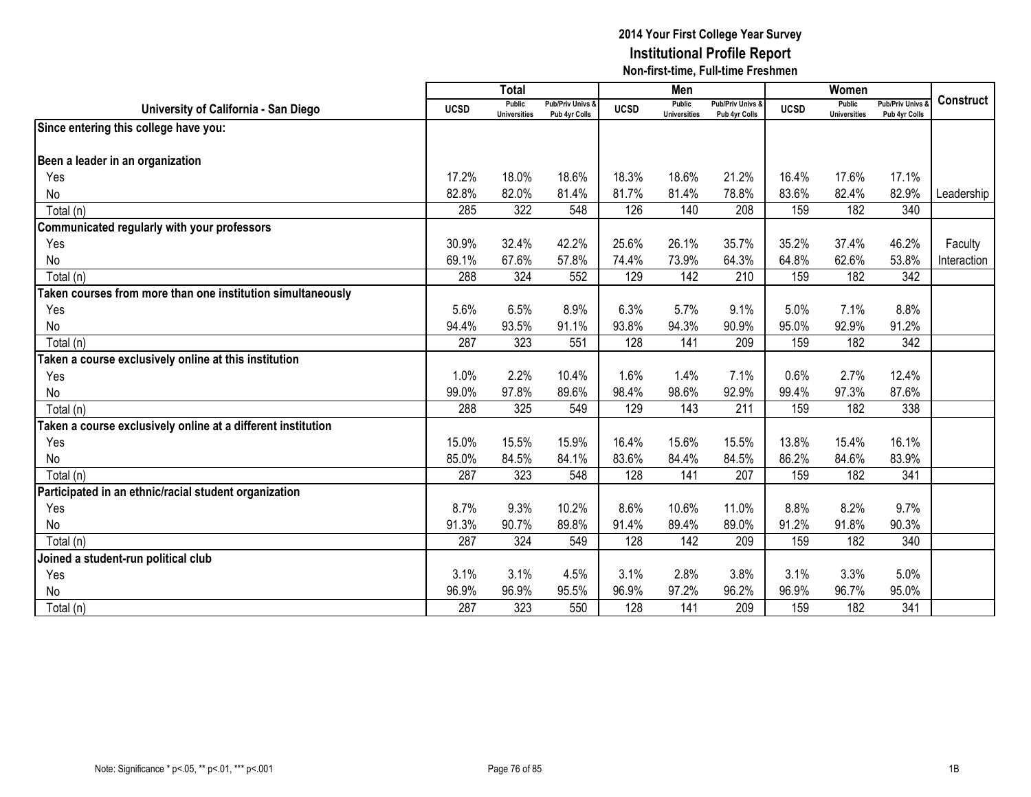# 2014 Your First College Year Survey
## Institutional Profile Report
### Non-first-time, Full-time Freshmen

| University of California - San Diego | Total | | | Men | | | Women | | | Construct |
|---|---|---|---|---|---|---|---|---|---|---|
| | UCSD | Public Universities | Pub/Priv Univs & Pub 4yr Colls | UCSD | Public Universities | Pub/Priv Univs & Pub 4yr Colls | UCSD | Public Universities | Pub/Priv Univs & Pub 4yr Colls | |
| **Since entering this college have you:** | | | | | | | | | | |
| **Been a leader in an organization** | | | | | | | | | | |
| Yes | 17.2% | 18.0% | 18.6% | 18.3% | 18.6% | 21.2% | 16.4% | 17.6% | 17.1% | |
| No | 82.8% | 82.0% | 81.4% | 81.7% | 81.4% | 78.8% | 83.6% | 82.4% | 82.9% | Leadership |
| Total (n) | 285 | 322 | 548 | 126 | 140 | 208 | 159 | 182 | 340 | |
| **Communicated regularly with your professors** | | | | | | | | | | |
| Yes | 30.9% | 32.4% | 42.2% | 25.6% | 26.1% | 35.7% | 35.2% | 37.4% | 46.2% | Faculty |
| No | 69.1% | 67.6% | 57.8% | 74.4% | 73.9% | 64.3% | 64.8% | 62.6% | 53.8% | Interaction |
| Total (n) | 288 | 324 | 552 | 129 | 142 | 210 | 159 | 182 | 342 | |
| **Taken courses from more than one institution simultaneously** | | | | | | | | | | |
| Yes | 5.6% | 6.5% | 8.9% | 6.3% | 5.7% | 9.1% | 5.0% | 7.1% | 8.8% | |
| No | 94.4% | 93.5% | 91.1% | 93.8% | 94.3% | 90.9% | 95.0% | 92.9% | 91.2% | |
| Total (n) | 287 | 323 | 551 | 128 | 141 | 209 | 159 | 182 | 342 | |
| **Taken a course exclusively online at this institution** | | | | | | | | | | |
| Yes | 1.0% | 2.2% | 10.4% | 1.6% | 1.4% | 7.1% | 0.6% | 2.7% | 12.4% | |
| No | 99.0% | 97.8% | 89.6% | 98.4% | 98.6% | 92.9% | 99.4% | 97.3% | 87.6% | |
| Total (n) | 288 | 325 | 549 | 129 | 143 | 211 | 159 | 182 | 338 | |
| **Taken a course exclusively online at a different institution** | | | | | | | | | | |
| Yes | 15.0% | 15.5% | 15.9% | 16.4% | 15.6% | 15.5% | 13.8% | 15.4% | 16.1% | |
| No | 85.0% | 84.5% | 84.1% | 83.6% | 84.4% | 84.5% | 86.2% | 84.6% | 83.9% | |
| Total (n) | 287 | 323 | 548 | 128 | 141 | 207 | 159 | 182 | 341 | |
| **Participated in an ethnic/racial student organization** | | | | | | | | | | |
| Yes | 8.7% | 9.3% | 10.2% | 8.6% | 10.6% | 11.0% | 8.8% | 8.2% | 9.7% | |
| No | 91.3% | 90.7% | 89.8% | 91.4% | 89.4% | 89.0% | 91.2% | 91.8% | 90.3% | |
| Total (n) | 287 | 324 | 549 | 128 | 142 | 209 | 159 | 182 | 340 | |
| **Joined a student-run political club** | | | | | | | | | | |
| Yes | 3.1% | 3.1% | 4.5% | 3.1% | 2.8% | 3.8% | 3.1% | 3.3% | 5.0% | |
| No | 96.9% | 96.9% | 95.5% | 96.9% | 97.2% | 96.2% | 96.9% | 96.7% | 95.0% | |
| Total (n) | 287 | 323 | 550 | 128 | 141 | 209 | 159 | 182 | 341 | |

Note: Significance * p<.05, ** p<.01, *** p<.001

1B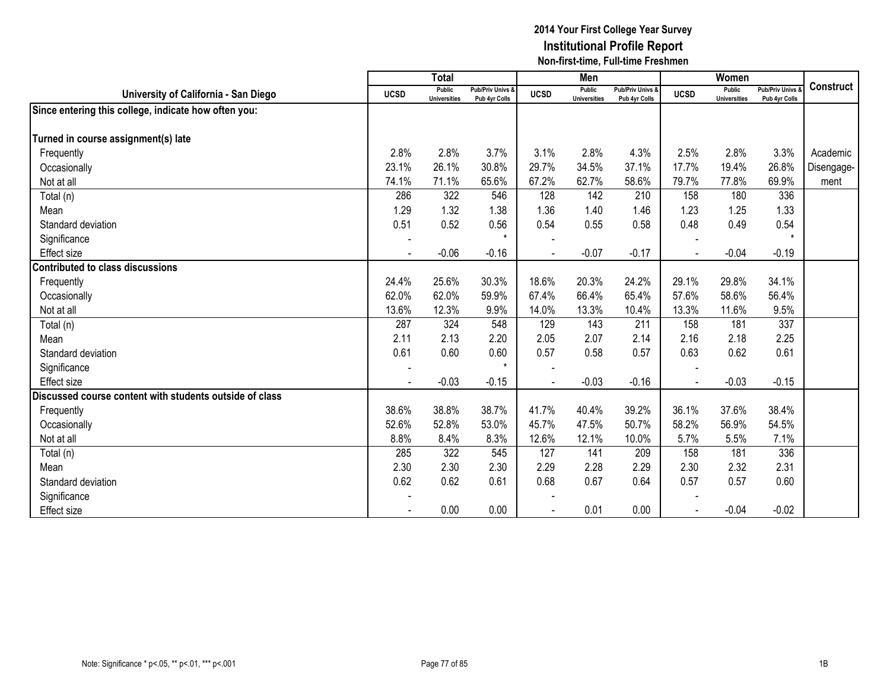# 2014 Your First College Year Survey
## Institutional Profile Report
### Non-first-time, Full-time Freshmen

| University of California - San Diego | Total | | | Men | | | Women | | | Construct |
|---|---|---|---|---|---|---|---|---|---|---|
| | UCSD | Public Universities | Pub/Priv Univs & Pub 4yr Colls | UCSD | Public Universities | Pub/Priv Univs & Pub 4yr Colls | UCSD | Public Universities | Pub/Priv Univs & Pub 4yr Colls | |
| **Since entering this college, indicate how often you:** | | | | | | | | | | |
| **Turned in course assignment(s) late** | | | | | | | | | | |
| Frequently | 2.8% | 2.8% | 3.7% | 3.1% | 2.8% | 4.3% | 2.5% | 2.8% | 3.3% | Academic Disengagement |
| Occasionally | 23.1% | 26.1% | 30.8% | 29.7% | 34.5% | 37.1% | 17.7% | 19.4% | 26.8% | |
| Not at all | 74.1% | 71.1% | 65.6% | 67.2% | 62.7% | 58.6% | 79.7% | 77.8% | 69.9% | |
| Total (n) | 286 | 322 | 546 | 128 | 142 | 210 | 158 | 180 | 336 | |
| Mean | 1.29 | 1.32 | 1.38 | 1.36 | 1.40 | 1.46 | 1.23 | 1.25 | 1.33 | |
| Standard deviation | 0.51 | 0.52 | 0.56 | 0.54 | 0.55 | 0.58 | 0.48 | 0.49 | 0.54 | |
| Significance | - | | * | - | | | - | | * | |
| Effect size | - | -0.06 | -0.16 | - | -0.07 | -0.17 | - | -0.04 | -0.19 | |
| **Contributed to class discussions** | | | | | | | | | | |
| Frequently | 24.4% | 25.6% | 30.3% | 18.6% | 20.3% | 24.2% | 29.1% | 29.8% | 34.1% | |
| Occasionally | 62.0% | 62.0% | 59.9% | 67.4% | 66.4% | 65.4% | 57.6% | 58.6% | 56.4% | |
| Not at all | 13.6% | 12.3% | 9.9% | 14.0% | 13.3% | 10.4% | 13.3% | 11.6% | 9.5% | |
| Total (n) | 287 | 324 | 548 | 129 | 143 | 211 | 158 | 181 | 337 | |
| Mean | 2.11 | 2.13 | 2.20 | 2.05 | 2.07 | 2.14 | 2.16 | 2.18 | 2.25 | |
| Standard deviation | 0.61 | 0.60 | 0.60 | 0.57 | 0.58 | 0.57 | 0.63 | 0.62 | 0.61 | |
| Significance | - | | * | - | | | - | | | |
| Effect size | - | -0.03 | -0.15 | - | -0.03 | -0.16 | - | -0.03 | -0.15 | |
| **Discussed course content with students outside of class** | | | | | | | | | | |
| Frequently | 38.6% | 38.8% | 38.7% | 41.7% | 40.4% | 39.2% | 36.1% | 37.6% | 38.4% | |
| Occasionally | 52.6% | 52.8% | 53.0% | 45.7% | 47.5% | 50.7% | 58.2% | 56.9% | 54.5% | |
| Not at all | 8.8% | 8.4% | 8.3% | 12.6% | 12.1% | 10.0% | 5.7% | 5.5% | 7.1% | |
| Total (n) | 285 | 322 | 545 | 127 | 141 | 209 | 158 | 181 | 336 | |
| Mean | 2.30 | 2.30 | 2.30 | 2.29 | 2.28 | 2.29 | 2.30 | 2.32 | 2.31 | |
| Standard deviation | 0.62 | 0.62 | 0.61 | 0.68 | 0.67 | 0.64 | 0.57 | 0.57 | 0.60 | |
| Significance | - | | | - | | | - | | | |
| Effect size | - | 0.00 | 0.00 | - | 0.01 | 0.00 | - | -0.04 | -0.02 | |

Note: Significance * p<.05, ** p<.01, *** p<.001

1B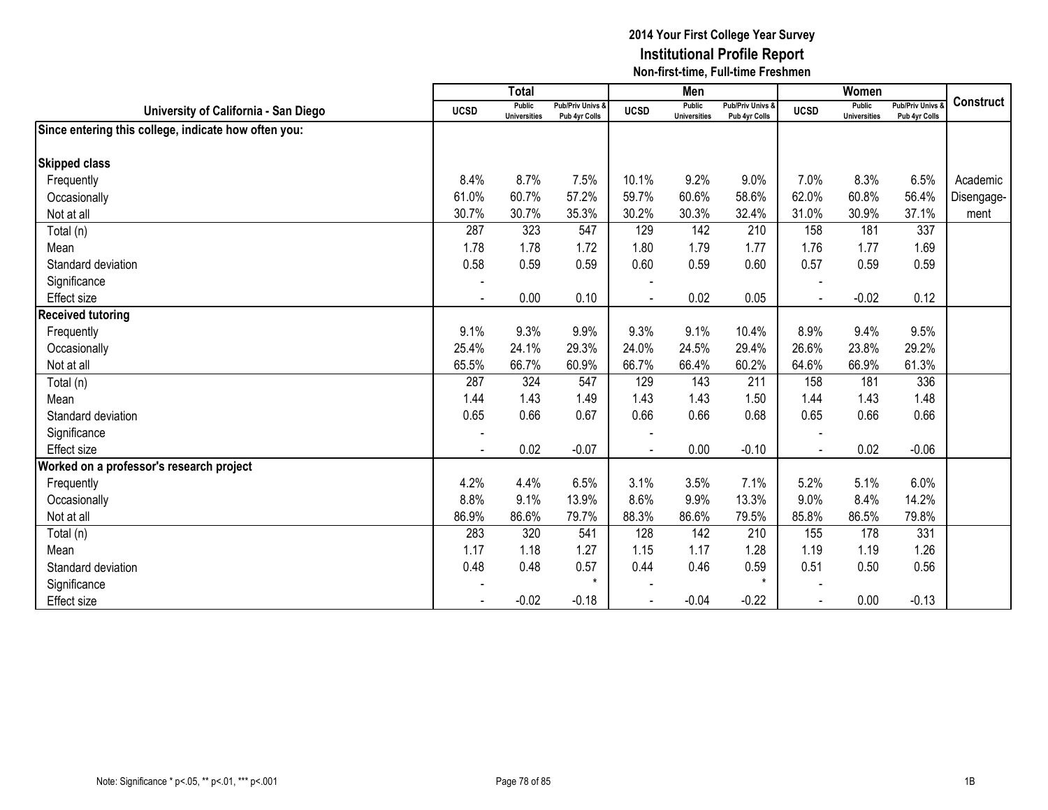# 2014 Your First College Year Survey
## Institutional Profile Report
### Non-first-time, Full-time Freshmen

| University of California - San Diego | Total | | | Men | | | Women | | | Construct |
|---|---|---|---|---|---|---|---|---|---|---|
| | UCSD | Public Universities | Pub/Priv Univs & Pub 4yr Colls | UCSD | Public Universities | Pub/Priv Univs & Pub 4yr Colls | UCSD | Public Universities | Pub/Priv Univs & Pub 4yr Colls | |
| **Since entering this college, indicate how often you:** | | | | | | | | | | |
| **Skipped class** | | | | | | | | | | |
| Frequently | 8.4% | 8.7% | 7.5% | 10.1% | 9.2% | 9.0% | 7.0% | 8.3% | 6.5% | Academic Disengagement |
| Occasionally | 61.0% | 60.7% | 57.2% | 59.7% | 60.6% | 58.6% | 62.0% | 60.8% | 56.4% | |
| Not at all | 30.7% | 30.7% | 35.3% | 30.2% | 30.3% | 32.4% | 31.0% | 30.9% | 37.1% | |
| Total (n) | 287 | 323 | 547 | 129 | 142 | 210 | 158 | 181 | 337 | |
| Mean | 1.78 | 1.78 | 1.72 | 1.80 | 1.79 | 1.77 | 1.76 | 1.77 | 1.69 | |
| Standard deviation | 0.58 | 0.59 | 0.59 | 0.60 | 0.59 | 0.60 | 0.57 | 0.59 | 0.59 | |
| Significance | - | | | - | | | - | | | |
| Effect size | - | 0.00 | 0.10 | - | 0.02 | 0.05 | - | -0.02 | 0.12 | |
| **Received tutoring** | | | | | | | | | | |
| Frequently | 9.1% | 9.3% | 9.9% | 9.3% | 9.1% | 10.4% | 8.9% | 9.4% | 9.5% | |
| Occasionally | 25.4% | 24.1% | 29.3% | 24.0% | 24.5% | 29.4% | 26.6% | 23.8% | 29.2% | |
| Not at all | 65.5% | 66.7% | 60.9% | 66.7% | 66.4% | 60.2% | 64.6% | 66.9% | 61.3% | |
| Total (n) | 287 | 324 | 547 | 129 | 143 | 211 | 158 | 181 | 336 | |
| Mean | 1.44 | 1.43 | 1.49 | 1.43 | 1.43 | 1.50 | 1.44 | 1.43 | 1.48 | |
| Standard deviation | 0.65 | 0.66 | 0.67 | 0.66 | 0.66 | 0.68 | 0.65 | 0.66 | 0.66 | |
| Significance | - | | | - | | | - | | | |
| Effect size | - | 0.02 | -0.07 | - | 0.00 | -0.10 | - | 0.02 | -0.06 | |
| **Worked on a professor's research project** | | | | | | | | | | |
| Frequently | 4.2% | 4.4% | 6.5% | 3.1% | 3.5% | 7.1% | 5.2% | 5.1% | 6.0% | |
| Occasionally | 8.8% | 9.1% | 13.9% | 8.6% | 9.9% | 13.3% | 9.0% | 8.4% | 14.2% | |
| Not at all | 86.9% | 86.6% | 79.7% | 88.3% | 86.6% | 79.5% | 85.8% | 86.5% | 79.8% | |
| Total (n) | 283 | 320 | 541 | 128 | 142 | 210 | 155 | 178 | 331 | |
| Mean | 1.17 | 1.18 | 1.27 | 1.15 | 1.17 | 1.28 | 1.19 | 1.19 | 1.26 | |
| Standard deviation | 0.48 | 0.48 | 0.57 | 0.44 | 0.46 | 0.59 | 0.51 | 0.50 | 0.56 | |
| Significance | - | | * | - | | * | - | | | |
| Effect size | - | -0.02 | -0.18 | - | -0.04 | -0.22 | - | 0.00 | -0.13 | |

Note: Significance * p<.05, ** p<.01, *** p<.001

1B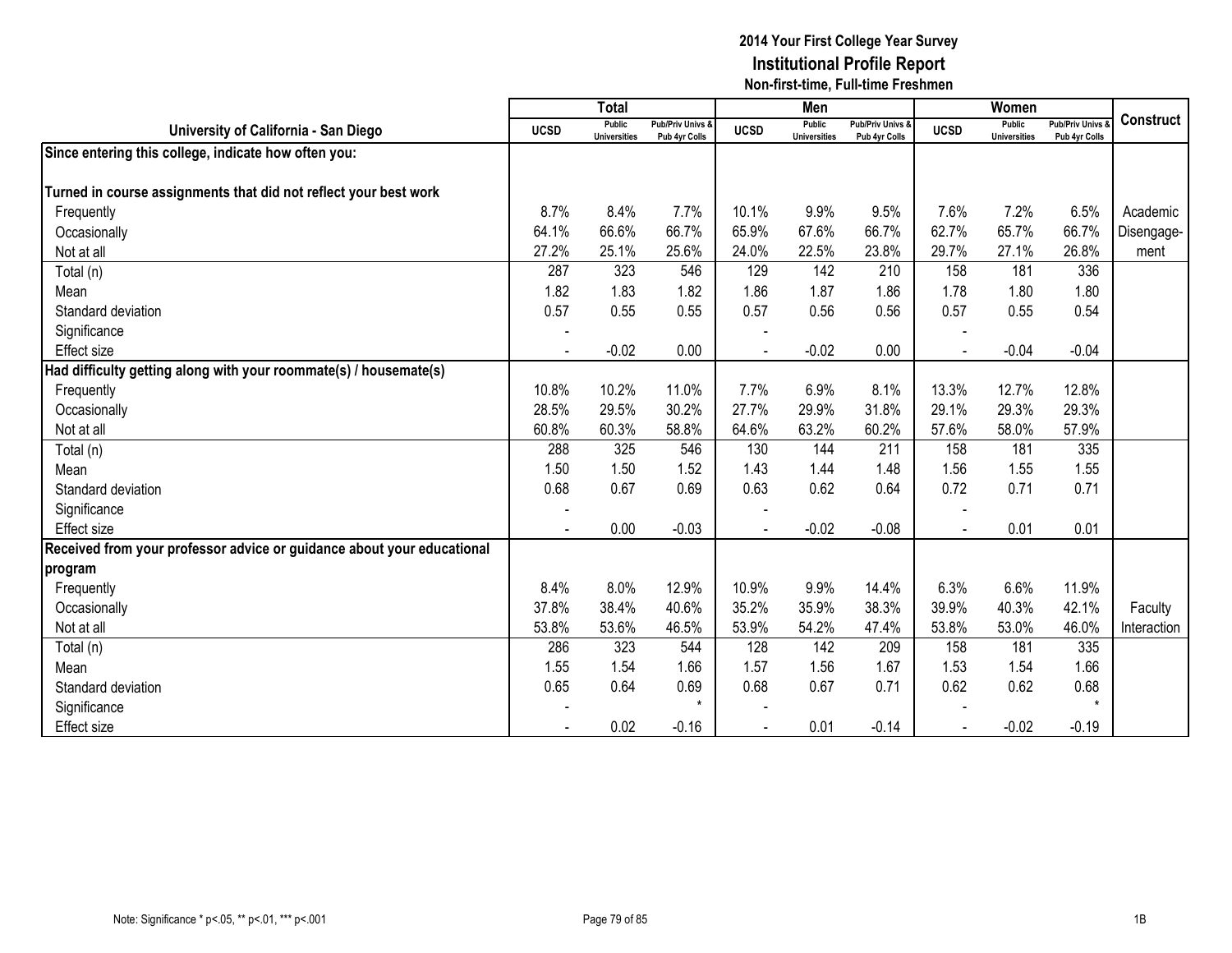# 2014 Your First College Year Survey
## Institutional Profile Report
### Non-first-time, Full-time Freshmen

| University of California - San Diego | Total | | | Men | | | Women | | | Construct |
|---|---|---|---|---|---|---|---|---|---|---|
| | UCSD | Public Universities | Pub/Priv Univs & Pub 4yr Colls | UCSD | Public Universities | Pub/Priv Univs & Pub 4yr Colls | UCSD | Public Universities | Pub/Priv Univs & Pub 4yr Colls | |
| **Since entering this college, indicate how often you:** | | | | | | | | | | |
| **Turned in course assignments that did not reflect your best work** | | | | | | | | | | |
| Frequently | 8.7% | 8.4% | 7.7% | 10.1% | 9.9% | 9.5% | 7.6% | 7.2% | 6.5% | Academic Disengagement |
| Occasionally | 64.1% | 66.6% | 66.7% | 65.9% | 67.6% | 66.7% | 62.7% | 65.7% | 66.7% | |
| Not at all | 27.2% | 25.1% | 25.6% | 24.0% | 22.5% | 23.8% | 29.7% | 27.1% | 26.8% | |
| Total (n) | 287 | 323 | 546 | 129 | 142 | 210 | 158 | 181 | 336 | |
| Mean | 1.82 | 1.83 | 1.82 | 1.86 | 1.87 | 1.86 | 1.78 | 1.80 | 1.80 | |
| Standard deviation | 0.57 | 0.55 | 0.55 | 0.57 | 0.56 | 0.56 | 0.57 | 0.55 | 0.54 | |
| Significance | - | | | - | | | - | | | |
| Effect size | - | -0.02 | 0.00 | - | -0.02 | 0.00 | - | -0.04 | -0.04 | |
| **Had difficulty getting along with your roommate(s) / housemate(s)** | | | | | | | | | | |
| Frequently | 10.8% | 10.2% | 11.0% | 7.7% | 6.9% | 8.1% | 13.3% | 12.7% | 12.8% | |
| Occasionally | 28.5% | 29.5% | 30.2% | 27.7% | 29.9% | 31.8% | 29.1% | 29.3% | 29.3% | |
| Not at all | 60.8% | 60.3% | 58.8% | 64.6% | 63.2% | 60.2% | 57.6% | 58.0% | 57.9% | |
| Total (n) | 288 | 325 | 546 | 130 | 144 | 211 | 158 | 181 | 335 | |
| Mean | 1.50 | 1.50 | 1.52 | 1.43 | 1.44 | 1.48 | 1.56 | 1.55 | 1.55 | |
| Standard deviation | 0.68 | 0.67 | 0.69 | 0.63 | 0.62 | 0.64 | 0.72 | 0.71 | 0.71 | |
| Significance | - | | | - | | | - | | | |
| Effect size | - | 0.00 | -0.03 | - | -0.02 | -0.08 | - | 0.01 | 0.01 | |
| **Received from your professor advice or guidance about your educational program** | | | | | | | | | | |
| Frequently | 8.4% | 8.0% | 12.9% | 10.9% | 9.9% | 14.4% | 6.3% | 6.6% | 11.9% | |
| Occasionally | 37.8% | 38.4% | 40.6% | 35.2% | 35.9% | 38.3% | 39.9% | 40.3% | 42.1% | Faculty Interaction |
| Not at all | 53.8% | 53.6% | 46.5% | 53.9% | 54.2% | 47.4% | 53.8% | 53.0% | 46.0% | |
| Total (n) | 286 | 323 | 544 | 128 | 142 | 209 | 158 | 181 | 335 | |
| Mean | 1.55 | 1.54 | 1.66 | 1.57 | 1.56 | 1.67 | 1.53 | 1.54 | 1.66 | |
| Standard deviation | 0.65 | 0.64 | 0.69 | 0.68 | 0.67 | 0.71 | 0.62 | 0.62 | 0.68 | |
| Significance | - | | * | - | | | - | | * | |
| Effect size | - | 0.02 | -0.16 | - | 0.01 | -0.14 | - | -0.02 | -0.19 | |

Note: Significance * p<.05, ** p<.01, *** p<.001

1B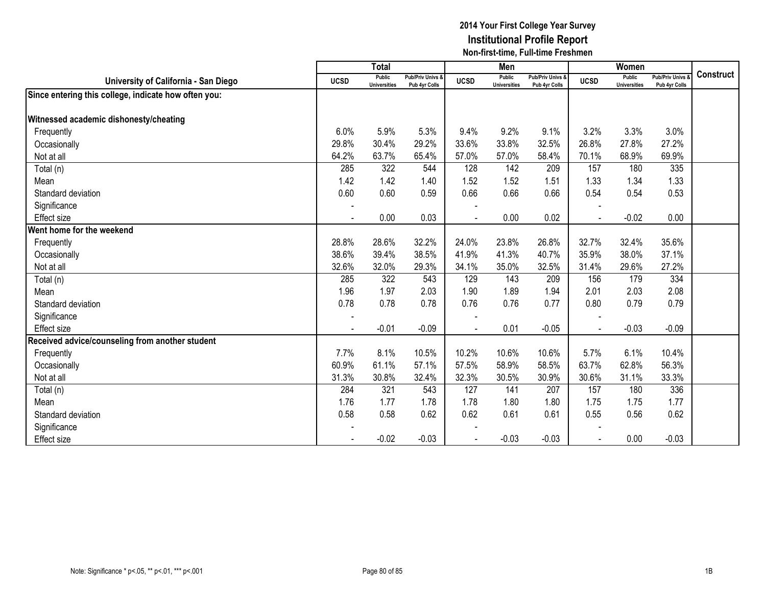# 2014 Your First College Year Survey
## Institutional Profile Report
### Non-first-time, Full-time Freshmen

| University of California - San Diego | Total | | | Men | | | Women | | | Construct |
|---|---|---|---|---|---|---|---|---|---|---|
| | UCSD | Public Universities | Pub/Priv Univs & Pub 4yr Colls | UCSD | Public Universities | Pub/Priv Univs & Pub 4yr Colls | UCSD | Public Universities | Pub/Priv Univs & Pub 4yr Colls | |
| **Since entering this college, indicate how often you:** | | | | | | | | | | |
| **Witnessed academic dishonesty/cheating** | | | | | | | | | | |
| Frequently | 6.0% | 5.9% | 5.3% | 9.4% | 9.2% | 9.1% | 3.2% | 3.3% | 3.0% | |
| Occasionally | 29.8% | 30.4% | 29.2% | 33.6% | 33.8% | 32.5% | 26.8% | 27.8% | 27.2% | |
| Not at all | 64.2% | 63.7% | 65.4% | 57.0% | 57.0% | 58.4% | 70.1% | 68.9% | 69.9% | |
| Total (n) | 285 | 322 | 544 | 128 | 142 | 209 | 157 | 180 | 335 | |
| Mean | 1.42 | 1.42 | 1.40 | 1.52 | 1.52 | 1.51 | 1.33 | 1.34 | 1.33 | |
| Standard deviation | 0.60 | 0.60 | 0.59 | 0.66 | 0.66 | 0.66 | 0.54 | 0.54 | 0.53 | |
| Significance | - | | | - | | | - | | | |
| Effect size | - | 0.00 | 0.03 | - | 0.00 | 0.02 | - | -0.02 | 0.00 | |
| **Went home for the weekend** | | | | | | | | | | |
| Frequently | 28.8% | 28.6% | 32.2% | 24.0% | 23.8% | 26.8% | 32.7% | 32.4% | 35.6% | |
| Occasionally | 38.6% | 39.4% | 38.5% | 41.9% | 41.3% | 40.7% | 35.9% | 38.0% | 37.1% | |
| Not at all | 32.6% | 32.0% | 29.3% | 34.1% | 35.0% | 32.5% | 31.4% | 29.6% | 27.2% | |
| Total (n) | 285 | 322 | 543 | 129 | 143 | 209 | 156 | 179 | 334 | |
| Mean | 1.96 | 1.97 | 2.03 | 1.90 | 1.89 | 1.94 | 2.01 | 2.03 | 2.08 | |
| Standard deviation | 0.78 | 0.78 | 0.78 | 0.76 | 0.76 | 0.77 | 0.80 | 0.79 | 0.79 | |
| Significance | - | | | - | | | - | | | |
| Effect size | - | -0.01 | -0.09 | - | 0.01 | -0.05 | - | -0.03 | -0.09 | |
| **Received advice/counseling from another student** | | | | | | | | | | |
| Frequently | 7.7% | 8.1% | 10.5% | 10.2% | 10.6% | 10.6% | 5.7% | 6.1% | 10.4% | |
| Occasionally | 60.9% | 61.1% | 57.1% | 57.5% | 58.9% | 58.5% | 63.7% | 62.8% | 56.3% | |
| Not at all | 31.3% | 30.8% | 32.4% | 32.3% | 30.5% | 30.9% | 30.6% | 31.1% | 33.3% | |
| Total (n) | 284 | 321 | 543 | 127 | 141 | 207 | 157 | 180 | 336 | |
| Mean | 1.76 | 1.77 | 1.78 | 1.78 | 1.80 | 1.80 | 1.75 | 1.75 | 1.77 | |
| Standard deviation | 0.58 | 0.58 | 0.62 | 0.62 | 0.61 | 0.61 | 0.55 | 0.56 | 0.62 | |
| Significance | - | | | - | | | - | | | |
| Effect size | - | -0.02 | -0.03 | - | -0.03 | -0.03 | - | 0.00 | -0.03 | |

Note: Significance * p<.05, ** p<.01, *** p<.001

1B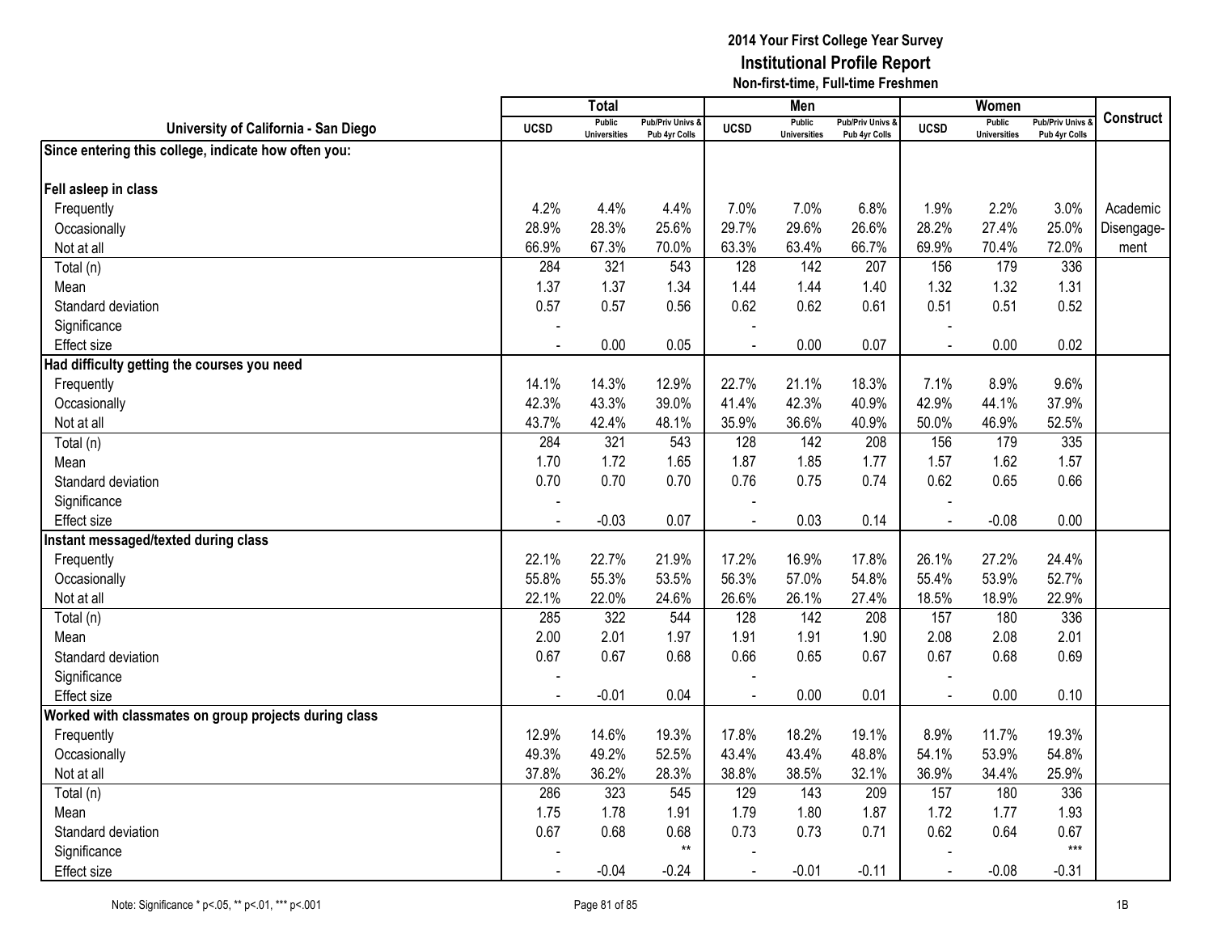# 2014 Your First College Year Survey
## Institutional Profile Report
### Non-first-time, Full-time Freshmen

| University of California - San Diego | Total | | | Men | | | Women | | | Construct |
|---|---|---|---|---|---|---|---|---|---|---|
| | UCSD | Public Universities | Pub/Priv Univs & Pub 4yr Colls | UCSD | Public Universities | Pub/Priv Univs & Pub 4yr Colls | UCSD | Public Universities | Pub/Priv Univs & Pub 4yr Colls | |
| **Since entering this college, indicate how often you:** | | | | | | | | | | |
| **Fell asleep in class** | | | | | | | | | | |
| Frequently | 4.2% | 4.4% | 4.4% | 7.0% | 7.0% | 6.8% | 1.9% | 2.2% | 3.0% | Academic Disengagement |
| Occasionally | 28.9% | 28.3% | 25.6% | 29.7% | 29.6% | 26.6% | 28.2% | 27.4% | 25.0% | |
| Not at all | 66.9% | 67.3% | 70.0% | 63.3% | 63.4% | 66.7% | 69.9% | 70.4% | 72.0% | |
| Total (n) | 284 | 321 | 543 | 128 | 142 | 207 | 156 | 179 | 336 | |
| Mean | 1.37 | 1.37 | 1.34 | 1.44 | 1.44 | 1.40 | 1.32 | 1.32 | 1.31 | |
| Standard deviation | 0.57 | 0.57 | 0.56 | 0.62 | 0.62 | 0.61 | 0.51 | 0.51 | 0.52 | |
| Significance | - | | | - | | | - | | | |
| Effect size | - | 0.00 | 0.05 | - | 0.00 | 0.07 | - | 0.00 | 0.02 | |
| **Had difficulty getting the courses you need** | | | | | | | | | | |
| Frequently | 14.1% | 14.3% | 12.9% | 22.7% | 21.1% | 18.3% | 7.1% | 8.9% | 9.6% | |
| Occasionally | 42.3% | 43.3% | 39.0% | 41.4% | 42.3% | 40.9% | 42.9% | 44.1% | 37.9% | |
| Not at all | 43.7% | 42.4% | 48.1% | 35.9% | 36.6% | 40.9% | 50.0% | 46.9% | 52.5% | |
| Total (n) | 284 | 321 | 543 | 128 | 142 | 208 | 156 | 179 | 335 | |
| Mean | 1.70 | 1.72 | 1.65 | 1.87 | 1.85 | 1.77 | 1.57 | 1.62 | 1.57 | |
| Standard deviation | 0.70 | 0.70 | 0.70 | 0.76 | 0.75 | 0.74 | 0.62 | 0.65 | 0.66 | |
| Significance | - | | | - | | | - | | | |
| Effect size | - | -0.03 | 0.07 | - | 0.03 | 0.14 | - | -0.08 | 0.00 | |
| **Instant messaged/texted during class** | | | | | | | | | | |
| Frequently | 22.1% | 22.7% | 21.9% | 17.2% | 16.9% | 17.8% | 26.1% | 27.2% | 24.4% | |
| Occasionally | 55.8% | 55.3% | 53.5% | 56.3% | 57.0% | 54.8% | 55.4% | 53.9% | 52.7% | |
| Not at all | 22.1% | 22.0% | 24.6% | 26.6% | 26.1% | 27.4% | 18.5% | 18.9% | 22.9% | |
| Total (n) | 285 | 322 | 544 | 128 | 142 | 208 | 157 | 180 | 336 | |
| Mean | 2.00 | 2.01 | 1.97 | 1.91 | 1.91 | 1.90 | 2.08 | 2.08 | 2.01 | |
| Standard deviation | 0.67 | 0.67 | 0.68 | 0.66 | 0.65 | 0.67 | 0.67 | 0.68 | 0.69 | |
| Significance | - | | | - | | | - | | | |
| Effect size | - | -0.01 | 0.04 | - | 0.00 | 0.01 | - | 0.00 | 0.10 | |
| **Worked with classmates on group projects during class** | | | | | | | | | | |
| Frequently | 12.9% | 14.6% | 19.3% | 17.8% | 18.2% | 19.1% | 8.9% | 11.7% | 19.3% | |
| Occasionally | 49.3% | 49.2% | 52.5% | 43.4% | 43.4% | 48.8% | 54.1% | 53.9% | 54.8% | |
| Not at all | 37.8% | 36.2% | 28.3% | 38.8% | 38.5% | 32.1% | 36.9% | 34.4% | 25.9% | |
| Total (n) | 286 | 323 | 545 | 129 | 143 | 209 | 157 | 180 | 336 | |
| Mean | 1.75 | 1.78 | 1.91 | 1.79 | 1.80 | 1.87 | 1.72 | 1.77 | 1.93 | |
| Standard deviation | 0.67 | 0.68 | 0.68 | 0.73 | 0.73 | 0.71 | 0.62 | 0.64 | 0.67 | |
| Significance | - | | ** | - | | | - | | *** | |
| Effect size | - | -0.04 | -0.24 | - | -0.01 | -0.11 | - | -0.08 | -0.31 | |

Note: Significance * p<.05, ** p<.01, *** p<.001

1B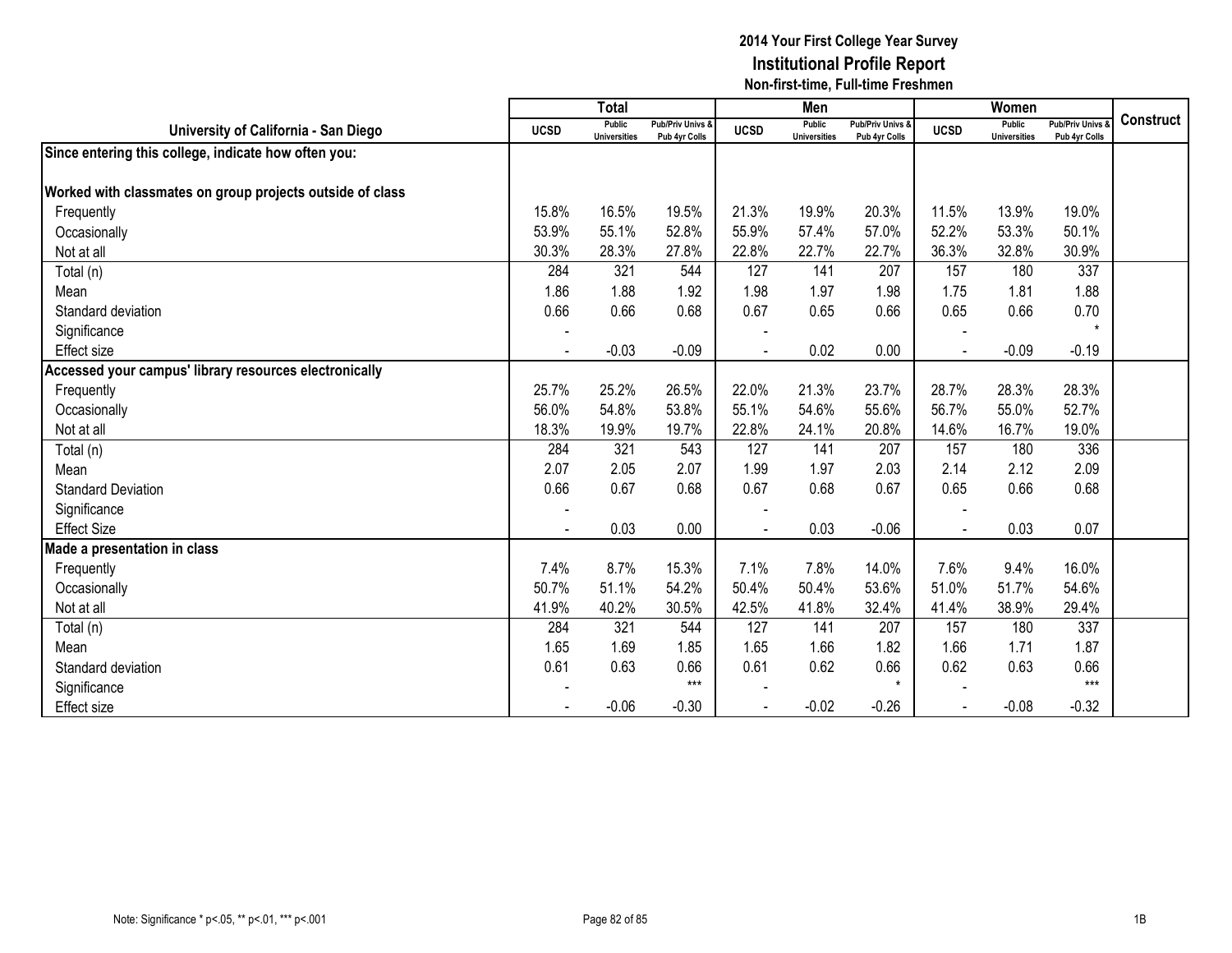# 2014 Your First College Year Survey
## Institutional Profile Report
### Non-first-time, Full-time Freshmen

| University of California - San Diego | Total | | | Men | | | Women | | | Construct |
|---|---|---|---|---|---|---|---|---|---|---|
| | UCSD | Public Universities | Pub/Priv Univs & Pub 4yr Colls | UCSD | Public Universities | Pub/Priv Univs & Pub 4yr Colls | UCSD | Public Universities | Pub/Priv Univs & Pub 4yr Colls | |
| **Since entering this college, indicate how often you:** | | | | | | | | | | |
| **Worked with classmates on group projects outside of class** | | | | | | | | | | |
| Frequently | 15.8% | 16.5% | 19.5% | 21.3% | 19.9% | 20.3% | 11.5% | 13.9% | 19.0% | |
| Occasionally | 53.9% | 55.1% | 52.8% | 55.9% | 57.4% | 57.0% | 52.2% | 53.3% | 50.1% | |
| Not at all | 30.3% | 28.3% | 27.8% | 22.8% | 22.7% | 22.7% | 36.3% | 32.8% | 30.9% | |
| Total (n) | 284 | 321 | 544 | 127 | 141 | 207 | 157 | 180 | 337 | |
| Mean | 1.86 | 1.88 | 1.92 | 1.98 | 1.97 | 1.98 | 1.75 | 1.81 | 1.88 | |
| Standard deviation | 0.66 | 0.66 | 0.68 | 0.67 | 0.65 | 0.66 | 0.65 | 0.66 | 0.70 | |
| Significance | - | | | - | | | - | | * | |
| Effect size | - | -0.03 | -0.09 | - | 0.02 | 0.00 | - | -0.09 | -0.19 | |
| **Accessed your campus' library resources electronically** | | | | | | | | | | |
| Frequently | 25.7% | 25.2% | 26.5% | 22.0% | 21.3% | 23.7% | 28.7% | 28.3% | 28.3% | |
| Occasionally | 56.0% | 54.8% | 53.8% | 55.1% | 54.6% | 55.6% | 56.7% | 55.0% | 52.7% | |
| Not at all | 18.3% | 19.9% | 19.7% | 22.8% | 24.1% | 20.8% | 14.6% | 16.7% | 19.0% | |
| Total (n) | 284 | 321 | 543 | 127 | 141 | 207 | 157 | 180 | 336 | |
| Mean | 2.07 | 2.05 | 2.07 | 1.99 | 1.97 | 2.03 | 2.14 | 2.12 | 2.09 | |
| Standard Deviation | 0.66 | 0.67 | 0.68 | 0.67 | 0.68 | 0.67 | 0.65 | 0.66 | 0.68 | |
| Significance | - | | | - | | | - | | | |
| Effect Size | - | 0.03 | 0.00 | - | 0.03 | -0.06 | - | 0.03 | 0.07 | |
| **Made a presentation in class** | | | | | | | | | | |
| Frequently | 7.4% | 8.7% | 15.3% | 7.1% | 7.8% | 14.0% | 7.6% | 9.4% | 16.0% | |
| Occasionally | 50.7% | 51.1% | 54.2% | 50.4% | 50.4% | 53.6% | 51.0% | 51.7% | 54.6% | |
| Not at all | 41.9% | 40.2% | 30.5% | 42.5% | 41.8% | 32.4% | 41.4% | 38.9% | 29.4% | |
| Total (n) | 284 | 321 | 544 | 127 | 141 | 207 | 157 | 180 | 337 | |
| Mean | 1.65 | 1.69 | 1.85 | 1.65 | 1.66 | 1.82 | 1.66 | 1.71 | 1.87 | |
| Standard deviation | 0.61 | 0.63 | 0.66 | 0.61 | 0.62 | 0.66 | 0.62 | 0.63 | 0.66 | |
| Significance | - | | *** | - | | * | - | | *** | |
| Effect size | - | -0.06 | -0.30 | - | -0.02 | -0.26 | - | -0.08 | -0.32 | |

Note: Significance * p<.05, ** p<.01, *** p<.001

1B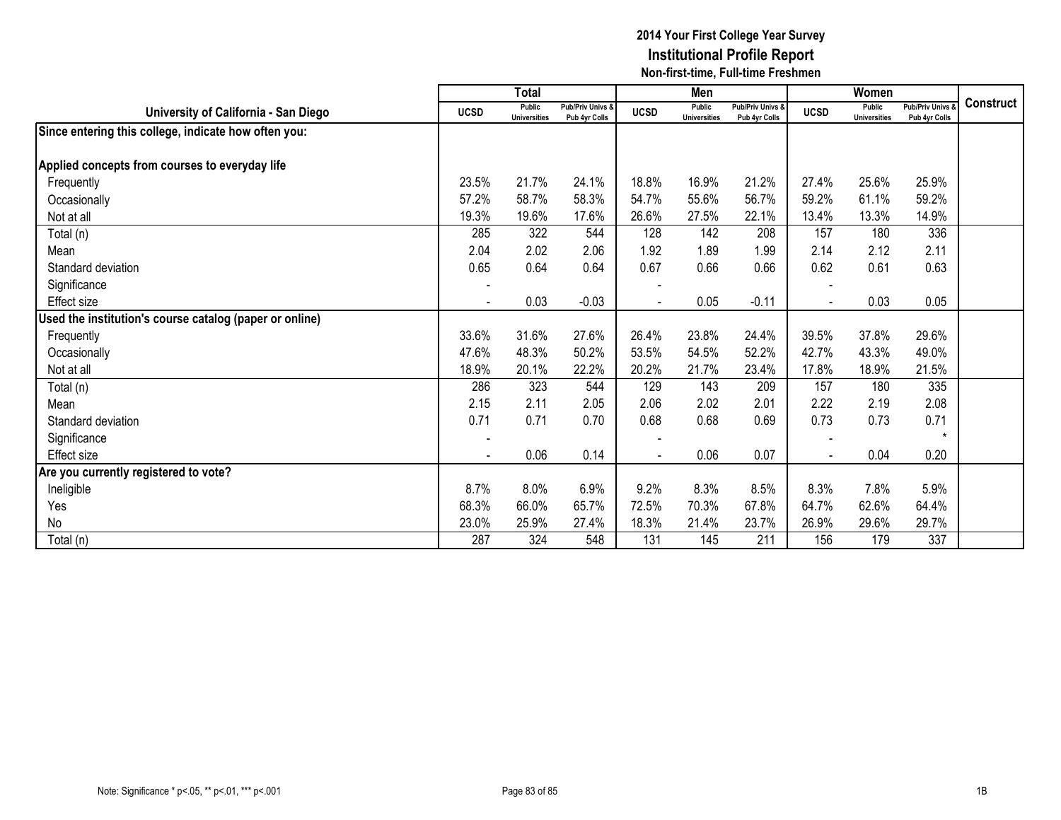# 2014 Your First College Year Survey
## Institutional Profile Report
### Non-first-time, Full-time Freshmen

| University of California - San Diego | Total | | | Men | | | Women | | | Construct |
|---|---|---|---|---|---|---|---|---|---|---|
| | UCSD | Public Universities | Pub/Priv Univs & Pub 4yr Colls | UCSD | Public Universities | Pub/Priv Univs & Pub 4yr Colls | UCSD | Public Universities | Pub/Priv Univs & Pub 4yr Colls | |
| **Since entering this college, indicate how often you:** | | | | | | | | | | |
| **Applied concepts from courses to everyday life** | | | | | | | | | | |
| Frequently | 23.5% | 21.7% | 24.1% | 18.8% | 16.9% | 21.2% | 27.4% | 25.6% | 25.9% | |
| Occasionally | 57.2% | 58.7% | 58.3% | 54.7% | 55.6% | 56.7% | 59.2% | 61.1% | 59.2% | |
| Not at all | 19.3% | 19.6% | 17.6% | 26.6% | 27.5% | 22.1% | 13.4% | 13.3% | 14.9% | |
| Total (n) | 285 | 322 | 544 | 128 | 142 | 208 | 157 | 180 | 336 | |
| Mean | 2.04 | 2.02 | 2.06 | 1.92 | 1.89 | 1.99 | 2.14 | 2.12 | 2.11 | |
| Standard deviation | 0.65 | 0.64 | 0.64 | 0.67 | 0.66 | 0.66 | 0.62 | 0.61 | 0.63 | |
| Significance | - | | | - | | | - | | | |
| Effect size | - | 0.03 | -0.03 | - | 0.05 | -0.11 | - | 0.03 | 0.05 | |
| **Used the institution's course catalog (paper or online)** | | | | | | | | | | |
| Frequently | 33.6% | 31.6% | 27.6% | 26.4% | 23.8% | 24.4% | 39.5% | 37.8% | 29.6% | |
| Occasionally | 47.6% | 48.3% | 50.2% | 53.5% | 54.5% | 52.2% | 42.7% | 43.3% | 49.0% | |
| Not at all | 18.9% | 20.1% | 22.2% | 20.2% | 21.7% | 23.4% | 17.8% | 18.9% | 21.5% | |
| Total (n) | 286 | 323 | 544 | 129 | 143 | 209 | 157 | 180 | 335 | |
| Mean | 2.15 | 2.11 | 2.05 | 2.06 | 2.02 | 2.01 | 2.22 | 2.19 | 2.08 | |
| Standard deviation | 0.71 | 0.71 | 0.70 | 0.68 | 0.68 | 0.69 | 0.73 | 0.73 | 0.71 | |
| Significance | - | | | - | | | - | | * | |
| Effect size | - | 0.06 | 0.14 | - | 0.06 | 0.07 | - | 0.04 | 0.20 | |
| **Are you currently registered to vote?** | | | | | | | | | | |
| Ineligible | 8.7% | 8.0% | 6.9% | 9.2% | 8.3% | 8.5% | 8.3% | 7.8% | 5.9% | |
| Yes | 68.3% | 66.0% | 65.7% | 72.5% | 70.3% | 67.8% | 64.7% | 62.6% | 64.4% | |
| No | 23.0% | 25.9% | 27.4% | 18.3% | 21.4% | 23.7% | 26.9% | 29.6% | 29.7% | |
| Total (n) | 287 | 324 | 548 | 131 | 145 | 211 | 156 | 179 | 337 | |

Note: Significance * p<.05, ** p<.01, *** p<.001

1B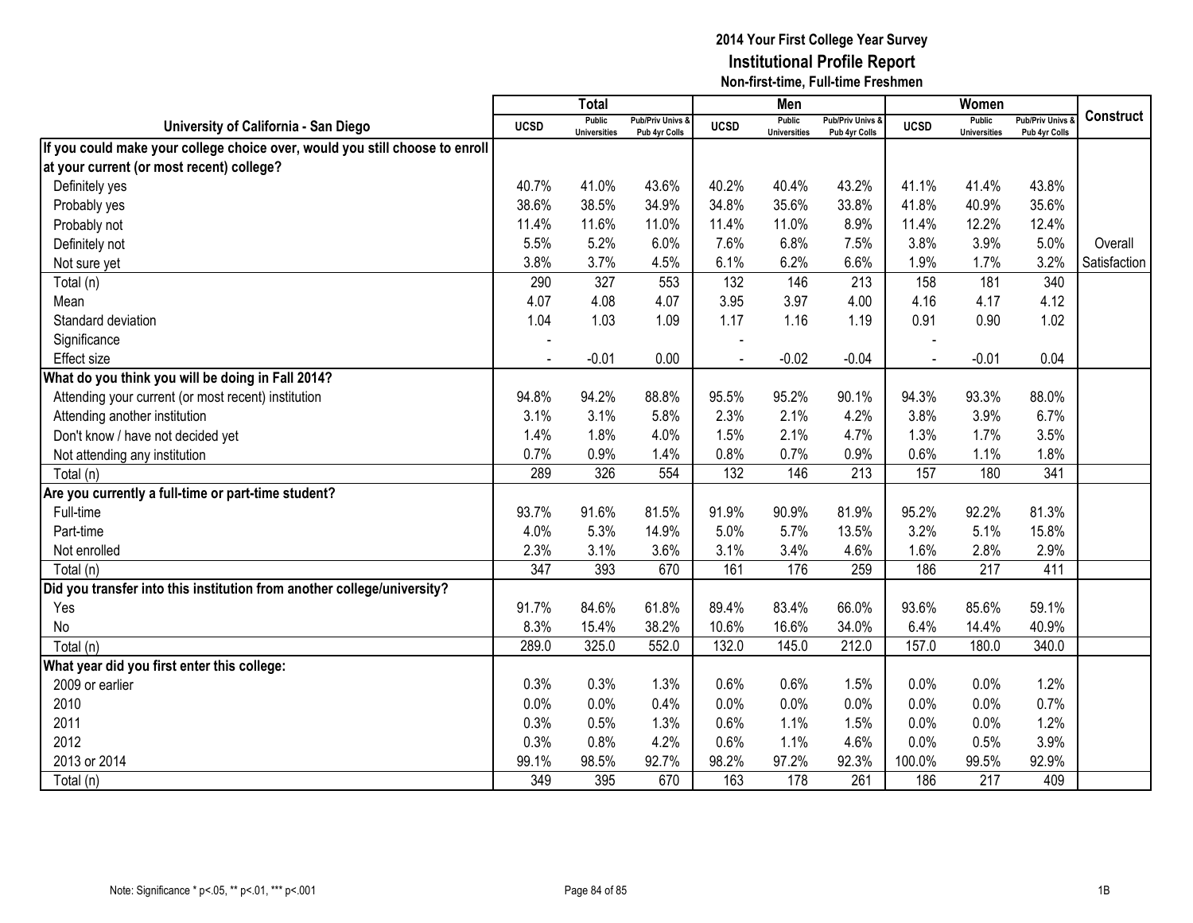# 2014 Your First College Year Survey

## Institutional Profile Report

### Non-first-time, Full-time Freshmen

| University of California - San Diego | Total | | | Men | | | Women | | | Construct |
|---|---|---|---|---|---|---|---|---|---|---|
| | UCSD | Public Universities | Pub/Priv Univs & Pub 4yr Colls | UCSD | Public Universities | Pub/Priv Univs & Pub 4yr Colls | UCSD | Public Universities | Pub/Priv Univs & Pub 4yr Colls | |
| **If you could make your college choice over, would you still choose to enroll at your current (or most recent) college?** | | | | | | | | | | |
| Definitely yes | 40.7% | 41.0% | 43.6% | 40.2% | 40.4% | 43.2% | 41.1% | 41.4% | 43.8% | |
| Probably yes | 38.6% | 38.5% | 34.9% | 34.8% | 35.6% | 33.8% | 41.8% | 40.9% | 35.6% | |
| Probably not | 11.4% | 11.6% | 11.0% | 11.4% | 11.0% | 8.9% | 11.4% | 12.2% | 12.4% | |
| Definitely not | 5.5% | 5.2% | 6.0% | 7.6% | 6.8% | 7.5% | 3.8% | 3.9% | 5.0% | Overall |
| Not sure yet | 3.8% | 3.7% | 4.5% | 6.1% | 6.2% | 6.6% | 1.9% | 1.7% | 3.2% | Satisfaction |
| Total (n) | 290 | 327 | 553 | 132 | 146 | 213 | 158 | 181 | 340 | |
| Mean | 4.07 | 4.08 | 4.07 | 3.95 | 3.97 | 4.00 | 4.16 | 4.17 | 4.12 | |
| Standard deviation | 1.04 | 1.03 | 1.09 | 1.17 | 1.16 | 1.19 | 0.91 | 0.90 | 1.02 | |
| Significance | - | | | - | | | - | | | |
| Effect size | - | -0.01 | 0.00 | - | -0.02 | -0.04 | - | -0.01 | 0.04 | |
| **What do you think you will be doing in Fall 2014?** | | | | | | | | | | |
| Attending your current (or most recent) institution | 94.8% | 94.2% | 88.8% | 95.5% | 95.2% | 90.1% | 94.3% | 93.3% | 88.0% | |
| Attending another institution | 3.1% | 3.1% | 5.8% | 2.3% | 2.1% | 4.2% | 3.8% | 3.9% | 6.7% | |
| Don't know / have not decided yet | 1.4% | 1.8% | 4.0% | 1.5% | 2.1% | 4.7% | 1.3% | 1.7% | 3.5% | |
| Not attending any institution | 0.7% | 0.9% | 1.4% | 0.8% | 0.7% | 0.9% | 0.6% | 1.1% | 1.8% | |
| Total (n) | 289 | 326 | 554 | 132 | 146 | 213 | 157 | 180 | 341 | |
| **Are you currently a full-time or part-time student?** | | | | | | | | | | |
| Full-time | 93.7% | 91.6% | 81.5% | 91.9% | 90.9% | 81.9% | 95.2% | 92.2% | 81.3% | |
| Part-time | 4.0% | 5.3% | 14.9% | 5.0% | 5.7% | 13.5% | 3.2% | 5.1% | 15.8% | |
| Not enrolled | 2.3% | 3.1% | 3.6% | 3.1% | 3.4% | 4.6% | 1.6% | 2.8% | 2.9% | |
| Total (n) | 347 | 393 | 670 | 161 | 176 | 259 | 186 | 217 | 411 | |
| **Did you transfer into this institution from another college/university?** | | | | | | | | | | |
| Yes | 91.7% | 84.6% | 61.8% | 89.4% | 83.4% | 66.0% | 93.6% | 85.6% | 59.1% | |
| No | 8.3% | 15.4% | 38.2% | 10.6% | 16.6% | 34.0% | 6.4% | 14.4% | 40.9% | |
| Total (n) | 289.0 | 325.0 | 552.0 | 132.0 | 145.0 | 212.0 | 157.0 | 180.0 | 340.0 | |
| **What year did you first enter this college:** | | | | | | | | | | |
| 2009 or earlier | 0.3% | 0.3% | 1.3% | 0.6% | 0.6% | 1.5% | 0.0% | 0.0% | 1.2% | |
| 2010 | 0.0% | 0.0% | 0.4% | 0.0% | 0.0% | 0.0% | 0.0% | 0.0% | 0.7% | |
| 2011 | 0.3% | 0.5% | 1.3% | 0.6% | 1.1% | 1.5% | 0.0% | 0.0% | 1.2% | |
| 2012 | 0.3% | 0.8% | 4.2% | 0.6% | 1.1% | 4.6% | 0.0% | 0.5% | 3.9% | |
| 2013 or 2014 | 99.1% | 98.5% | 92.7% | 98.2% | 97.2% | 92.3% | 100.0% | 99.5% | 92.9% | |
| Total (n) | 349 | 395 | 670 | 163 | 178 | 261 | 186 | 217 | 409 | |

Note: Significance * p<.05, ** p<.01, *** p<.001

1B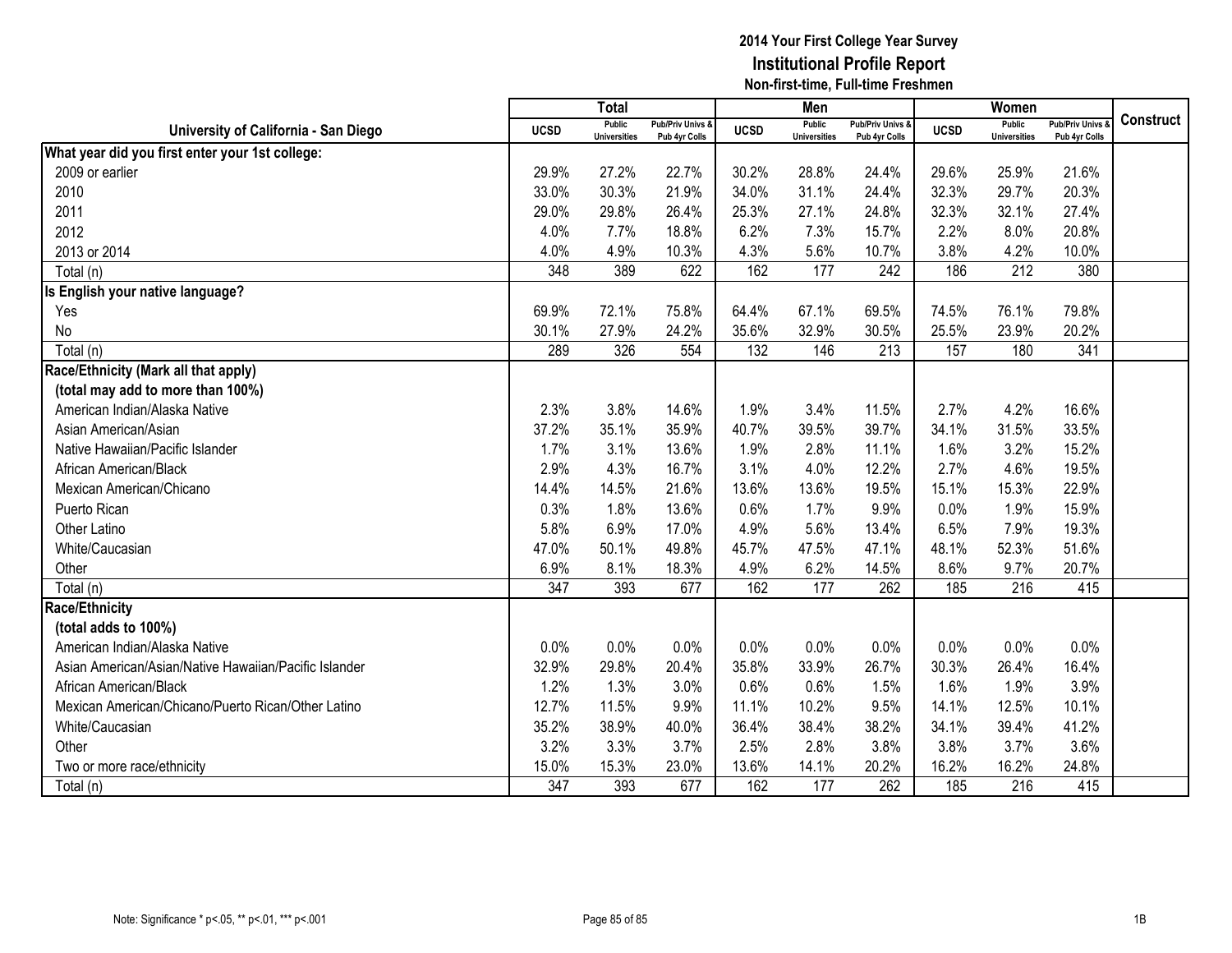# 2014 Your First College Year Survey
## Institutional Profile Report
### Non-first-time, Full-time Freshmen

| University of California - San Diego | Total | | | Men | | | Women | | | Construct |
|---|---|---|---|---|---|---|---|---|---|---|
| | UCSD | Public Universities | Pub/Priv Univs & Pub 4yr Colls | UCSD | Public Universities | Pub/Priv Univs & Pub 4yr Colls | UCSD | Public Universities | Pub/Priv Univs & Pub 4yr Colls | |
| **What year did you first enter your 1st college:** | | | | | | | | | | |
| 2009 or earlier | 29.9% | 27.2% | 22.7% | 30.2% | 28.8% | 24.4% | 29.6% | 25.9% | 21.6% | |
| 2010 | 33.0% | 30.3% | 21.9% | 34.0% | 31.1% | 24.4% | 32.3% | 29.7% | 20.3% | |
| 2011 | 29.0% | 29.8% | 26.4% | 25.3% | 27.1% | 24.8% | 32.3% | 32.1% | 27.4% | |
| 2012 | 4.0% | 7.7% | 18.8% | 6.2% | 7.3% | 15.7% | 2.2% | 8.0% | 20.8% | |
| 2013 or 2014 | 4.0% | 4.9% | 10.3% | 4.3% | 5.6% | 10.7% | 3.8% | 4.2% | 10.0% | |
| Total (n) | 348 | 389 | 622 | 162 | 177 | 242 | 186 | 212 | 380 | |
| **Is English your native language?** | | | | | | | | | | |
| Yes | 69.9% | 72.1% | 75.8% | 64.4% | 67.1% | 69.5% | 74.5% | 76.1% | 79.8% | |
| No | 30.1% | 27.9% | 24.2% | 35.6% | 32.9% | 30.5% | 25.5% | 23.9% | 20.2% | |
| Total (n) | 289 | 326 | 554 | 132 | 146 | 213 | 157 | 180 | 341 | |
| **Race/Ethnicity (Mark all that apply)** | | | | | | | | | | |
| **(total may add to more than 100%)** | | | | | | | | | | |
| American Indian/Alaska Native | 2.3% | 3.8% | 14.6% | 1.9% | 3.4% | 11.5% | 2.7% | 4.2% | 16.6% | |
| Asian American/Asian | 37.2% | 35.1% | 35.9% | 40.7% | 39.5% | 39.7% | 34.1% | 31.5% | 33.5% | |
| Native Hawaiian/Pacific Islander | 1.7% | 3.1% | 13.6% | 1.9% | 2.8% | 11.1% | 1.6% | 3.2% | 15.2% | |
| African American/Black | 2.9% | 4.3% | 16.7% | 3.1% | 4.0% | 12.2% | 2.7% | 4.6% | 19.5% | |
| Mexican American/Chicano | 14.4% | 14.5% | 21.6% | 13.6% | 13.6% | 19.5% | 15.1% | 15.3% | 22.9% | |
| Puerto Rican | 0.3% | 1.8% | 13.6% | 0.6% | 1.7% | 9.9% | 0.0% | 1.9% | 15.9% | |
| Other Latino | 5.8% | 6.9% | 17.0% | 4.9% | 5.6% | 13.4% | 6.5% | 7.9% | 19.3% | |
| White/Caucasian | 47.0% | 50.1% | 49.8% | 45.7% | 47.5% | 47.1% | 48.1% | 52.3% | 51.6% | |
| Other | 6.9% | 8.1% | 18.3% | 4.9% | 6.2% | 14.5% | 8.6% | 9.7% | 20.7% | |
| Total (n) | 347 | 393 | 677 | 162 | 177 | 262 | 185 | 216 | 415 | |
| **Race/Ethnicity** | | | | | | | | | | |
| **(total adds to 100%)** | | | | | | | | | | |
| American Indian/Alaska Native | 0.0% | 0.0% | 0.0% | 0.0% | 0.0% | 0.0% | 0.0% | 0.0% | 0.0% | |
| Asian American/Asian/Native Hawaiian/Pacific Islander | 32.9% | 29.8% | 20.4% | 35.8% | 33.9% | 26.7% | 30.3% | 26.4% | 16.4% | |
| African American/Black | 1.2% | 1.3% | 3.0% | 0.6% | 0.6% | 1.5% | 1.6% | 1.9% | 3.9% | |
| Mexican American/Chicano/Puerto Rican/Other Latino | 12.7% | 11.5% | 9.9% | 11.1% | 10.2% | 9.5% | 14.1% | 12.5% | 10.1% | |
| White/Caucasian | 35.2% | 38.9% | 40.0% | 36.4% | 38.4% | 38.2% | 34.1% | 39.4% | 41.2% | |
| Other | 3.2% | 3.3% | 3.7% | 2.5% | 2.8% | 3.8% | 3.8% | 3.7% | 3.6% | |
| Two or more race/ethnicity | 15.0% | 15.3% | 23.0% | 13.6% | 14.1% | 20.2% | 16.2% | 16.2% | 24.8% | |
| Total (n) | 347 | 393 | 677 | 162 | 177 | 262 | 185 | 216 | 415 | |

Note: Significance * p<.05, ** p<.01, *** p<.001

1B